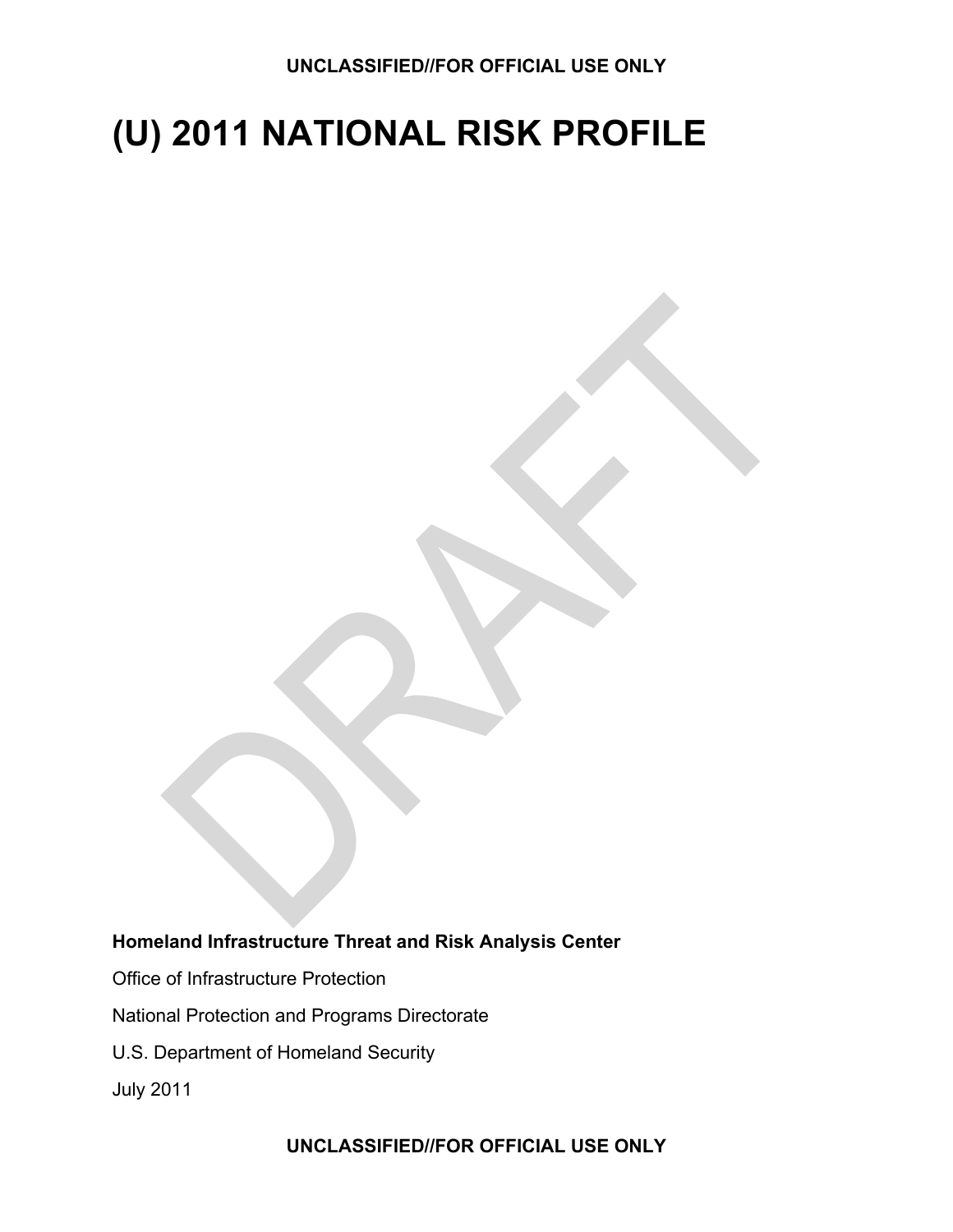UNCLASSIFIED//FOR OFFICIAL USE ONLY

# (U) 2011 NATIONAL RISK PROFILE

DRAFT

**Homeland Infrastructure Threat and Risk Analysis Center**

Office of Infrastructure Protection

National Protection and Programs Directorate

U.S. Department of Homeland Security

July 2011

UNCLASSIFIED//FOR OFFICIAL USE ONLY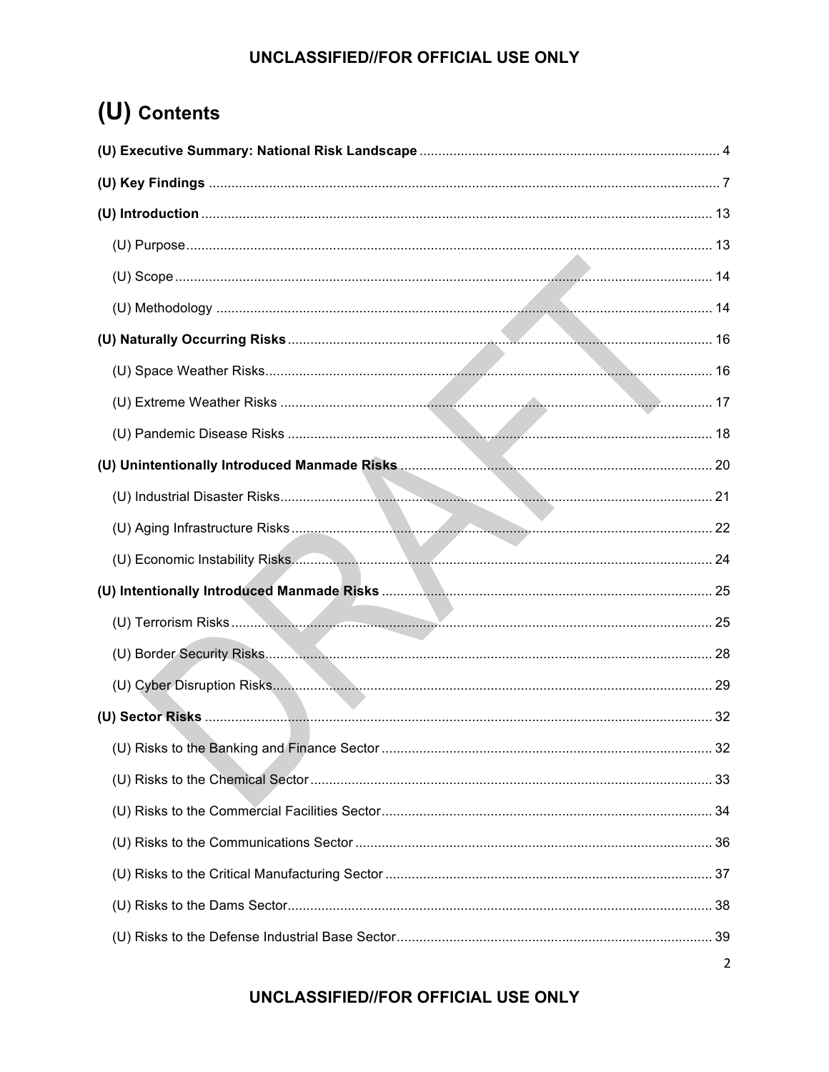# (U) Contents

**(U) Executive Summary: National Risk Landscape** .......... 4

**(U) Key Findings** .......... 7

**(U) Introduction** .......... 13

- (U) Purpose .......... 13
- (U) Scope .......... 14
- (U) Methodology .......... 14

**(U) Naturally Occurring Risks** .......... 16

- (U) Space Weather Risks .......... 16
- (U) Extreme Weather Risks .......... 17
- (U) Pandemic Disease Risks .......... 18

**(U) Unintentionally Introduced Manmade Risks** .......... 20

- (U) Industrial Disaster Risks .......... 21
- (U) Aging Infrastructure Risks .......... 22
- (U) Economic Instability Risks .......... 24

**(U) Intentionally Introduced Manmade Risks** .......... 25

- (U) Terrorism Risks .......... 25
- (U) Border Security Risks .......... 28
- (U) Cyber Disruption Risks .......... 29

**(U) Sector Risks** .......... 32

- (U) Risks to the Banking and Finance Sector .......... 32
- (U) Risks to the Chemical Sector .......... 33
- (U) Risks to the Commercial Facilities Sector .......... 34
- (U) Risks to the Communications Sector .......... 36
- (U) Risks to the Critical Manufacturing Sector .......... 37
- (U) Risks to the Dams Sector .......... 38
- (U) Risks to the Defense Industrial Base Sector .......... 39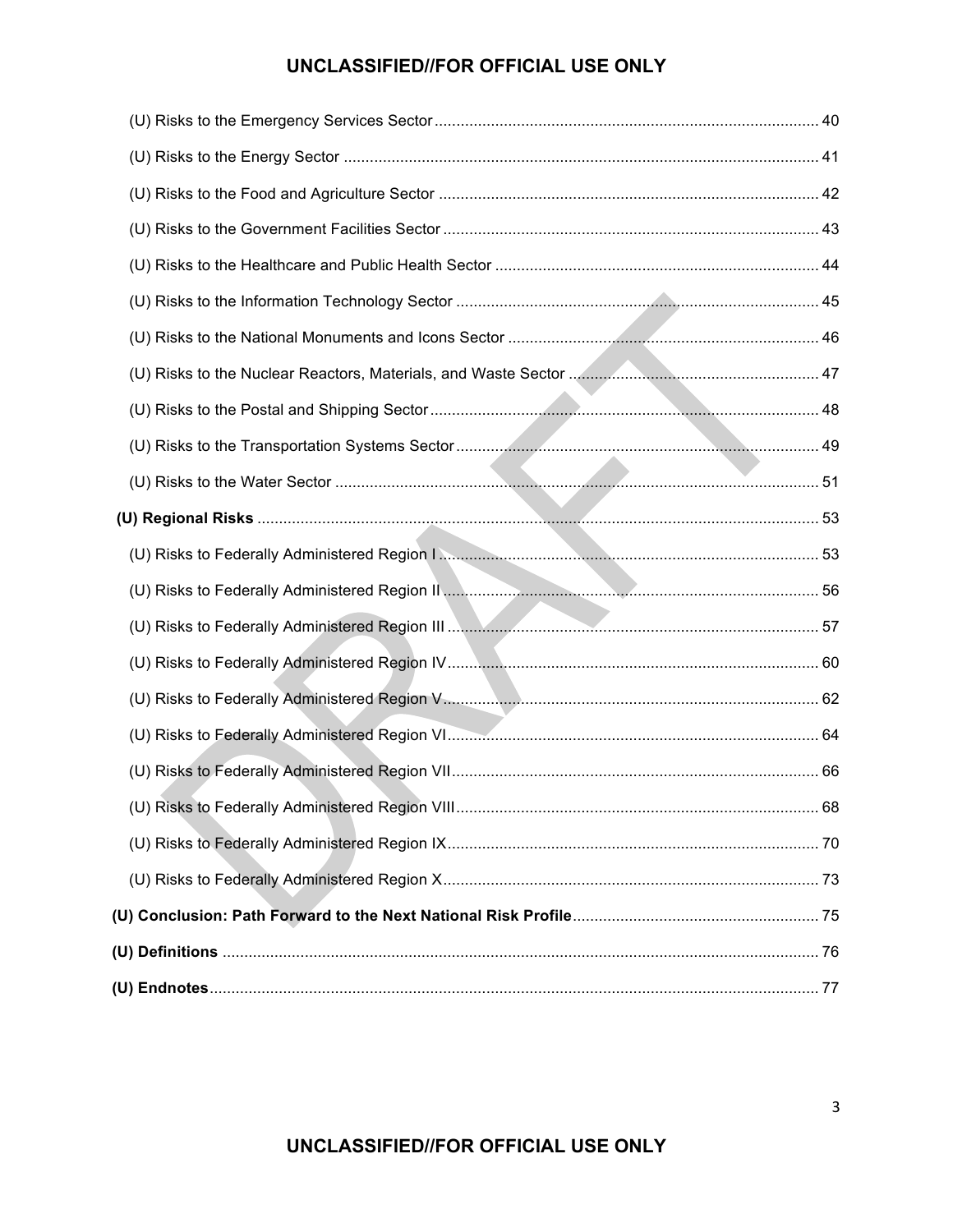(U) Risks to the Emergency Services Sector ........................................................................................ 40

(U) Risks to the Energy Sector ............................................................................................................. 41

(U) Risks to the Food and Agriculture Sector ....................................................................................... 42

(U) Risks to the Government Facilities Sector ...................................................................................... 43

(U) Risks to the Healthcare and Public Health Sector ........................................................................... 44

(U) Risks to the Information Technology Sector ................................................................................... 45

(U) Risks to the National Monuments and Icons Sector ........................................................................ 46

(U) Risks to the Nuclear Reactors, Materials, and Waste Sector .......................................................... 47

(U) Risks to the Postal and Shipping Sector ......................................................................................... 48

(U) Risks to the Transportation Systems Sector ................................................................................... 49

(U) Risks to the Water Sector ............................................................................................................... 51

**(U) Regional Risks** ................................................................................................................................ 53

(U) Risks to Federally Administered Region I ....................................................................................... 53

(U) Risks to Federally Administered Region II ...................................................................................... 56

(U) Risks to Federally Administered Region III ..................................................................................... 57

(U) Risks to Federally Administered Region IV ..................................................................................... 60

(U) Risks to Federally Administered Region V ...................................................................................... 62

(U) Risks to Federally Administered Region VI ..................................................................................... 64

(U) Risks to Federally Administered Region VII .................................................................................... 66

(U) Risks to Federally Administered Region VIII ................................................................................... 68

(U) Risks to Federally Administered Region IX ..................................................................................... 70

(U) Risks to Federally Administered Region X ...................................................................................... 73

**(U) Conclusion: Path Forward to the Next National Risk Profile** ........................................................ 75

**(U) Definitions** ........................................................................................................................................ 76

**(U) Endnotes** .......................................................................................................................................... 77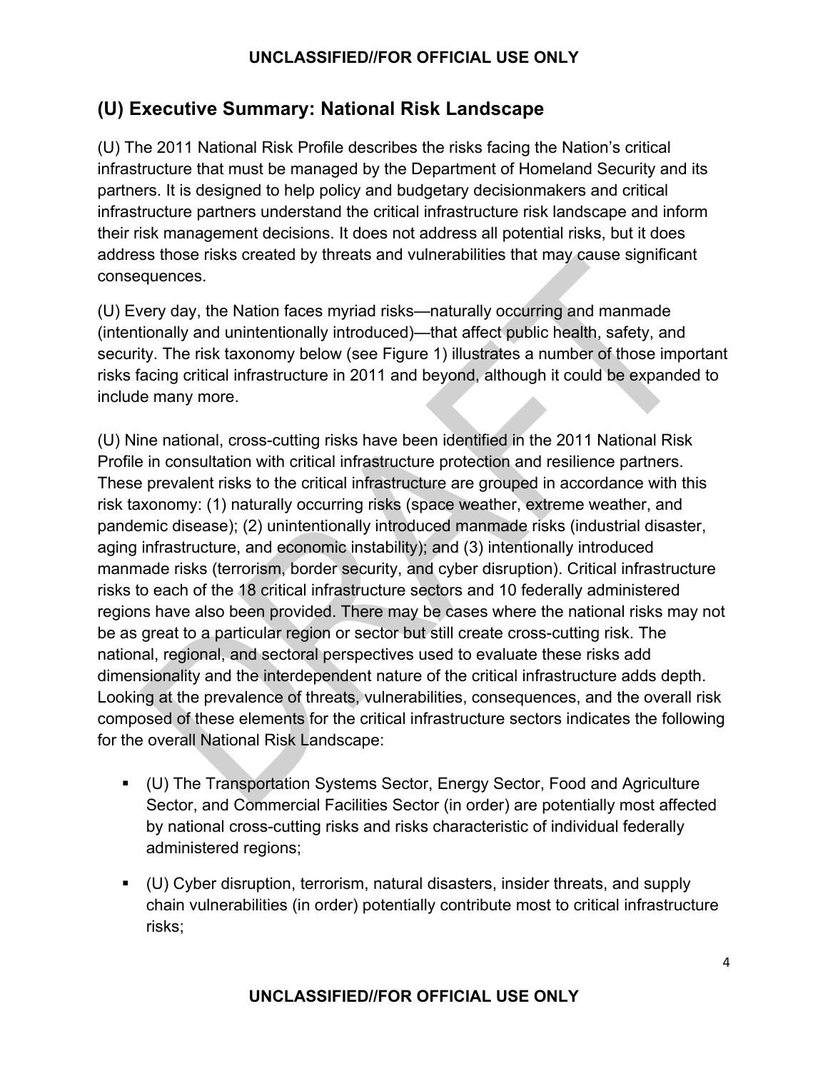## (U) Executive Summary: National Risk Landscape

(U) The 2011 National Risk Profile describes the risks facing the Nation's critical infrastructure that must be managed by the Department of Homeland Security and its partners. It is designed to help policy and budgetary decisionmakers and critical infrastructure partners understand the critical infrastructure risk landscape and inform their risk management decisions. It does not address all potential risks, but it does address those risks created by threats and vulnerabilities that may cause significant consequences.

(U) Every day, the Nation faces myriad risks—naturally occurring and manmade (intentionally and unintentionally introduced)—that affect public health, safety, and security. The risk taxonomy below (see Figure 1) illustrates a number of those important risks facing critical infrastructure in 2011 and beyond, although it could be expanded to include many more.

(U) Nine national, cross-cutting risks have been identified in the 2011 National Risk Profile in consultation with critical infrastructure protection and resilience partners. These prevalent risks to the critical infrastructure are grouped in accordance with this risk taxonomy: (1) naturally occurring risks (space weather, extreme weather, and pandemic disease); (2) unintentionally introduced manmade risks (industrial disaster, aging infrastructure, and economic instability); and (3) intentionally introduced manmade risks (terrorism, border security, and cyber disruption). Critical infrastructure risks to each of the 18 critical infrastructure sectors and 10 federally administered regions have also been provided. There may be cases where the national risks may not be as great to a particular region or sector but still create cross-cutting risk. The national, regional, and sectoral perspectives used to evaluate these risks add dimensionality and the interdependent nature of the critical infrastructure adds depth. Looking at the prevalence of threats, vulnerabilities, consequences, and the overall risk composed of these elements for the critical infrastructure sectors indicates the following for the overall National Risk Landscape:

- (U) The Transportation Systems Sector, Energy Sector, Food and Agriculture Sector, and Commercial Facilities Sector (in order) are potentially most affected by national cross-cutting risks and risks characteristic of individual federally administered regions;
- (U) Cyber disruption, terrorism, natural disasters, insider threats, and supply chain vulnerabilities (in order) potentially contribute most to critical infrastructure risks;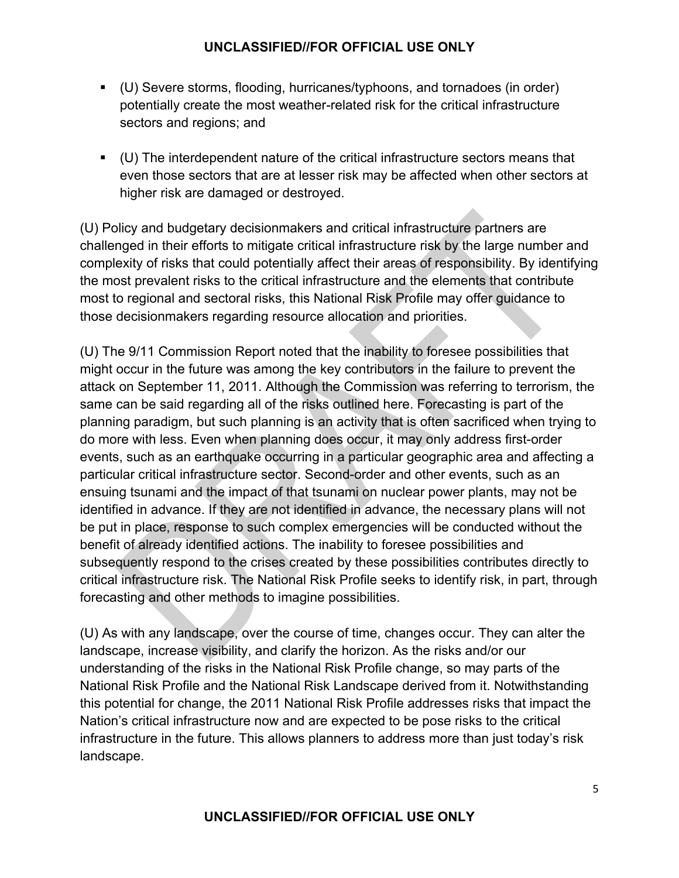- (U) Severe storms, flooding, hurricanes/typhoons, and tornadoes (in order) potentially create the most weather-related risk for the critical infrastructure sectors and regions; and

- (U) The interdependent nature of the critical infrastructure sectors means that even those sectors that are at lesser risk may be affected when other sectors at higher risk are damaged or destroyed.

(U) Policy and budgetary decisionmakers and critical infrastructure partners are challenged in their efforts to mitigate critical infrastructure risk by the large number and complexity of risks that could potentially affect their areas of responsibility. By identifying the most prevalent risks to the critical infrastructure and the elements that contribute most to regional and sectoral risks, this National Risk Profile may offer guidance to those decisionmakers regarding resource allocation and priorities.

(U) The 9/11 Commission Report noted that the inability to foresee possibilities that might occur in the future was among the key contributors in the failure to prevent the attack on September 11, 2011. Although the Commission was referring to terrorism, the same can be said regarding all of the risks outlined here. Forecasting is part of the planning paradigm, but such planning is an activity that is often sacrificed when trying to do more with less. Even when planning does occur, it may only address first-order events, such as an earthquake occurring in a particular geographic area and affecting a particular critical infrastructure sector. Second-order and other events, such as an ensuing tsunami and the impact of that tsunami on nuclear power plants, may not be identified in advance. If they are not identified in advance, the necessary plans will not be put in place, response to such complex emergencies will be conducted without the benefit of already identified actions. The inability to foresee possibilities and subsequently respond to the crises created by these possibilities contributes directly to critical infrastructure risk. The National Risk Profile seeks to identify risk, in part, through forecasting and other methods to imagine possibilities.

(U) As with any landscape, over the course of time, changes occur. They can alter the landscape, increase visibility, and clarify the horizon. As the risks and/or our understanding of the risks in the National Risk Profile change, so may parts of the National Risk Profile and the National Risk Landscape derived from it. Notwithstanding this potential for change, the 2011 National Risk Profile addresses risks that impact the Nation's critical infrastructure now and are expected to be pose risks to the critical infrastructure in the future. This allows planners to address more than just today's risk landscape.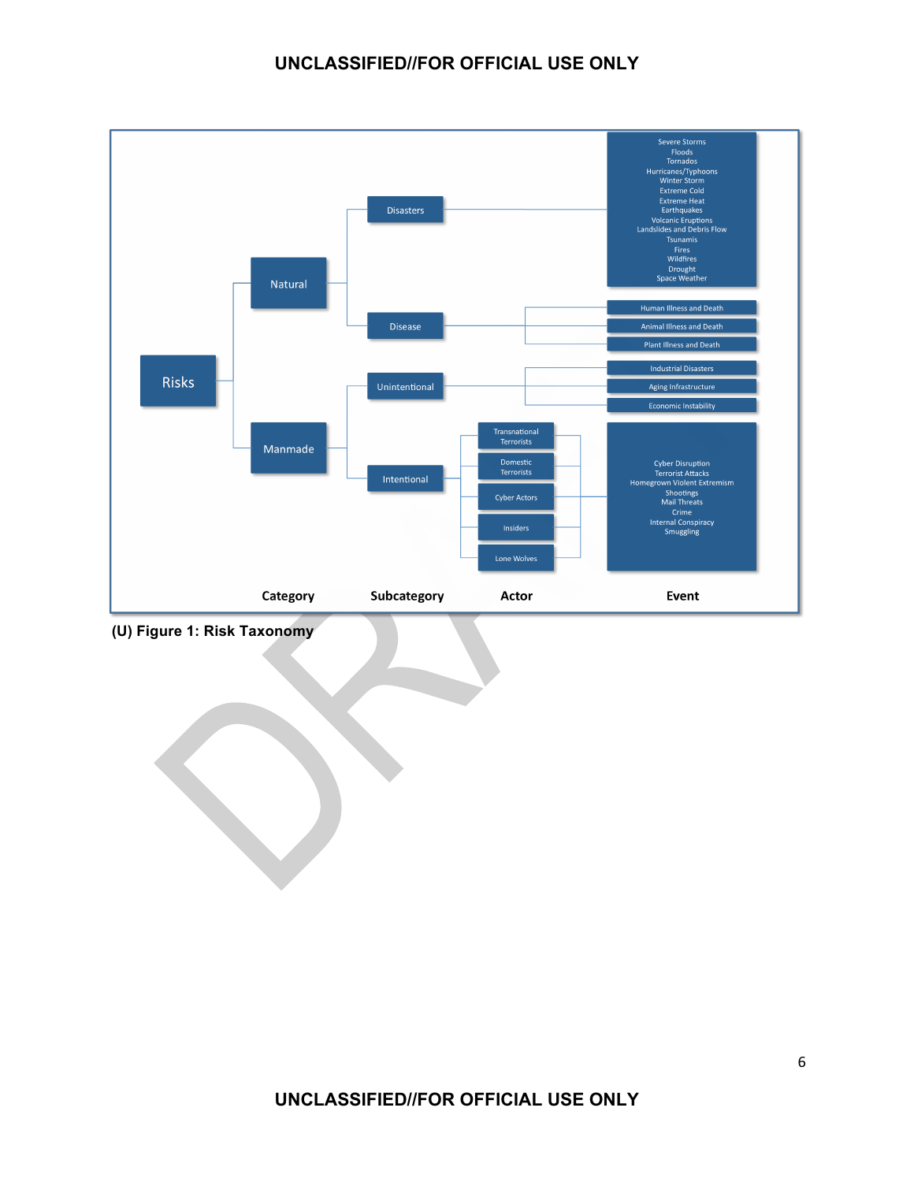- **Risks**
  - **Natural**
    - **Disasters**
      - Severe Storms
      - Floods
      - Tornados
      - Hurricanes/Typhoons
      - Winter Storm
      - Extreme Cold
      - Extreme Heat
      - Earthquakes
      - Volcanic Eruptions
      - Landslides and Debris Flow
      - Tsunamis
      - Fires
      - Wildfires
      - Drought
      - Space Weather
    - **Disease**
      - Human Illness and Death
      - Animal Illness and Death
      - Plant Illness and Death
  - **Manmade**
    - **Unintentional**
      - Industrial Disasters
      - Aging Infrastructure
      - Economic Instability
    - **Intentional**
      - Actors:
        - Transnational Terrorists
        - Domestic Terrorists
        - Cyber Actors
        - Insiders
        - Lone Wolves
      - Events:
        - Cyber Disruption
        - Terrorist Attacks
        - Homegrown Violent Extremism
        - Shootings
        - Mail Threats
        - Crime
        - Internal Conspiracy
        - Smuggling

Category | Subcategory | Actor | Event

(U) Figure 1: Risk Taxonomy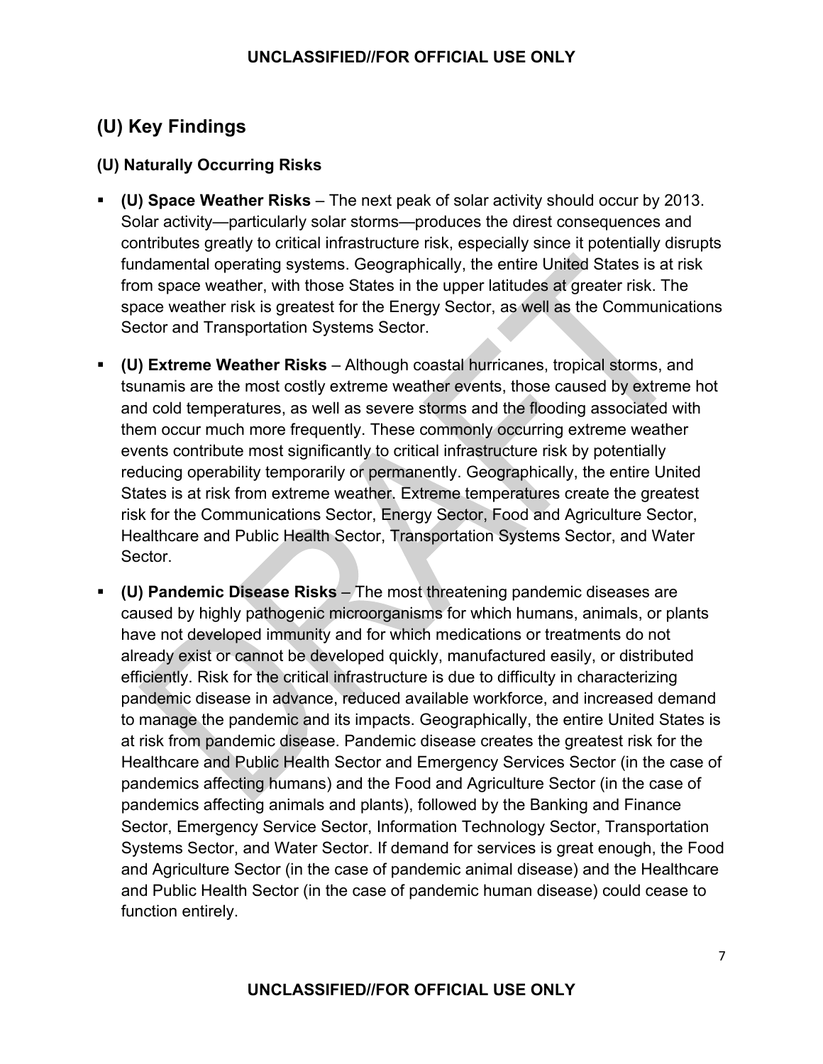## (U) Key Findings

### (U) Naturally Occurring Risks

- **(U) Space Weather Risks** – The next peak of solar activity should occur by 2013. Solar activity—particularly solar storms—produces the direst consequences and contributes greatly to critical infrastructure risk, especially since it potentially disrupts fundamental operating systems. Geographically, the entire United States is at risk from space weather, with those States in the upper latitudes at greater risk. The space weather risk is greatest for the Energy Sector, as well as the Communications Sector and Transportation Systems Sector.
- **(U) Extreme Weather Risks** – Although coastal hurricanes, tropical storms, and tsunamis are the most costly extreme weather events, those caused by extreme hot and cold temperatures, as well as severe storms and the flooding associated with them occur much more frequently. These commonly occurring extreme weather events contribute most significantly to critical infrastructure risk by potentially reducing operability temporarily or permanently. Geographically, the entire United States is at risk from extreme weather. Extreme temperatures create the greatest risk for the Communications Sector, Energy Sector, Food and Agriculture Sector, Healthcare and Public Health Sector, Transportation Systems Sector, and Water Sector.
- **(U) Pandemic Disease Risks** – The most threatening pandemic diseases are caused by highly pathogenic microorganisms for which humans, animals, or plants have not developed immunity and for which medications or treatments do not already exist or cannot be developed quickly, manufactured easily, or distributed efficiently. Risk for the critical infrastructure is due to difficulty in characterizing pandemic disease in advance, reduced available workforce, and increased demand to manage the pandemic and its impacts. Geographically, the entire United States is at risk from pandemic disease. Pandemic disease creates the greatest risk for the Healthcare and Public Health Sector and Emergency Services Sector (in the case of pandemics affecting humans) and the Food and Agriculture Sector (in the case of pandemics affecting animals and plants), followed by the Banking and Finance Sector, Emergency Service Sector, Information Technology Sector, Transportation Systems Sector, and Water Sector. If demand for services is great enough, the Food and Agriculture Sector (in the case of pandemic animal disease) and the Healthcare and Public Health Sector (in the case of pandemic human disease) could cease to function entirely.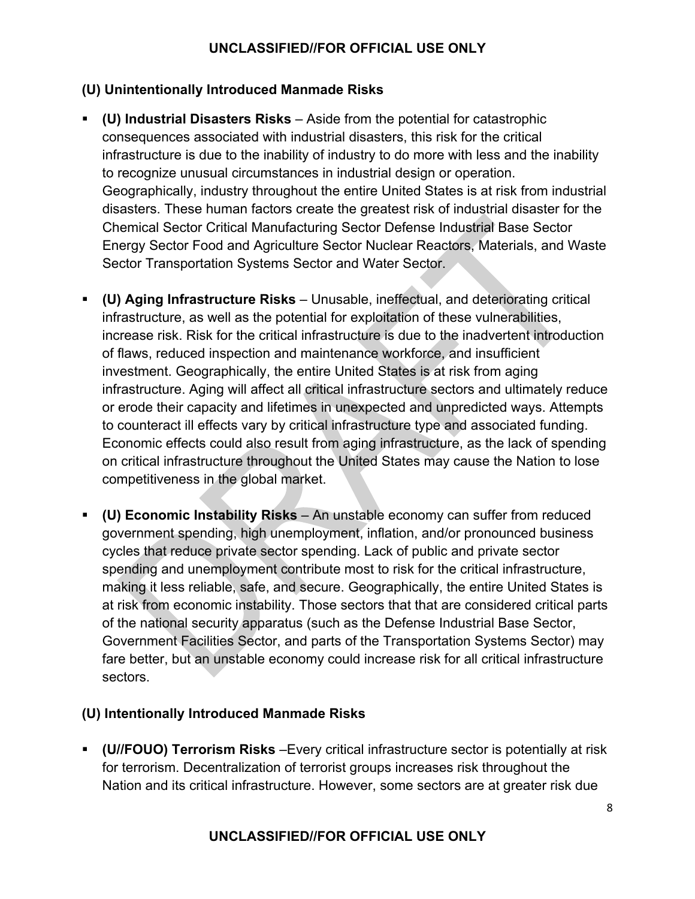## (U) Unintentionally Introduced Manmade Risks

- **(U) Industrial Disasters Risks** – Aside from the potential for catastrophic consequences associated with industrial disasters, this risk for the critical infrastructure is due to the inability of industry to do more with less and the inability to recognize unusual circumstances in industrial design or operation. Geographically, industry throughout the entire United States is at risk from industrial disasters. These human factors create the greatest risk of industrial disaster for the Chemical Sector Critical Manufacturing Sector Defense Industrial Base Sector Energy Sector Food and Agriculture Sector Nuclear Reactors, Materials, and Waste Sector Transportation Systems Sector and Water Sector.

- **(U) Aging Infrastructure Risks** – Unusable, ineffectual, and deteriorating critical infrastructure, as well as the potential for exploitation of these vulnerabilities, increase risk. Risk for the critical infrastructure is due to the inadvertent introduction of flaws, reduced inspection and maintenance workforce, and insufficient investment. Geographically, the entire United States is at risk from aging infrastructure. Aging will affect all critical infrastructure sectors and ultimately reduce or erode their capacity and lifetimes in unexpected and unpredicted ways. Attempts to counteract ill effects vary by critical infrastructure type and associated funding. Economic effects could also result from aging infrastructure, as the lack of spending on critical infrastructure throughout the United States may cause the Nation to lose competitiveness in the global market.

- **(U) Economic Instability Risks** – An unstable economy can suffer from reduced government spending, high unemployment, inflation, and/or pronounced business cycles that reduce private sector spending. Lack of public and private sector spending and unemployment contribute most to risk for the critical infrastructure, making it less reliable, safe, and secure. Geographically, the entire United States is at risk from economic instability. Those sectors that that are considered critical parts of the national security apparatus (such as the Defense Industrial Base Sector, Government Facilities Sector, and parts of the Transportation Systems Sector) may fare better, but an unstable economy could increase risk for all critical infrastructure sectors.

## (U) Intentionally Introduced Manmade Risks

- **(U//FOUO) Terrorism Risks** –Every critical infrastructure sector is potentially at risk for terrorism. Decentralization of terrorist groups increases risk throughout the Nation and its critical infrastructure. However, some sectors are at greater risk due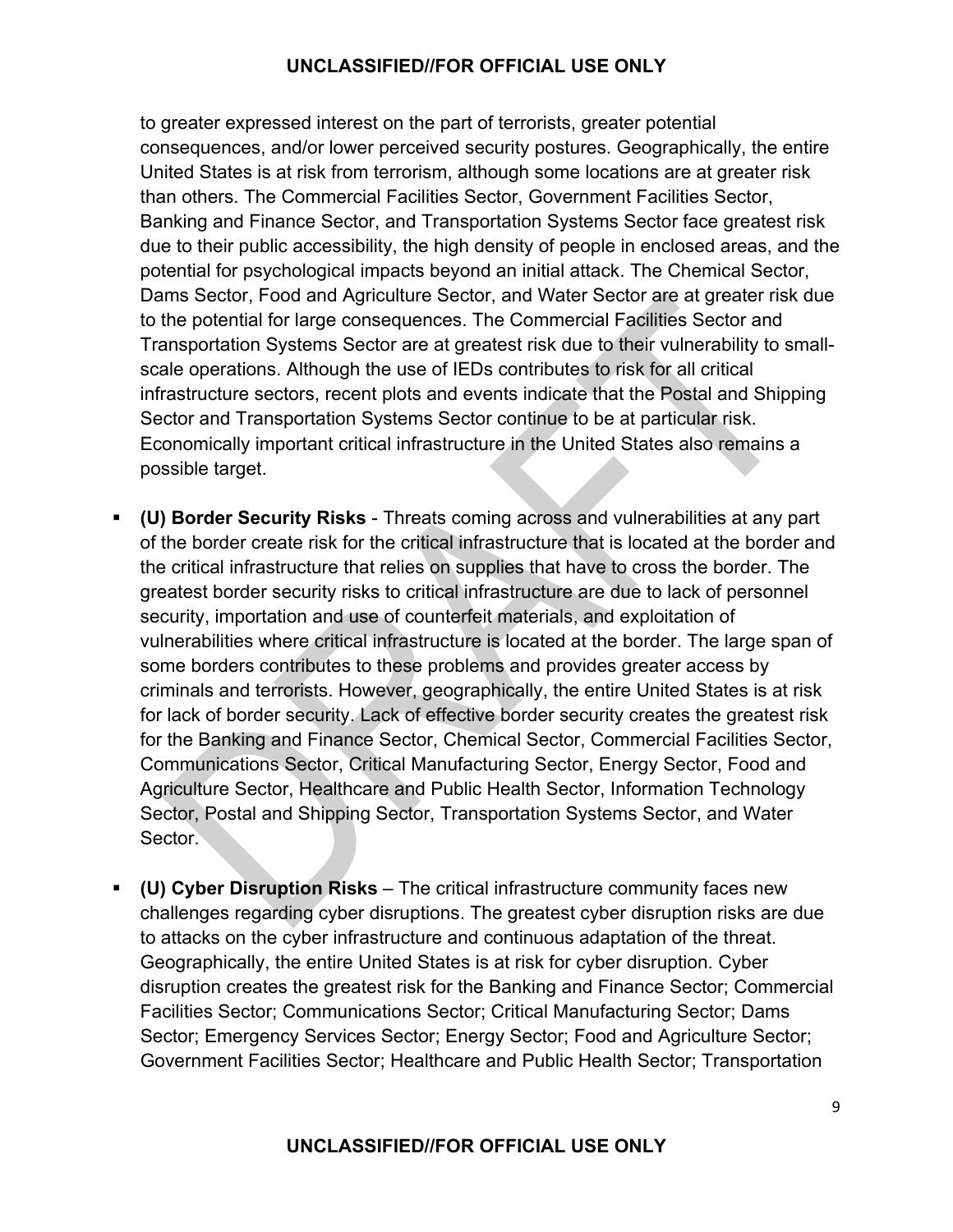to greater expressed interest on the part of terrorists, greater potential consequences, and/or lower perceived security postures. Geographically, the entire United States is at risk from terrorism, although some locations are at greater risk than others. The Commercial Facilities Sector, Government Facilities Sector, Banking and Finance Sector, and Transportation Systems Sector face greatest risk due to their public accessibility, the high density of people in enclosed areas, and the potential for psychological impacts beyond an initial attack. The Chemical Sector, Dams Sector, Food and Agriculture Sector, and Water Sector are at greater risk due to the potential for large consequences. The Commercial Facilities Sector and Transportation Systems Sector are at greatest risk due to their vulnerability to small-scale operations. Although the use of IEDs contributes to risk for all critical infrastructure sectors, recent plots and events indicate that the Postal and Shipping Sector and Transportation Systems Sector continue to be at particular risk. Economically important critical infrastructure in the United States also remains a possible target.

- **(U) Border Security Risks** - Threats coming across and vulnerabilities at any part of the border create risk for the critical infrastructure that is located at the border and the critical infrastructure that relies on supplies that have to cross the border. The greatest border security risks to critical infrastructure are due to lack of personnel security, importation and use of counterfeit materials, and exploitation of vulnerabilities where critical infrastructure is located at the border. The large span of some borders contributes to these problems and provides greater access by criminals and terrorists. However, geographically, the entire United States is at risk for lack of border security. Lack of effective border security creates the greatest risk for the Banking and Finance Sector, Chemical Sector, Commercial Facilities Sector, Communications Sector, Critical Manufacturing Sector, Energy Sector, Food and Agriculture Sector, Healthcare and Public Health Sector, Information Technology Sector, Postal and Shipping Sector, Transportation Systems Sector, and Water Sector.

- **(U) Cyber Disruption Risks** – The critical infrastructure community faces new challenges regarding cyber disruptions. The greatest cyber disruption risks are due to attacks on the cyber infrastructure and continuous adaptation of the threat. Geographically, the entire United States is at risk for cyber disruption. Cyber disruption creates the greatest risk for the Banking and Finance Sector; Commercial Facilities Sector; Communications Sector; Critical Manufacturing Sector; Dams Sector; Emergency Services Sector; Energy Sector; Food and Agriculture Sector; Government Facilities Sector; Healthcare and Public Health Sector; Transportation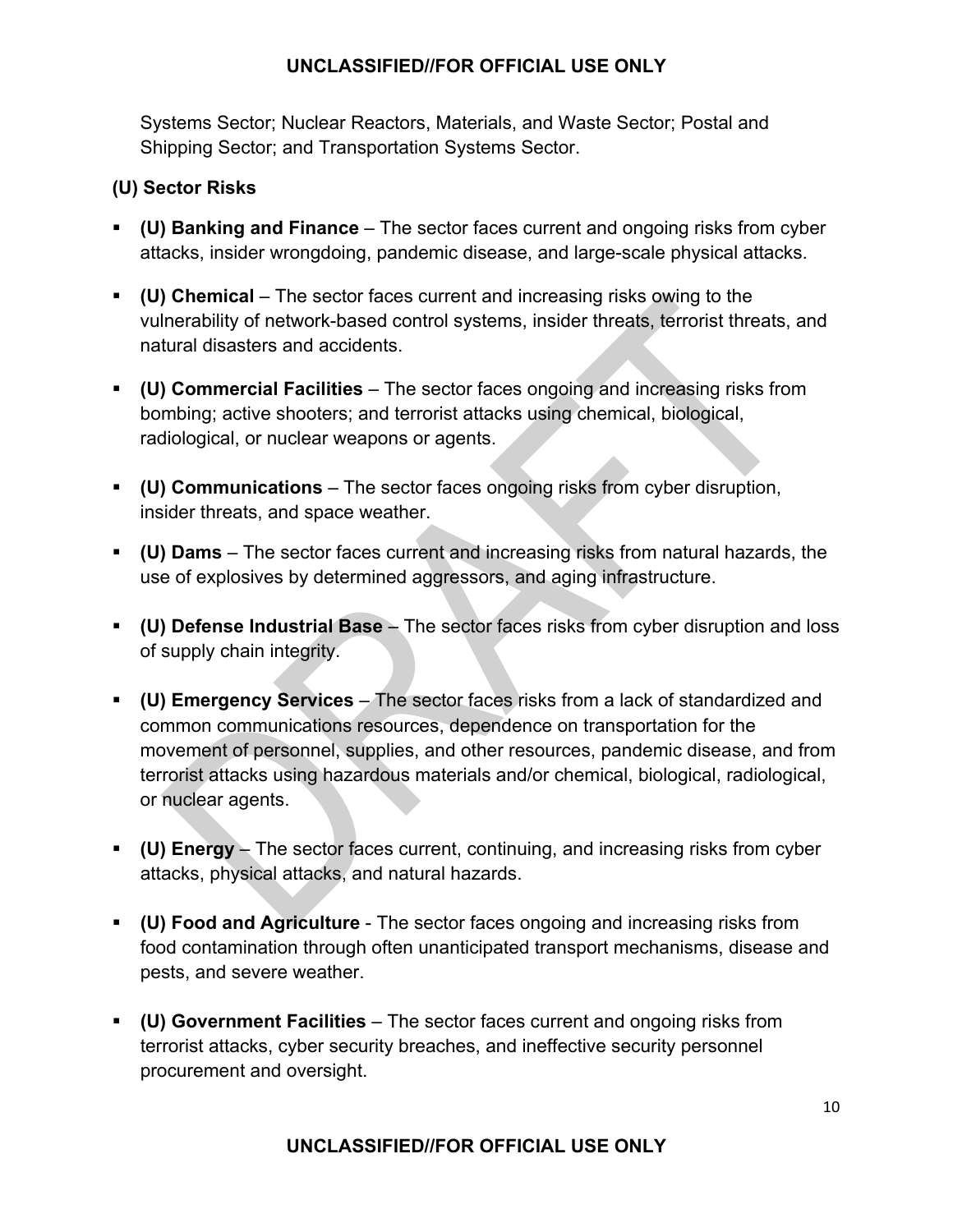Systems Sector; Nuclear Reactors, Materials, and Waste Sector; Postal and Shipping Sector; and Transportation Systems Sector.

**(U) Sector Risks**

- **(U) Banking and Finance** – The sector faces current and ongoing risks from cyber attacks, insider wrongdoing, pandemic disease, and large-scale physical attacks.
- **(U) Chemical** – The sector faces current and increasing risks owing to the vulnerability of network-based control systems, insider threats, terrorist threats, and natural disasters and accidents.
- **(U) Commercial Facilities** – The sector faces ongoing and increasing risks from bombing; active shooters; and terrorist attacks using chemical, biological, radiological, or nuclear weapons or agents.
- **(U) Communications** – The sector faces ongoing risks from cyber disruption, insider threats, and space weather.
- **(U) Dams** – The sector faces current and increasing risks from natural hazards, the use of explosives by determined aggressors, and aging infrastructure.
- **(U) Defense Industrial Base** – The sector faces risks from cyber disruption and loss of supply chain integrity.
- **(U) Emergency Services** – The sector faces risks from a lack of standardized and common communications resources, dependence on transportation for the movement of personnel, supplies, and other resources, pandemic disease, and from terrorist attacks using hazardous materials and/or chemical, biological, radiological, or nuclear agents.
- **(U) Energy** – The sector faces current, continuing, and increasing risks from cyber attacks, physical attacks, and natural hazards.
- **(U) Food and Agriculture** - The sector faces ongoing and increasing risks from food contamination through often unanticipated transport mechanisms, disease and pests, and severe weather.
- **(U) Government Facilities** – The sector faces current and ongoing risks from terrorist attacks, cyber security breaches, and ineffective security personnel procurement and oversight.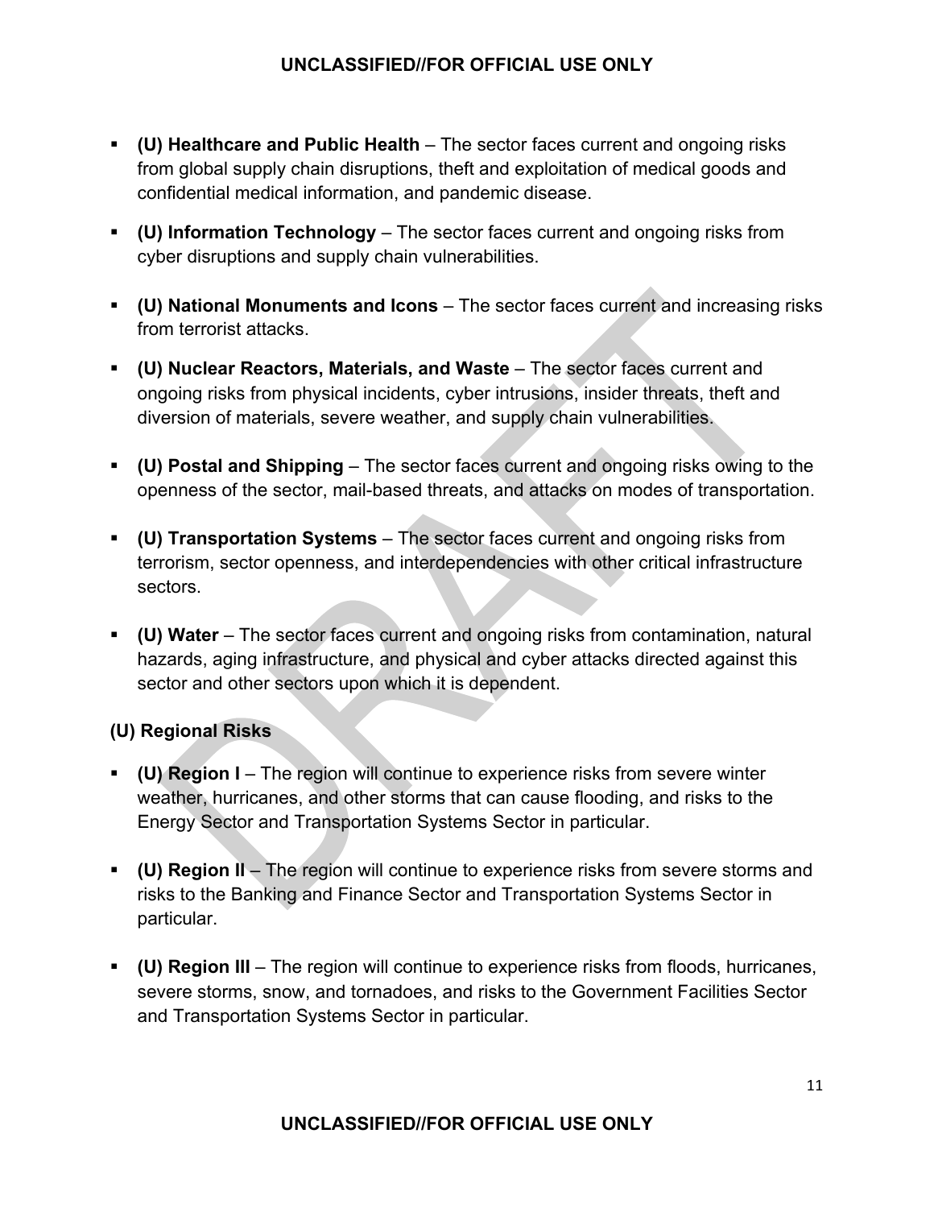- **(U) Healthcare and Public Health** – The sector faces current and ongoing risks from global supply chain disruptions, theft and exploitation of medical goods and confidential medical information, and pandemic disease.

- **(U) Information Technology** – The sector faces current and ongoing risks from cyber disruptions and supply chain vulnerabilities.

- **(U) National Monuments and Icons** – The sector faces current and increasing risks from terrorist attacks.

- **(U) Nuclear Reactors, Materials, and Waste** – The sector faces current and ongoing risks from physical incidents, cyber intrusions, insider threats, theft and diversion of materials, severe weather, and supply chain vulnerabilities.

- **(U) Postal and Shipping** – The sector faces current and ongoing risks owing to the openness of the sector, mail-based threats, and attacks on modes of transportation.

- **(U) Transportation Systems** – The sector faces current and ongoing risks from terrorism, sector openness, and interdependencies with other critical infrastructure sectors.

- **(U) Water** – The sector faces current and ongoing risks from contamination, natural hazards, aging infrastructure, and physical and cyber attacks directed against this sector and other sectors upon which it is dependent.

**(U) Regional Risks**

- **(U) Region I** – The region will continue to experience risks from severe winter weather, hurricanes, and other storms that can cause flooding, and risks to the Energy Sector and Transportation Systems Sector in particular.

- **(U) Region II** – The region will continue to experience risks from severe storms and risks to the Banking and Finance Sector and Transportation Systems Sector in particular.

- **(U) Region III** – The region will continue to experience risks from floods, hurricanes, severe storms, snow, and tornadoes, and risks to the Government Facilities Sector and Transportation Systems Sector in particular.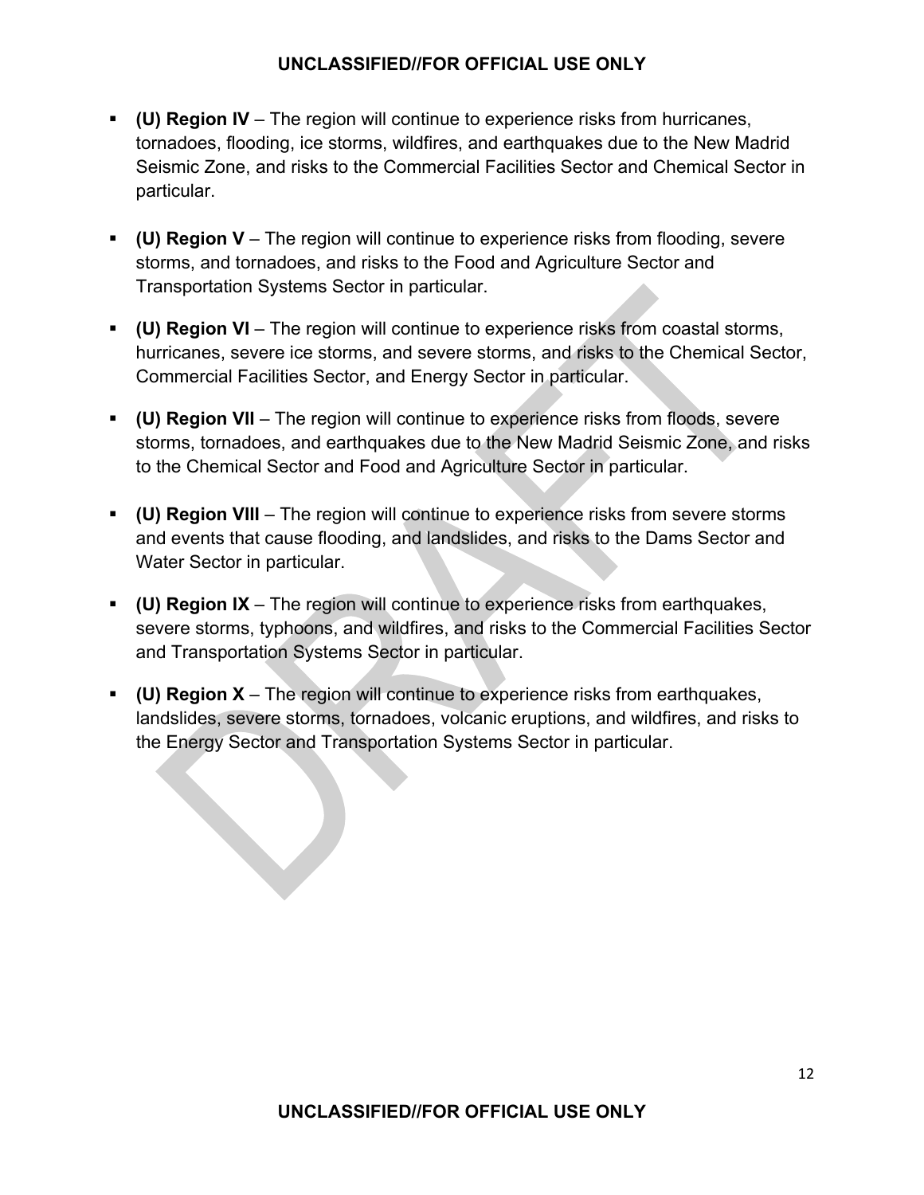- **(U) Region IV** – The region will continue to experience risks from hurricanes, tornadoes, flooding, ice storms, wildfires, and earthquakes due to the New Madrid Seismic Zone, and risks to the Commercial Facilities Sector and Chemical Sector in particular.

- **(U) Region V** – The region will continue to experience risks from flooding, severe storms, and tornadoes, and risks to the Food and Agriculture Sector and Transportation Systems Sector in particular.

- **(U) Region VI** – The region will continue to experience risks from coastal storms, hurricanes, severe ice storms, and severe storms, and risks to the Chemical Sector, Commercial Facilities Sector, and Energy Sector in particular.

- **(U) Region VII** – The region will continue to experience risks from floods, severe storms, tornadoes, and earthquakes due to the New Madrid Seismic Zone, and risks to the Chemical Sector and Food and Agriculture Sector in particular.

- **(U) Region VIII** – The region will continue to experience risks from severe storms and events that cause flooding, and landslides, and risks to the Dams Sector and Water Sector in particular.

- **(U) Region IX** – The region will continue to experience risks from earthquakes, severe storms, typhoons, and wildfires, and risks to the Commercial Facilities Sector and Transportation Systems Sector in particular.

- **(U) Region X** – The region will continue to experience risks from earthquakes, landslides, severe storms, tornadoes, volcanic eruptions, and wildfires, and risks to the Energy Sector and Transportation Systems Sector in particular.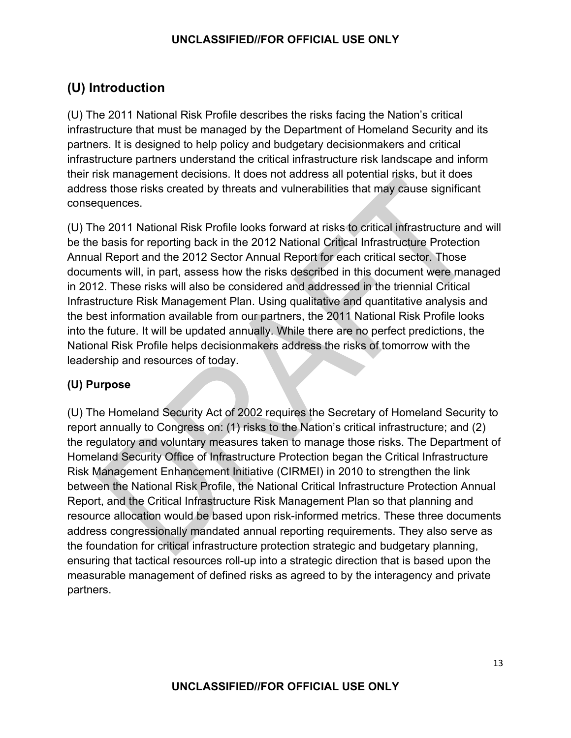## (U) Introduction

(U) The 2011 National Risk Profile describes the risks facing the Nation's critical infrastructure that must be managed by the Department of Homeland Security and its partners. It is designed to help policy and budgetary decisionmakers and critical infrastructure partners understand the critical infrastructure risk landscape and inform their risk management decisions. It does not address all potential risks, but it does address those risks created by threats and vulnerabilities that may cause significant consequences.

(U) The 2011 National Risk Profile looks forward at risks to critical infrastructure and will be the basis for reporting back in the 2012 National Critical Infrastructure Protection Annual Report and the 2012 Sector Annual Report for each critical sector. Those documents will, in part, assess how the risks described in this document were managed in 2012. These risks will also be considered and addressed in the triennial Critical Infrastructure Risk Management Plan. Using qualitative and quantitative analysis and the best information available from our partners, the 2011 National Risk Profile looks into the future. It will be updated annually. While there are no perfect predictions, the National Risk Profile helps decisionmakers address the risks of tomorrow with the leadership and resources of today.

### (U) Purpose

(U) The Homeland Security Act of 2002 requires the Secretary of Homeland Security to report annually to Congress on: (1) risks to the Nation's critical infrastructure; and (2) the regulatory and voluntary measures taken to manage those risks. The Department of Homeland Security Office of Infrastructure Protection began the Critical Infrastructure Risk Management Enhancement Initiative (CIRMEI) in 2010 to strengthen the link between the National Risk Profile, the National Critical Infrastructure Protection Annual Report, and the Critical Infrastructure Risk Management Plan so that planning and resource allocation would be based upon risk-informed metrics. These three documents address congressionally mandated annual reporting requirements. They also serve as the foundation for critical infrastructure protection strategic and budgetary planning, ensuring that tactical resources roll-up into a strategic direction that is based upon the measurable management of defined risks as agreed to by the interagency and private partners.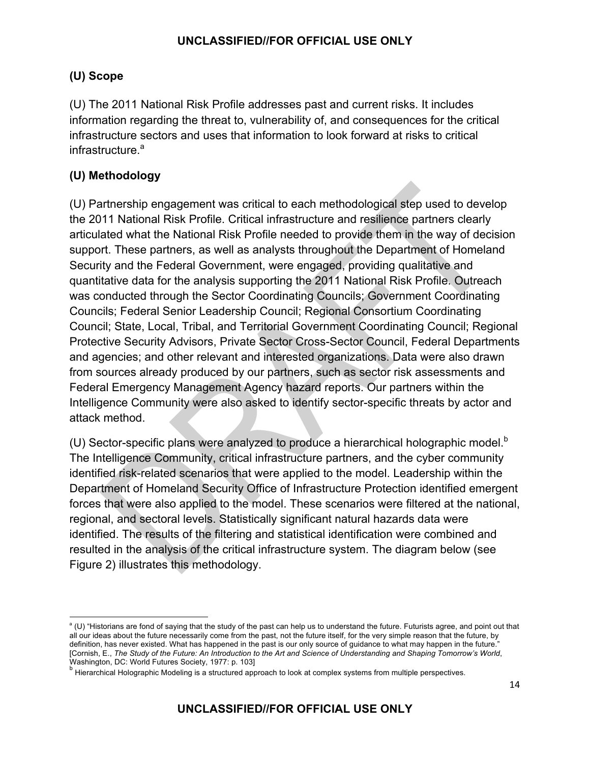## (U) Scope

(U) The 2011 National Risk Profile addresses past and current risks. It includes information regarding the threat to, vulnerability of, and consequences for the critical infrastructure sectors and uses that information to look forward at risks to critical infrastructure.[a]

## (U) Methodology

(U) Partnership engagement was critical to each methodological step used to develop the 2011 National Risk Profile. Critical infrastructure and resilience partners clearly articulated what the National Risk Profile needed to provide them in the way of decision support. These partners, as well as analysts throughout the Department of Homeland Security and the Federal Government, were engaged, providing qualitative and quantitative data for the analysis supporting the 2011 National Risk Profile. Outreach was conducted through the Sector Coordinating Councils; Government Coordinating Councils; Federal Senior Leadership Council; Regional Consortium Coordinating Council; State, Local, Tribal, and Territorial Government Coordinating Council; Regional Protective Security Advisors, Private Sector Cross-Sector Council, Federal Departments and agencies; and other relevant and interested organizations. Data were also drawn from sources already produced by our partners, such as sector risk assessments and Federal Emergency Management Agency hazard reports. Our partners within the Intelligence Community were also asked to identify sector-specific threats by actor and attack method.

(U) Sector-specific plans were analyzed to produce a hierarchical holographic model.[b] The Intelligence Community, critical infrastructure partners, and the cyber community identified risk-related scenarios that were applied to the model. Leadership within the Department of Homeland Security Office of Infrastructure Protection identified emergent forces that were also applied to the model. These scenarios were filtered at the national, regional, and sectoral levels. Statistically significant natural hazards data were identified. The results of the filtering and statistical identification were combined and resulted in the analysis of the critical infrastructure system. The diagram below (see Figure 2) illustrates this methodology.

---

[a] (U) "Historians are fond of saying that the study of the past can help us to understand the future. Futurists agree, and point out that all our ideas about the future necessarily come from the past, not the future itself, for the very simple reason that the future, by definition, has never existed. What has happened in the past is our only source of guidance to what may happen in the future." [Cornish, E., *The Study of the Future: An Introduction to the Art and Science of Understanding and Shaping Tomorrow's World*, Washington, DC: World Futures Society, 1977: p. 103]

[b] Hierarchical Holographic Modeling is a structured approach to look at complex systems from multiple perspectives.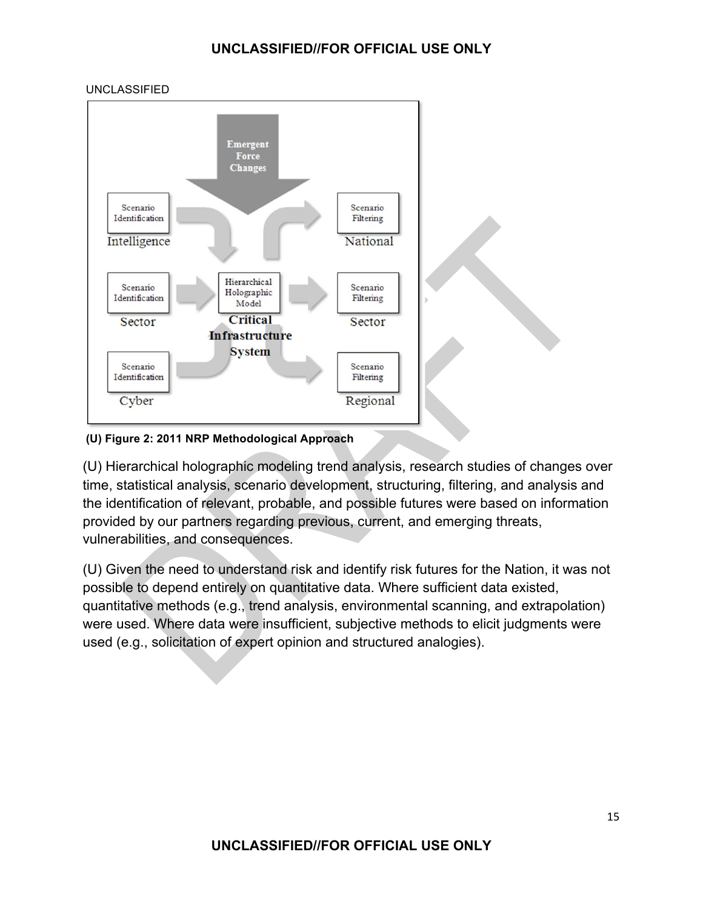UNCLASSIFIED

Emergent Force Changes

| Scenario Identification | | Scenario Filtering |
|---|---|---|
| Intelligence | | National |
| Scenario Identification | Hierarchical Holographic Model | Scenario Filtering |
| Sector | Critical Infrastructure System | Sector |
| Scenario Identification | | Scenario Filtering |
| Cyber | | Regional |

**(U) Figure 2: 2011 NRP Methodological Approach**

(U) Hierarchical holographic modeling trend analysis, research studies of changes over time, statistical analysis, scenario development, structuring, filtering, and analysis and the identification of relevant, probable, and possible futures were based on information provided by our partners regarding previous, current, and emerging threats, vulnerabilities, and consequences.

(U) Given the need to understand risk and identify risk futures for the Nation, it was not possible to depend entirely on quantitative data. Where sufficient data existed, quantitative methods (e.g., trend analysis, environmental scanning, and extrapolation) were used. Where data were insufficient, subjective methods to elicit judgments were used (e.g., solicitation of expert opinion and structured analogies).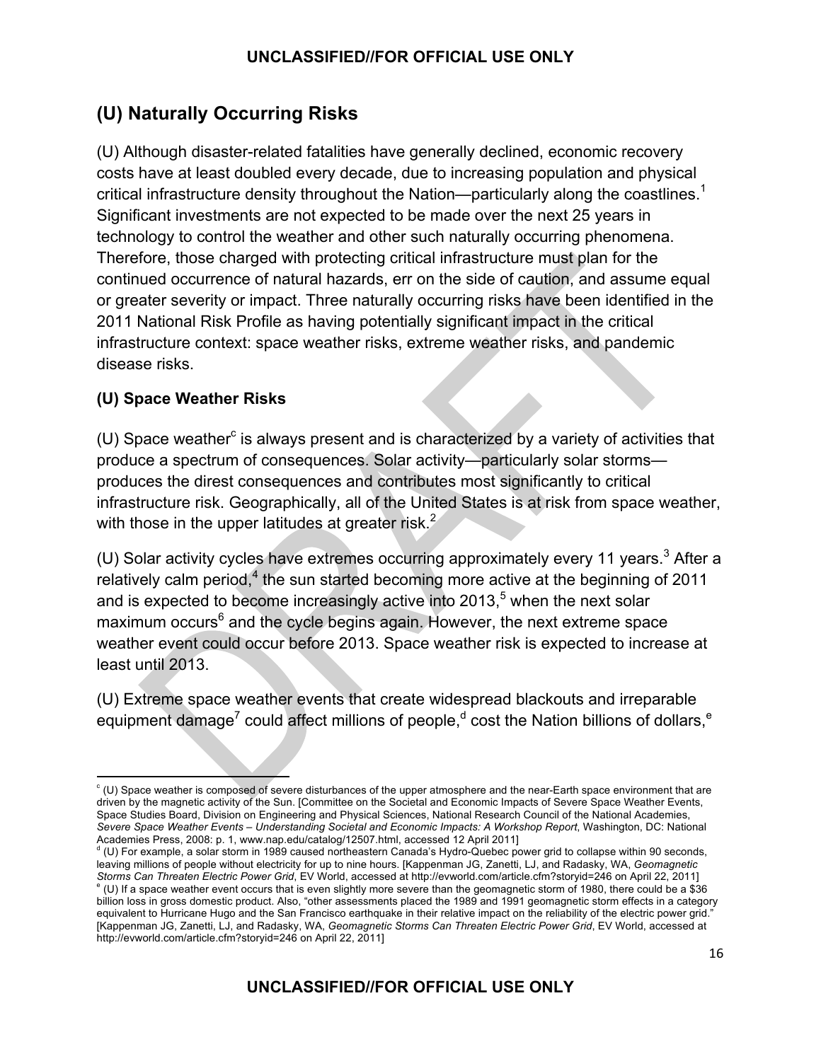## (U) Naturally Occurring Risks

(U) Although disaster-related fatalities have generally declined, economic recovery costs have at least doubled every decade, due to increasing population and physical critical infrastructure density throughout the Nation—particularly along the coastlines.[1] Significant investments are not expected to be made over the next 25 years in technology to control the weather and other such naturally occurring phenomena. Therefore, those charged with protecting critical infrastructure must plan for the continued occurrence of natural hazards, err on the side of caution, and assume equal or greater severity or impact. Three naturally occurring risks have been identified in the 2011 National Risk Profile as having potentially significant impact in the critical infrastructure context: space weather risks, extreme weather risks, and pandemic disease risks.

### (U) Space Weather Risks

(U) Space weather[c] is always present and is characterized by a variety of activities that produce a spectrum of consequences. Solar activity—particularly solar storms—produces the direst consequences and contributes most significantly to critical infrastructure risk. Geographically, all of the United States is at risk from space weather, with those in the upper latitudes at greater risk.[2]

(U) Solar activity cycles have extremes occurring approximately every 11 years.[3] After a relatively calm period,[4] the sun started becoming more active at the beginning of 2011 and is expected to become increasingly active into 2013,[5] when the next solar maximum occurs[6] and the cycle begins again. However, the next extreme space weather event could occur before 2013. Space weather risk is expected to increase at least until 2013.

(U) Extreme space weather events that create widespread blackouts and irreparable equipment damage[7] could affect millions of people,[d] cost the Nation billions of dollars,[e]

---

[c] (U) Space weather is composed of severe disturbances of the upper atmosphere and the near-Earth space environment that are driven by the magnetic activity of the Sun. [Committee on the Societal and Economic Impacts of Severe Space Weather Events, Space Studies Board, Division on Engineering and Physical Sciences, National Research Council of the National Academies, *Severe Space Weather Events – Understanding Societal and Economic Impacts: A Workshop Report*, Washington, DC: National Academies Press, 2008: p. 1, www.nap.edu/catalog/12507.html, accessed 12 April 2011]

[d] (U) For example, a solar storm in 1989 caused northeastern Canada's Hydro-Quebec power grid to collapse within 90 seconds, leaving millions of people without electricity for up to nine hours. [Kappenman JG, Zanetti, LJ, and Radasky, WA, *Geomagnetic Storms Can Threaten Electric Power Grid*, EV World, accessed at http://evworld.com/article.cfm?storyid=246 on April 22, 2011]

[e] (U) If a space weather event occurs that is even slightly more severe than the geomagnetic storm of 1980, there could be a $36 billion loss in gross domestic product. Also, "other assessments placed the 1989 and 1991 geomagnetic storm effects in a category equivalent to Hurricane Hugo and the San Francisco earthquake in their relative impact on the reliability of the electric power grid." [Kappenman JG, Zanetti, LJ, and Radasky, WA, *Geomagnetic Storms Can Threaten Electric Power Grid*, EV World, accessed at http://evworld.com/article.cfm?storyid=246 on April 22, 2011]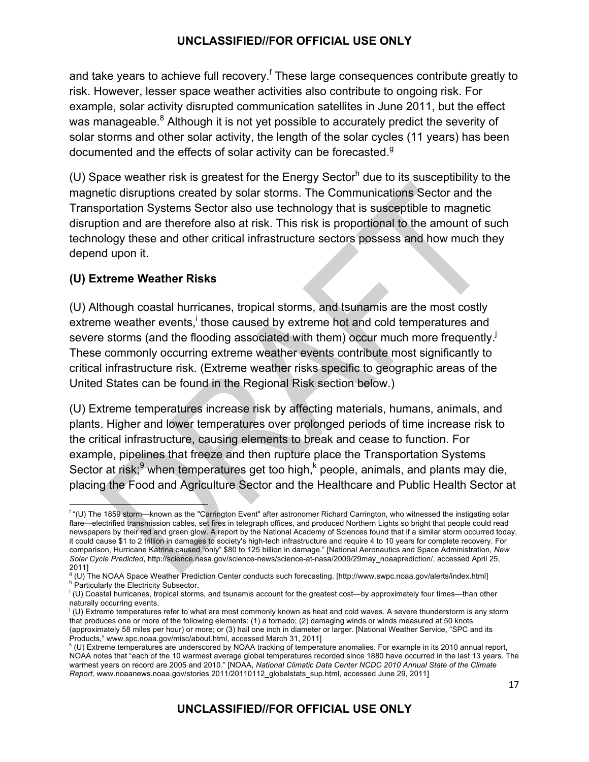and take years to achieve full recovery.[f] These large consequences contribute greatly to risk. However, lesser space weather activities also contribute to ongoing risk. For example, solar activity disrupted communication satellites in June 2011, but the effect was manageable.[8] Although it is not yet possible to accurately predict the severity of solar storms and other solar activity, the length of the solar cycles (11 years) has been documented and the effects of solar activity can be forecasted.[g]

(U) Space weather risk is greatest for the Energy Sector[h] due to its susceptibility to the magnetic disruptions created by solar storms. The Communications Sector and the Transportation Systems Sector also use technology that is susceptible to magnetic disruption and are therefore also at risk. This risk is proportional to the amount of such technology these and other critical infrastructure sectors possess and how much they depend upon it.

### (U) Extreme Weather Risks

(U) Although coastal hurricanes, tropical storms, and tsunamis are the most costly extreme weather events,[i] those caused by extreme hot and cold temperatures and severe storms (and the flooding associated with them) occur much more frequently.[j] These commonly occurring extreme weather events contribute most significantly to critical infrastructure risk. (Extreme weather risks specific to geographic areas of the United States can be found in the Regional Risk section below.)

(U) Extreme temperatures increase risk by affecting materials, humans, animals, and plants. Higher and lower temperatures over prolonged periods of time increase risk to the critical infrastructure, causing elements to break and cease to function. For example, pipelines that freeze and then rupture place the Transportation Systems Sector at risk;[9] when temperatures get too high,[k] people, animals, and plants may die, placing the Food and Agriculture Sector and the Healthcare and Public Health Sector at

---

[f] "(U) The 1859 storm—known as the "Carrington Event" after astronomer Richard Carrington, who witnessed the instigating solar flare—electrified transmission cables, set fires in telegraph offices, and produced Northern Lights so bright that people could read newspapers by their red and green glow. A report by the National Academy of Sciences found that if a similar storm occurred today, it could cause $1 to 2 trillion in damages to society's high-tech infrastructure and require 4 to 10 years for complete recovery. For comparison, Hurricane Katrina caused "only" $80 to 125 billion in damage." [National Aeronautics and Space Administration, *New Solar Cycle Predicted*, http://science.nasa.gov/science-news/science-at-nasa/2009/29may_noaaprediction/, accessed April 25, 2011]

[g] (U) The NOAA Space Weather Prediction Center conducts such forecasting. [http://www.swpc.noaa.gov/alerts/index.html]

[h] Particularly the Electricity Subsector.

[i] (U) Coastal hurricanes, tropical storms, and tsunamis account for the greatest cost—by approximately four times—than other naturally occurring events.

[j] (U) Extreme temperatures refer to what are most commonly known as heat and cold waves. A severe thunderstorm is any storm that produces one or more of the following elements: (1) a tornado; (2) damaging winds or winds measured at 50 knots (approximately 58 miles per hour) or more; or (3) hail one inch in diameter or larger. [National Weather Service, "SPC and its Products," www.spc.noaa.gov/misc/about.html, accessed March 31, 2011]

[k] (U) Extreme temperatures are underscored by NOAA tracking of temperature anomalies. For example in its 2010 annual report, NOAA notes that "each of the 10 warmest average global temperatures recorded since 1880 have occurred in the last 13 years. The warmest years on record are 2005 and 2010." [NOAA, *National Climatic Data Center NCDC 2010 Annual State of the Climate Report,* www.noaanews.noaa.gov/stories 2011/20110112_globalstats_sup.html, accessed June 29, 2011]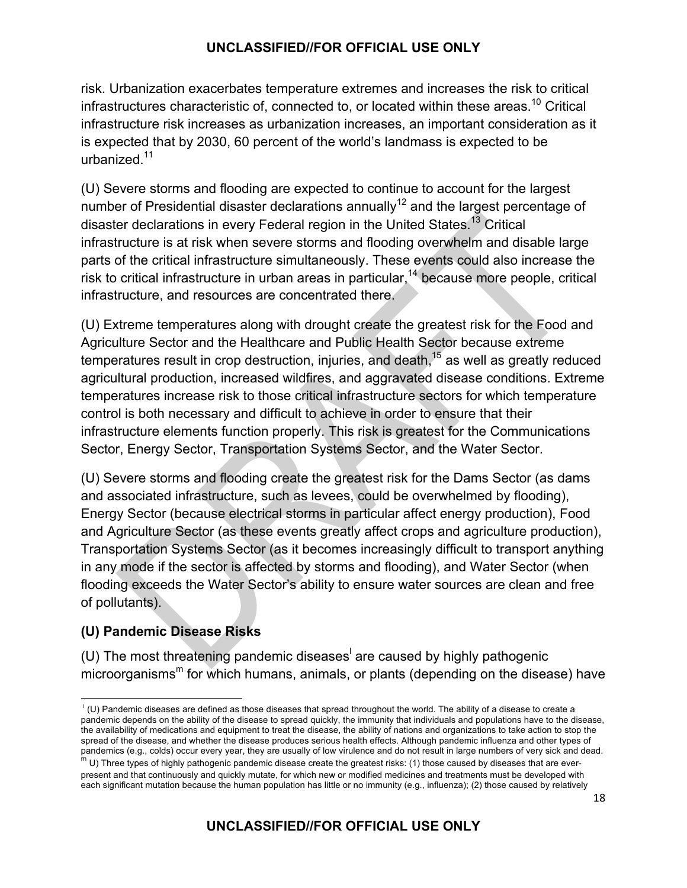risk. Urbanization exacerbates temperature extremes and increases the risk to critical infrastructures characteristic of, connected to, or located within these areas.[10] Critical infrastructure risk increases as urbanization increases, an important consideration as it is expected that by 2030, 60 percent of the world's landmass is expected to be urbanized.[11]

(U) Severe storms and flooding are expected to continue to account for the largest number of Presidential disaster declarations annually[12] and the largest percentage of disaster declarations in every Federal region in the United States.[13] Critical infrastructure is at risk when severe storms and flooding overwhelm and disable large parts of the critical infrastructure simultaneously. These events could also increase the risk to critical infrastructure in urban areas in particular,[14] because more people, critical infrastructure, and resources are concentrated there.

(U) Extreme temperatures along with drought create the greatest risk for the Food and Agriculture Sector and the Healthcare and Public Health Sector because extreme temperatures result in crop destruction, injuries, and death,[15] as well as greatly reduced agricultural production, increased wildfires, and aggravated disease conditions. Extreme temperatures increase risk to those critical infrastructure sectors for which temperature control is both necessary and difficult to achieve in order to ensure that their infrastructure elements function properly. This risk is greatest for the Communications Sector, Energy Sector, Transportation Systems Sector, and the Water Sector.

(U) Severe storms and flooding create the greatest risk for the Dams Sector (as dams and associated infrastructure, such as levees, could be overwhelmed by flooding), Energy Sector (because electrical storms in particular affect energy production), Food and Agriculture Sector (as these events greatly affect crops and agriculture production), Transportation Systems Sector (as it becomes increasingly difficult to transport anything in any mode if the sector is affected by storms and flooding), and Water Sector (when flooding exceeds the Water Sector's ability to ensure water sources are clean and free of pollutants).

### (U) Pandemic Disease Risks

(U) The most threatening pandemic diseases[l] are caused by highly pathogenic microorganisms[m] for which humans, animals, or plants (depending on the disease) have

---

[l] (U) Pandemic diseases are defined as those diseases that spread throughout the world. The ability of a disease to create a pandemic depends on the ability of the disease to spread quickly, the immunity that individuals and populations have to the disease, the availability of medications and equipment to treat the disease, the ability of nations and organizations to take action to stop the spread of the disease, and whether the disease produces serious health effects. Although pandemic influenza and other types of pandemics (e.g., colds) occur every year, they are usually of low virulence and do not result in large numbers of very sick and dead.

[m] U) Three types of highly pathogenic pandemic disease create the greatest risks: (1) those caused by diseases that are ever-present and that continuously and quickly mutate, for which new or modified medicines and treatments must be developed with each significant mutation because the human population has little or no immunity (e.g., influenza); (2) those caused by relatively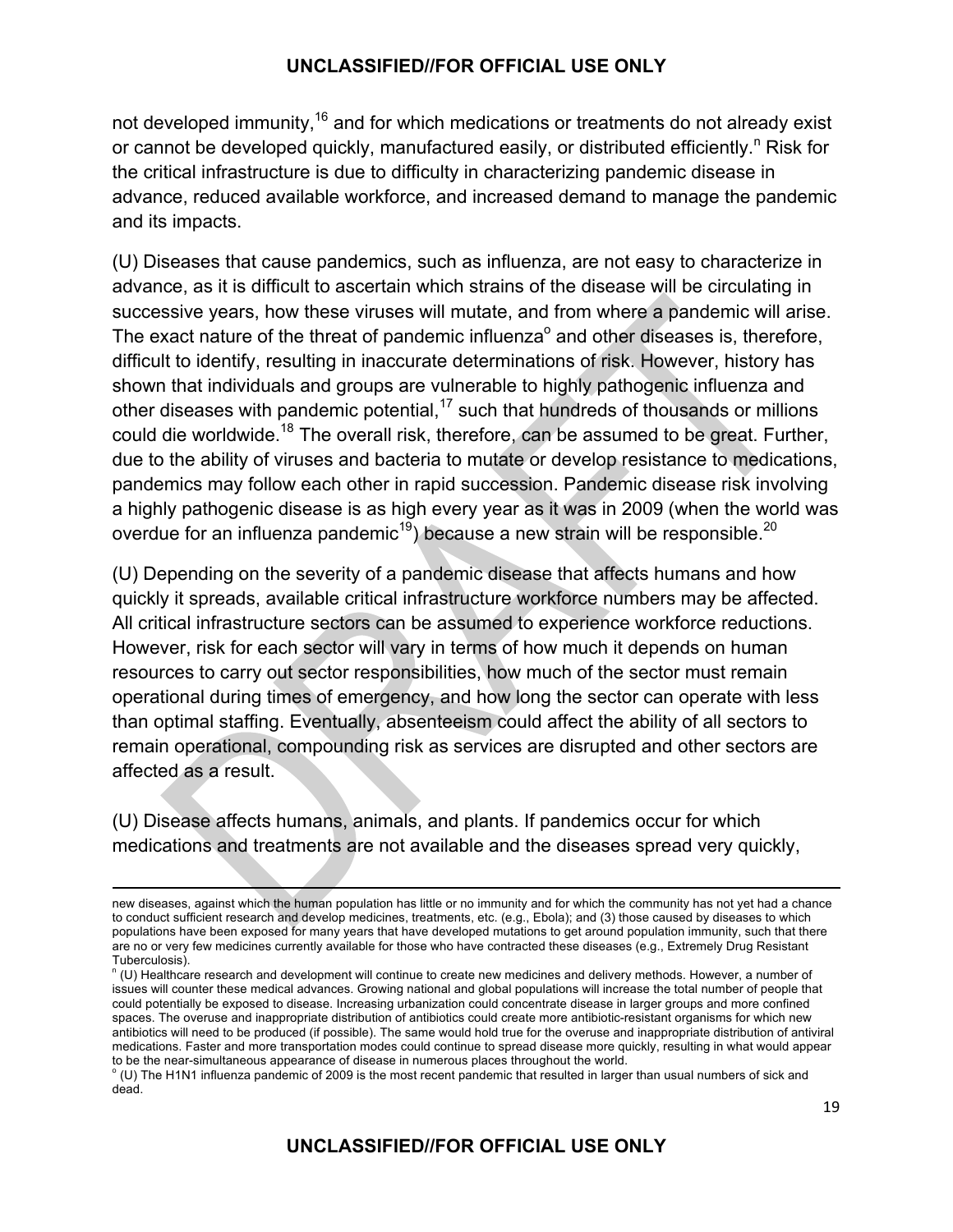not developed immunity,[16] and for which medications or treatments do not already exist or cannot be developed quickly, manufactured easily, or distributed efficiently.[n] Risk for the critical infrastructure is due to difficulty in characterizing pandemic disease in advance, reduced available workforce, and increased demand to manage the pandemic and its impacts.

(U) Diseases that cause pandemics, such as influenza, are not easy to characterize in advance, as it is difficult to ascertain which strains of the disease will be circulating in successive years, how these viruses will mutate, and from where a pandemic will arise. The exact nature of the threat of pandemic influenza[o] and other diseases is, therefore, difficult to identify, resulting in inaccurate determinations of risk. However, history has shown that individuals and groups are vulnerable to highly pathogenic influenza and other diseases with pandemic potential,[17] such that hundreds of thousands or millions could die worldwide.[18] The overall risk, therefore, can be assumed to be great. Further, due to the ability of viruses and bacteria to mutate or develop resistance to medications, pandemics may follow each other in rapid succession. Pandemic disease risk involving a highly pathogenic disease is as high every year as it was in 2009 (when the world was overdue for an influenza pandemic[19]) because a new strain will be responsible.[20]

(U) Depending on the severity of a pandemic disease that affects humans and how quickly it spreads, available critical infrastructure workforce numbers may be affected. All critical infrastructure sectors can be assumed to experience workforce reductions. However, risk for each sector will vary in terms of how much it depends on human resources to carry out sector responsibilities, how much of the sector must remain operational during times of emergency, and how long the sector can operate with less than optimal staffing. Eventually, absenteeism could affect the ability of all sectors to remain operational, compounding risk as services are disrupted and other sectors are affected as a result.

(U) Disease affects humans, animals, and plants. If pandemics occur for which medications and treatments are not available and the diseases spread very quickly,

---

new diseases, against which the human population has little or no immunity and for which the community has not yet had a chance to conduct sufficient research and develop medicines, treatments, etc. (e.g., Ebola); and (3) those caused by diseases to which populations have been exposed for many years that have developed mutations to get around population immunity, such that there are no or very few medicines currently available for those who have contracted these diseases (e.g., Extremely Drug Resistant Tuberculosis).

[n] (U) Healthcare research and development will continue to create new medicines and delivery methods. However, a number of issues will counter these medical advances. Growing national and global populations will increase the total number of people that could potentially be exposed to disease. Increasing urbanization could concentrate disease in larger groups and more confined spaces. The overuse and inappropriate distribution of antibiotics could create more antibiotic-resistant organisms for which new antibiotics will need to be produced (if possible). The same would hold true for the overuse and inappropriate distribution of antiviral medications. Faster and more transportation modes could continue to spread disease more quickly, resulting in what would appear to be the near-simultaneous appearance of disease in numerous places throughout the world.

[o] (U) The H1N1 influenza pandemic of 2009 is the most recent pandemic that resulted in larger than usual numbers of sick and dead.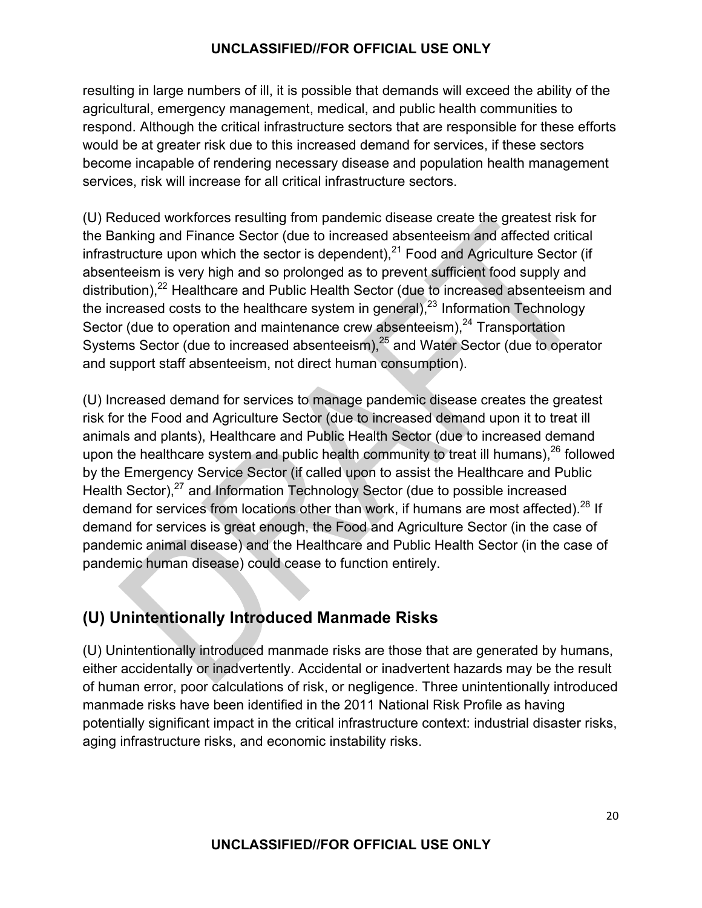resulting in large numbers of ill, it is possible that demands will exceed the ability of the agricultural, emergency management, medical, and public health communities to respond. Although the critical infrastructure sectors that are responsible for these efforts would be at greater risk due to this increased demand for services, if these sectors become incapable of rendering necessary disease and population health management services, risk will increase for all critical infrastructure sectors.

(U) Reduced workforces resulting from pandemic disease create the greatest risk for the Banking and Finance Sector (due to increased absenteeism and affected critical infrastructure upon which the sector is dependent),[21] Food and Agriculture Sector (if absenteeism is very high and so prolonged as to prevent sufficient food supply and distribution),[22] Healthcare and Public Health Sector (due to increased absenteeism and the increased costs to the healthcare system in general),[23] Information Technology Sector (due to operation and maintenance crew absenteeism),[24] Transportation Systems Sector (due to increased absenteeism),[25] and Water Sector (due to operator and support staff absenteeism, not direct human consumption).

(U) Increased demand for services to manage pandemic disease creates the greatest risk for the Food and Agriculture Sector (due to increased demand upon it to treat ill animals and plants), Healthcare and Public Health Sector (due to increased demand upon the healthcare system and public health community to treat ill humans),[26] followed by the Emergency Service Sector (if called upon to assist the Healthcare and Public Health Sector),[27] and Information Technology Sector (due to possible increased demand for services from locations other than work, if humans are most affected).[28] If demand for services is great enough, the Food and Agriculture Sector (in the case of pandemic animal disease) and the Healthcare and Public Health Sector (in the case of pandemic human disease) could cease to function entirely.

## (U) Unintentionally Introduced Manmade Risks

(U) Unintentionally introduced manmade risks are those that are generated by humans, either accidentally or inadvertently. Accidental or inadvertent hazards may be the result of human error, poor calculations of risk, or negligence. Three unintentionally introduced manmade risks have been identified in the 2011 National Risk Profile as having potentially significant impact in the critical infrastructure context: industrial disaster risks, aging infrastructure risks, and economic instability risks.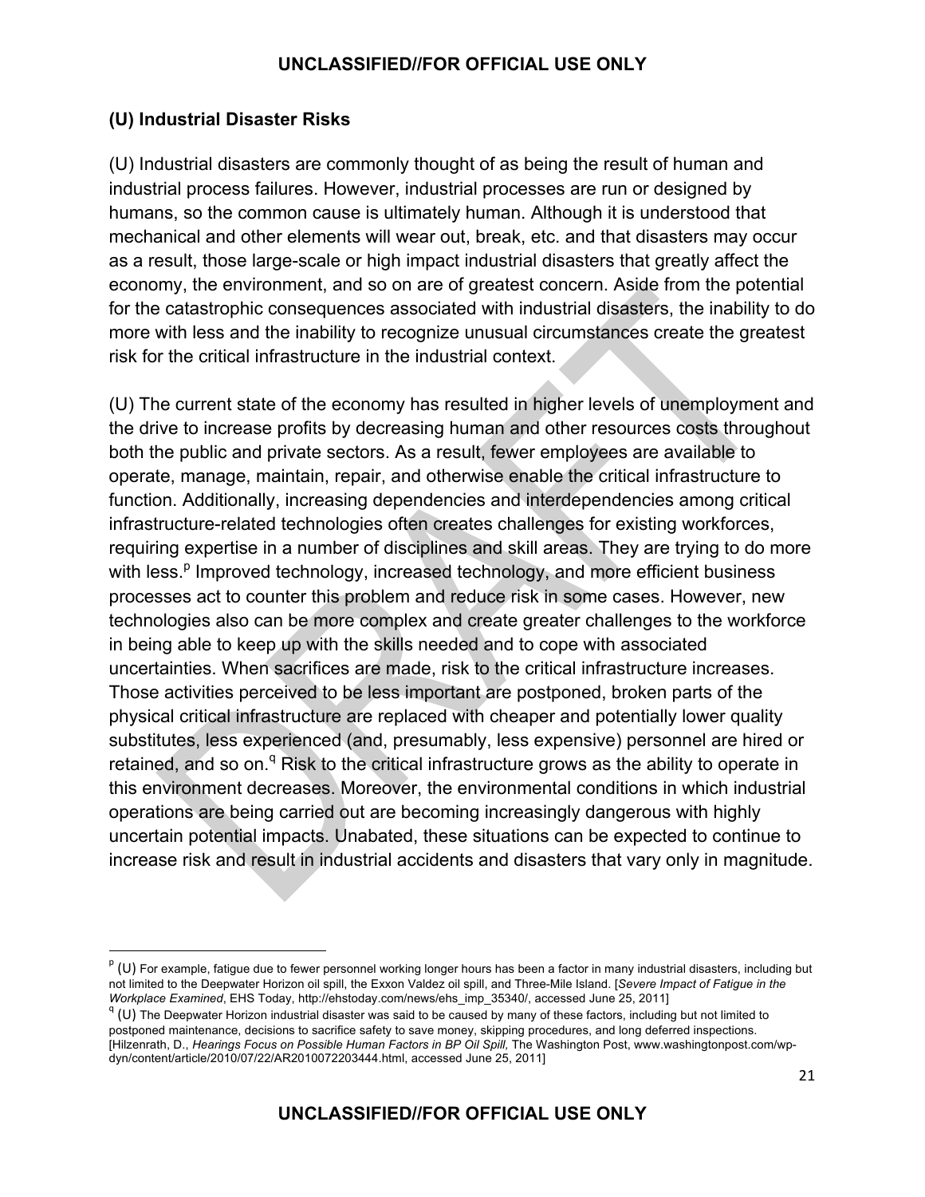### (U) Industrial Disaster Risks

(U) Industrial disasters are commonly thought of as being the result of human and industrial process failures. However, industrial processes are run or designed by humans, so the common cause is ultimately human. Although it is understood that mechanical and other elements will wear out, break, etc. and that disasters may occur as a result, those large-scale or high impact industrial disasters that greatly affect the economy, the environment, and so on are of greatest concern. Aside from the potential for the catastrophic consequences associated with industrial disasters, the inability to do more with less and the inability to recognize unusual circumstances create the greatest risk for the critical infrastructure in the industrial context.

(U) The current state of the economy has resulted in higher levels of unemployment and the drive to increase profits by decreasing human and other resources costs throughout both the public and private sectors. As a result, fewer employees are available to operate, manage, maintain, repair, and otherwise enable the critical infrastructure to function. Additionally, increasing dependencies and interdependencies among critical infrastructure-related technologies often creates challenges for existing workforces, requiring expertise in a number of disciplines and skill areas. They are trying to do more with less.[p] Improved technology, increased technology, and more efficient business processes act to counter this problem and reduce risk in some cases. However, new technologies also can be more complex and create greater challenges to the workforce in being able to keep up with the skills needed and to cope with associated uncertainties. When sacrifices are made, risk to the critical infrastructure increases. Those activities perceived to be less important are postponed, broken parts of the physical critical infrastructure are replaced with cheaper and potentially lower quality substitutes, less experienced (and, presumably, less expensive) personnel are hired or retained, and so on.[q] Risk to the critical infrastructure grows as the ability to operate in this environment decreases. Moreover, the environmental conditions in which industrial operations are being carried out are becoming increasingly dangerous with highly uncertain potential impacts. Unabated, these situations can be expected to continue to increase risk and result in industrial accidents and disasters that vary only in magnitude.

---

[p] (U) For example, fatigue due to fewer personnel working longer hours has been a factor in many industrial disasters, including but not limited to the Deepwater Horizon oil spill, the Exxon Valdez oil spill, and Three-Mile Island. [*Severe Impact of Fatigue in the Workplace Examined*, EHS Today, http://ehstoday.com/news/ehs_imp_35340/, accessed June 25, 2011]

[q] (U) The Deepwater Horizon industrial disaster was said to be caused by many of these factors, including but not limited to postponed maintenance, decisions to sacrifice safety to save money, skipping procedures, and long deferred inspections. [Hilzenrath, D., *Hearings Focus on Possible Human Factors in BP Oil Spill,* The Washington Post, www.washingtonpost.com/wp-dyn/content/article/2010/07/22/AR2010072203444.html, accessed June 25, 2011]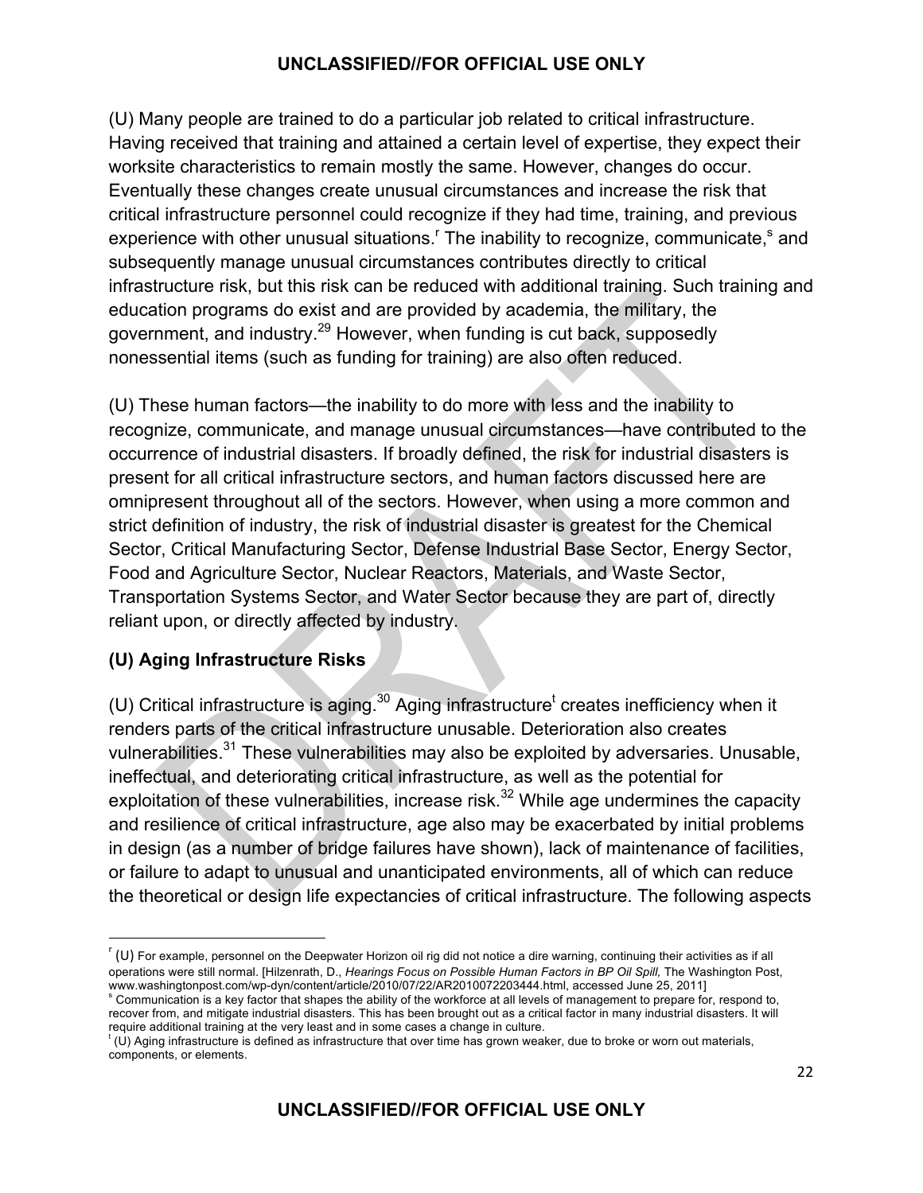(U) Many people are trained to do a particular job related to critical infrastructure. Having received that training and attained a certain level of expertise, they expect their worksite characteristics to remain mostly the same. However, changes do occur. Eventually these changes create unusual circumstances and increase the risk that critical infrastructure personnel could recognize if they had time, training, and previous experience with other unusual situations.[r] The inability to recognize, communicate,[s] and subsequently manage unusual circumstances contributes directly to critical infrastructure risk, but this risk can be reduced with additional training. Such training and education programs do exist and are provided by academia, the military, the government, and industry.[29] However, when funding is cut back, supposedly nonessential items (such as funding for training) are also often reduced.

(U) These human factors—the inability to do more with less and the inability to recognize, communicate, and manage unusual circumstances—have contributed to the occurrence of industrial disasters. If broadly defined, the risk for industrial disasters is present for all critical infrastructure sectors, and human factors discussed here are omnipresent throughout all of the sectors. However, when using a more common and strict definition of industry, the risk of industrial disaster is greatest for the Chemical Sector, Critical Manufacturing Sector, Defense Industrial Base Sector, Energy Sector, Food and Agriculture Sector, Nuclear Reactors, Materials, and Waste Sector, Transportation Systems Sector, and Water Sector because they are part of, directly reliant upon, or directly affected by industry.

### (U) Aging Infrastructure Risks

(U) Critical infrastructure is aging.[30] Aging infrastructure[t] creates inefficiency when it renders parts of the critical infrastructure unusable. Deterioration also creates vulnerabilities.[31] These vulnerabilities may also be exploited by adversaries. Unusable, ineffectual, and deteriorating critical infrastructure, as well as the potential for exploitation of these vulnerabilities, increase risk.[32] While age undermines the capacity and resilience of critical infrastructure, age also may be exacerbated by initial problems in design (as a number of bridge failures have shown), lack of maintenance of facilities, or failure to adapt to unusual and unanticipated environments, all of which can reduce the theoretical or design life expectancies of critical infrastructure. The following aspects

---

[r] (U) For example, personnel on the Deepwater Horizon oil rig did not notice a dire warning, continuing their activities as if all operations were still normal. [Hilzenrath, D., *Hearings Focus on Possible Human Factors in BP Oil Spill,* The Washington Post, www.washingtonpost.com/wp-dyn/content/article/2010/07/22/AR2010072203444.html, accessed June 25, 2011]

[s] Communication is a key factor that shapes the ability of the workforce at all levels of management to prepare for, respond to, recover from, and mitigate industrial disasters. This has been brought out as a critical factor in many industrial disasters. It will require additional training at the very least and in some cases a change in culture.

[t] (U) Aging infrastructure is defined as infrastructure that over time has grown weaker, due to broke or worn out materials, components, or elements.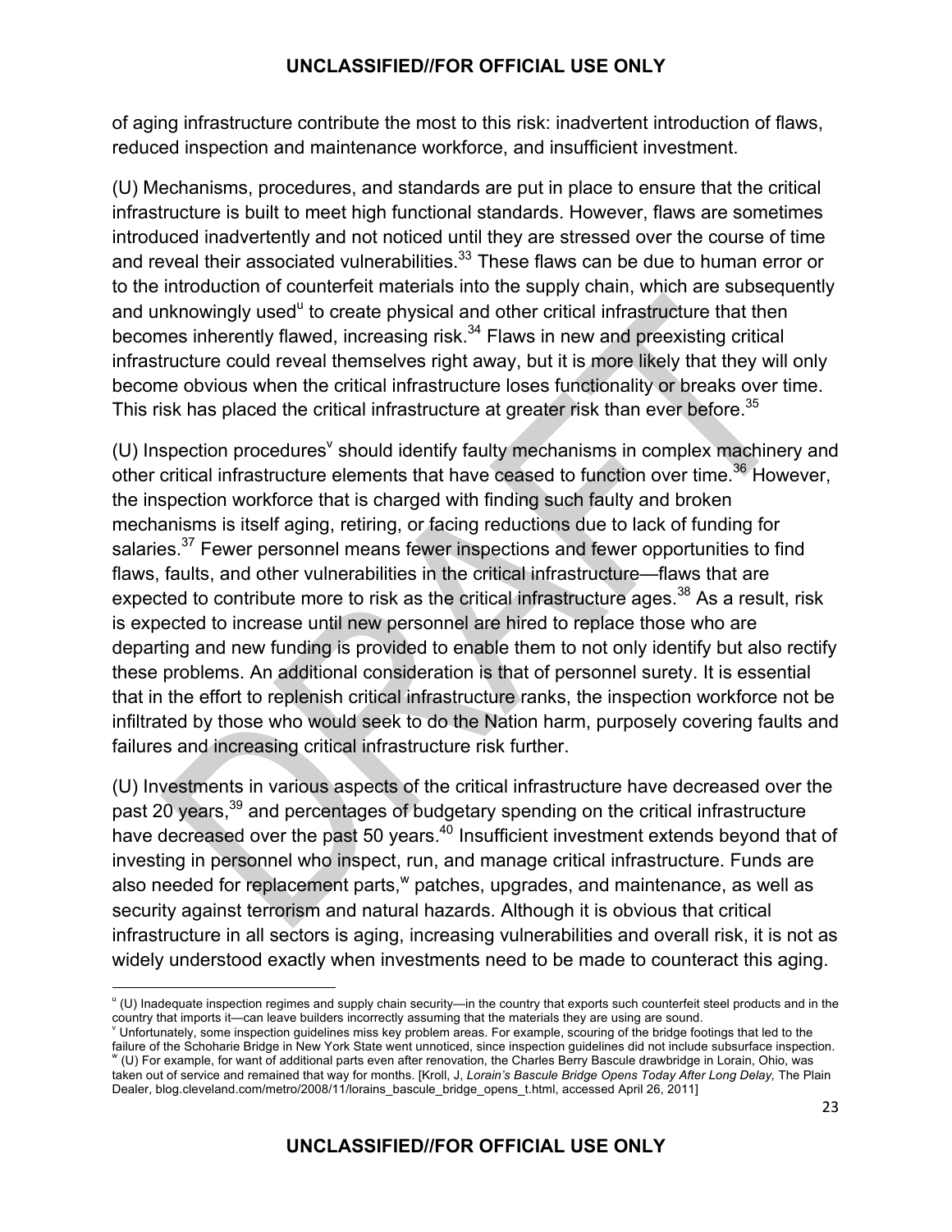of aging infrastructure contribute the most to this risk: inadvertent introduction of flaws, reduced inspection and maintenance workforce, and insufficient investment.

(U) Mechanisms, procedures, and standards are put in place to ensure that the critical infrastructure is built to meet high functional standards. However, flaws are sometimes introduced inadvertently and not noticed until they are stressed over the course of time and reveal their associated vulnerabilities.[33] These flaws can be due to human error or to the introduction of counterfeit materials into the supply chain, which are subsequently and unknowingly used[u] to create physical and other critical infrastructure that then becomes inherently flawed, increasing risk.[34] Flaws in new and preexisting critical infrastructure could reveal themselves right away, but it is more likely that they will only become obvious when the critical infrastructure loses functionality or breaks over time. This risk has placed the critical infrastructure at greater risk than ever before.[35]

(U) Inspection procedures[v] should identify faulty mechanisms in complex machinery and other critical infrastructure elements that have ceased to function over time.[36] However, the inspection workforce that is charged with finding such faulty and broken mechanisms is itself aging, retiring, or facing reductions due to lack of funding for salaries.[37] Fewer personnel means fewer inspections and fewer opportunities to find flaws, faults, and other vulnerabilities in the critical infrastructure—flaws that are expected to contribute more to risk as the critical infrastructure ages.[38] As a result, risk is expected to increase until new personnel are hired to replace those who are departing and new funding is provided to enable them to not only identify but also rectify these problems. An additional consideration is that of personnel surety. It is essential that in the effort to replenish critical infrastructure ranks, the inspection workforce not be infiltrated by those who would seek to do the Nation harm, purposely covering faults and failures and increasing critical infrastructure risk further.

(U) Investments in various aspects of the critical infrastructure have decreased over the past 20 years,[39] and percentages of budgetary spending on the critical infrastructure have decreased over the past 50 years.[40] Insufficient investment extends beyond that of investing in personnel who inspect, run, and manage critical infrastructure. Funds are also needed for replacement parts,[w] patches, upgrades, and maintenance, as well as security against terrorism and natural hazards. Although it is obvious that critical infrastructure in all sectors is aging, increasing vulnerabilities and overall risk, it is not as widely understood exactly when investments need to be made to counteract this aging.

---

[u] (U) Inadequate inspection regimes and supply chain security—in the country that exports such counterfeit steel products and in the country that imports it—can leave builders incorrectly assuming that the materials they are using are sound.

[v] Unfortunately, some inspection guidelines miss key problem areas. For example, scouring of the bridge footings that led to the failure of the Schoharie Bridge in New York State went unnoticed, since inspection guidelines did not include subsurface inspection.

[w] (U) For example, for want of additional parts even after renovation, the Charles Berry Bascule drawbridge in Lorain, Ohio, was taken out of service and remained that way for months. [Kroll, J, *Lorain's Bascule Bridge Opens Today After Long Delay,* The Plain Dealer, blog.cleveland.com/metro/2008/11/lorains_bascule_bridge_opens_t.html, accessed April 26, 2011]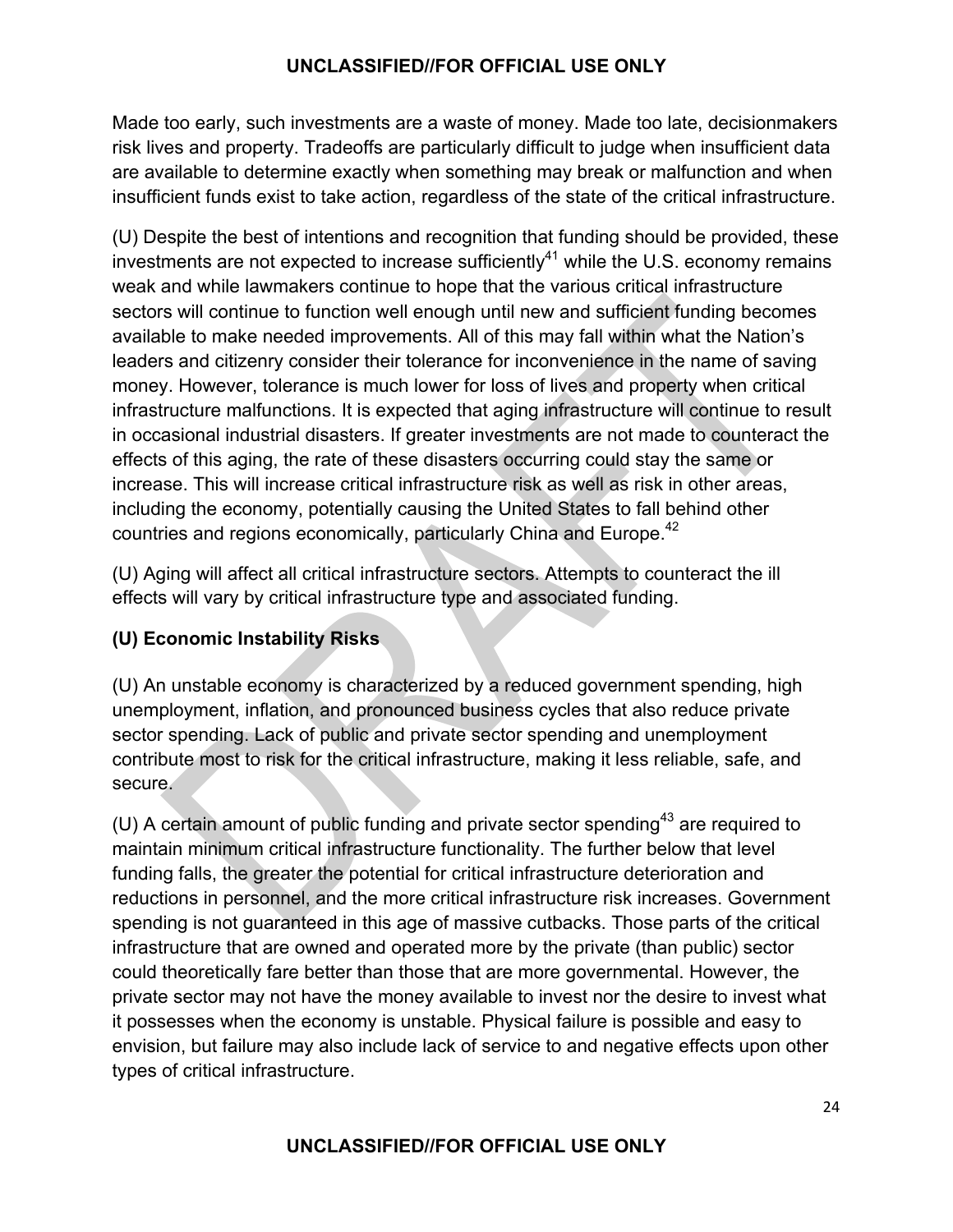Made too early, such investments are a waste of money. Made too late, decisionmakers risk lives and property. Tradeoffs are particularly difficult to judge when insufficient data are available to determine exactly when something may break or malfunction and when insufficient funds exist to take action, regardless of the state of the critical infrastructure.

(U) Despite the best of intentions and recognition that funding should be provided, these investments are not expected to increase sufficiently[41] while the U.S. economy remains weak and while lawmakers continue to hope that the various critical infrastructure sectors will continue to function well enough until new and sufficient funding becomes available to make needed improvements. All of this may fall within what the Nation's leaders and citizenry consider their tolerance for inconvenience in the name of saving money. However, tolerance is much lower for loss of lives and property when critical infrastructure malfunctions. It is expected that aging infrastructure will continue to result in occasional industrial disasters. If greater investments are not made to counteract the effects of this aging, the rate of these disasters occurring could stay the same or increase. This will increase critical infrastructure risk as well as risk in other areas, including the economy, potentially causing the United States to fall behind other countries and regions economically, particularly China and Europe.[42]

(U) Aging will affect all critical infrastructure sectors. Attempts to counteract the ill effects will vary by critical infrastructure type and associated funding.

### (U) Economic Instability Risks

(U) An unstable economy is characterized by a reduced government spending, high unemployment, inflation, and pronounced business cycles that also reduce private sector spending. Lack of public and private sector spending and unemployment contribute most to risk for the critical infrastructure, making it less reliable, safe, and secure.

(U) A certain amount of public funding and private sector spending[43] are required to maintain minimum critical infrastructure functionality. The further below that level funding falls, the greater the potential for critical infrastructure deterioration and reductions in personnel, and the more critical infrastructure risk increases. Government spending is not guaranteed in this age of massive cutbacks. Those parts of the critical infrastructure that are owned and operated more by the private (than public) sector could theoretically fare better than those that are more governmental. However, the private sector may not have the money available to invest nor the desire to invest what it possesses when the economy is unstable. Physical failure is possible and easy to envision, but failure may also include lack of service to and negative effects upon other types of critical infrastructure.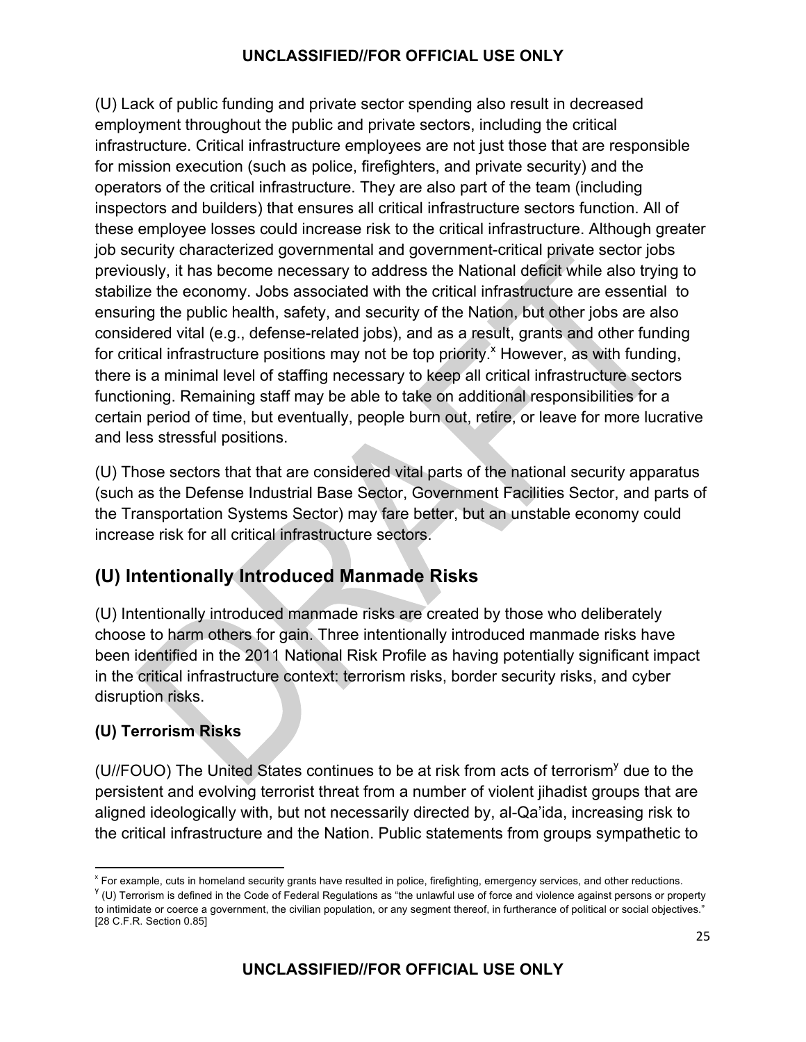(U) Lack of public funding and private sector spending also result in decreased employment throughout the public and private sectors, including the critical infrastructure. Critical infrastructure employees are not just those that are responsible for mission execution (such as police, firefighters, and private security) and the operators of the critical infrastructure. They are also part of the team (including inspectors and builders) that ensures all critical infrastructure sectors function. All of these employee losses could increase risk to the critical infrastructure. Although greater job security characterized governmental and government-critical private sector jobs previously, it has become necessary to address the National deficit while also trying to stabilize the economy. Jobs associated with the critical infrastructure are essential to ensuring the public health, safety, and security of the Nation, but other jobs are also considered vital (e.g., defense-related jobs), and as a result, grants and other funding for critical infrastructure positions may not be top priority.[x] However, as with funding, there is a minimal level of staffing necessary to keep all critical infrastructure sectors functioning. Remaining staff may be able to take on additional responsibilities for a certain period of time, but eventually, people burn out, retire, or leave for more lucrative and less stressful positions.

(U) Those sectors that that are considered vital parts of the national security apparatus (such as the Defense Industrial Base Sector, Government Facilities Sector, and parts of the Transportation Systems Sector) may fare better, but an unstable economy could increase risk for all critical infrastructure sectors.

## (U) Intentionally Introduced Manmade Risks

(U) Intentionally introduced manmade risks are created by those who deliberately choose to harm others for gain. Three intentionally introduced manmade risks have been identified in the 2011 National Risk Profile as having potentially significant impact in the critical infrastructure context: terrorism risks, border security risks, and cyber disruption risks.

### (U) Terrorism Risks

(U//FOUO) The United States continues to be at risk from acts of terrorism[y] due to the persistent and evolving terrorist threat from a number of violent jihadist groups that are aligned ideologically with, but not necessarily directed by, al-Qa'ida, increasing risk to the critical infrastructure and the Nation. Public statements from groups sympathetic to

---

[x] For example, cuts in homeland security grants have resulted in police, firefighting, emergency services, and other reductions.

[y] (U) Terrorism is defined in the Code of Federal Regulations as "the unlawful use of force and violence against persons or property to intimidate or coerce a government, the civilian population, or any segment thereof, in furtherance of political or social objectives." [28 C.F.R. Section 0.85]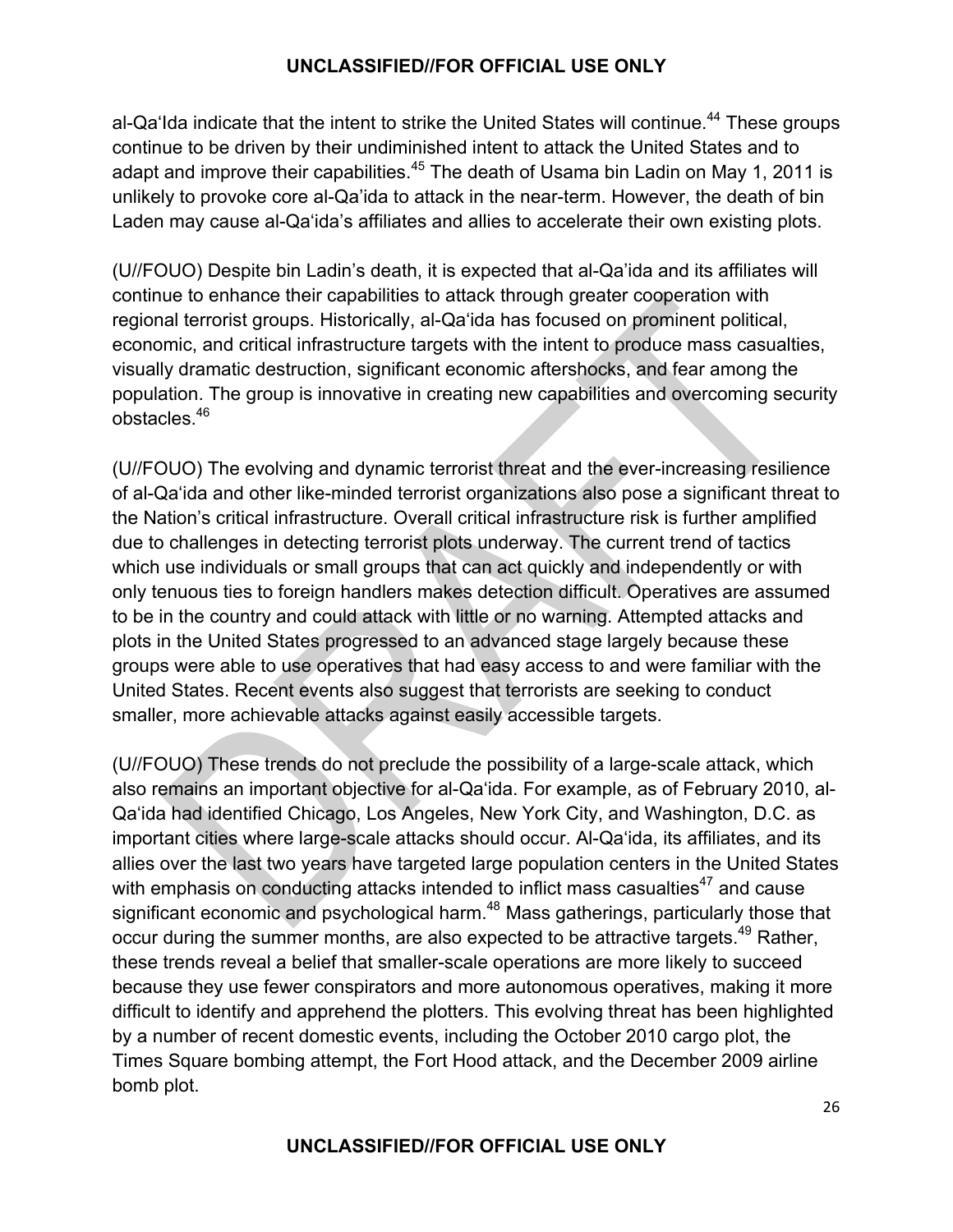al-Qa'Ida indicate that the intent to strike the United States will continue.[44] These groups continue to be driven by their undiminished intent to attack the United States and to adapt and improve their capabilities.[45] The death of Usama bin Ladin on May 1, 2011 is unlikely to provoke core al-Qa'ida to attack in the near-term. However, the death of bin Laden may cause al-Qa'ida's affiliates and allies to accelerate their own existing plots.

(U//FOUO) Despite bin Ladin's death, it is expected that al-Qa'ida and its affiliates will continue to enhance their capabilities to attack through greater cooperation with regional terrorist groups. Historically, al-Qa'ida has focused on prominent political, economic, and critical infrastructure targets with the intent to produce mass casualties, visually dramatic destruction, significant economic aftershocks, and fear among the population. The group is innovative in creating new capabilities and overcoming security obstacles.[46]

(U//FOUO) The evolving and dynamic terrorist threat and the ever-increasing resilience of al-Qa'ida and other like-minded terrorist organizations also pose a significant threat to the Nation's critical infrastructure. Overall critical infrastructure risk is further amplified due to challenges in detecting terrorist plots underway. The current trend of tactics which use individuals or small groups that can act quickly and independently or with only tenuous ties to foreign handlers makes detection difficult. Operatives are assumed to be in the country and could attack with little or no warning. Attempted attacks and plots in the United States progressed to an advanced stage largely because these groups were able to use operatives that had easy access to and were familiar with the United States. Recent events also suggest that terrorists are seeking to conduct smaller, more achievable attacks against easily accessible targets.

(U//FOUO) These trends do not preclude the possibility of a large-scale attack, which also remains an important objective for al-Qa'ida. For example, as of February 2010, al-Qa'ida had identified Chicago, Los Angeles, New York City, and Washington, D.C. as important cities where large-scale attacks should occur. Al-Qa'ida, its affiliates, and its allies over the last two years have targeted large population centers in the United States with emphasis on conducting attacks intended to inflict mass casualties[47] and cause significant economic and psychological harm.[48] Mass gatherings, particularly those that occur during the summer months, are also expected to be attractive targets.[49] Rather, these trends reveal a belief that smaller-scale operations are more likely to succeed because they use fewer conspirators and more autonomous operatives, making it more difficult to identify and apprehend the plotters. This evolving threat has been highlighted by a number of recent domestic events, including the October 2010 cargo plot, the Times Square bombing attempt, the Fort Hood attack, and the December 2009 airline bomb plot.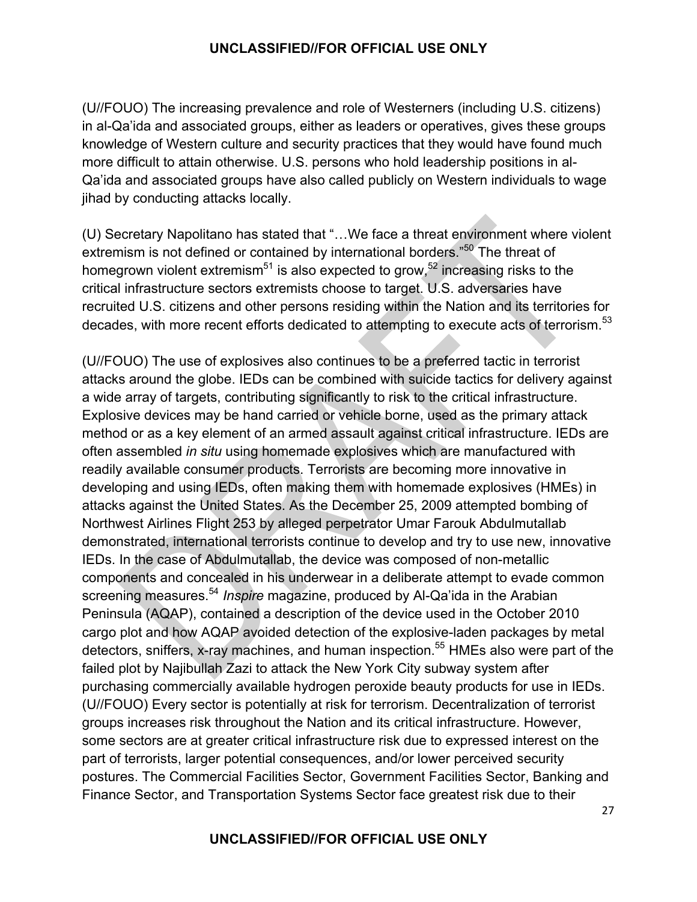(U//FOUO) The increasing prevalence and role of Westerners (including U.S. citizens) in al-Qa'ida and associated groups, either as leaders or operatives, gives these groups knowledge of Western culture and security practices that they would have found much more difficult to attain otherwise. U.S. persons who hold leadership positions in al-Qa'ida and associated groups have also called publicly on Western individuals to wage jihad by conducting attacks locally.

(U) Secretary Napolitano has stated that "…We face a threat environment where violent extremism is not defined or contained by international borders."[50] The threat of homegrown violent extremism[51] is also expected to grow,[52] increasing risks to the critical infrastructure sectors extremists choose to target. U.S. adversaries have recruited U.S. citizens and other persons residing within the Nation and its territories for decades, with more recent efforts dedicated to attempting to execute acts of terrorism.[53]

(U//FOUO) The use of explosives also continues to be a preferred tactic in terrorist attacks around the globe. IEDs can be combined with suicide tactics for delivery against a wide array of targets, contributing significantly to risk to the critical infrastructure. Explosive devices may be hand carried or vehicle borne, used as the primary attack method or as a key element of an armed assault against critical infrastructure. IEDs are often assembled *in situ* using homemade explosives which are manufactured with readily available consumer products. Terrorists are becoming more innovative in developing and using IEDs, often making them with homemade explosives (HMEs) in attacks against the United States. As the December 25, 2009 attempted bombing of Northwest Airlines Flight 253 by alleged perpetrator Umar Farouk Abdulmutallab demonstrated, international terrorists continue to develop and try to use new, innovative IEDs. In the case of Abdulmutallab, the device was composed of non-metallic components and concealed in his underwear in a deliberate attempt to evade common screening measures.[54] *Inspire* magazine, produced by Al-Qa'ida in the Arabian Peninsula (AQAP), contained a description of the device used in the October 2010 cargo plot and how AQAP avoided detection of the explosive-laden packages by metal detectors, sniffers, x-ray machines, and human inspection.[55] HMEs also were part of the failed plot by Najibullah Zazi to attack the New York City subway system after purchasing commercially available hydrogen peroxide beauty products for use in IEDs.

(U//FOUO) Every sector is potentially at risk for terrorism. Decentralization of terrorist groups increases risk throughout the Nation and its critical infrastructure. However, some sectors are at greater critical infrastructure risk due to expressed interest on the part of terrorists, larger potential consequences, and/or lower perceived security postures. The Commercial Facilities Sector, Government Facilities Sector, Banking and Finance Sector, and Transportation Systems Sector face greatest risk due to their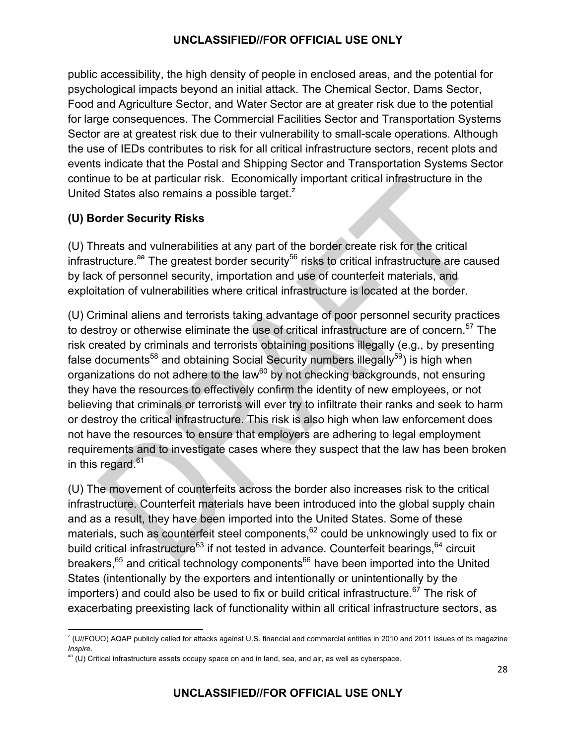public accessibility, the high density of people in enclosed areas, and the potential for psychological impacts beyond an initial attack. The Chemical Sector, Dams Sector, Food and Agriculture Sector, and Water Sector are at greater risk due to the potential for large consequences. The Commercial Facilities Sector and Transportation Systems Sector are at greatest risk due to their vulnerability to small-scale operations. Although the use of IEDs contributes to risk for all critical infrastructure sectors, recent plots and events indicate that the Postal and Shipping Sector and Transportation Systems Sector continue to be at particular risk. Economically important critical infrastructure in the United States also remains a possible target.[z]

## (U) Border Security Risks

(U) Threats and vulnerabilities at any part of the border create risk for the critical infrastructure.[aa] The greatest border security[56] risks to critical infrastructure are caused by lack of personnel security, importation and use of counterfeit materials, and exploitation of vulnerabilities where critical infrastructure is located at the border.

(U) Criminal aliens and terrorists taking advantage of poor personnel security practices to destroy or otherwise eliminate the use of critical infrastructure are of concern.[57] The risk created by criminals and terrorists obtaining positions illegally (e.g., by presenting false documents[58] and obtaining Social Security numbers illegally[59]) is high when organizations do not adhere to the law[60] by not checking backgrounds, not ensuring they have the resources to effectively confirm the identity of new employees, or not believing that criminals or terrorists will ever try to infiltrate their ranks and seek to harm or destroy the critical infrastructure. This risk is also high when law enforcement does not have the resources to ensure that employers are adhering to legal employment requirements and to investigate cases where they suspect that the law has been broken in this regard.[61]

(U) The movement of counterfeits across the border also increases risk to the critical infrastructure. Counterfeit materials have been introduced into the global supply chain and as a result, they have been imported into the United States. Some of these materials, such as counterfeit steel components,[62] could be unknowingly used to fix or build critical infrastructure[63] if not tested in advance. Counterfeit bearings,[64] circuit breakers,[65] and critical technology components[66] have been imported into the United States (intentionally by the exporters and intentionally or unintentionally by the importers) and could also be used to fix or build critical infrastructure.[67] The risk of exacerbating preexisting lack of functionality within all critical infrastructure sectors, as

---

[z] (U//FOUO) AQAP publicly called for attacks against U.S. financial and commercial entities in 2010 and 2011 issues of its magazine *Inspire*.

[aa] (U) Critical infrastructure assets occupy space on and in land, sea, and air, as well as cyberspace.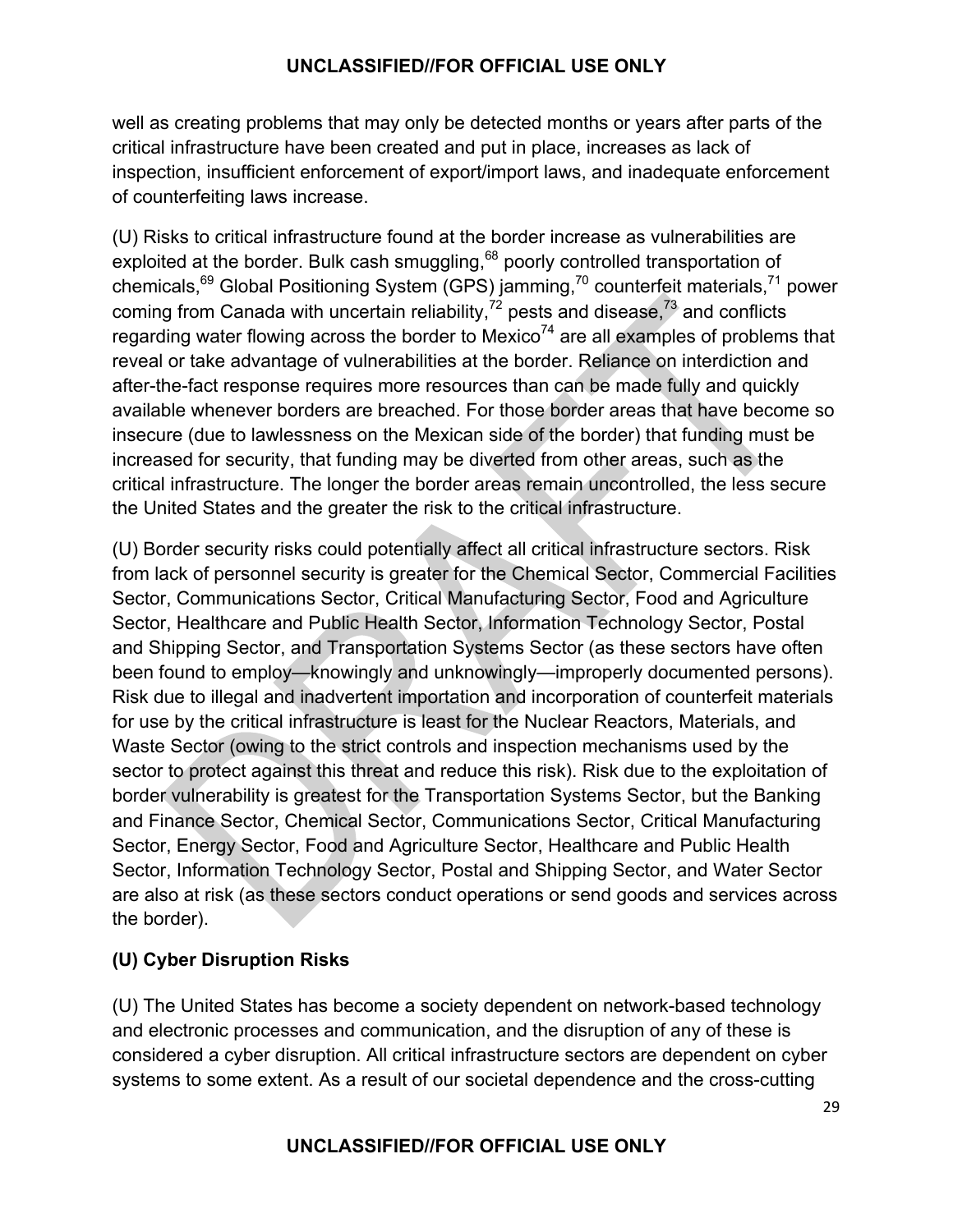well as creating problems that may only be detected months or years after parts of the critical infrastructure have been created and put in place, increases as lack of inspection, insufficient enforcement of export/import laws, and inadequate enforcement of counterfeiting laws increase.

(U) Risks to critical infrastructure found at the border increase as vulnerabilities are exploited at the border. Bulk cash smuggling,[68] poorly controlled transportation of chemicals,[69] Global Positioning System (GPS) jamming,[70] counterfeit materials,[71] power coming from Canada with uncertain reliability,[72] pests and disease,[73] and conflicts regarding water flowing across the border to Mexico[74] are all examples of problems that reveal or take advantage of vulnerabilities at the border. Reliance on interdiction and after-the-fact response requires more resources than can be made fully and quickly available whenever borders are breached. For those border areas that have become so insecure (due to lawlessness on the Mexican side of the border) that funding must be increased for security, that funding may be diverted from other areas, such as the critical infrastructure. The longer the border areas remain uncontrolled, the less secure the United States and the greater the risk to the critical infrastructure.

(U) Border security risks could potentially affect all critical infrastructure sectors. Risk from lack of personnel security is greater for the Chemical Sector, Commercial Facilities Sector, Communications Sector, Critical Manufacturing Sector, Food and Agriculture Sector, Healthcare and Public Health Sector, Information Technology Sector, Postal and Shipping Sector, and Transportation Systems Sector (as these sectors have often been found to employ—knowingly and unknowingly—improperly documented persons). Risk due to illegal and inadvertent importation and incorporation of counterfeit materials for use by the critical infrastructure is least for the Nuclear Reactors, Materials, and Waste Sector (owing to the strict controls and inspection mechanisms used by the sector to protect against this threat and reduce this risk). Risk due to the exploitation of border vulnerability is greatest for the Transportation Systems Sector, but the Banking and Finance Sector, Chemical Sector, Communications Sector, Critical Manufacturing Sector, Energy Sector, Food and Agriculture Sector, Healthcare and Public Health Sector, Information Technology Sector, Postal and Shipping Sector, and Water Sector are also at risk (as these sectors conduct operations or send goods and services across the border).

### (U) Cyber Disruption Risks

(U) The United States has become a society dependent on network-based technology and electronic processes and communication, and the disruption of any of these is considered a cyber disruption. All critical infrastructure sectors are dependent on cyber systems to some extent. As a result of our societal dependence and the cross-cutting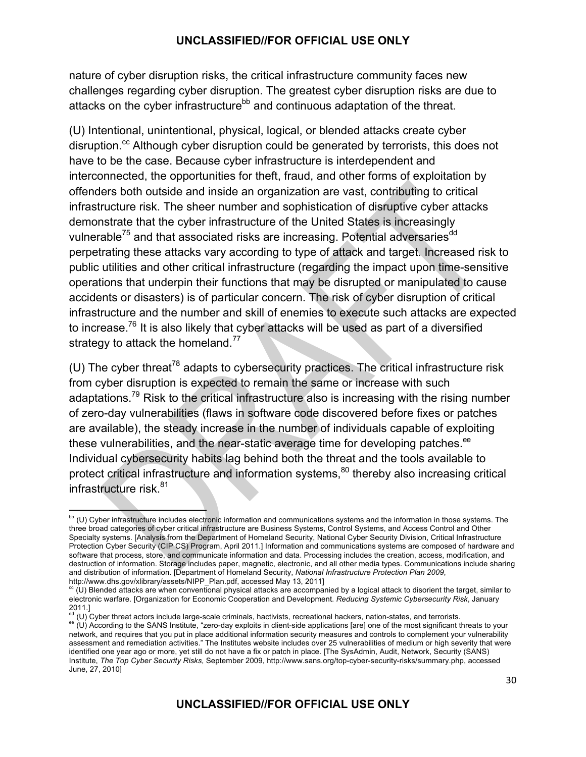nature of cyber disruption risks, the critical infrastructure community faces new challenges regarding cyber disruption. The greatest cyber disruption risks are due to attacks on the cyber infrastructure[bb] and continuous adaptation of the threat.

(U) Intentional, unintentional, physical, logical, or blended attacks create cyber disruption.[cc] Although cyber disruption could be generated by terrorists, this does not have to be the case. Because cyber infrastructure is interdependent and interconnected, the opportunities for theft, fraud, and other forms of exploitation by offenders both outside and inside an organization are vast, contributing to critical infrastructure risk. The sheer number and sophistication of disruptive cyber attacks demonstrate that the cyber infrastructure of the United States is increasingly vulnerable[75] and that associated risks are increasing. Potential adversaries[dd] perpetrating these attacks vary according to type of attack and target. Increased risk to public utilities and other critical infrastructure (regarding the impact upon time-sensitive operations that underpin their functions that may be disrupted or manipulated to cause accidents or disasters) is of particular concern. The risk of cyber disruption of critical infrastructure and the number and skill of enemies to execute such attacks are expected to increase.[76] It is also likely that cyber attacks will be used as part of a diversified strategy to attack the homeland.[77]

(U) The cyber threat[78] adapts to cybersecurity practices. The critical infrastructure risk from cyber disruption is expected to remain the same or increase with such adaptations.[79] Risk to the critical infrastructure also is increasing with the rising number of zero-day vulnerabilities (flaws in software code discovered before fixes or patches are available), the steady increase in the number of individuals capable of exploiting these vulnerabilities, and the near-static average time for developing patches.[ee] Individual cybersecurity habits lag behind both the threat and the tools available to protect critical infrastructure and information systems,[80] thereby also increasing critical infrastructure risk.[81]

---

[bb] (U) Cyber infrastructure includes electronic information and communications systems and the information in those systems. The three broad categories of cyber critical infrastructure are Business Systems, Control Systems, and Access Control and Other Specialty systems. [Analysis from the Department of Homeland Security, National Cyber Security Division, Critical Infrastructure Protection Cyber Security (CIP CS) Program, April 2011.] Information and communications systems are composed of hardware and software that process, store, and communicate information and data. Processing includes the creation, access, modification, and destruction of information. Storage includes paper, magnetic, electronic, and all other media types. Communications include sharing and distribution of information. [Department of Homeland Security, *National Infrastructure Protection Plan 2009*, http://www.dhs.gov/xlibrary/assets/NIPP_Plan.pdf, accessed May 13, 2011]

[cc] (U) Blended attacks are when conventional physical attacks are accompanied by a logical attack to disorient the target, similar to electronic warfare. [Organization for Economic Cooperation and Development. *Reducing Systemic Cybersecurity Risk*, January 2011.]

[dd] (U) Cyber threat actors include large-scale criminals, hactivists, recreational hackers, nation-states, and terrorists.

[ee] (U) According to the SANS Institute, "zero-day exploits in client-side applications [are] one of the most significant threats to your network, and requires that you put in place additional information security measures and controls to complement your vulnerability assessment and remediation activities." The Institutes website includes over 25 vulnerabilities of medium or high severity that were identified one year ago or more, yet still do not have a fix or patch in place. [The SysAdmin, Audit, Network, Security (SANS) Institute, *The Top Cyber Security Risks*, September 2009, http://www.sans.org/top-cyber-security-risks/summary.php, accessed June, 27, 2010]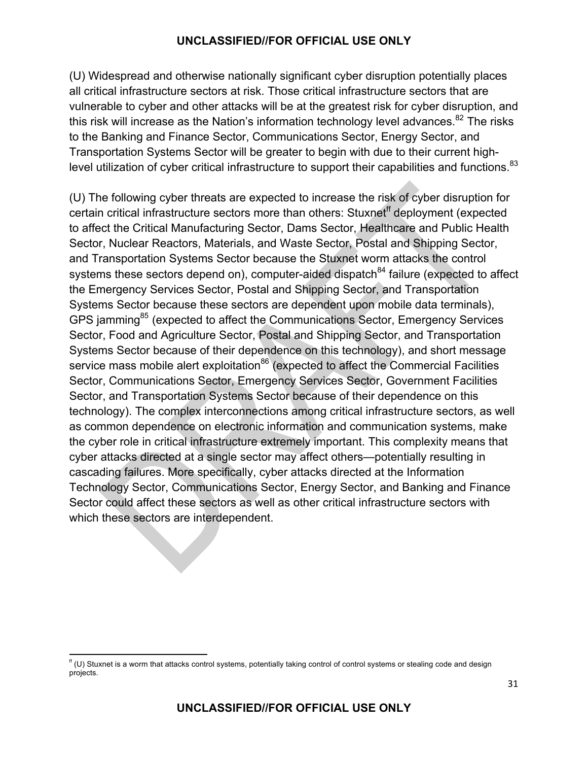(U) Widespread and otherwise nationally significant cyber disruption potentially places all critical infrastructure sectors at risk. Those critical infrastructure sectors that are vulnerable to cyber and other attacks will be at the greatest risk for cyber disruption, and this risk will increase as the Nation's information technology level advances.[82] The risks to the Banking and Finance Sector, Communications Sector, Energy Sector, and Transportation Systems Sector will be greater to begin with due to their current high-level utilization of cyber critical infrastructure to support their capabilities and functions.[83]

(U) The following cyber threats are expected to increase the risk of cyber disruption for certain critical infrastructure sectors more than others: Stuxnet[ff] deployment (expected to affect the Critical Manufacturing Sector, Dams Sector, Healthcare and Public Health Sector, Nuclear Reactors, Materials, and Waste Sector, Postal and Shipping Sector, and Transportation Systems Sector because the Stuxnet worm attacks the control systems these sectors depend on), computer-aided dispatch[84] failure (expected to affect the Emergency Services Sector, Postal and Shipping Sector, and Transportation Systems Sector because these sectors are dependent upon mobile data terminals), GPS jamming[85] (expected to affect the Communications Sector, Emergency Services Sector, Food and Agriculture Sector, Postal and Shipping Sector, and Transportation Systems Sector because of their dependence on this technology), and short message service mass mobile alert exploitation[86] (expected to affect the Commercial Facilities Sector, Communications Sector, Emergency Services Sector, Government Facilities Sector, and Transportation Systems Sector because of their dependence on this technology). The complex interconnections among critical infrastructure sectors, as well as common dependence on electronic information and communication systems, make the cyber role in critical infrastructure extremely important. This complexity means that cyber attacks directed at a single sector may affect others—potentially resulting in cascading failures. More specifically, cyber attacks directed at the Information Technology Sector, Communications Sector, Energy Sector, and Banking and Finance Sector could affect these sectors as well as other critical infrastructure sectors with which these sectors are interdependent.

[ff] (U) Stuxnet is a worm that attacks control systems, potentially taking control of control systems or stealing code and design projects.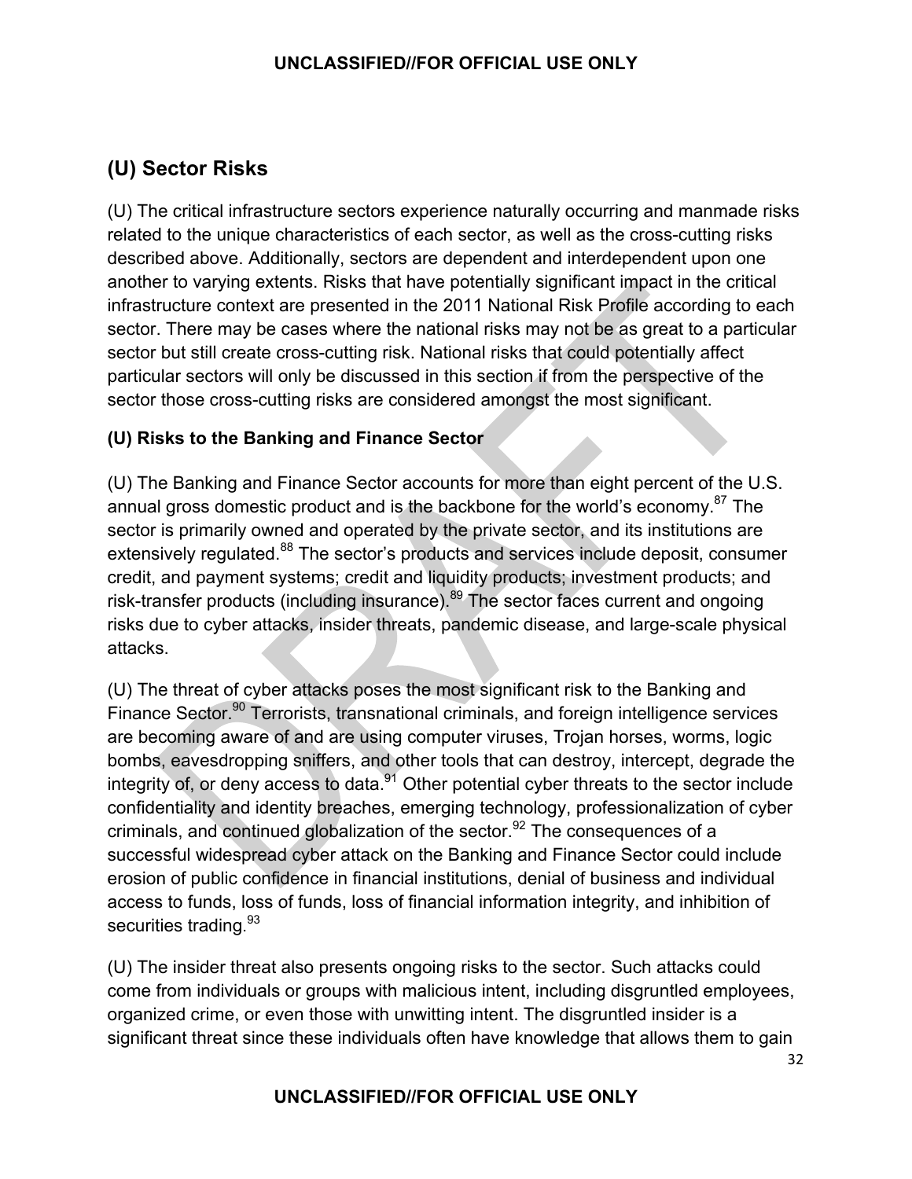## (U) Sector Risks

(U) The critical infrastructure sectors experience naturally occurring and manmade risks related to the unique characteristics of each sector, as well as the cross-cutting risks described above. Additionally, sectors are dependent and interdependent upon one another to varying extents. Risks that have potentially significant impact in the critical infrastructure context are presented in the 2011 National Risk Profile according to each sector. There may be cases where the national risks may not be as great to a particular sector but still create cross-cutting risk. National risks that could potentially affect particular sectors will only be discussed in this section if from the perspective of the sector those cross-cutting risks are considered amongst the most significant.

### (U) Risks to the Banking and Finance Sector

(U) The Banking and Finance Sector accounts for more than eight percent of the U.S. annual gross domestic product and is the backbone for the world's economy.[87] The sector is primarily owned and operated by the private sector, and its institutions are extensively regulated.[88] The sector's products and services include deposit, consumer credit, and payment systems; credit and liquidity products; investment products; and risk-transfer products (including insurance).[89] The sector faces current and ongoing risks due to cyber attacks, insider threats, pandemic disease, and large-scale physical attacks.

(U) The threat of cyber attacks poses the most significant risk to the Banking and Finance Sector.[90] Terrorists, transnational criminals, and foreign intelligence services are becoming aware of and are using computer viruses, Trojan horses, worms, logic bombs, eavesdropping sniffers, and other tools that can destroy, intercept, degrade the integrity of, or deny access to data.[91] Other potential cyber threats to the sector include confidentiality and identity breaches, emerging technology, professionalization of cyber criminals, and continued globalization of the sector.[92] The consequences of a successful widespread cyber attack on the Banking and Finance Sector could include erosion of public confidence in financial institutions, denial of business and individual access to funds, loss of funds, loss of financial information integrity, and inhibition of securities trading.[93]

(U) The insider threat also presents ongoing risks to the sector. Such attacks could come from individuals or groups with malicious intent, including disgruntled employees, organized crime, or even those with unwitting intent. The disgruntled insider is a significant threat since these individuals often have knowledge that allows them to gain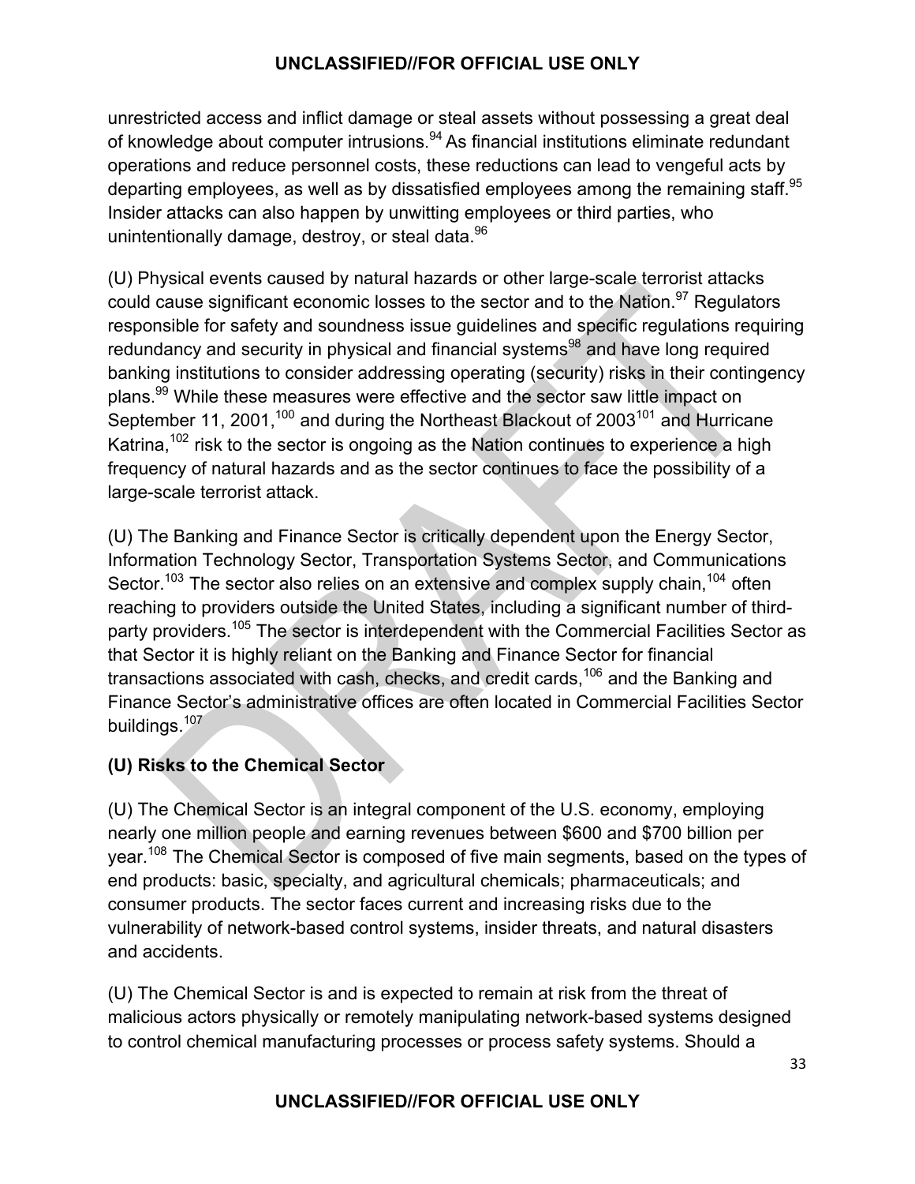unrestricted access and inflict damage or steal assets without possessing a great deal of knowledge about computer intrusions.[94] As financial institutions eliminate redundant operations and reduce personnel costs, these reductions can lead to vengeful acts by departing employees, as well as by dissatisfied employees among the remaining staff.[95] Insider attacks can also happen by unwitting employees or third parties, who unintentionally damage, destroy, or steal data.[96]

(U) Physical events caused by natural hazards or other large-scale terrorist attacks could cause significant economic losses to the sector and to the Nation.[97] Regulators responsible for safety and soundness issue guidelines and specific regulations requiring redundancy and security in physical and financial systems[98] and have long required banking institutions to consider addressing operating (security) risks in their contingency plans.[99] While these measures were effective and the sector saw little impact on September 11, 2001,[100] and during the Northeast Blackout of 2003[101] and Hurricane Katrina,[102] risk to the sector is ongoing as the Nation continues to experience a high frequency of natural hazards and as the sector continues to face the possibility of a large-scale terrorist attack.

(U) The Banking and Finance Sector is critically dependent upon the Energy Sector, Information Technology Sector, Transportation Systems Sector, and Communications Sector.[103] The sector also relies on an extensive and complex supply chain,[104] often reaching to providers outside the United States, including a significant number of third-party providers.[105] The sector is interdependent with the Commercial Facilities Sector as that Sector it is highly reliant on the Banking and Finance Sector for financial transactions associated with cash, checks, and credit cards,[106] and the Banking and Finance Sector's administrative offices are often located in Commercial Facilities Sector buildings.[107]

### (U) Risks to the Chemical Sector

(U) The Chemical Sector is an integral component of the U.S. economy, employing nearly one million people and earning revenues between $600 and $700 billion per year.[108] The Chemical Sector is composed of five main segments, based on the types of end products: basic, specialty, and agricultural chemicals; pharmaceuticals; and consumer products. The sector faces current and increasing risks due to the vulnerability of network-based control systems, insider threats, and natural disasters and accidents.

(U) The Chemical Sector is and is expected to remain at risk from the threat of malicious actors physically or remotely manipulating network-based systems designed to control chemical manufacturing processes or process safety systems. Should a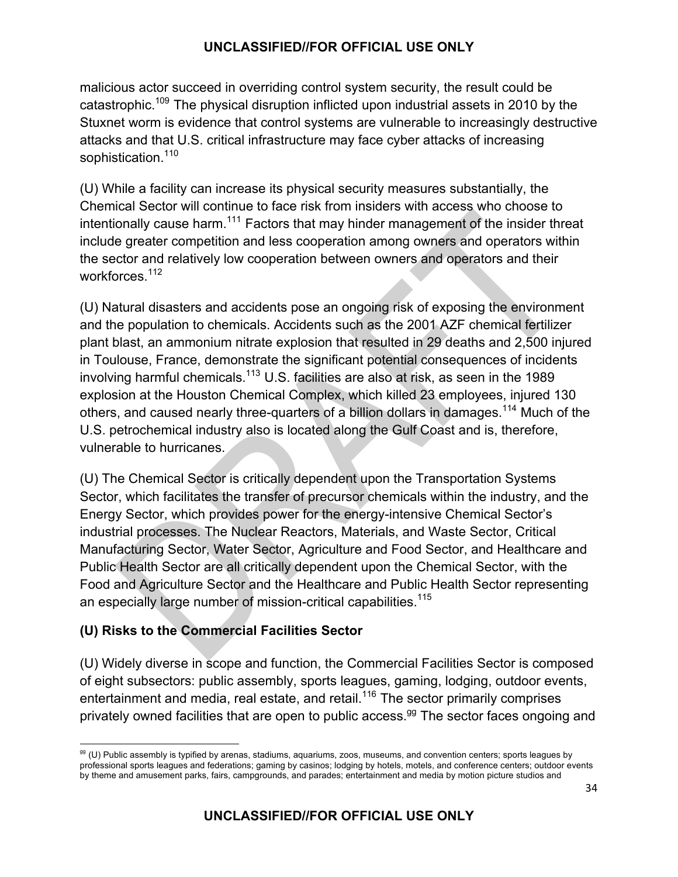malicious actor succeed in overriding control system security, the result could be catastrophic.[109] The physical disruption inflicted upon industrial assets in 2010 by the Stuxnet worm is evidence that control systems are vulnerable to increasingly destructive attacks and that U.S. critical infrastructure may face cyber attacks of increasing sophistication.[110]

(U) While a facility can increase its physical security measures substantially, the Chemical Sector will continue to face risk from insiders with access who choose to intentionally cause harm.[111] Factors that may hinder management of the insider threat include greater competition and less cooperation among owners and operators within the sector and relatively low cooperation between owners and operators and their workforces.[112]

(U) Natural disasters and accidents pose an ongoing risk of exposing the environment and the population to chemicals. Accidents such as the 2001 AZF chemical fertilizer plant blast, an ammonium nitrate explosion that resulted in 29 deaths and 2,500 injured in Toulouse, France, demonstrate the significant potential consequences of incidents involving harmful chemicals.[113] U.S. facilities are also at risk, as seen in the 1989 explosion at the Houston Chemical Complex, which killed 23 employees, injured 130 others, and caused nearly three-quarters of a billion dollars in damages.[114] Much of the U.S. petrochemical industry also is located along the Gulf Coast and is, therefore, vulnerable to hurricanes.

(U) The Chemical Sector is critically dependent upon the Transportation Systems Sector, which facilitates the transfer of precursor chemicals within the industry, and the Energy Sector, which provides power for the energy-intensive Chemical Sector's industrial processes. The Nuclear Reactors, Materials, and Waste Sector, Critical Manufacturing Sector, Water Sector, Agriculture and Food Sector, and Healthcare and Public Health Sector are all critically dependent upon the Chemical Sector, with the Food and Agriculture Sector and the Healthcare and Public Health Sector representing an especially large number of mission-critical capabilities.[115]

### (U) Risks to the Commercial Facilities Sector

(U) Widely diverse in scope and function, the Commercial Facilities Sector is composed of eight subsectors: public assembly, sports leagues, gaming, lodging, outdoor events, entertainment and media, real estate, and retail.[116] The sector primarily comprises privately owned facilities that are open to public access.[99] The sector faces ongoing and

---

[99] (U) Public assembly is typified by arenas, stadiums, aquariums, zoos, museums, and convention centers; sports leagues by professional sports leagues and federations; gaming by casinos; lodging by hotels, motels, and conference centers; outdoor events by theme and amusement parks, fairs, campgrounds, and parades; entertainment and media by motion picture studios and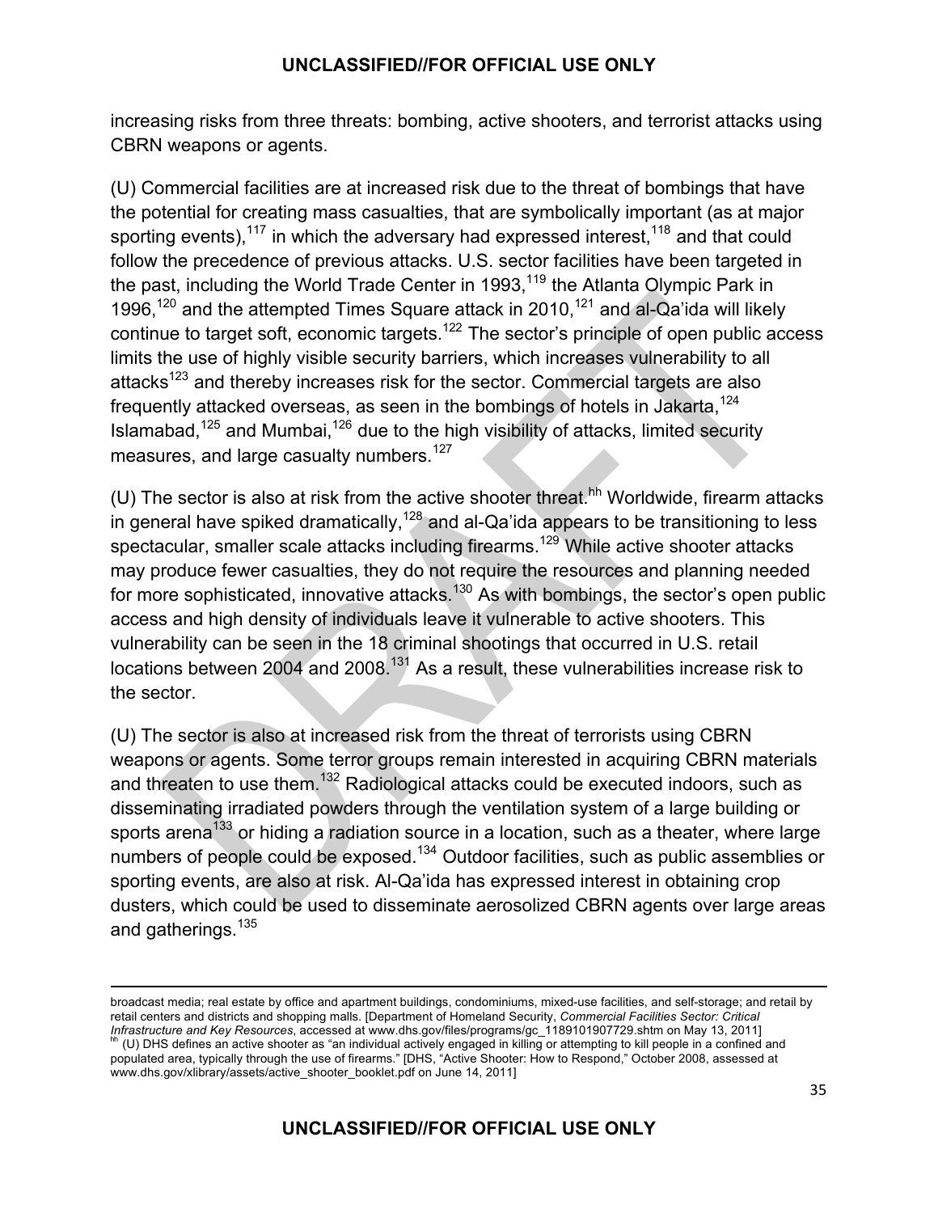increasing risks from three threats: bombing, active shooters, and terrorist attacks using CBRN weapons or agents.

(U) Commercial facilities are at increased risk due to the threat of bombings that have the potential for creating mass casualties, that are symbolically important (as at major sporting events),[117] in which the adversary had expressed interest,[118] and that could follow the precedence of previous attacks. U.S. sector facilities have been targeted in the past, including the World Trade Center in 1993,[119] the Atlanta Olympic Park in 1996,[120] and the attempted Times Square attack in 2010,[121] and al-Qa'ida will likely continue to target soft, economic targets.[122] The sector's principle of open public access limits the use of highly visible security barriers, which increases vulnerability to all attacks[123] and thereby increases risk for the sector. Commercial targets are also frequently attacked overseas, as seen in the bombings of hotels in Jakarta,[124] Islamabad,[125] and Mumbai,[126] due to the high visibility of attacks, limited security measures, and large casualty numbers.[127]

(U) The sector is also at risk from the active shooter threat.[hh] Worldwide, firearm attacks in general have spiked dramatically,[128] and al-Qa'ida appears to be transitioning to less spectacular, smaller scale attacks including firearms.[129] While active shooter attacks may produce fewer casualties, they do not require the resources and planning needed for more sophisticated, innovative attacks.[130] As with bombings, the sector's open public access and high density of individuals leave it vulnerable to active shooters. This vulnerability can be seen in the 18 criminal shootings that occurred in U.S. retail locations between 2004 and 2008.[131] As a result, these vulnerabilities increase risk to the sector.

(U) The sector is also at increased risk from the threat of terrorists using CBRN weapons or agents. Some terror groups remain interested in acquiring CBRN materials and threaten to use them.[132] Radiological attacks could be executed indoors, such as disseminating irradiated powders through the ventilation system of a large building or sports arena[133] or hiding a radiation source in a location, such as a theater, where large numbers of people could be exposed.[134] Outdoor facilities, such as public assemblies or sporting events, are also at risk. Al-Qa'ida has expressed interest in obtaining crop dusters, which could be used to disseminate aerosolized CBRN agents over large areas and gatherings.[135]

---

broadcast media; real estate by office and apartment buildings, condominiums, mixed-use facilities, and self-storage; and retail by retail centers and districts and shopping malls. [Department of Homeland Security, *Commercial Facilities Sector: Critical Infrastructure and Key Resources*, accessed at www.dhs.gov/files/programs/gc_1189101907729.shtm on May 13, 2011]

[hh] (U) DHS defines an active shooter as "an individual actively engaged in killing or attempting to kill people in a confined and populated area, typically through the use of firearms." [DHS, "Active Shooter: How to Respond," October 2008, assessed at www.dhs.gov/xlibrary/assets/active_shooter_booklet.pdf on June 14, 2011]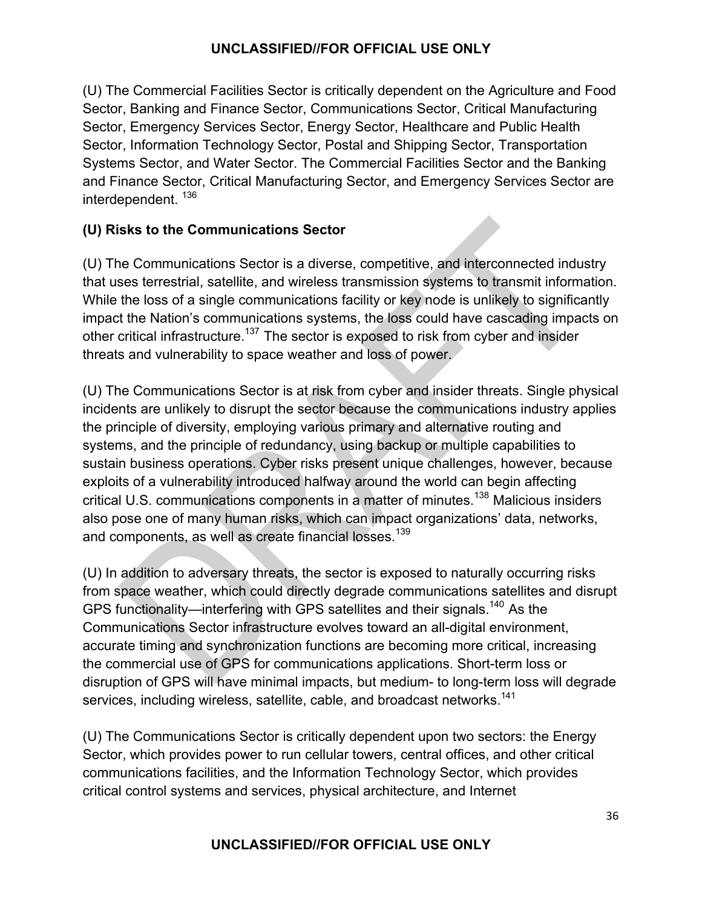(U) The Commercial Facilities Sector is critically dependent on the Agriculture and Food Sector, Banking and Finance Sector, Communications Sector, Critical Manufacturing Sector, Emergency Services Sector, Energy Sector, Healthcare and Public Health Sector, Information Technology Sector, Postal and Shipping Sector, Transportation Systems Sector, and Water Sector. The Commercial Facilities Sector and the Banking and Finance Sector, Critical Manufacturing Sector, and Emergency Services Sector are interdependent. [136]

### (U) Risks to the Communications Sector

(U) The Communications Sector is a diverse, competitive, and interconnected industry that uses terrestrial, satellite, and wireless transmission systems to transmit information. While the loss of a single communications facility or key node is unlikely to significantly impact the Nation's communications systems, the loss could have cascading impacts on other critical infrastructure.[137] The sector is exposed to risk from cyber and insider threats and vulnerability to space weather and loss of power.

(U) The Communications Sector is at risk from cyber and insider threats. Single physical incidents are unlikely to disrupt the sector because the communications industry applies the principle of diversity, employing various primary and alternative routing and systems, and the principle of redundancy, using backup or multiple capabilities to sustain business operations. Cyber risks present unique challenges, however, because exploits of a vulnerability introduced halfway around the world can begin affecting critical U.S. communications components in a matter of minutes.[138] Malicious insiders also pose one of many human risks, which can impact organizations' data, networks, and components, as well as create financial losses.[139]

(U) In addition to adversary threats, the sector is exposed to naturally occurring risks from space weather, which could directly degrade communications satellites and disrupt GPS functionality—interfering with GPS satellites and their signals.[140] As the Communications Sector infrastructure evolves toward an all-digital environment, accurate timing and synchronization functions are becoming more critical, increasing the commercial use of GPS for communications applications. Short-term loss or disruption of GPS will have minimal impacts, but medium- to long-term loss will degrade services, including wireless, satellite, cable, and broadcast networks.[141]

(U) The Communications Sector is critically dependent upon two sectors: the Energy Sector, which provides power to run cellular towers, central offices, and other critical communications facilities, and the Information Technology Sector, which provides critical control systems and services, physical architecture, and Internet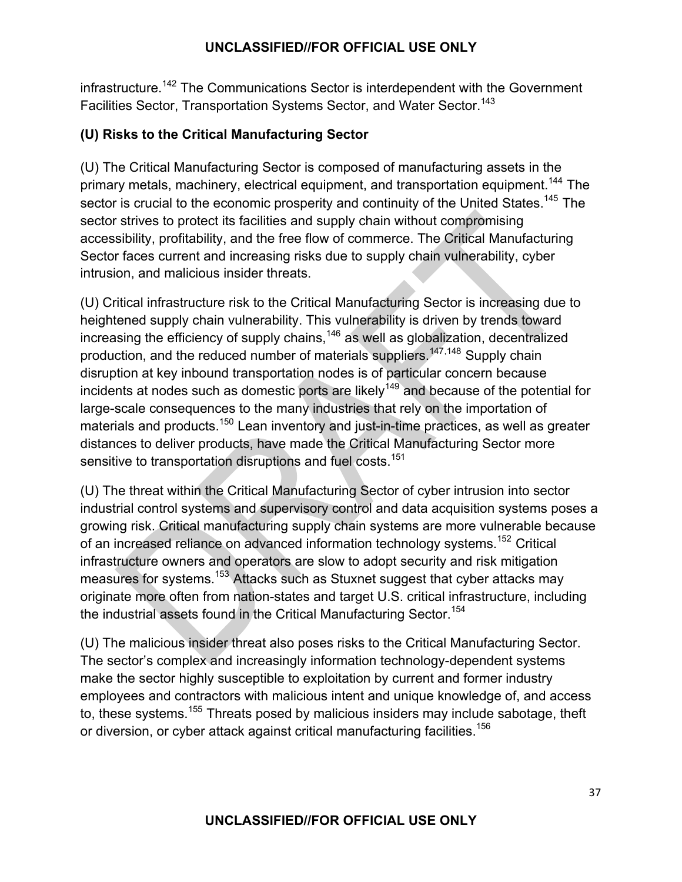infrastructure.[142] The Communications Sector is interdependent with the Government Facilities Sector, Transportation Systems Sector, and Water Sector.[143]

### (U) Risks to the Critical Manufacturing Sector

(U) The Critical Manufacturing Sector is composed of manufacturing assets in the primary metals, machinery, electrical equipment, and transportation equipment.[144] The sector is crucial to the economic prosperity and continuity of the United States.[145] The sector strives to protect its facilities and supply chain without compromising accessibility, profitability, and the free flow of commerce. The Critical Manufacturing Sector faces current and increasing risks due to supply chain vulnerability, cyber intrusion, and malicious insider threats.

(U) Critical infrastructure risk to the Critical Manufacturing Sector is increasing due to heightened supply chain vulnerability. This vulnerability is driven by trends toward increasing the efficiency of supply chains,[146] as well as globalization, decentralized production, and the reduced number of materials suppliers.[147,148] Supply chain disruption at key inbound transportation nodes is of particular concern because incidents at nodes such as domestic ports are likely[149] and because of the potential for large-scale consequences to the many industries that rely on the importation of materials and products.[150] Lean inventory and just-in-time practices, as well as greater distances to deliver products, have made the Critical Manufacturing Sector more sensitive to transportation disruptions and fuel costs.[151]

(U) The threat within the Critical Manufacturing Sector of cyber intrusion into sector industrial control systems and supervisory control and data acquisition systems poses a growing risk. Critical manufacturing supply chain systems are more vulnerable because of an increased reliance on advanced information technology systems.[152] Critical infrastructure owners and operators are slow to adopt security and risk mitigation measures for systems.[153] Attacks such as Stuxnet suggest that cyber attacks may originate more often from nation-states and target U.S. critical infrastructure, including the industrial assets found in the Critical Manufacturing Sector.[154]

(U) The malicious insider threat also poses risks to the Critical Manufacturing Sector. The sector's complex and increasingly information technology-dependent systems make the sector highly susceptible to exploitation by current and former industry employees and contractors with malicious intent and unique knowledge of, and access to, these systems.[155] Threats posed by malicious insiders may include sabotage, theft or diversion, or cyber attack against critical manufacturing facilities.[156]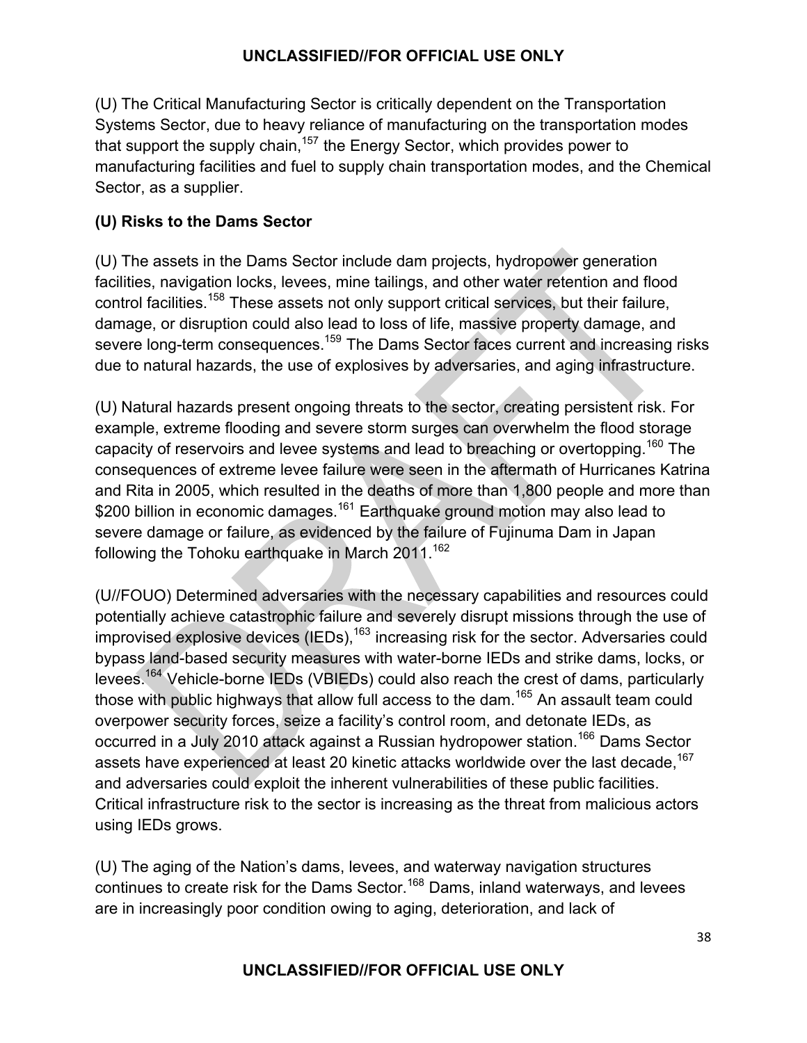(U) The Critical Manufacturing Sector is critically dependent on the Transportation Systems Sector, due to heavy reliance of manufacturing on the transportation modes that support the supply chain,[157] the Energy Sector, which provides power to manufacturing facilities and fuel to supply chain transportation modes, and the Chemical Sector, as a supplier.

**(U) Risks to the Dams Sector**

(U) The assets in the Dams Sector include dam projects, hydropower generation facilities, navigation locks, levees, mine tailings, and other water retention and flood control facilities.[158] These assets not only support critical services, but their failure, damage, or disruption could also lead to loss of life, massive property damage, and severe long-term consequences.[159] The Dams Sector faces current and increasing risks due to natural hazards, the use of explosives by adversaries, and aging infrastructure.

(U) Natural hazards present ongoing threats to the sector, creating persistent risk. For example, extreme flooding and severe storm surges can overwhelm the flood storage capacity of reservoirs and levee systems and lead to breaching or overtopping.[160] The consequences of extreme levee failure were seen in the aftermath of Hurricanes Katrina and Rita in 2005, which resulted in the deaths of more than 1,800 people and more than $200 billion in economic damages.[161] Earthquake ground motion may also lead to severe damage or failure, as evidenced by the failure of Fujinuma Dam in Japan following the Tohoku earthquake in March 2011.[162]

(U//FOUO) Determined adversaries with the necessary capabilities and resources could potentially achieve catastrophic failure and severely disrupt missions through the use of improvised explosive devices (IEDs),[163] increasing risk for the sector. Adversaries could bypass land-based security measures with water-borne IEDs and strike dams, locks, or levees.[164] Vehicle-borne IEDs (VBIEDs) could also reach the crest of dams, particularly those with public highways that allow full access to the dam.[165] An assault team could overpower security forces, seize a facility's control room, and detonate IEDs, as occurred in a July 2010 attack against a Russian hydropower station.[166] Dams Sector assets have experienced at least 20 kinetic attacks worldwide over the last decade,[167] and adversaries could exploit the inherent vulnerabilities of these public facilities. Critical infrastructure risk to the sector is increasing as the threat from malicious actors using IEDs grows.

(U) The aging of the Nation's dams, levees, and waterway navigation structures continues to create risk for the Dams Sector.[168] Dams, inland waterways, and levees are in increasingly poor condition owing to aging, deterioration, and lack of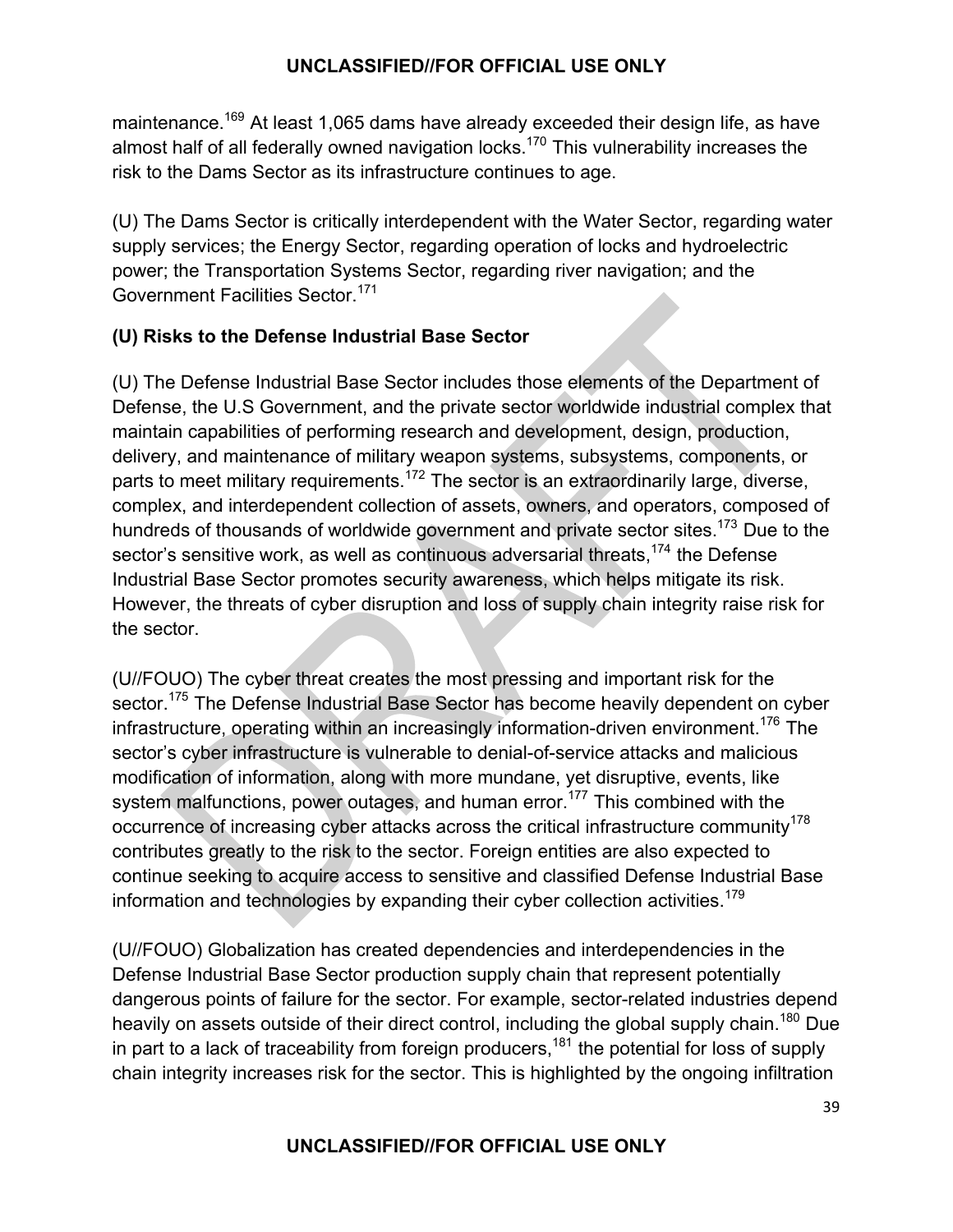maintenance.[169] At least 1,065 dams have already exceeded their design life, as have almost half of all federally owned navigation locks.[170] This vulnerability increases the risk to the Dams Sector as its infrastructure continues to age.

(U) The Dams Sector is critically interdependent with the Water Sector, regarding water supply services; the Energy Sector, regarding operation of locks and hydroelectric power; the Transportation Systems Sector, regarding river navigation; and the Government Facilities Sector.[171]

### (U) Risks to the Defense Industrial Base Sector

(U) The Defense Industrial Base Sector includes those elements of the Department of Defense, the U.S Government, and the private sector worldwide industrial complex that maintain capabilities of performing research and development, design, production, delivery, and maintenance of military weapon systems, subsystems, components, or parts to meet military requirements.[172] The sector is an extraordinarily large, diverse, complex, and interdependent collection of assets, owners, and operators, composed of hundreds of thousands of worldwide government and private sector sites.[173] Due to the sector's sensitive work, as well as continuous adversarial threats,[174] the Defense Industrial Base Sector promotes security awareness, which helps mitigate its risk. However, the threats of cyber disruption and loss of supply chain integrity raise risk for the sector.

(U//FOUO) The cyber threat creates the most pressing and important risk for the sector.[175] The Defense Industrial Base Sector has become heavily dependent on cyber infrastructure, operating within an increasingly information-driven environment.[176] The sector's cyber infrastructure is vulnerable to denial-of-service attacks and malicious modification of information, along with more mundane, yet disruptive, events, like system malfunctions, power outages, and human error.[177] This combined with the occurrence of increasing cyber attacks across the critical infrastructure community[178] contributes greatly to the risk to the sector. Foreign entities are also expected to continue seeking to acquire access to sensitive and classified Defense Industrial Base information and technologies by expanding their cyber collection activities.[179]

(U//FOUO) Globalization has created dependencies and interdependencies in the Defense Industrial Base Sector production supply chain that represent potentially dangerous points of failure for the sector. For example, sector-related industries depend heavily on assets outside of their direct control, including the global supply chain.[180] Due in part to a lack of traceability from foreign producers,[181] the potential for loss of supply chain integrity increases risk for the sector. This is highlighted by the ongoing infiltration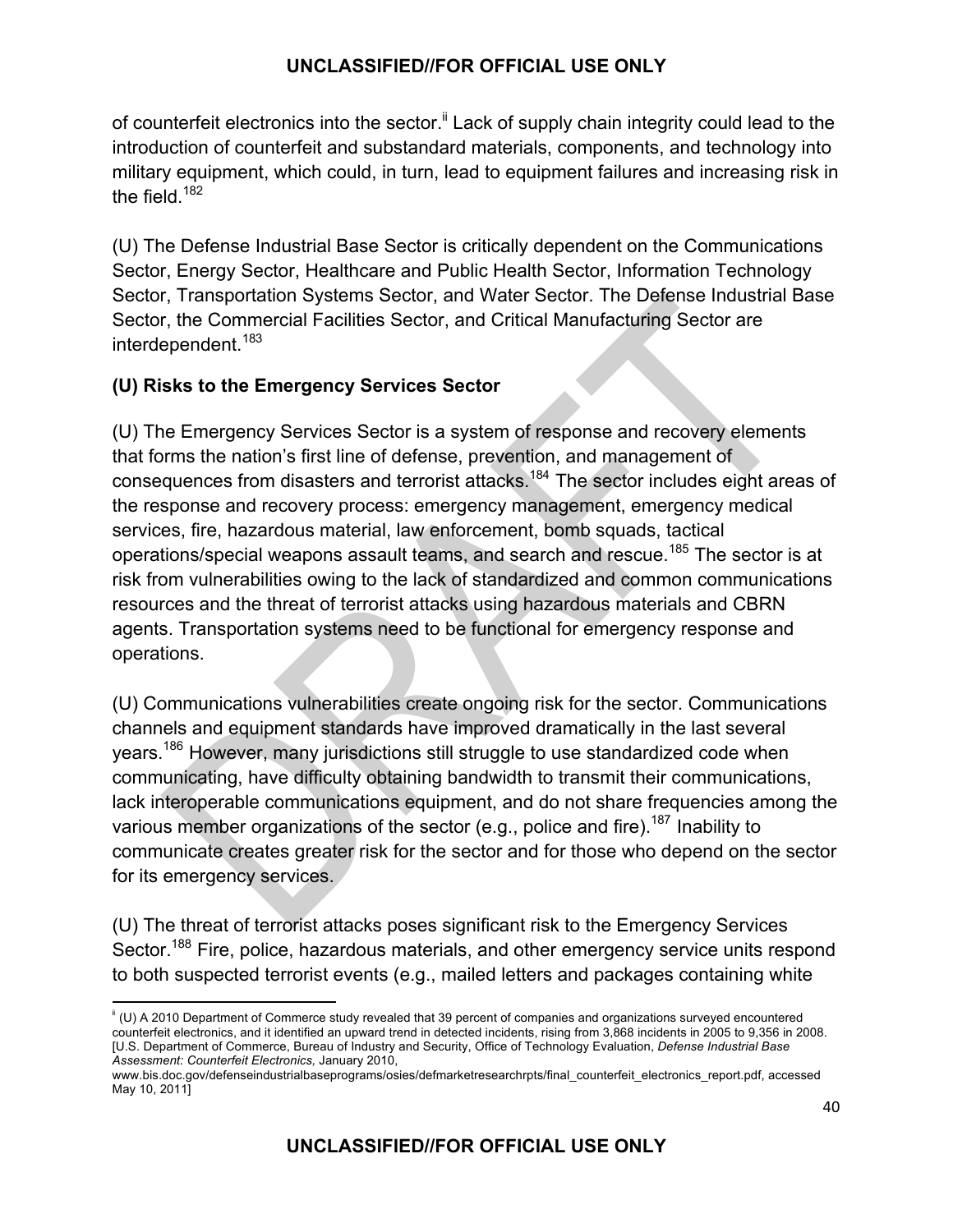of counterfeit electronics into the sector.[ii] Lack of supply chain integrity could lead to the introduction of counterfeit and substandard materials, components, and technology into military equipment, which could, in turn, lead to equipment failures and increasing risk in the field.[182]

(U) The Defense Industrial Base Sector is critically dependent on the Communications Sector, Energy Sector, Healthcare and Public Health Sector, Information Technology Sector, Transportation Systems Sector, and Water Sector. The Defense Industrial Base Sector, the Commercial Facilities Sector, and Critical Manufacturing Sector are interdependent.[183]

### (U) Risks to the Emergency Services Sector

(U) The Emergency Services Sector is a system of response and recovery elements that forms the nation's first line of defense, prevention, and management of consequences from disasters and terrorist attacks.[184] The sector includes eight areas of the response and recovery process: emergency management, emergency medical services, fire, hazardous material, law enforcement, bomb squads, tactical operations/special weapons assault teams, and search and rescue.[185] The sector is at risk from vulnerabilities owing to the lack of standardized and common communications resources and the threat of terrorist attacks using hazardous materials and CBRN agents. Transportation systems need to be functional for emergency response and operations.

(U) Communications vulnerabilities create ongoing risk for the sector. Communications channels and equipment standards have improved dramatically in the last several years.[186] However, many jurisdictions still struggle to use standardized code when communicating, have difficulty obtaining bandwidth to transmit their communications, lack interoperable communications equipment, and do not share frequencies among the various member organizations of the sector (e.g., police and fire).[187] Inability to communicate creates greater risk for the sector and for those who depend on the sector for its emergency services.

(U) The threat of terrorist attacks poses significant risk to the Emergency Services Sector.[188] Fire, police, hazardous materials, and other emergency service units respond to both suspected terrorist events (e.g., mailed letters and packages containing white

---

[ii] (U) A 2010 Department of Commerce study revealed that 39 percent of companies and organizations surveyed encountered counterfeit electronics, and it identified an upward trend in detected incidents, rising from 3,868 incidents in 2005 to 9,356 in 2008. [U.S. Department of Commerce, Bureau of Industry and Security, Office of Technology Evaluation, *Defense Industrial Base Assessment: Counterfeit Electronics,* January 2010, www.bis.doc.gov/defenseindustrialbaseprograms/osies/defmarketresearchrpts/final_counterfeit_electronics_report.pdf, accessed May 10, 2011]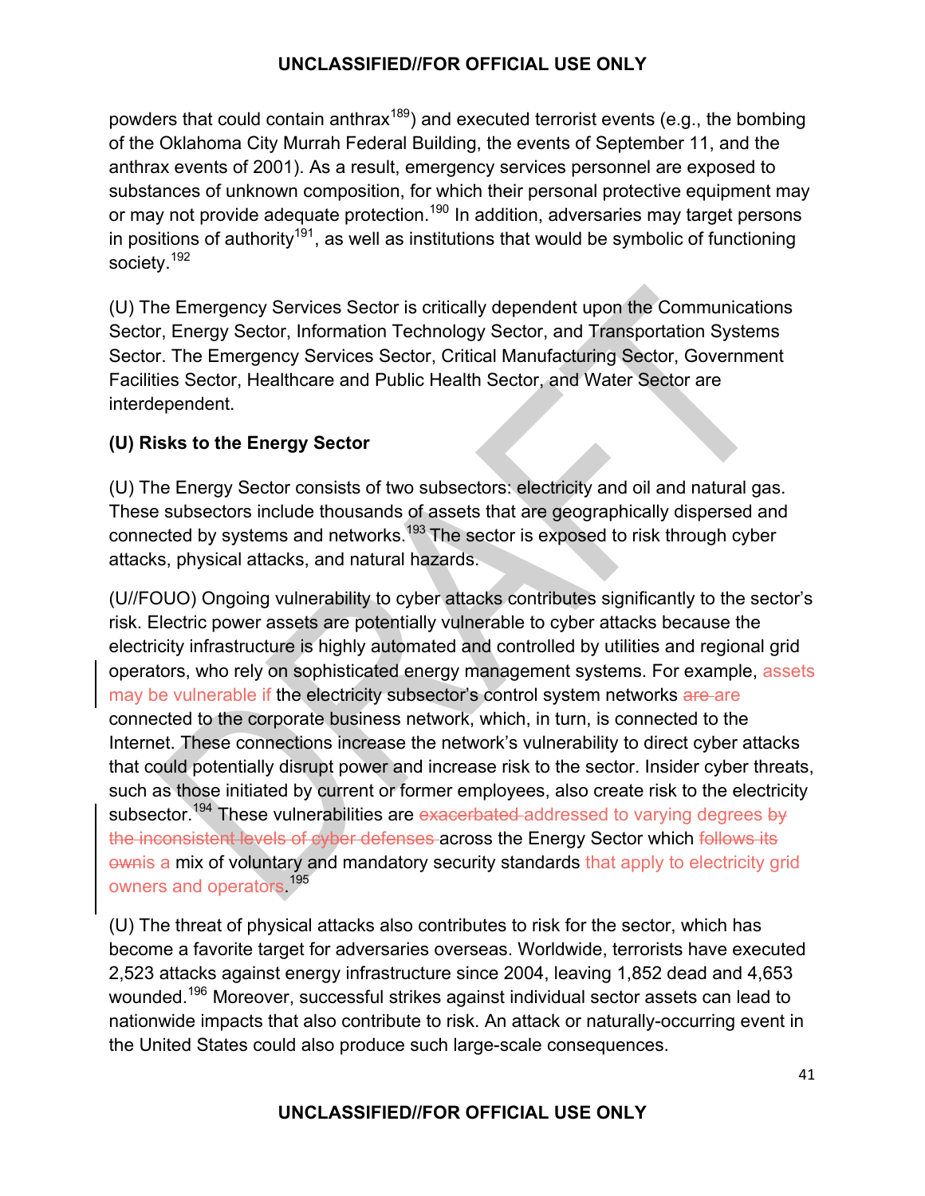powders that could contain anthrax[189]) and executed terrorist events (e.g., the bombing of the Oklahoma City Murrah Federal Building, the events of September 11, and the anthrax events of 2001). As a result, emergency services personnel are exposed to substances of unknown composition, for which their personal protective equipment may or may not provide adequate protection.[190] In addition, adversaries may target persons in positions of authority[191], as well as institutions that would be symbolic of functioning society.[192]

(U) The Emergency Services Sector is critically dependent upon the Communications Sector, Energy Sector, Information Technology Sector, and Transportation Systems Sector. The Emergency Services Sector, Critical Manufacturing Sector, Government Facilities Sector, Healthcare and Public Health Sector, and Water Sector are interdependent.

**(U) Risks to the Energy Sector**

(U) The Energy Sector consists of two subsectors: electricity and oil and natural gas. These subsectors include thousands of assets that are geographically dispersed and connected by systems and networks.[193] The sector is exposed to risk through cyber attacks, physical attacks, and natural hazards.

(U//FOUO) Ongoing vulnerability to cyber attacks contributes significantly to the sector's risk. Electric power assets are potentially vulnerable to cyber attacks because the electricity infrastructure is highly automated and controlled by utilities and regional grid operators, who rely on sophisticated energy management systems. For example, assets may be vulnerable if the electricity subsector's control system networks ~~are~~ are connected to the corporate business network, which, in turn, is connected to the Internet. These connections increase the network's vulnerability to direct cyber attacks that could potentially disrupt power and increase risk to the sector. Insider cyber threats, such as those initiated by current or former employees, also create risk to the electricity subsector.[194] These vulnerabilities are ~~exacerbated~~ addressed to varying degrees ~~by the inconsistent levels of cyber defenses~~ across the Energy Sector which ~~follows its own~~is a mix of voluntary and mandatory security standards that apply to electricity grid owners and operators.[195]

(U) The threat of physical attacks also contributes to risk for the sector, which has become a favorite target for adversaries overseas. Worldwide, terrorists have executed 2,523 attacks against energy infrastructure since 2004, leaving 1,852 dead and 4,653 wounded.[196] Moreover, successful strikes against individual sector assets can lead to nationwide impacts that also contribute to risk. An attack or naturally-occurring event in the United States could also produce such large-scale consequences.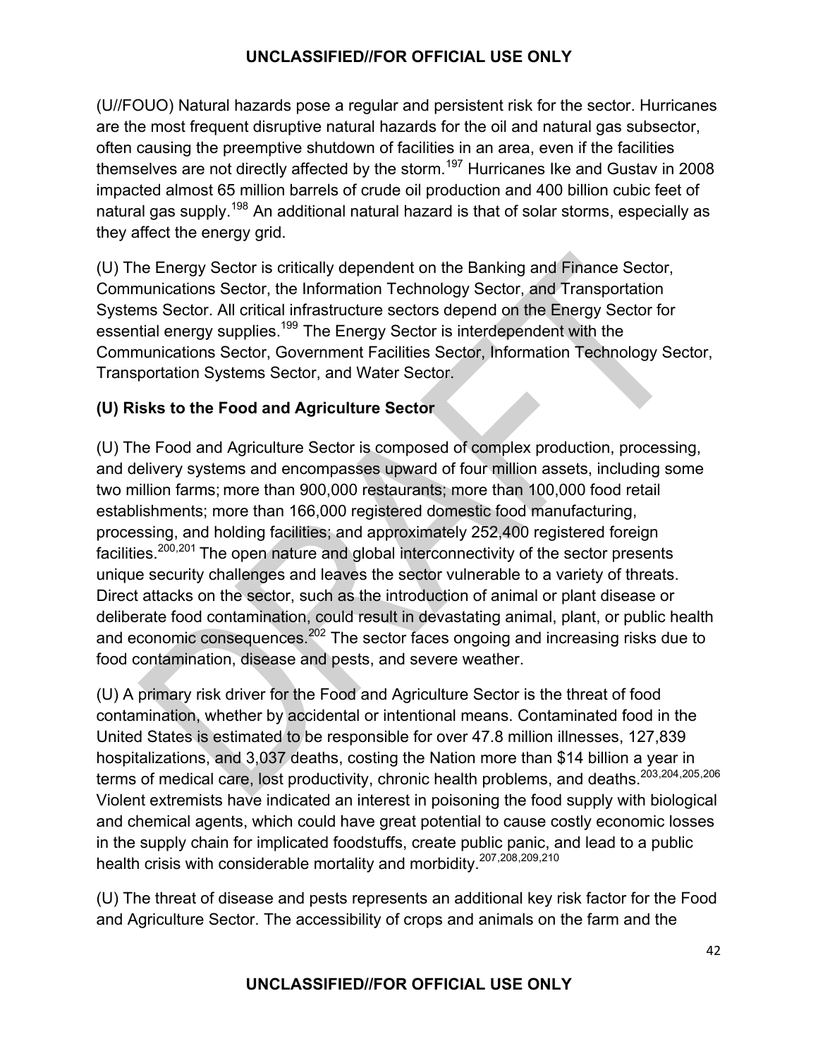(U//FOUO) Natural hazards pose a regular and persistent risk for the sector. Hurricanes are the most frequent disruptive natural hazards for the oil and natural gas subsector, often causing the preemptive shutdown of facilities in an area, even if the facilities themselves are not directly affected by the storm.[197] Hurricanes Ike and Gustav in 2008 impacted almost 65 million barrels of crude oil production and 400 billion cubic feet of natural gas supply.[198] An additional natural hazard is that of solar storms, especially as they affect the energy grid.

(U) The Energy Sector is critically dependent on the Banking and Finance Sector, Communications Sector, the Information Technology Sector, and Transportation Systems Sector. All critical infrastructure sectors depend on the Energy Sector for essential energy supplies.[199] The Energy Sector is interdependent with the Communications Sector, Government Facilities Sector, Information Technology Sector, Transportation Systems Sector, and Water Sector.

### (U) Risks to the Food and Agriculture Sector

(U) The Food and Agriculture Sector is composed of complex production, processing, and delivery systems and encompasses upward of four million assets, including some two million farms; more than 900,000 restaurants; more than 100,000 food retail establishments; more than 166,000 registered domestic food manufacturing, processing, and holding facilities; and approximately 252,400 registered foreign facilities.[200,201] The open nature and global interconnectivity of the sector presents unique security challenges and leaves the sector vulnerable to a variety of threats. Direct attacks on the sector, such as the introduction of animal or plant disease or deliberate food contamination, could result in devastating animal, plant, or public health and economic consequences.[202] The sector faces ongoing and increasing risks due to food contamination, disease and pests, and severe weather.

(U) A primary risk driver for the Food and Agriculture Sector is the threat of food contamination, whether by accidental or intentional means. Contaminated food in the United States is estimated to be responsible for over 47.8 million illnesses, 127,839 hospitalizations, and 3,037 deaths, costing the Nation more than $14 billion a year in terms of medical care, lost productivity, chronic health problems, and deaths.[203,204,205,206] Violent extremists have indicated an interest in poisoning the food supply with biological and chemical agents, which could have great potential to cause costly economic losses in the supply chain for implicated foodstuffs, create public panic, and lead to a public health crisis with considerable mortality and morbidity.[207,208,209,210]

(U) The threat of disease and pests represents an additional key risk factor for the Food and Agriculture Sector. The accessibility of crops and animals on the farm and the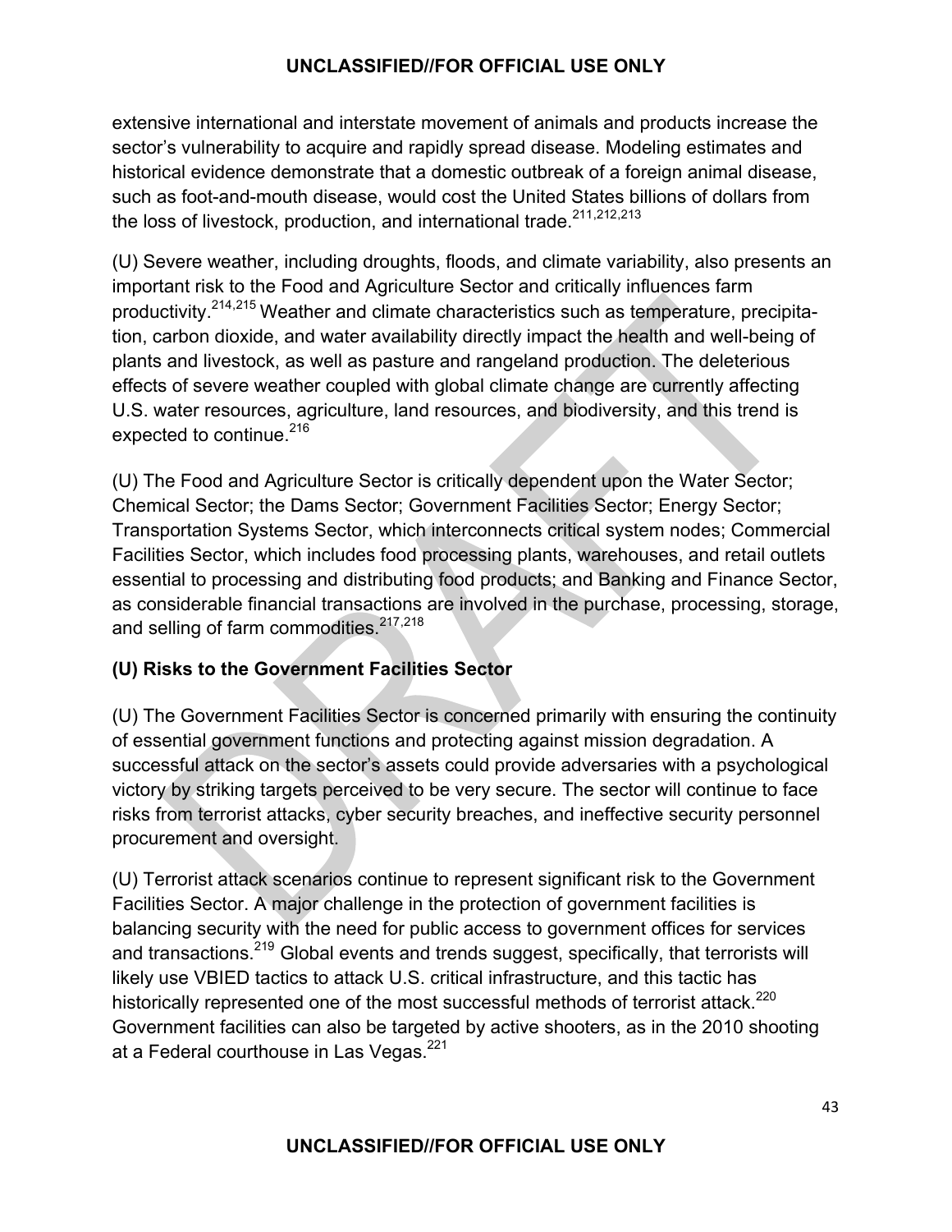extensive international and interstate movement of animals and products increase the sector's vulnerability to acquire and rapidly spread disease. Modeling estimates and historical evidence demonstrate that a domestic outbreak of a foreign animal disease, such as foot-and-mouth disease, would cost the United States billions of dollars from the loss of livestock, production, and international trade.[211,212,213]

(U) Severe weather, including droughts, floods, and climate variability, also presents an important risk to the Food and Agriculture Sector and critically influences farm productivity.[214,215] Weather and climate characteristics such as temperature, precipitation, carbon dioxide, and water availability directly impact the health and well-being of plants and livestock, as well as pasture and rangeland production. The deleterious effects of severe weather coupled with global climate change are currently affecting U.S. water resources, agriculture, land resources, and biodiversity, and this trend is expected to continue.[216]

(U) The Food and Agriculture Sector is critically dependent upon the Water Sector; Chemical Sector; the Dams Sector; Government Facilities Sector; Energy Sector; Transportation Systems Sector, which interconnects critical system nodes; Commercial Facilities Sector, which includes food processing plants, warehouses, and retail outlets essential to processing and distributing food products; and Banking and Finance Sector, as considerable financial transactions are involved in the purchase, processing, storage, and selling of farm commodities.[217,218]

### (U) Risks to the Government Facilities Sector

(U) The Government Facilities Sector is concerned primarily with ensuring the continuity of essential government functions and protecting against mission degradation. A successful attack on the sector's assets could provide adversaries with a psychological victory by striking targets perceived to be very secure. The sector will continue to face risks from terrorist attacks, cyber security breaches, and ineffective security personnel procurement and oversight.

(U) Terrorist attack scenarios continue to represent significant risk to the Government Facilities Sector. A major challenge in the protection of government facilities is balancing security with the need for public access to government offices for services and transactions.[219] Global events and trends suggest, specifically, that terrorists will likely use VBIED tactics to attack U.S. critical infrastructure, and this tactic has historically represented one of the most successful methods of terrorist attack.[220] Government facilities can also be targeted by active shooters, as in the 2010 shooting at a Federal courthouse in Las Vegas.[221]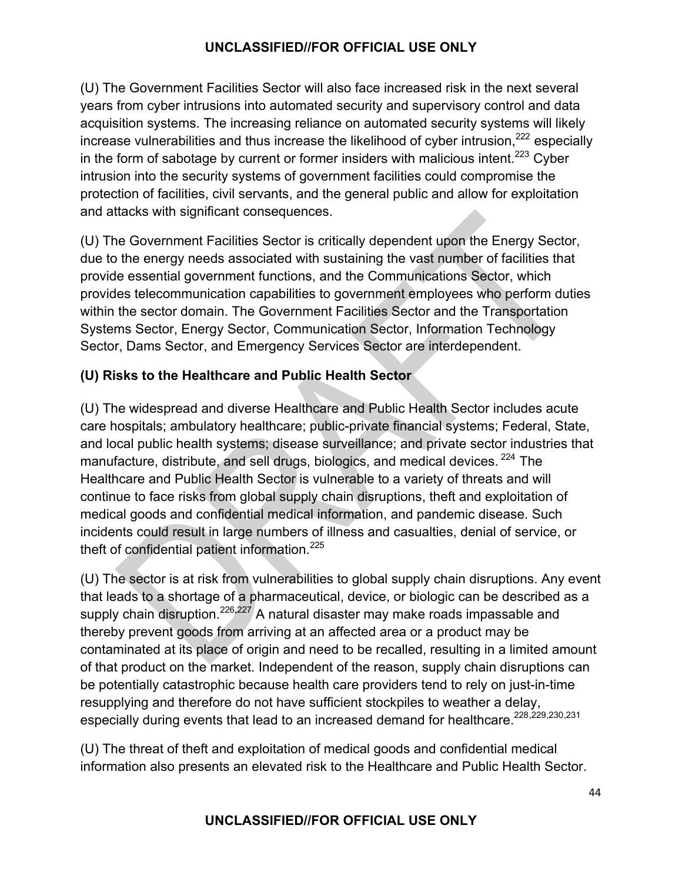(U) The Government Facilities Sector will also face increased risk in the next several years from cyber intrusions into automated security and supervisory control and data acquisition systems. The increasing reliance on automated security systems will likely increase vulnerabilities and thus increase the likelihood of cyber intrusion,[222] especially in the form of sabotage by current or former insiders with malicious intent.[223] Cyber intrusion into the security systems of government facilities could compromise the protection of facilities, civil servants, and the general public and allow for exploitation and attacks with significant consequences.

(U) The Government Facilities Sector is critically dependent upon the Energy Sector, due to the energy needs associated with sustaining the vast number of facilities that provide essential government functions, and the Communications Sector, which provides telecommunication capabilities to government employees who perform duties within the sector domain. The Government Facilities Sector and the Transportation Systems Sector, Energy Sector, Communication Sector, Information Technology Sector, Dams Sector, and Emergency Services Sector are interdependent.

**(U) Risks to the Healthcare and Public Health Sector**

(U) The widespread and diverse Healthcare and Public Health Sector includes acute care hospitals; ambulatory healthcare; public-private financial systems; Federal, State, and local public health systems; disease surveillance; and private sector industries that manufacture, distribute, and sell drugs, biologics, and medical devices. [224] The Healthcare and Public Health Sector is vulnerable to a variety of threats and will continue to face risks from global supply chain disruptions, theft and exploitation of medical goods and confidential medical information, and pandemic disease. Such incidents could result in large numbers of illness and casualties, denial of service, or theft of confidential patient information.[225]

(U) The sector is at risk from vulnerabilities to global supply chain disruptions. Any event that leads to a shortage of a pharmaceutical, device, or biologic can be described as a supply chain disruption.[226,227] A natural disaster may make roads impassable and thereby prevent goods from arriving at an affected area or a product may be contaminated at its place of origin and need to be recalled, resulting in a limited amount of that product on the market. Independent of the reason, supply chain disruptions can be potentially catastrophic because health care providers tend to rely on just-in-time resupplying and therefore do not have sufficient stockpiles to weather a delay, especially during events that lead to an increased demand for healthcare.[228,229,230,231]

(U) The threat of theft and exploitation of medical goods and confidential medical information also presents an elevated risk to the Healthcare and Public Health Sector.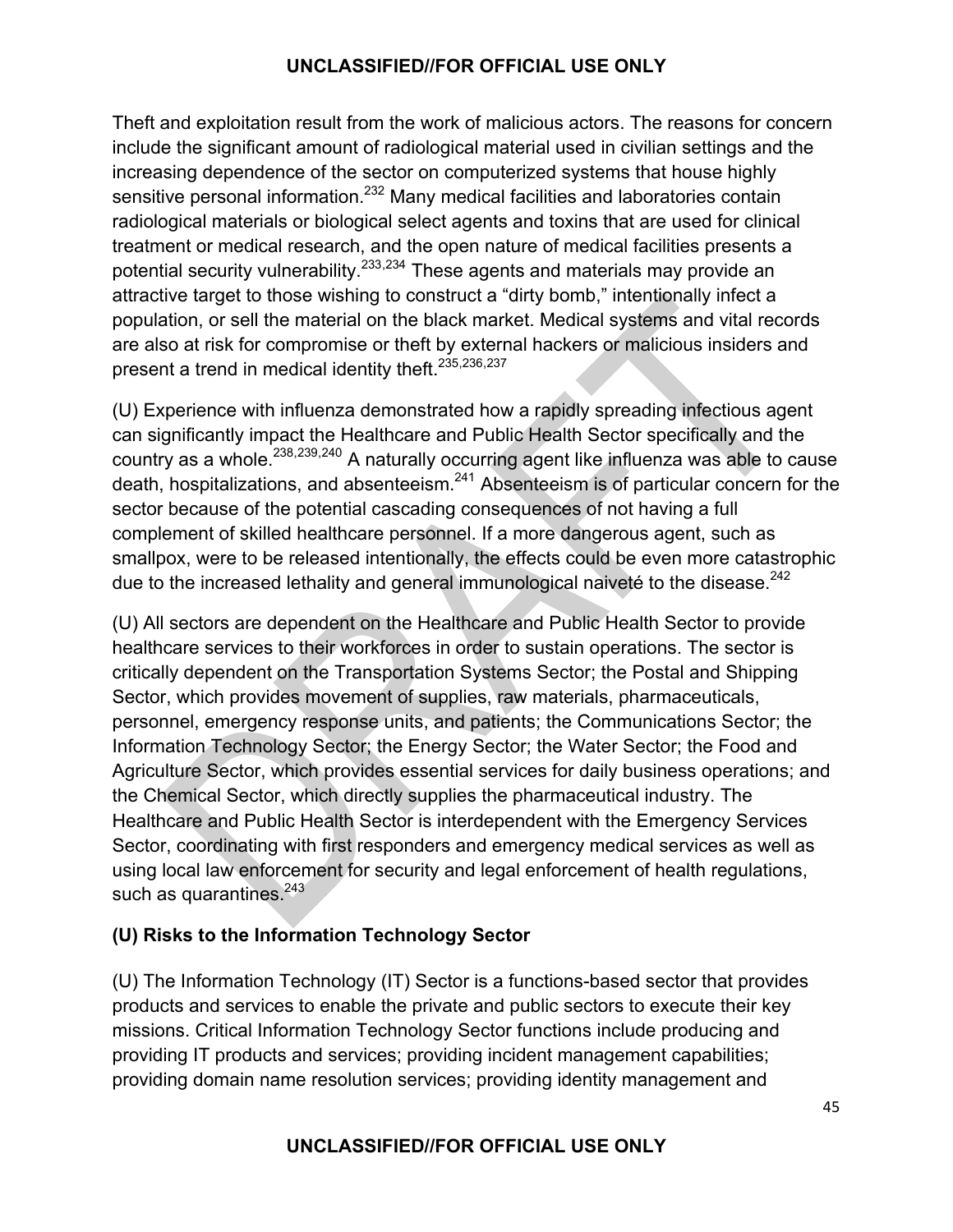Theft and exploitation result from the work of malicious actors. The reasons for concern include the significant amount of radiological material used in civilian settings and the increasing dependence of the sector on computerized systems that house highly sensitive personal information.[232] Many medical facilities and laboratories contain radiological materials or biological select agents and toxins that are used for clinical treatment or medical research, and the open nature of medical facilities presents a potential security vulnerability.[233,234] These agents and materials may provide an attractive target to those wishing to construct a "dirty bomb," intentionally infect a population, or sell the material on the black market. Medical systems and vital records are also at risk for compromise or theft by external hackers or malicious insiders and present a trend in medical identity theft.[235,236,237]

(U) Experience with influenza demonstrated how a rapidly spreading infectious agent can significantly impact the Healthcare and Public Health Sector specifically and the country as a whole.[238,239,240] A naturally occurring agent like influenza was able to cause death, hospitalizations, and absenteeism.[241] Absenteeism is of particular concern for the sector because of the potential cascading consequences of not having a full complement of skilled healthcare personnel. If a more dangerous agent, such as smallpox, were to be released intentionally, the effects could be even more catastrophic due to the increased lethality and general immunological naiveté to the disease.[242]

(U) All sectors are dependent on the Healthcare and Public Health Sector to provide healthcare services to their workforces in order to sustain operations. The sector is critically dependent on the Transportation Systems Sector; the Postal and Shipping Sector, which provides movement of supplies, raw materials, pharmaceuticals, personnel, emergency response units, and patients; the Communications Sector; the Information Technology Sector; the Energy Sector; the Water Sector; the Food and Agriculture Sector, which provides essential services for daily business operations; and the Chemical Sector, which directly supplies the pharmaceutical industry. The Healthcare and Public Health Sector is interdependent with the Emergency Services Sector, coordinating with first responders and emergency medical services as well as using local law enforcement for security and legal enforcement of health regulations, such as quarantines.[243]

### (U) Risks to the Information Technology Sector

(U) The Information Technology (IT) Sector is a functions-based sector that provides products and services to enable the private and public sectors to execute their key missions. Critical Information Technology Sector functions include producing and providing IT products and services; providing incident management capabilities; providing domain name resolution services; providing identity management and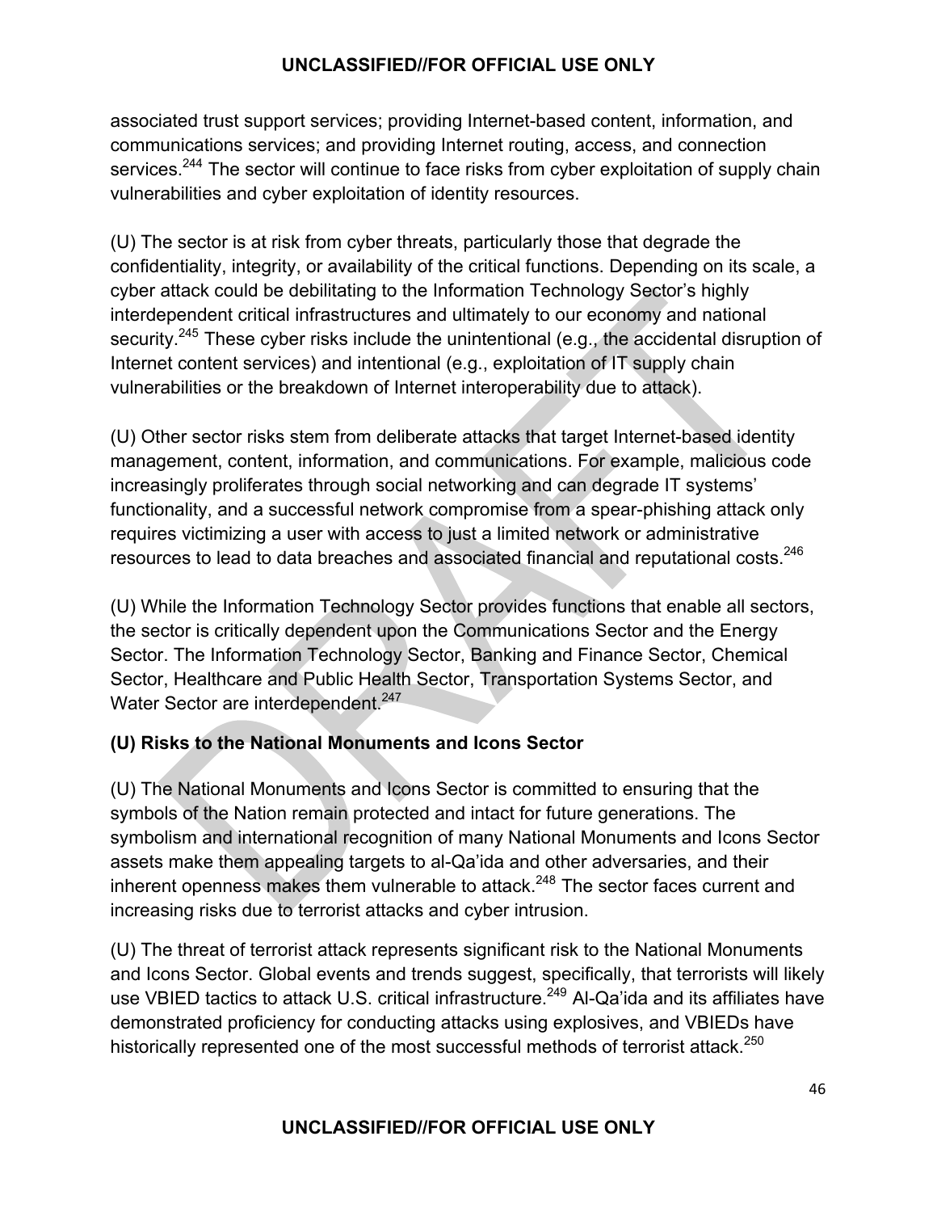associated trust support services; providing Internet-based content, information, and communications services; and providing Internet routing, access, and connection services.[244] The sector will continue to face risks from cyber exploitation of supply chain vulnerabilities and cyber exploitation of identity resources.

(U) The sector is at risk from cyber threats, particularly those that degrade the confidentiality, integrity, or availability of the critical functions. Depending on its scale, a cyber attack could be debilitating to the Information Technology Sector's highly interdependent critical infrastructures and ultimately to our economy and national security.[245] These cyber risks include the unintentional (e.g., the accidental disruption of Internet content services) and intentional (e.g., exploitation of IT supply chain vulnerabilities or the breakdown of Internet interoperability due to attack).

(U) Other sector risks stem from deliberate attacks that target Internet-based identity management, content, information, and communications. For example, malicious code increasingly proliferates through social networking and can degrade IT systems' functionality, and a successful network compromise from a spear-phishing attack only requires victimizing a user with access to just a limited network or administrative resources to lead to data breaches and associated financial and reputational costs.[246]

(U) While the Information Technology Sector provides functions that enable all sectors, the sector is critically dependent upon the Communications Sector and the Energy Sector. The Information Technology Sector, Banking and Finance Sector, Chemical Sector, Healthcare and Public Health Sector, Transportation Systems Sector, and Water Sector are interdependent.[247]

### (U) Risks to the National Monuments and Icons Sector

(U) The National Monuments and Icons Sector is committed to ensuring that the symbols of the Nation remain protected and intact for future generations. The symbolism and international recognition of many National Monuments and Icons Sector assets make them appealing targets to al-Qa'ida and other adversaries, and their inherent openness makes them vulnerable to attack.[248] The sector faces current and increasing risks due to terrorist attacks and cyber intrusion.

(U) The threat of terrorist attack represents significant risk to the National Monuments and Icons Sector. Global events and trends suggest, specifically, that terrorists will likely use VBIED tactics to attack U.S. critical infrastructure.[249] Al-Qa'ida and its affiliates have demonstrated proficiency for conducting attacks using explosives, and VBIEDs have historically represented one of the most successful methods of terrorist attack.[250]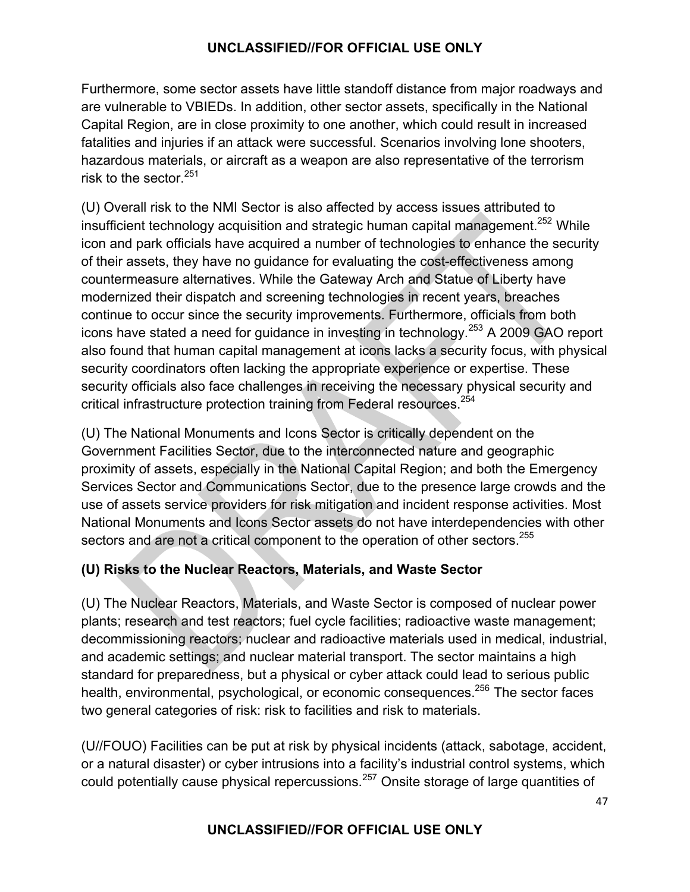Furthermore, some sector assets have little standoff distance from major roadways and are vulnerable to VBIEDs. In addition, other sector assets, specifically in the National Capital Region, are in close proximity to one another, which could result in increased fatalities and injuries if an attack were successful. Scenarios involving lone shooters, hazardous materials, or aircraft as a weapon are also representative of the terrorism risk to the sector.[251]

(U) Overall risk to the NMI Sector is also affected by access issues attributed to insufficient technology acquisition and strategic human capital management.[252] While icon and park officials have acquired a number of technologies to enhance the security of their assets, they have no guidance for evaluating the cost-effectiveness among countermeasure alternatives. While the Gateway Arch and Statue of Liberty have modernized their dispatch and screening technologies in recent years, breaches continue to occur since the security improvements. Furthermore, officials from both icons have stated a need for guidance in investing in technology.[253] A 2009 GAO report also found that human capital management at icons lacks a security focus, with physical security coordinators often lacking the appropriate experience or expertise. These security officials also face challenges in receiving the necessary physical security and critical infrastructure protection training from Federal resources.[254]

(U) The National Monuments and Icons Sector is critically dependent on the Government Facilities Sector, due to the interconnected nature and geographic proximity of assets, especially in the National Capital Region; and both the Emergency Services Sector and Communications Sector, due to the presence large crowds and the use of assets service providers for risk mitigation and incident response activities. Most National Monuments and Icons Sector assets do not have interdependencies with other sectors and are not a critical component to the operation of other sectors.[255]

## (U) Risks to the Nuclear Reactors, Materials, and Waste Sector

(U) The Nuclear Reactors, Materials, and Waste Sector is composed of nuclear power plants; research and test reactors; fuel cycle facilities; radioactive waste management; decommissioning reactors; nuclear and radioactive materials used in medical, industrial, and academic settings; and nuclear material transport. The sector maintains a high standard for preparedness, but a physical or cyber attack could lead to serious public health, environmental, psychological, or economic consequences.[256] The sector faces two general categories of risk: risk to facilities and risk to materials.

(U//FOUO) Facilities can be put at risk by physical incidents (attack, sabotage, accident, or a natural disaster) or cyber intrusions into a facility's industrial control systems, which could potentially cause physical repercussions.[257] Onsite storage of large quantities of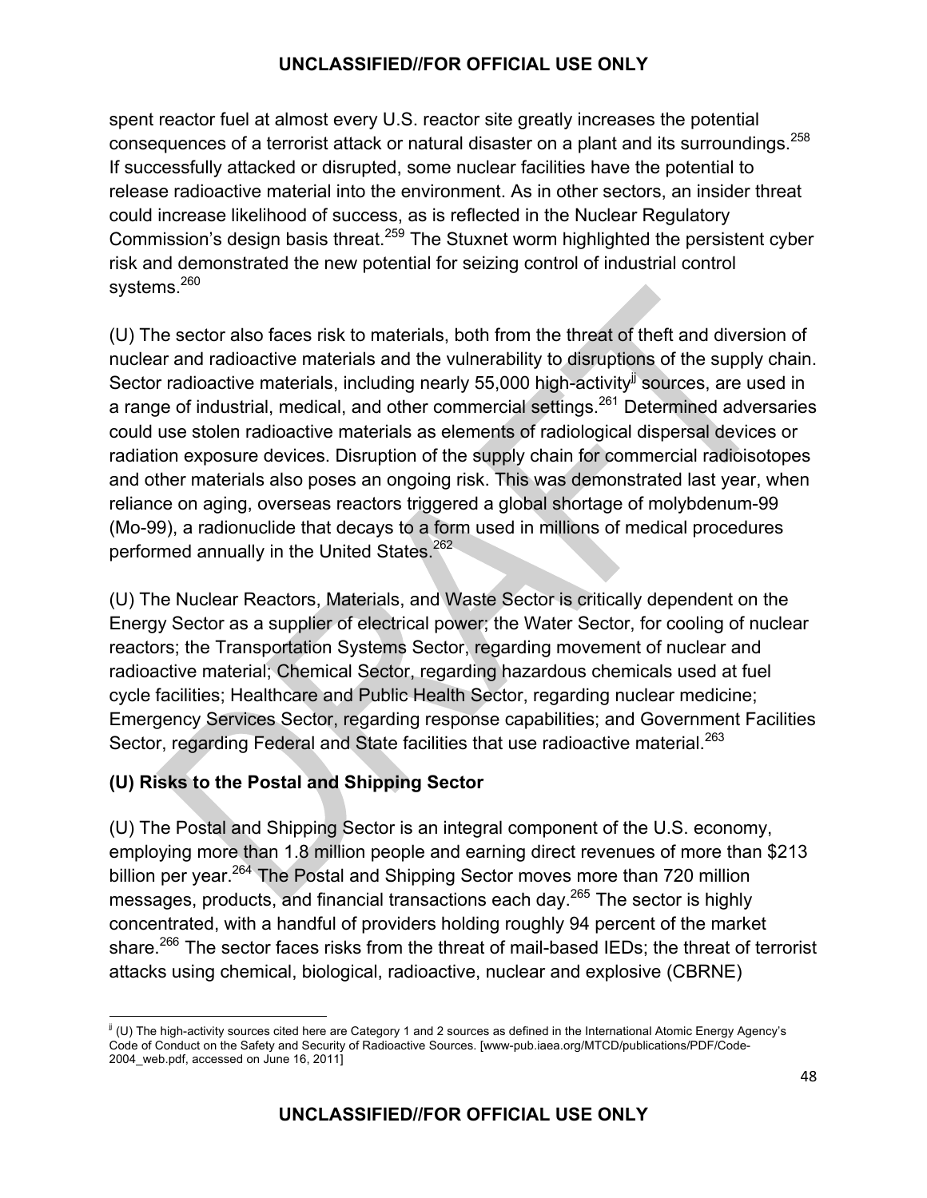spent reactor fuel at almost every U.S. reactor site greatly increases the potential consequences of a terrorist attack or natural disaster on a plant and its surroundings.[258] If successfully attacked or disrupted, some nuclear facilities have the potential to release radioactive material into the environment. As in other sectors, an insider threat could increase likelihood of success, as is reflected in the Nuclear Regulatory Commission's design basis threat.[259] The Stuxnet worm highlighted the persistent cyber risk and demonstrated the new potential for seizing control of industrial control systems.[260]

(U) The sector also faces risk to materials, both from the threat of theft and diversion of nuclear and radioactive materials and the vulnerability to disruptions of the supply chain. Sector radioactive materials, including nearly 55,000 high-activity[jj] sources, are used in a range of industrial, medical, and other commercial settings.[261] Determined adversaries could use stolen radioactive materials as elements of radiological dispersal devices or radiation exposure devices. Disruption of the supply chain for commercial radioisotopes and other materials also poses an ongoing risk. This was demonstrated last year, when reliance on aging, overseas reactors triggered a global shortage of molybdenum-99 (Mo-99), a radionuclide that decays to a form used in millions of medical procedures performed annually in the United States.[262]

(U) The Nuclear Reactors, Materials, and Waste Sector is critically dependent on the Energy Sector as a supplier of electrical power; the Water Sector, for cooling of nuclear reactors; the Transportation Systems Sector, regarding movement of nuclear and radioactive material; Chemical Sector, regarding hazardous chemicals used at fuel cycle facilities; Healthcare and Public Health Sector, regarding nuclear medicine; Emergency Services Sector, regarding response capabilities; and Government Facilities Sector, regarding Federal and State facilities that use radioactive material.[263]

### (U) Risks to the Postal and Shipping Sector

(U) The Postal and Shipping Sector is an integral component of the U.S. economy, employing more than 1.8 million people and earning direct revenues of more than $213 billion per year.[264] The Postal and Shipping Sector moves more than 720 million messages, products, and financial transactions each day.[265] The sector is highly concentrated, with a handful of providers holding roughly 94 percent of the market share.[266] The sector faces risks from the threat of mail-based IEDs; the threat of terrorist attacks using chemical, biological, radioactive, nuclear and explosive (CBRNE)

---

[jj] (U) The high-activity sources cited here are Category 1 and 2 sources as defined in the International Atomic Energy Agency's Code of Conduct on the Safety and Security of Radioactive Sources. [www-pub.iaea.org/MTCD/publications/PDF/Code-2004_web.pdf, accessed on June 16, 2011]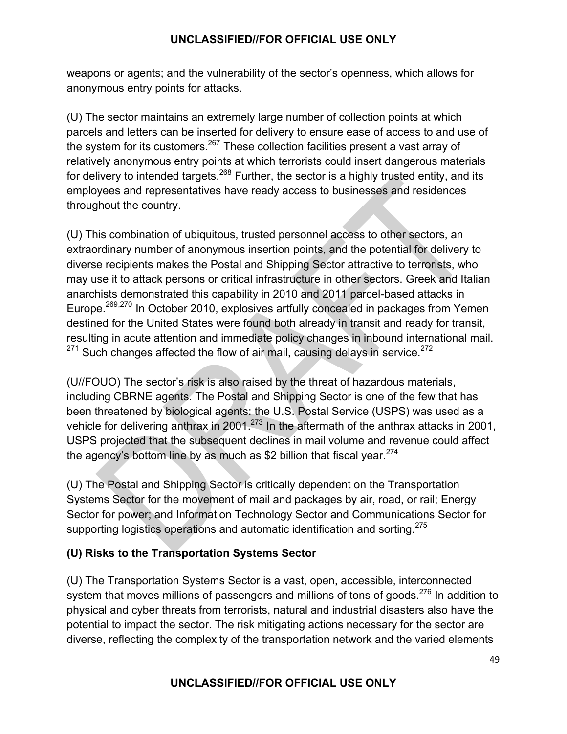weapons or agents; and the vulnerability of the sector's openness, which allows for anonymous entry points for attacks.

(U) The sector maintains an extremely large number of collection points at which parcels and letters can be inserted for delivery to ensure ease of access to and use of the system for its customers.[267] These collection facilities present a vast array of relatively anonymous entry points at which terrorists could insert dangerous materials for delivery to intended targets.[268] Further, the sector is a highly trusted entity, and its employees and representatives have ready access to businesses and residences throughout the country.

(U) This combination of ubiquitous, trusted personnel access to other sectors, an extraordinary number of anonymous insertion points, and the potential for delivery to diverse recipients makes the Postal and Shipping Sector attractive to terrorists, who may use it to attack persons or critical infrastructure in other sectors. Greek and Italian anarchists demonstrated this capability in 2010 and 2011 parcel-based attacks in Europe.[269,270] In October 2010, explosives artfully concealed in packages from Yemen destined for the United States were found both already in transit and ready for transit, resulting in acute attention and immediate policy changes in inbound international mail.[271] Such changes affected the flow of air mail, causing delays in service.[272]

(U//FOUO) The sector's risk is also raised by the threat of hazardous materials, including CBRNE agents. The Postal and Shipping Sector is one of the few that has been threatened by biological agents: the U.S. Postal Service (USPS) was used as a vehicle for delivering anthrax in 2001.[273] In the aftermath of the anthrax attacks in 2001, USPS projected that the subsequent declines in mail volume and revenue could affect the agency's bottom line by as much as $2 billion that fiscal year.[274]

(U) The Postal and Shipping Sector is critically dependent on the Transportation Systems Sector for the movement of mail and packages by air, road, or rail; Energy Sector for power; and Information Technology Sector and Communications Sector for supporting logistics operations and automatic identification and sorting.[275]

### (U) Risks to the Transportation Systems Sector

(U) The Transportation Systems Sector is a vast, open, accessible, interconnected system that moves millions of passengers and millions of tons of goods.[276] In addition to physical and cyber threats from terrorists, natural and industrial disasters also have the potential to impact the sector. The risk mitigating actions necessary for the sector are diverse, reflecting the complexity of the transportation network and the varied elements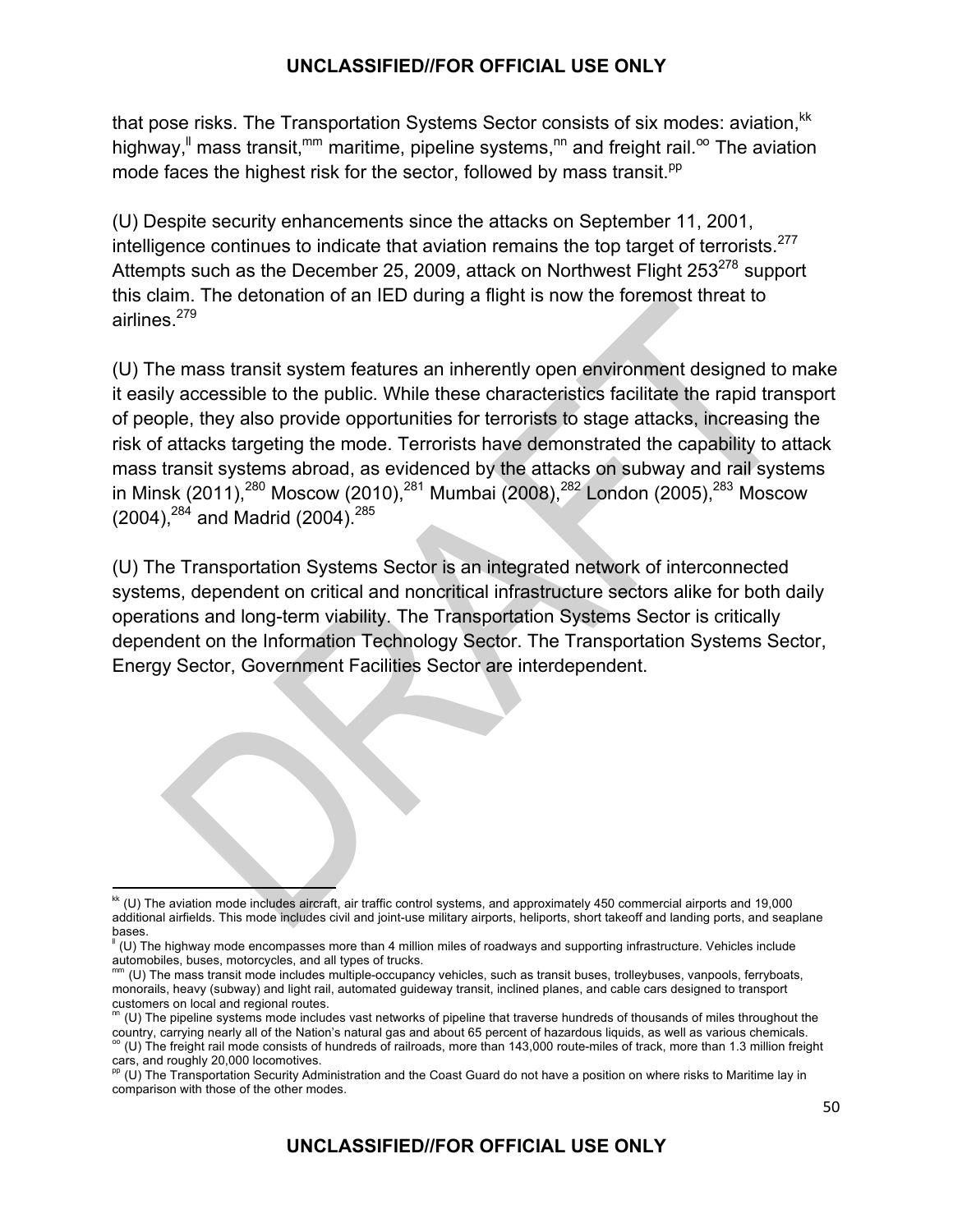that pose risks. The Transportation Systems Sector consists of six modes: aviation,[kk] highway,[ll] mass transit,[mm] maritime, pipeline systems,[nn] and freight rail.[oo] The aviation mode faces the highest risk for the sector, followed by mass transit.[pp]

(U) Despite security enhancements since the attacks on September 11, 2001, intelligence continues to indicate that aviation remains the top target of terrorists.[277] Attempts such as the December 25, 2009, attack on Northwest Flight 253[278] support this claim. The detonation of an IED during a flight is now the foremost threat to airlines.[279]

(U) The mass transit system features an inherently open environment designed to make it easily accessible to the public. While these characteristics facilitate the rapid transport of people, they also provide opportunities for terrorists to stage attacks, increasing the risk of attacks targeting the mode. Terrorists have demonstrated the capability to attack mass transit systems abroad, as evidenced by the attacks on subway and rail systems in Minsk (2011),[280] Moscow (2010),[281] Mumbai (2008),[282] London (2005),[283] Moscow (2004),[284] and Madrid (2004).[285]

(U) The Transportation Systems Sector is an integrated network of interconnected systems, dependent on critical and noncritical infrastructure sectors alike for both daily operations and long-term viability. The Transportation Systems Sector is critically dependent on the Information Technology Sector. The Transportation Systems Sector, Energy Sector, Government Facilities Sector are interdependent.

---

[kk] (U) The aviation mode includes aircraft, air traffic control systems, and approximately 450 commercial airports and 19,000 additional airfields. This mode includes civil and joint-use military airports, heliports, short takeoff and landing ports, and seaplane bases.

[ll] (U) The highway mode encompasses more than 4 million miles of roadways and supporting infrastructure. Vehicles include automobiles, buses, motorcycles, and all types of trucks.

[mm] (U) The mass transit mode includes multiple-occupancy vehicles, such as transit buses, trolleybuses, vanpools, ferryboats, monorails, heavy (subway) and light rail, automated guideway transit, inclined planes, and cable cars designed to transport customers on local and regional routes.

[nn] (U) The pipeline systems mode includes vast networks of pipeline that traverse hundreds of thousands of miles throughout the country, carrying nearly all of the Nation's natural gas and about 65 percent of hazardous liquids, as well as various chemicals.

[oo] (U) The freight rail mode consists of hundreds of railroads, more than 143,000 route-miles of track, more than 1.3 million freight cars, and roughly 20,000 locomotives.

[pp] (U) The Transportation Security Administration and the Coast Guard do not have a position on where risks to Maritime lay in comparison with those of the other modes.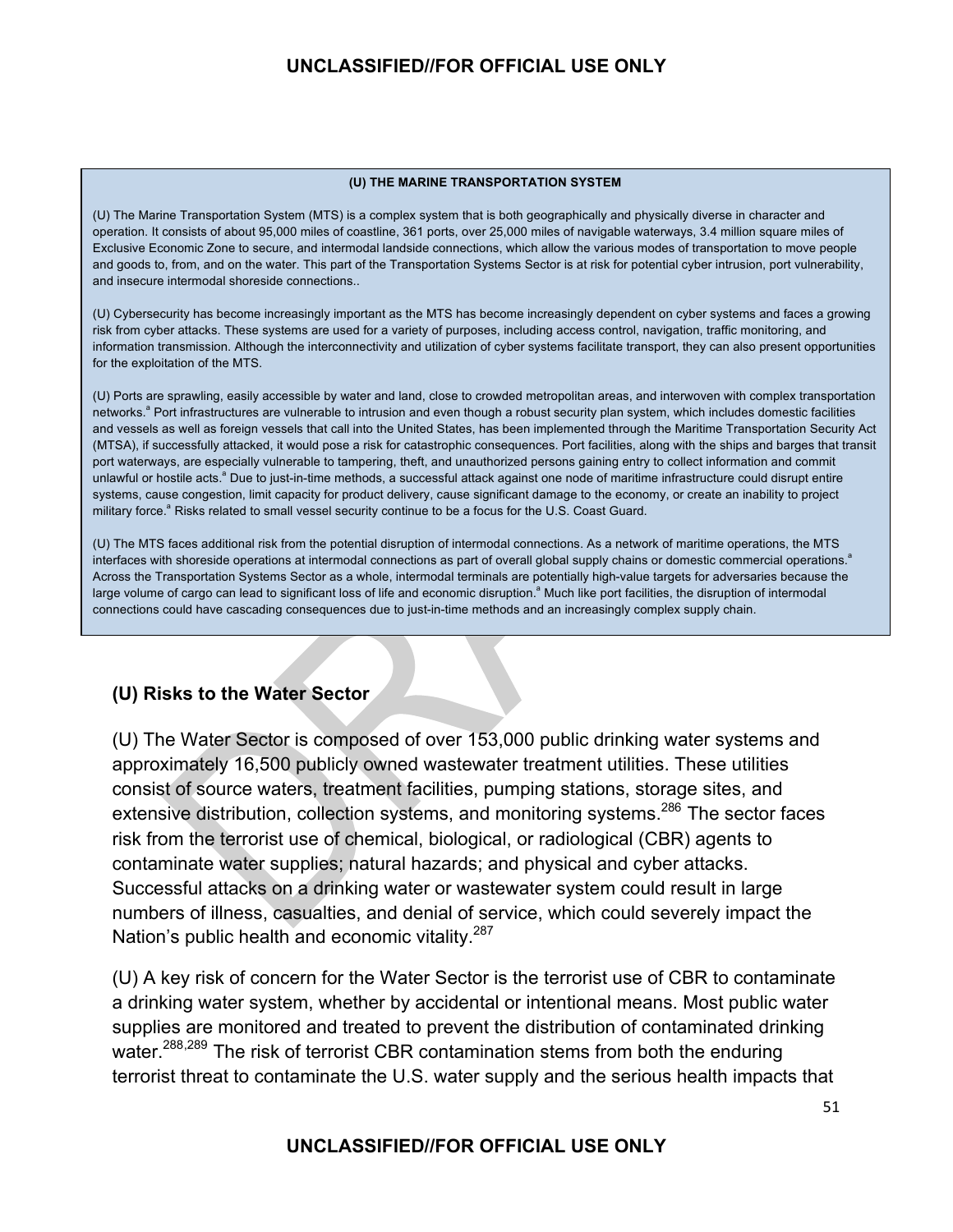**(U) THE MARINE TRANSPORTATION SYSTEM**

(U) The Marine Transportation System (MTS) is a complex system that is both geographically and physically diverse in character and operation. It consists of about 95,000 miles of coastline, 361 ports, over 25,000 miles of navigable waterways, 3.4 million square miles of Exclusive Economic Zone to secure, and intermodal landside connections, which allow the various modes of transportation to move people and goods to, from, and on the water. This part of the Transportation Systems Sector is at risk for potential cyber intrusion, port vulnerability, and insecure intermodal shoreside connections..

(U) Cybersecurity has become increasingly important as the MTS has become increasingly dependent on cyber systems and faces a growing risk from cyber attacks. These systems are used for a variety of purposes, including access control, navigation, traffic monitoring, and information transmission. Although the interconnectivity and utilization of cyber systems facilitate transport, they can also present opportunities for the exploitation of the MTS.

(U) Ports are sprawling, easily accessible by water and land, close to crowded metropolitan areas, and interwoven with complex transportation networks.[a] Port infrastructures are vulnerable to intrusion and even though a robust security plan system, which includes domestic facilities and vessels as well as foreign vessels that call into the United States, has been implemented through the Maritime Transportation Security Act (MTSA), if successfully attacked, it would pose a risk for catastrophic consequences. Port facilities, along with the ships and barges that transit port waterways, are especially vulnerable to tampering, theft, and unauthorized persons gaining entry to collect information and commit unlawful or hostile acts.[a] Due to just-in-time methods, a successful attack against one node of maritime infrastructure could disrupt entire systems, cause congestion, limit capacity for product delivery, cause significant damage to the economy, or create an inability to project military force.[a] Risks related to small vessel security continue to be a focus for the U.S. Coast Guard.

(U) The MTS faces additional risk from the potential disruption of intermodal connections. As a network of maritime operations, the MTS interfaces with shoreside operations at intermodal connections as part of overall global supply chains or domestic commercial operations.[a] Across the Transportation Systems Sector as a whole, intermodal terminals are potentially high-value targets for adversaries because the large volume of cargo can lead to significant loss of life and economic disruption.[a] Much like port facilities, the disruption of intermodal connections could have cascading consequences due to just-in-time methods and an increasingly complex supply chain.

## (U) Risks to the Water Sector

(U) The Water Sector is composed of over 153,000 public drinking water systems and approximately 16,500 publicly owned wastewater treatment utilities. These utilities consist of source waters, treatment facilities, pumping stations, storage sites, and extensive distribution, collection systems, and monitoring systems.[286] The sector faces risk from the terrorist use of chemical, biological, or radiological (CBR) agents to contaminate water supplies; natural hazards; and physical and cyber attacks. Successful attacks on a drinking water or wastewater system could result in large numbers of illness, casualties, and denial of service, which could severely impact the Nation's public health and economic vitality.[287]

(U) A key risk of concern for the Water Sector is the terrorist use of CBR to contaminate a drinking water system, whether by accidental or intentional means. Most public water supplies are monitored and treated to prevent the distribution of contaminated drinking water.[288,289] The risk of terrorist CBR contamination stems from both the enduring terrorist threat to contaminate the U.S. water supply and the serious health impacts that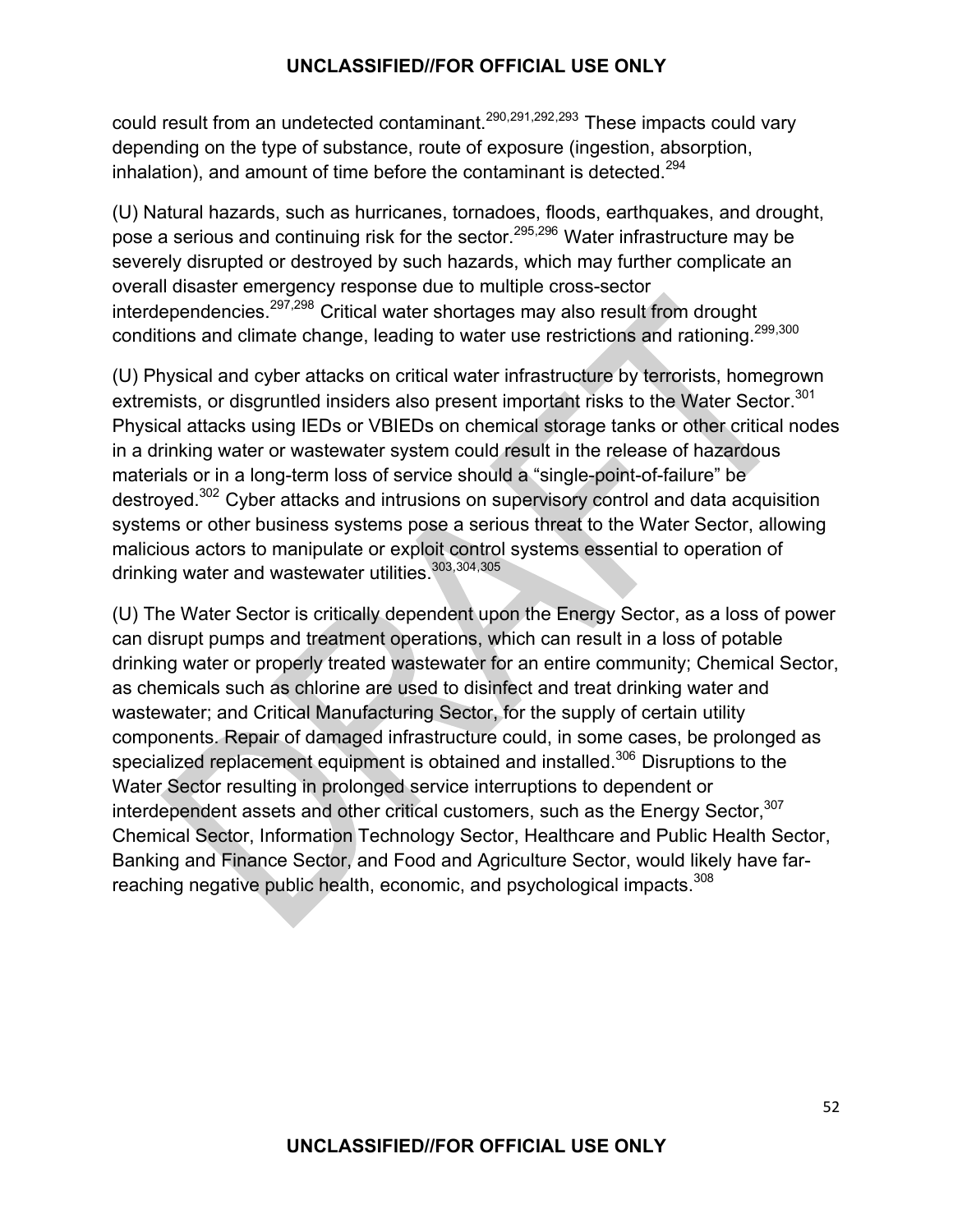could result from an undetected contaminant.[290,291,292,293] These impacts could vary depending on the type of substance, route of exposure (ingestion, absorption, inhalation), and amount of time before the contaminant is detected.[294]

(U) Natural hazards, such as hurricanes, tornadoes, floods, earthquakes, and drought, pose a serious and continuing risk for the sector.[295,296] Water infrastructure may be severely disrupted or destroyed by such hazards, which may further complicate an overall disaster emergency response due to multiple cross-sector interdependencies.[297,298] Critical water shortages may also result from drought conditions and climate change, leading to water use restrictions and rationing.[299,300]

(U) Physical and cyber attacks on critical water infrastructure by terrorists, homegrown extremists, or disgruntled insiders also present important risks to the Water Sector.[301] Physical attacks using IEDs or VBIEDs on chemical storage tanks or other critical nodes in a drinking water or wastewater system could result in the release of hazardous materials or in a long-term loss of service should a "single-point-of-failure" be destroyed.[302] Cyber attacks and intrusions on supervisory control and data acquisition systems or other business systems pose a serious threat to the Water Sector, allowing malicious actors to manipulate or exploit control systems essential to operation of drinking water and wastewater utilities.[303,304,305]

(U) The Water Sector is critically dependent upon the Energy Sector, as a loss of power can disrupt pumps and treatment operations, which can result in a loss of potable drinking water or properly treated wastewater for an entire community; Chemical Sector, as chemicals such as chlorine are used to disinfect and treat drinking water and wastewater; and Critical Manufacturing Sector, for the supply of certain utility components. Repair of damaged infrastructure could, in some cases, be prolonged as specialized replacement equipment is obtained and installed.[306] Disruptions to the Water Sector resulting in prolonged service interruptions to dependent or interdependent assets and other critical customers, such as the Energy Sector,[307] Chemical Sector, Information Technology Sector, Healthcare and Public Health Sector, Banking and Finance Sector, and Food and Agriculture Sector, would likely have far-reaching negative public health, economic, and psychological impacts.[308]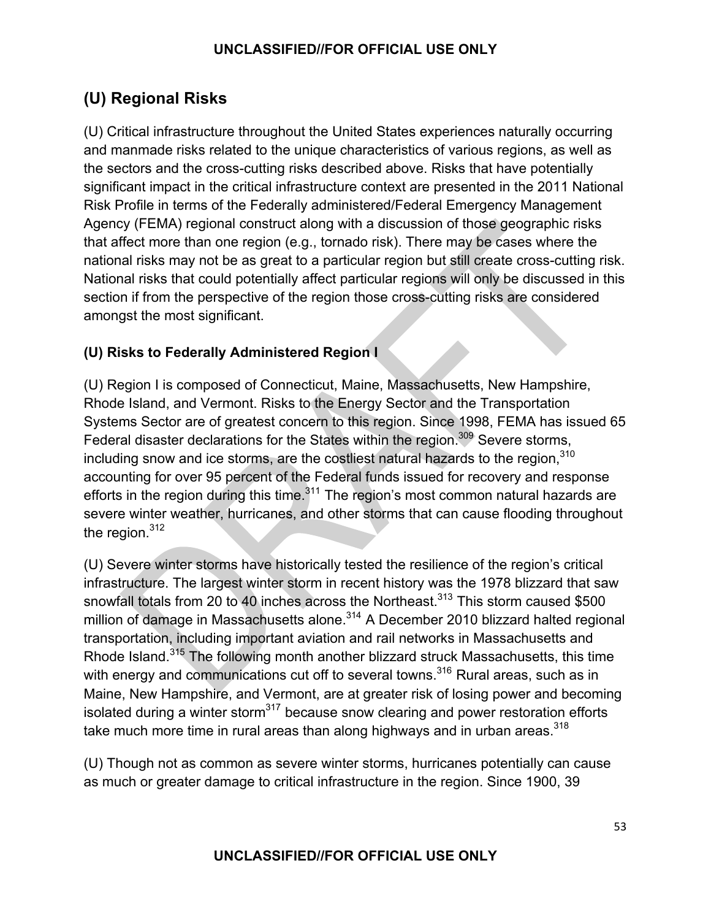## (U) Regional Risks

(U) Critical infrastructure throughout the United States experiences naturally occurring and manmade risks related to the unique characteristics of various regions, as well as the sectors and the cross-cutting risks described above. Risks that have potentially significant impact in the critical infrastructure context are presented in the 2011 National Risk Profile in terms of the Federally administered/Federal Emergency Management Agency (FEMA) regional construct along with a discussion of those geographic risks that affect more than one region (e.g., tornado risk). There may be cases where the national risks may not be as great to a particular region but still create cross-cutting risk. National risks that could potentially affect particular regions will only be discussed in this section if from the perspective of the region those cross-cutting risks are considered amongst the most significant.

### (U) Risks to Federally Administered Region I

(U) Region I is composed of Connecticut, Maine, Massachusetts, New Hampshire, Rhode Island, and Vermont. Risks to the Energy Sector and the Transportation Systems Sector are of greatest concern to this region. Since 1998, FEMA has issued 65 Federal disaster declarations for the States within the region.[309] Severe storms, including snow and ice storms, are the costliest natural hazards to the region,[310] accounting for over 95 percent of the Federal funds issued for recovery and response efforts in the region during this time.[311] The region's most common natural hazards are severe winter weather, hurricanes, and other storms that can cause flooding throughout the region.[312]

(U) Severe winter storms have historically tested the resilience of the region's critical infrastructure. The largest winter storm in recent history was the 1978 blizzard that saw snowfall totals from 20 to 40 inches across the Northeast.[313] This storm caused $500 million of damage in Massachusetts alone.[314] A December 2010 blizzard halted regional transportation, including important aviation and rail networks in Massachusetts and Rhode Island.[315] The following month another blizzard struck Massachusetts, this time with energy and communications cut off to several towns.[316] Rural areas, such as in Maine, New Hampshire, and Vermont, are at greater risk of losing power and becoming isolated during a winter storm[317] because snow clearing and power restoration efforts take much more time in rural areas than along highways and in urban areas.[318]

(U) Though not as common as severe winter storms, hurricanes potentially can cause as much or greater damage to critical infrastructure in the region. Since 1900, 39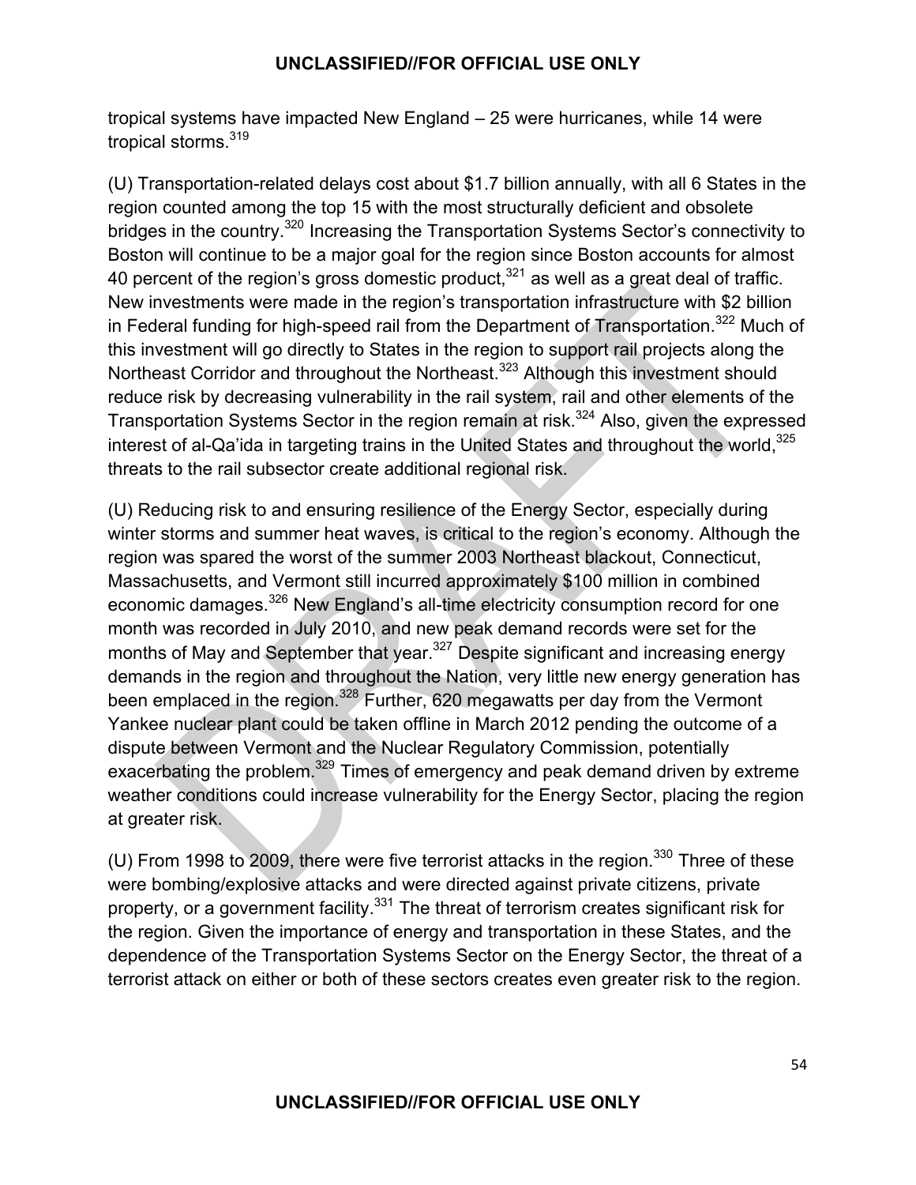tropical systems have impacted New England – 25 were hurricanes, while 14 were tropical storms.[319]

(U) Transportation-related delays cost about $1.7 billion annually, with all 6 States in the region counted among the top 15 with the most structurally deficient and obsolete bridges in the country.[320] Increasing the Transportation Systems Sector's connectivity to Boston will continue to be a major goal for the region since Boston accounts for almost 40 percent of the region's gross domestic product,[321] as well as a great deal of traffic. New investments were made in the region's transportation infrastructure with $2 billion in Federal funding for high-speed rail from the Department of Transportation.[322] Much of this investment will go directly to States in the region to support rail projects along the Northeast Corridor and throughout the Northeast.[323] Although this investment should reduce risk by decreasing vulnerability in the rail system, rail and other elements of the Transportation Systems Sector in the region remain at risk.[324] Also, given the expressed interest of al-Qa'ida in targeting trains in the United States and throughout the world,[325] threats to the rail subsector create additional regional risk.

(U) Reducing risk to and ensuring resilience of the Energy Sector, especially during winter storms and summer heat waves, is critical to the region's economy. Although the region was spared the worst of the summer 2003 Northeast blackout, Connecticut, Massachusetts, and Vermont still incurred approximately $100 million in combined economic damages.[326] New England's all-time electricity consumption record for one month was recorded in July 2010, and new peak demand records were set for the months of May and September that year.[327] Despite significant and increasing energy demands in the region and throughout the Nation, very little new energy generation has been emplaced in the region.[328] Further, 620 megawatts per day from the Vermont Yankee nuclear plant could be taken offline in March 2012 pending the outcome of a dispute between Vermont and the Nuclear Regulatory Commission, potentially exacerbating the problem.[329] Times of emergency and peak demand driven by extreme weather conditions could increase vulnerability for the Energy Sector, placing the region at greater risk.

(U) From 1998 to 2009, there were five terrorist attacks in the region.[330] Three of these were bombing/explosive attacks and were directed against private citizens, private property, or a government facility.[331] The threat of terrorism creates significant risk for the region. Given the importance of energy and transportation in these States, and the dependence of the Transportation Systems Sector on the Energy Sector, the threat of a terrorist attack on either or both of these sectors creates even greater risk to the region.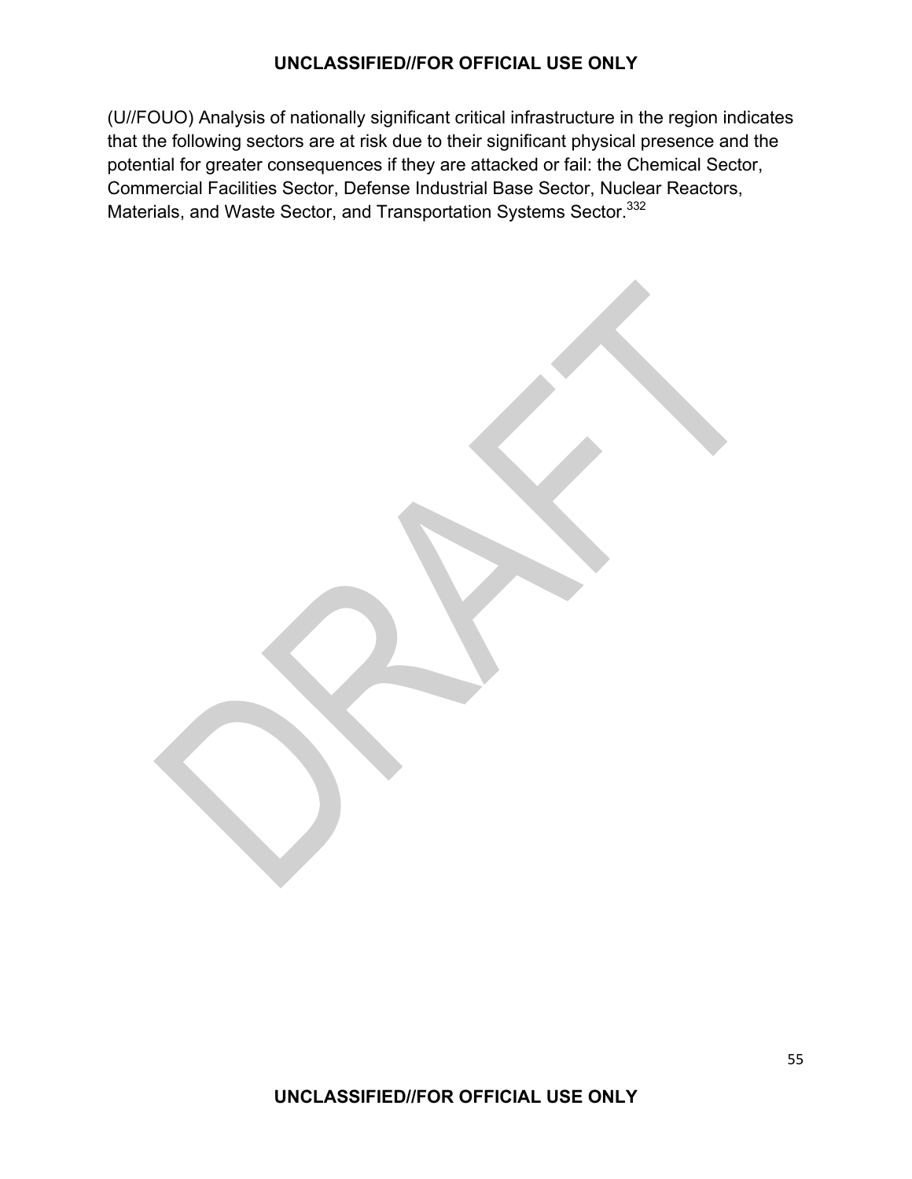(U//FOUO) Analysis of nationally significant critical infrastructure in the region indicates that the following sectors are at risk due to their significant physical presence and the potential for greater consequences if they are attacked or fail: the Chemical Sector, Commercial Facilities Sector, Defense Industrial Base Sector, Nuclear Reactors, Materials, and Waste Sector, and Transportation Systems Sector.[332]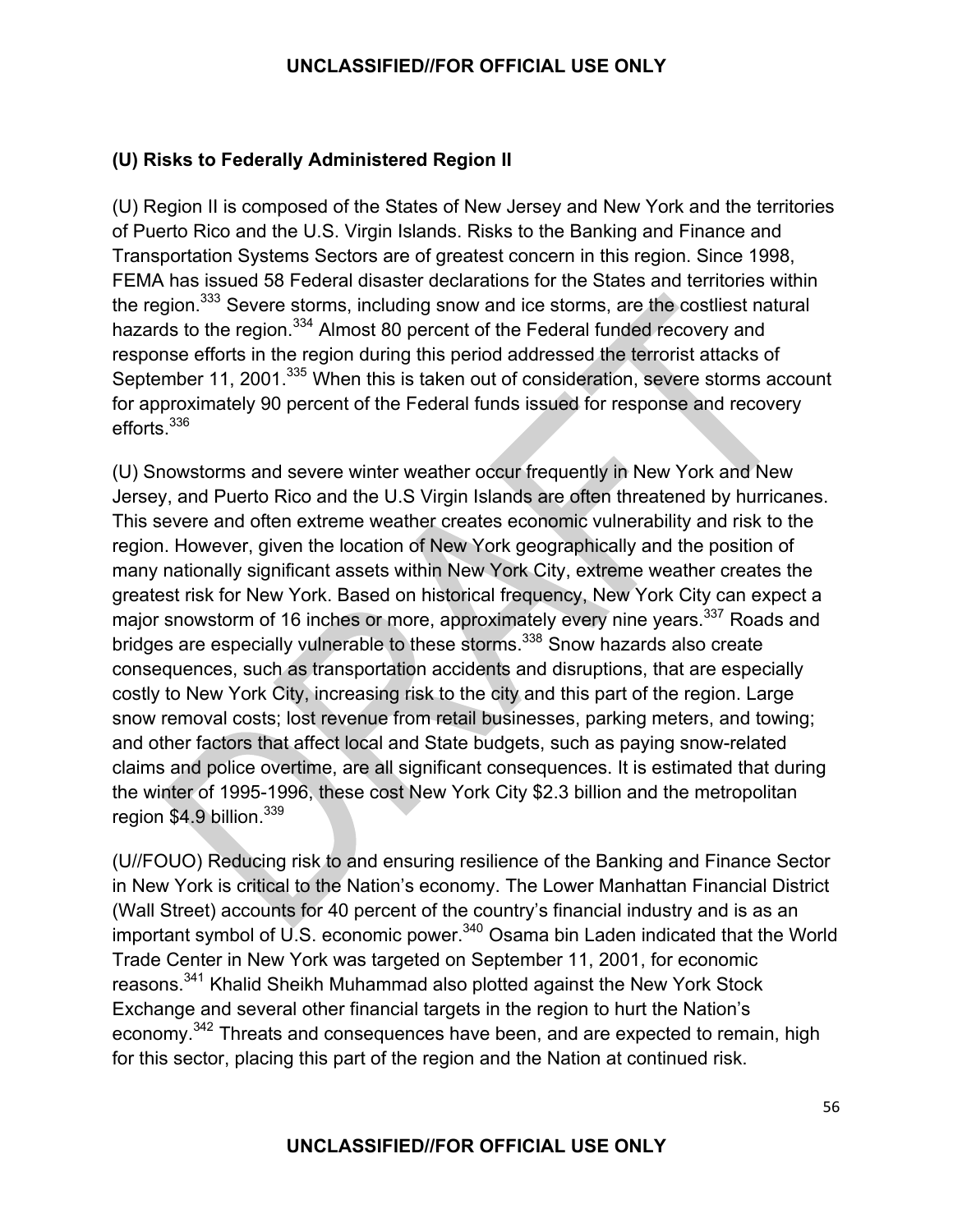### (U) Risks to Federally Administered Region II

(U) Region II is composed of the States of New Jersey and New York and the territories of Puerto Rico and the U.S. Virgin Islands. Risks to the Banking and Finance and Transportation Systems Sectors are of greatest concern in this region. Since 1998, FEMA has issued 58 Federal disaster declarations for the States and territories within the region.[333] Severe storms, including snow and ice storms, are the costliest natural hazards to the region.[334] Almost 80 percent of the Federal funded recovery and response efforts in the region during this period addressed the terrorist attacks of September 11, 2001.[335] When this is taken out of consideration, severe storms account for approximately 90 percent of the Federal funds issued for response and recovery efforts.[336]

(U) Snowstorms and severe winter weather occur frequently in New York and New Jersey, and Puerto Rico and the U.S Virgin Islands are often threatened by hurricanes. This severe and often extreme weather creates economic vulnerability and risk to the region. However, given the location of New York geographically and the position of many nationally significant assets within New York City, extreme weather creates the greatest risk for New York. Based on historical frequency, New York City can expect a major snowstorm of 16 inches or more, approximately every nine years.[337] Roads and bridges are especially vulnerable to these storms.[338] Snow hazards also create consequences, such as transportation accidents and disruptions, that are especially costly to New York City, increasing risk to the city and this part of the region. Large snow removal costs; lost revenue from retail businesses, parking meters, and towing; and other factors that affect local and State budgets, such as paying snow-related claims and police overtime, are all significant consequences. It is estimated that during the winter of 1995-1996, these cost New York City $2.3 billion and the metropolitan region $4.9 billion.[339]

(U//FOUO) Reducing risk to and ensuring resilience of the Banking and Finance Sector in New York is critical to the Nation's economy. The Lower Manhattan Financial District (Wall Street) accounts for 40 percent of the country's financial industry and is as an important symbol of U.S. economic power.[340] Osama bin Laden indicated that the World Trade Center in New York was targeted on September 11, 2001, for economic reasons.[341] Khalid Sheikh Muhammad also plotted against the New York Stock Exchange and several other financial targets in the region to hurt the Nation's economy.[342] Threats and consequences have been, and are expected to remain, high for this sector, placing this part of the region and the Nation at continued risk.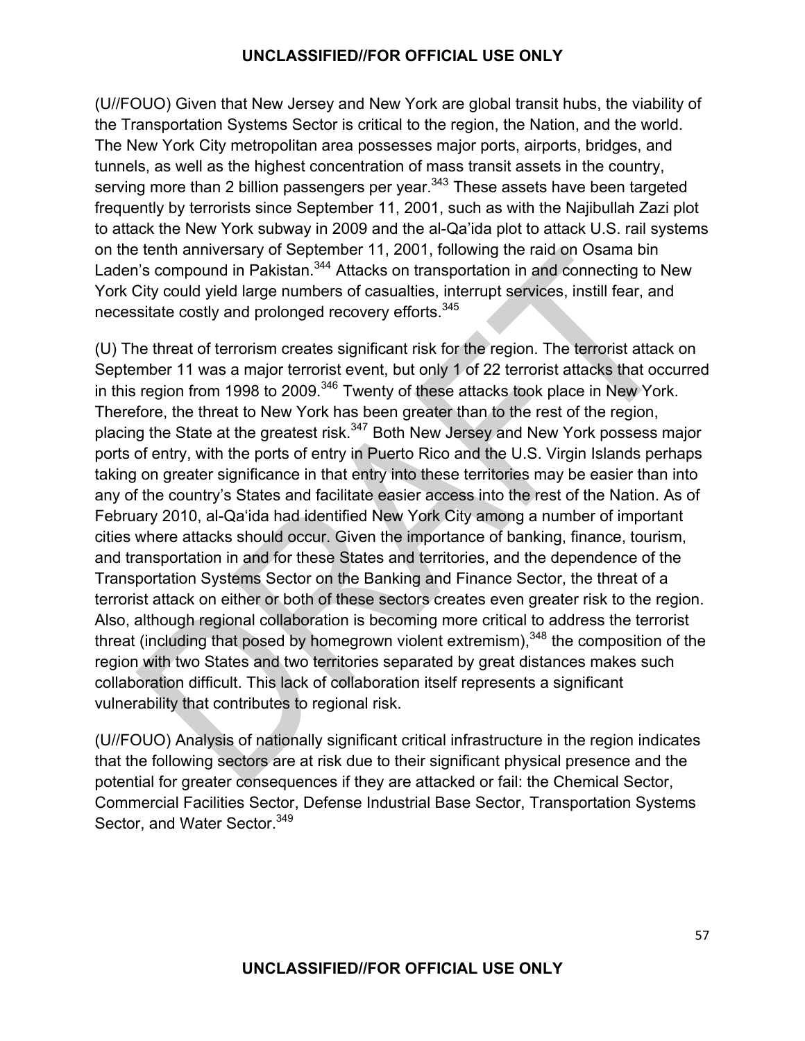(U//FOUO) Given that New Jersey and New York are global transit hubs, the viability of the Transportation Systems Sector is critical to the region, the Nation, and the world. The New York City metropolitan area possesses major ports, airports, bridges, and tunnels, as well as the highest concentration of mass transit assets in the country, serving more than 2 billion passengers per year.[343] These assets have been targeted frequently by terrorists since September 11, 2001, such as with the Najibullah Zazi plot to attack the New York subway in 2009 and the al-Qa'ida plot to attack U.S. rail systems on the tenth anniversary of September 11, 2001, following the raid on Osama bin Laden's compound in Pakistan.[344] Attacks on transportation in and connecting to New York City could yield large numbers of casualties, interrupt services, instill fear, and necessitate costly and prolonged recovery efforts.[345]

(U) The threat of terrorism creates significant risk for the region. The terrorist attack on September 11 was a major terrorist event, but only 1 of 22 terrorist attacks that occurred in this region from 1998 to 2009.[346] Twenty of these attacks took place in New York. Therefore, the threat to New York has been greater than to the rest of the region, placing the State at the greatest risk.[347] Both New Jersey and New York possess major ports of entry, with the ports of entry in Puerto Rico and the U.S. Virgin Islands perhaps taking on greater significance in that entry into these territories may be easier than into any of the country's States and facilitate easier access into the rest of the Nation. As of February 2010, al-Qa'ida had identified New York City among a number of important cities where attacks should occur. Given the importance of banking, finance, tourism, and transportation in and for these States and territories, and the dependence of the Transportation Systems Sector on the Banking and Finance Sector, the threat of a terrorist attack on either or both of these sectors creates even greater risk to the region. Also, although regional collaboration is becoming more critical to address the terrorist threat (including that posed by homegrown violent extremism),[348] the composition of the region with two States and two territories separated by great distances makes such collaboration difficult. This lack of collaboration itself represents a significant vulnerability that contributes to regional risk.

(U//FOUO) Analysis of nationally significant critical infrastructure in the region indicates that the following sectors are at risk due to their significant physical presence and the potential for greater consequences if they are attacked or fail: the Chemical Sector, Commercial Facilities Sector, Defense Industrial Base Sector, Transportation Systems Sector, and Water Sector.[349]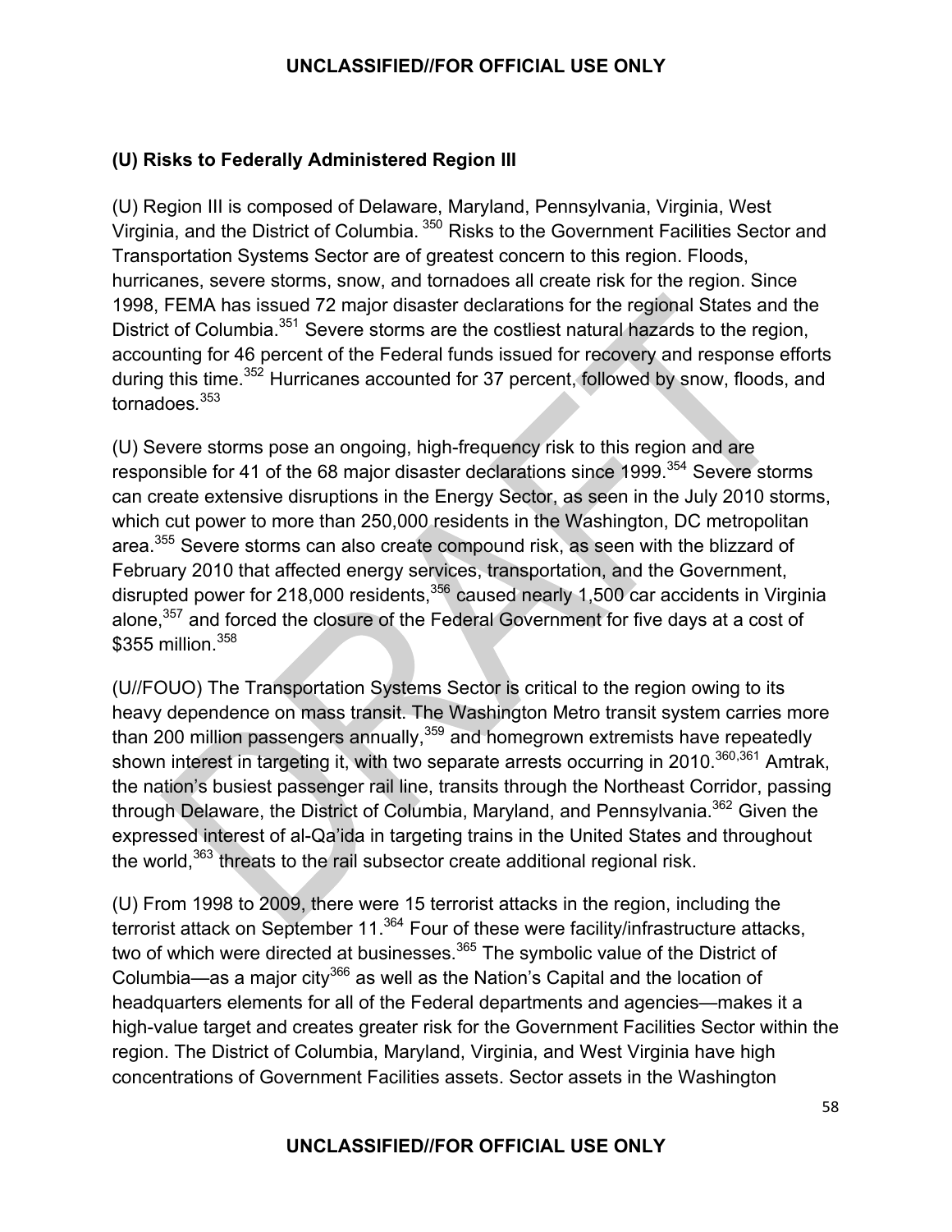### (U) Risks to Federally Administered Region III

(U) Region III is composed of Delaware, Maryland, Pennsylvania, Virginia, West Virginia, and the District of Columbia. [350] Risks to the Government Facilities Sector and Transportation Systems Sector are of greatest concern to this region. Floods, hurricanes, severe storms, snow, and tornadoes all create risk for the region. Since 1998, FEMA has issued 72 major disaster declarations for the regional States and the District of Columbia.[351] Severe storms are the costliest natural hazards to the region, accounting for 46 percent of the Federal funds issued for recovery and response efforts during this time.[352] Hurricanes accounted for 37 percent, followed by snow, floods, and tornadoes.[353]

(U) Severe storms pose an ongoing, high-frequency risk to this region and are responsible for 41 of the 68 major disaster declarations since 1999.[354] Severe storms can create extensive disruptions in the Energy Sector, as seen in the July 2010 storms, which cut power to more than 250,000 residents in the Washington, DC metropolitan area.[355] Severe storms can also create compound risk, as seen with the blizzard of February 2010 that affected energy services, transportation, and the Government, disrupted power for 218,000 residents,[356] caused nearly 1,500 car accidents in Virginia alone,[357] and forced the closure of the Federal Government for five days at a cost of $355 million.[358]

(U//FOUO) The Transportation Systems Sector is critical to the region owing to its heavy dependence on mass transit. The Washington Metro transit system carries more than 200 million passengers annually,[359] and homegrown extremists have repeatedly shown interest in targeting it, with two separate arrests occurring in 2010.[360,361] Amtrak, the nation's busiest passenger rail line, transits through the Northeast Corridor, passing through Delaware, the District of Columbia, Maryland, and Pennsylvania.[362] Given the expressed interest of al-Qa'ida in targeting trains in the United States and throughout the world,[363] threats to the rail subsector create additional regional risk.

(U) From 1998 to 2009, there were 15 terrorist attacks in the region, including the terrorist attack on September 11.[364] Four of these were facility/infrastructure attacks, two of which were directed at businesses.[365] The symbolic value of the District of Columbia—as a major city[366] as well as the Nation's Capital and the location of headquarters elements for all of the Federal departments and agencies—makes it a high-value target and creates greater risk for the Government Facilities Sector within the region. The District of Columbia, Maryland, Virginia, and West Virginia have high concentrations of Government Facilities assets. Sector assets in the Washington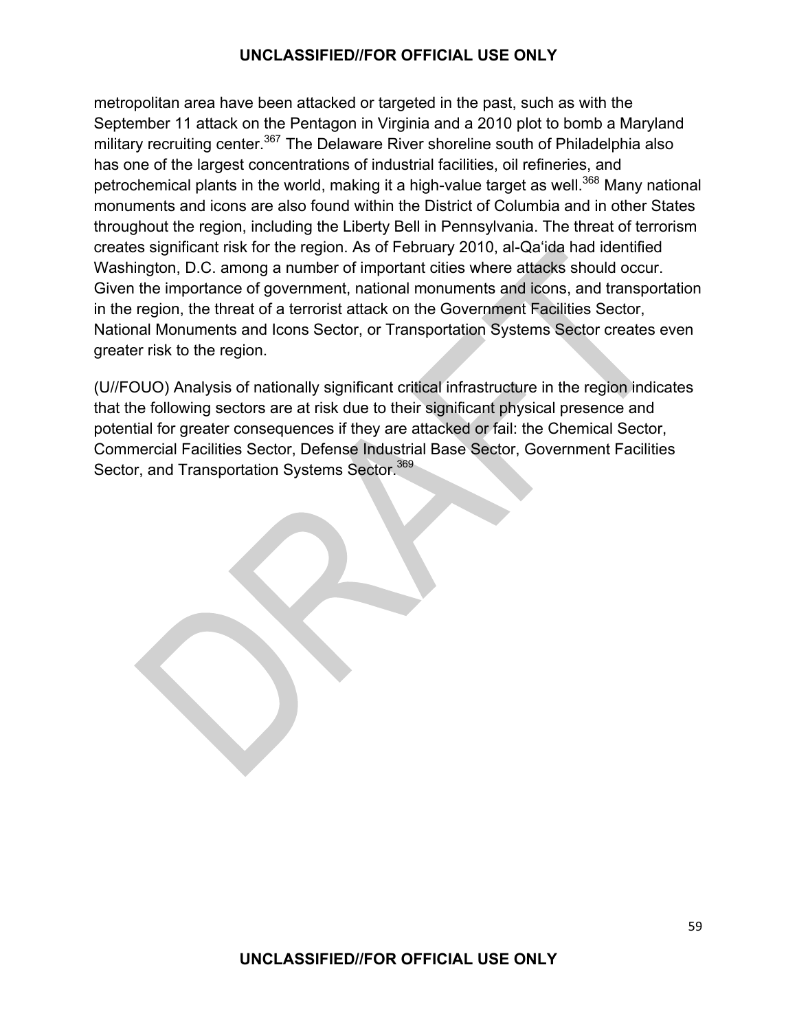metropolitan area have been attacked or targeted in the past, such as with the September 11 attack on the Pentagon in Virginia and a 2010 plot to bomb a Maryland military recruiting center.[367] The Delaware River shoreline south of Philadelphia also has one of the largest concentrations of industrial facilities, oil refineries, and petrochemical plants in the world, making it a high-value target as well.[368] Many national monuments and icons are also found within the District of Columbia and in other States throughout the region, including the Liberty Bell in Pennsylvania. The threat of terrorism creates significant risk for the region. As of February 2010, al-Qa'ida had identified Washington, D.C. among a number of important cities where attacks should occur. Given the importance of government, national monuments and icons, and transportation in the region, the threat of a terrorist attack on the Government Facilities Sector, National Monuments and Icons Sector, or Transportation Systems Sector creates even greater risk to the region.

(U//FOUO) Analysis of nationally significant critical infrastructure in the region indicates that the following sectors are at risk due to their significant physical presence and potential for greater consequences if they are attacked or fail: the Chemical Sector, Commercial Facilities Sector, Defense Industrial Base Sector, Government Facilities Sector, and Transportation Systems Sector.[369]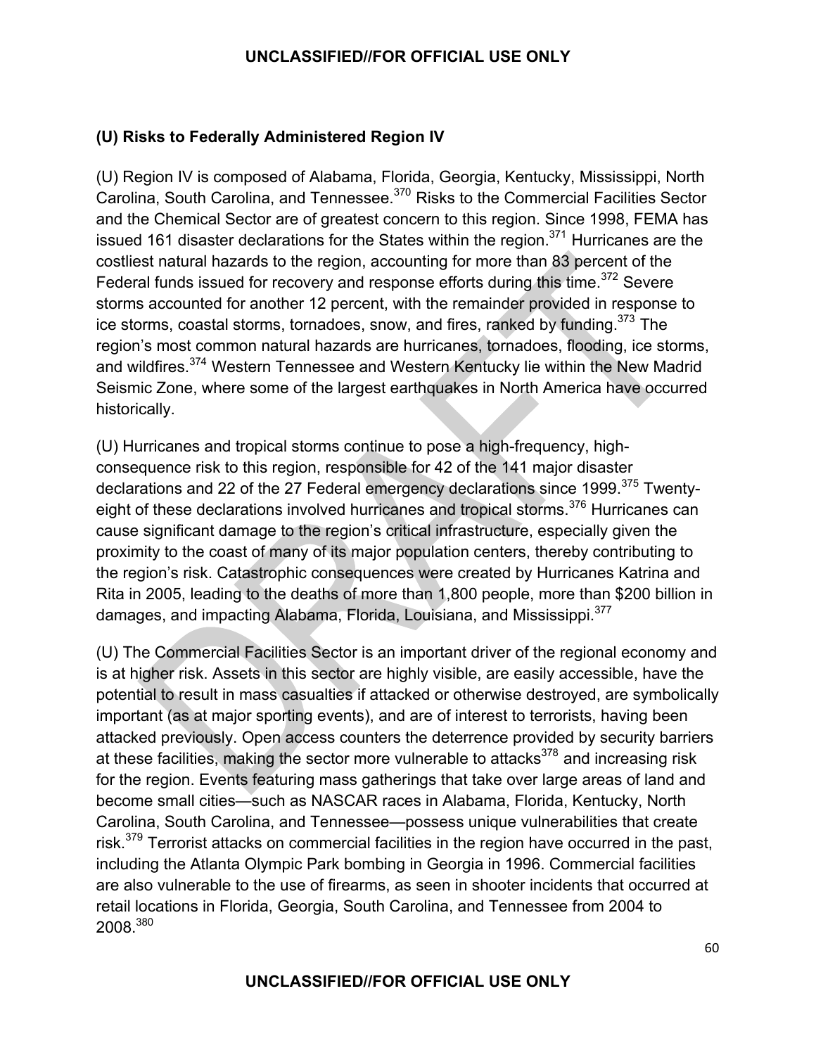### (U) Risks to Federally Administered Region IV

(U) Region IV is composed of Alabama, Florida, Georgia, Kentucky, Mississippi, North Carolina, South Carolina, and Tennessee.[370] Risks to the Commercial Facilities Sector and the Chemical Sector are of greatest concern to this region. Since 1998, FEMA has issued 161 disaster declarations for the States within the region.[371] Hurricanes are the costliest natural hazards to the region, accounting for more than 83 percent of the Federal funds issued for recovery and response efforts during this time.[372] Severe storms accounted for another 12 percent, with the remainder provided in response to ice storms, coastal storms, tornadoes, snow, and fires, ranked by funding.[373] The region's most common natural hazards are hurricanes, tornadoes, flooding, ice storms, and wildfires.[374] Western Tennessee and Western Kentucky lie within the New Madrid Seismic Zone, where some of the largest earthquakes in North America have occurred historically.

(U) Hurricanes and tropical storms continue to pose a high-frequency, high-consequence risk to this region, responsible for 42 of the 141 major disaster declarations and 22 of the 27 Federal emergency declarations since 1999.[375] Twenty-eight of these declarations involved hurricanes and tropical storms.[376] Hurricanes can cause significant damage to the region's critical infrastructure, especially given the proximity to the coast of many of its major population centers, thereby contributing to the region's risk. Catastrophic consequences were created by Hurricanes Katrina and Rita in 2005, leading to the deaths of more than 1,800 people, more than $200 billion in damages, and impacting Alabama, Florida, Louisiana, and Mississippi.[377]

(U) The Commercial Facilities Sector is an important driver of the regional economy and is at higher risk. Assets in this sector are highly visible, are easily accessible, have the potential to result in mass casualties if attacked or otherwise destroyed, are symbolically important (as at major sporting events), and are of interest to terrorists, having been attacked previously. Open access counters the deterrence provided by security barriers at these facilities, making the sector more vulnerable to attacks[378] and increasing risk for the region. Events featuring mass gatherings that take over large areas of land and become small cities—such as NASCAR races in Alabama, Florida, Kentucky, North Carolina, South Carolina, and Tennessee—possess unique vulnerabilities that create risk.[379] Terrorist attacks on commercial facilities in the region have occurred in the past, including the Atlanta Olympic Park bombing in Georgia in 1996. Commercial facilities are also vulnerable to the use of firearms, as seen in shooter incidents that occurred at retail locations in Florida, Georgia, South Carolina, and Tennessee from 2004 to 2008.[380]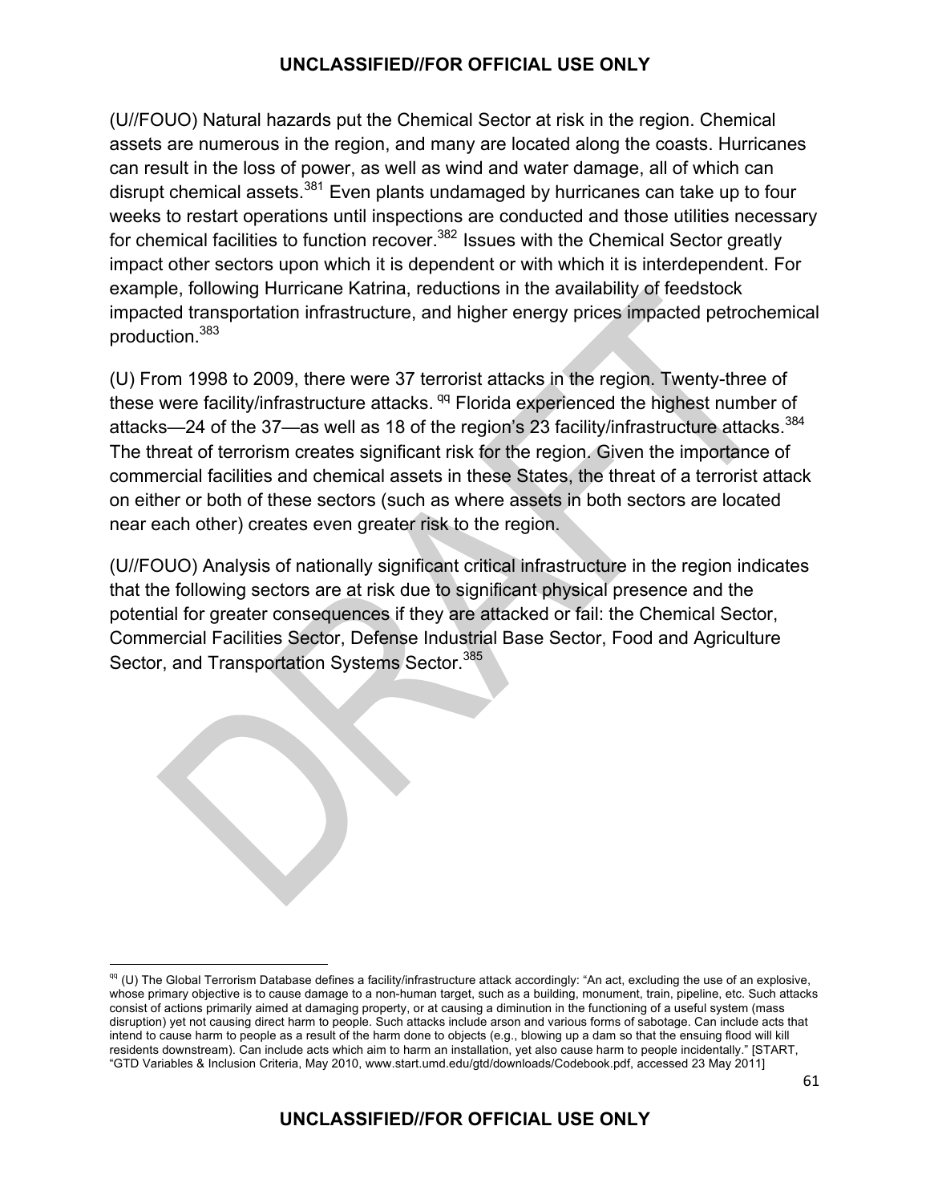(U//FOUO) Natural hazards put the Chemical Sector at risk in the region. Chemical assets are numerous in the region, and many are located along the coasts. Hurricanes can result in the loss of power, as well as wind and water damage, all of which can disrupt chemical assets.[381] Even plants undamaged by hurricanes can take up to four weeks to restart operations until inspections are conducted and those utilities necessary for chemical facilities to function recover.[382] Issues with the Chemical Sector greatly impact other sectors upon which it is dependent or with which it is interdependent. For example, following Hurricane Katrina, reductions in the availability of feedstock impacted transportation infrastructure, and higher energy prices impacted petrochemical production.[383]

(U) From 1998 to 2009, there were 37 terrorist attacks in the region. Twenty-three of these were facility/infrastructure attacks. [qq] Florida experienced the highest number of attacks—24 of the 37—as well as 18 of the region's 23 facility/infrastructure attacks.[384] The threat of terrorism creates significant risk for the region. Given the importance of commercial facilities and chemical assets in these States, the threat of a terrorist attack on either or both of these sectors (such as where assets in both sectors are located near each other) creates even greater risk to the region.

(U//FOUO) Analysis of nationally significant critical infrastructure in the region indicates that the following sectors are at risk due to significant physical presence and the potential for greater consequences if they are attacked or fail: the Chemical Sector, Commercial Facilities Sector, Defense Industrial Base Sector, Food and Agriculture Sector, and Transportation Systems Sector.[385]

---

[qq] (U) The Global Terrorism Database defines a facility/infrastructure attack accordingly: "An act, excluding the use of an explosive, whose primary objective is to cause damage to a non-human target, such as a building, monument, train, pipeline, etc. Such attacks consist of actions primarily aimed at damaging property, or at causing a diminution in the functioning of a useful system (mass disruption) yet not causing direct harm to people. Such attacks include arson and various forms of sabotage. Can include acts that intend to cause harm to people as a result of the harm done to objects (e.g., blowing up a dam so that the ensuing flood will kill residents downstream). Can include acts which aim to harm an installation, yet also cause harm to people incidentally." [START, "GTD Variables & Inclusion Criteria, May 2010, www.start.umd.edu/gtd/downloads/Codebook.pdf, accessed 23 May 2011]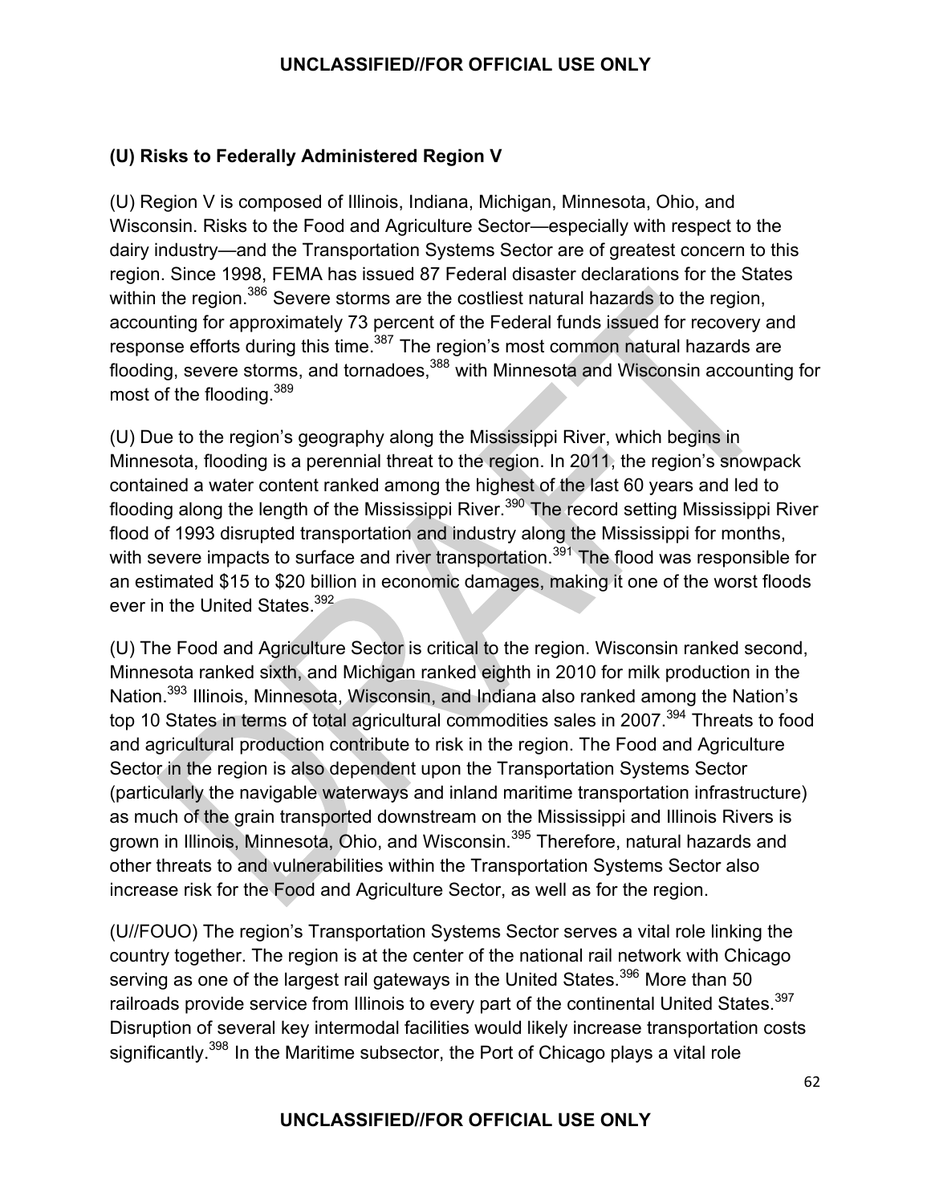### (U) Risks to Federally Administered Region V

(U) Region V is composed of Illinois, Indiana, Michigan, Minnesota, Ohio, and Wisconsin. Risks to the Food and Agriculture Sector—especially with respect to the dairy industry—and the Transportation Systems Sector are of greatest concern to this region. Since 1998, FEMA has issued 87 Federal disaster declarations for the States within the region.[386] Severe storms are the costliest natural hazards to the region, accounting for approximately 73 percent of the Federal funds issued for recovery and response efforts during this time.[387] The region's most common natural hazards are flooding, severe storms, and tornadoes,[388] with Minnesota and Wisconsin accounting for most of the flooding.[389]

(U) Due to the region's geography along the Mississippi River, which begins in Minnesota, flooding is a perennial threat to the region. In 2011, the region's snowpack contained a water content ranked among the highest of the last 60 years and led to flooding along the length of the Mississippi River.[390] The record setting Mississippi River flood of 1993 disrupted transportation and industry along the Mississippi for months, with severe impacts to surface and river transportation.[391] The flood was responsible for an estimated $15 to $20 billion in economic damages, making it one of the worst floods ever in the United States.[392]

(U) The Food and Agriculture Sector is critical to the region. Wisconsin ranked second, Minnesota ranked sixth, and Michigan ranked eighth in 2010 for milk production in the Nation.[393] Illinois, Minnesota, Wisconsin, and Indiana also ranked among the Nation's top 10 States in terms of total agricultural commodities sales in 2007.[394] Threats to food and agricultural production contribute to risk in the region. The Food and Agriculture Sector in the region is also dependent upon the Transportation Systems Sector (particularly the navigable waterways and inland maritime transportation infrastructure) as much of the grain transported downstream on the Mississippi and Illinois Rivers is grown in Illinois, Minnesota, Ohio, and Wisconsin.[395] Therefore, natural hazards and other threats to and vulnerabilities within the Transportation Systems Sector also increase risk for the Food and Agriculture Sector, as well as for the region.

(U//FOUO) The region's Transportation Systems Sector serves a vital role linking the country together. The region is at the center of the national rail network with Chicago serving as one of the largest rail gateways in the United States.[396] More than 50 railroads provide service from Illinois to every part of the continental United States.[397] Disruption of several key intermodal facilities would likely increase transportation costs significantly.[398] In the Maritime subsector, the Port of Chicago plays a vital role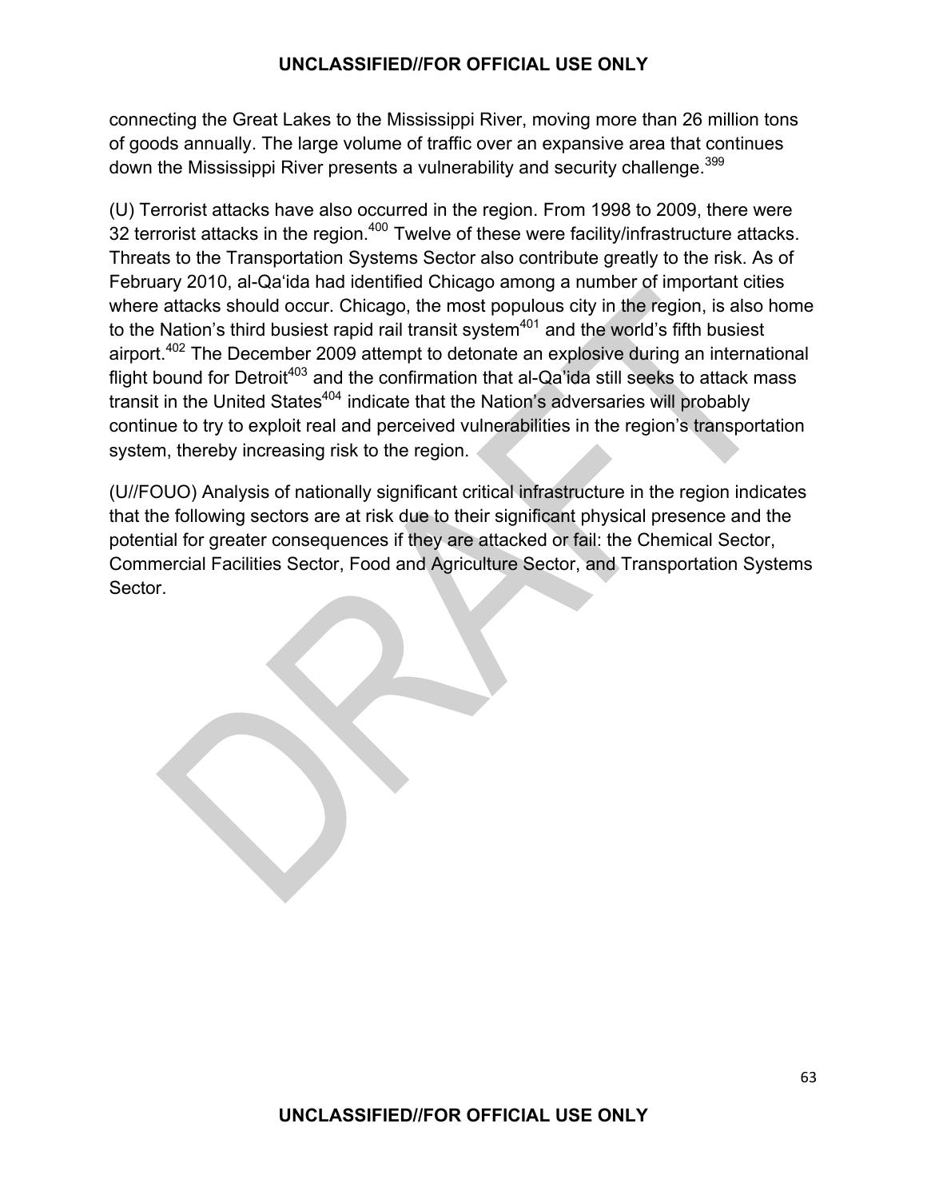connecting the Great Lakes to the Mississippi River, moving more than 26 million tons of goods annually. The large volume of traffic over an expansive area that continues down the Mississippi River presents a vulnerability and security challenge.[399]

(U) Terrorist attacks have also occurred in the region. From 1998 to 2009, there were 32 terrorist attacks in the region.[400] Twelve of these were facility/infrastructure attacks. Threats to the Transportation Systems Sector also contribute greatly to the risk. As of February 2010, al-Qa'ida had identified Chicago among a number of important cities where attacks should occur. Chicago, the most populous city in the region, is also home to the Nation's third busiest rapid rail transit system[401] and the world's fifth busiest airport.[402] The December 2009 attempt to detonate an explosive during an international flight bound for Detroit[403] and the confirmation that al-Qa'ida still seeks to attack mass transit in the United States[404] indicate that the Nation's adversaries will probably continue to try to exploit real and perceived vulnerabilities in the region's transportation system, thereby increasing risk to the region.

(U//FOUO) Analysis of nationally significant critical infrastructure in the region indicates that the following sectors are at risk due to their significant physical presence and the potential for greater consequences if they are attacked or fail: the Chemical Sector, Commercial Facilities Sector, Food and Agriculture Sector, and Transportation Systems Sector.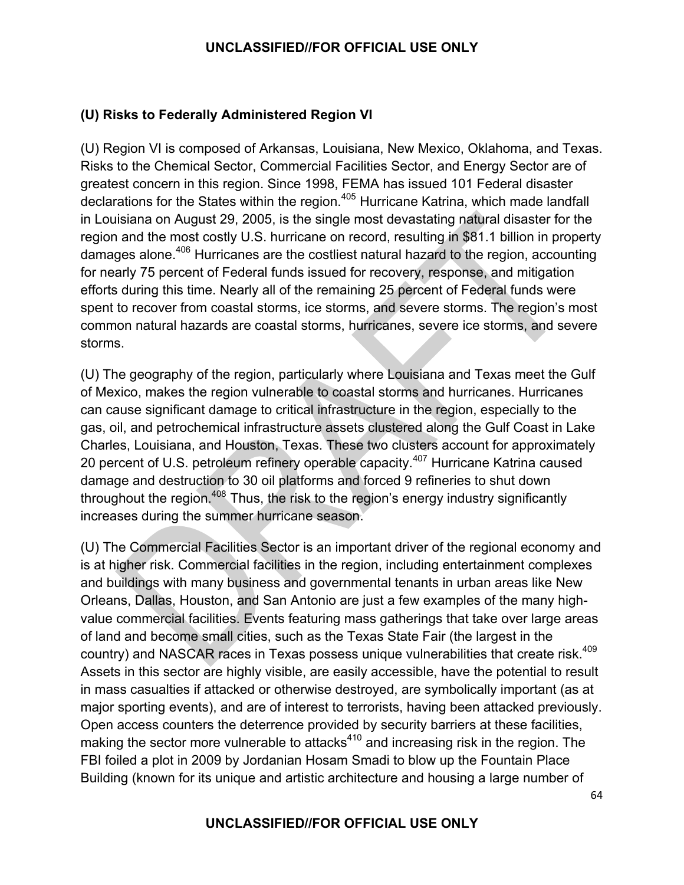**(U) Risks to Federally Administered Region VI**

(U) Region VI is composed of Arkansas, Louisiana, New Mexico, Oklahoma, and Texas. Risks to the Chemical Sector, Commercial Facilities Sector, and Energy Sector are of greatest concern in this region. Since 1998, FEMA has issued 101 Federal disaster declarations for the States within the region.[405] Hurricane Katrina, which made landfall in Louisiana on August 29, 2005, is the single most devastating natural disaster for the region and the most costly U.S. hurricane on record, resulting in $81.1 billion in property damages alone.[406] Hurricanes are the costliest natural hazard to the region, accounting for nearly 75 percent of Federal funds issued for recovery, response, and mitigation efforts during this time. Nearly all of the remaining 25 percent of Federal funds were spent to recover from coastal storms, ice storms, and severe storms. The region's most common natural hazards are coastal storms, hurricanes, severe ice storms, and severe storms.

(U) The geography of the region, particularly where Louisiana and Texas meet the Gulf of Mexico, makes the region vulnerable to coastal storms and hurricanes. Hurricanes can cause significant damage to critical infrastructure in the region, especially to the gas, oil, and petrochemical infrastructure assets clustered along the Gulf Coast in Lake Charles, Louisiana, and Houston, Texas. These two clusters account for approximately 20 percent of U.S. petroleum refinery operable capacity.[407] Hurricane Katrina caused damage and destruction to 30 oil platforms and forced 9 refineries to shut down throughout the region.[408] Thus, the risk to the region's energy industry significantly increases during the summer hurricane season.

(U) The Commercial Facilities Sector is an important driver of the regional economy and is at higher risk. Commercial facilities in the region, including entertainment complexes and buildings with many business and governmental tenants in urban areas like New Orleans, Dallas, Houston, and San Antonio are just a few examples of the many high-value commercial facilities. Events featuring mass gatherings that take over large areas of land and become small cities, such as the Texas State Fair (the largest in the country) and NASCAR races in Texas possess unique vulnerabilities that create risk.[409] Assets in this sector are highly visible, are easily accessible, have the potential to result in mass casualties if attacked or otherwise destroyed, are symbolically important (as at major sporting events), and are of interest to terrorists, having been attacked previously. Open access counters the deterrence provided by security barriers at these facilities, making the sector more vulnerable to attacks[410] and increasing risk in the region. The FBI foiled a plot in 2009 by Jordanian Hosam Smadi to blow up the Fountain Place Building (known for its unique and artistic architecture and housing a large number of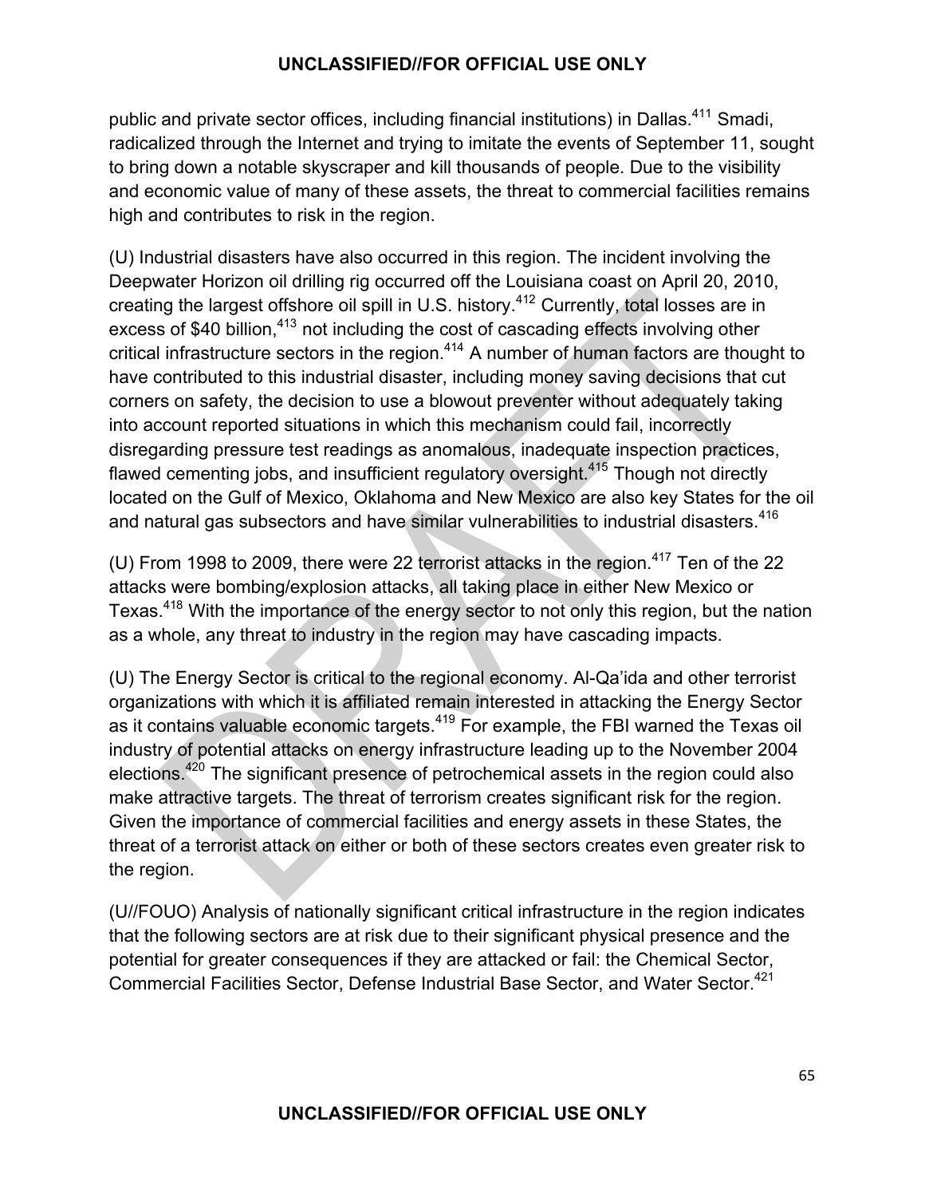public and private sector offices, including financial institutions) in Dallas.[411] Smadi, radicalized through the Internet and trying to imitate the events of September 11, sought to bring down a notable skyscraper and kill thousands of people. Due to the visibility and economic value of many of these assets, the threat to commercial facilities remains high and contributes to risk in the region.

(U) Industrial disasters have also occurred in this region. The incident involving the Deepwater Horizon oil drilling rig occurred off the Louisiana coast on April 20, 2010, creating the largest offshore oil spill in U.S. history.[412] Currently, total losses are in excess of $40 billion,[413] not including the cost of cascading effects involving other critical infrastructure sectors in the region.[414] A number of human factors are thought to have contributed to this industrial disaster, including money saving decisions that cut corners on safety, the decision to use a blowout preventer without adequately taking into account reported situations in which this mechanism could fail, incorrectly disregarding pressure test readings as anomalous, inadequate inspection practices, flawed cementing jobs, and insufficient regulatory oversight.[415] Though not directly located on the Gulf of Mexico, Oklahoma and New Mexico are also key States for the oil and natural gas subsectors and have similar vulnerabilities to industrial disasters.[416]

(U) From 1998 to 2009, there were 22 terrorist attacks in the region.[417] Ten of the 22 attacks were bombing/explosion attacks, all taking place in either New Mexico or Texas.[418] With the importance of the energy sector to not only this region, but the nation as a whole, any threat to industry in the region may have cascading impacts.

(U) The Energy Sector is critical to the regional economy. Al-Qa'ida and other terrorist organizations with which it is affiliated remain interested in attacking the Energy Sector as it contains valuable economic targets.[419] For example, the FBI warned the Texas oil industry of potential attacks on energy infrastructure leading up to the November 2004 elections.[420] The significant presence of petrochemical assets in the region could also make attractive targets. The threat of terrorism creates significant risk for the region. Given the importance of commercial facilities and energy assets in these States, the threat of a terrorist attack on either or both of these sectors creates even greater risk to the region.

(U//FOUO) Analysis of nationally significant critical infrastructure in the region indicates that the following sectors are at risk due to their significant physical presence and the potential for greater consequences if they are attacked or fail: the Chemical Sector, Commercial Facilities Sector, Defense Industrial Base Sector, and Water Sector.[421]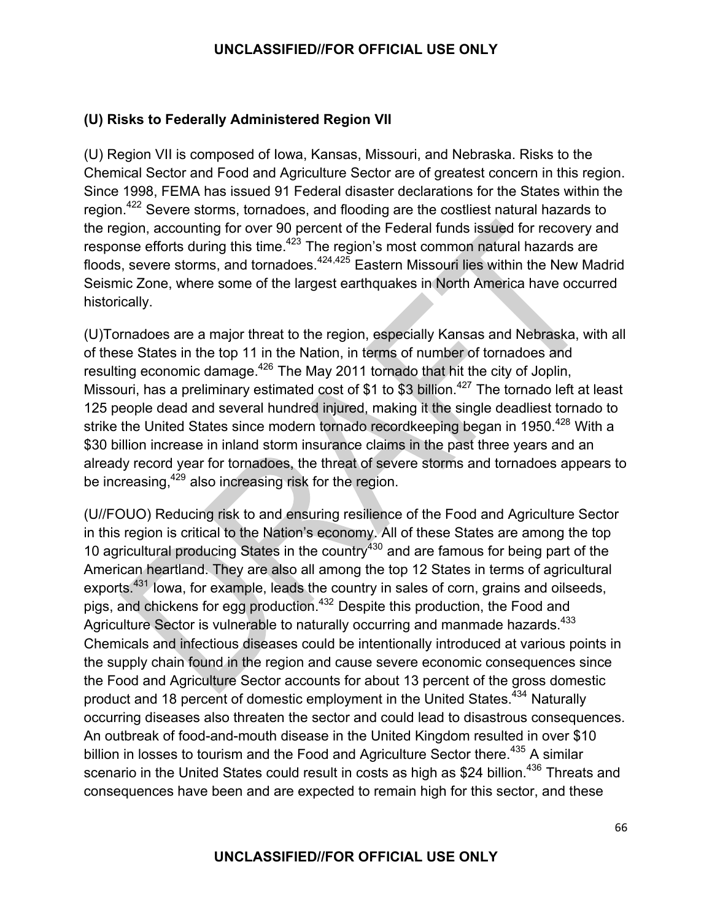### (U) Risks to Federally Administered Region VII

(U) Region VII is composed of Iowa, Kansas, Missouri, and Nebraska. Risks to the Chemical Sector and Food and Agriculture Sector are of greatest concern in this region. Since 1998, FEMA has issued 91 Federal disaster declarations for the States within the region.[422] Severe storms, tornadoes, and flooding are the costliest natural hazards to the region, accounting for over 90 percent of the Federal funds issued for recovery and response efforts during this time.[423] The region's most common natural hazards are floods, severe storms, and tornadoes.[424,425] Eastern Missouri lies within the New Madrid Seismic Zone, where some of the largest earthquakes in North America have occurred historically.

(U)Tornadoes are a major threat to the region, especially Kansas and Nebraska, with all of these States in the top 11 in the Nation, in terms of number of tornadoes and resulting economic damage.[426] The May 2011 tornado that hit the city of Joplin, Missouri, has a preliminary estimated cost of $1 to $3 billion.[427] The tornado left at least 125 people dead and several hundred injured, making it the single deadliest tornado to strike the United States since modern tornado recordkeeping began in 1950.[428] With a $30 billion increase in inland storm insurance claims in the past three years and an already record year for tornadoes, the threat of severe storms and tornadoes appears to be increasing,[429] also increasing risk for the region.

(U//FOUO) Reducing risk to and ensuring resilience of the Food and Agriculture Sector in this region is critical to the Nation's economy. All of these States are among the top 10 agricultural producing States in the country[430] and are famous for being part of the American heartland. They are also all among the top 12 States in terms of agricultural exports.[431] Iowa, for example, leads the country in sales of corn, grains and oilseeds, pigs, and chickens for egg production.[432] Despite this production, the Food and Agriculture Sector is vulnerable to naturally occurring and manmade hazards.[433] Chemicals and infectious diseases could be intentionally introduced at various points in the supply chain found in the region and cause severe economic consequences since the Food and Agriculture Sector accounts for about 13 percent of the gross domestic product and 18 percent of domestic employment in the United States.[434] Naturally occurring diseases also threaten the sector and could lead to disastrous consequences. An outbreak of food-and-mouth disease in the United Kingdom resulted in over $10 billion in losses to tourism and the Food and Agriculture Sector there.[435] A similar scenario in the United States could result in costs as high as $24 billion.[436] Threats and consequences have been and are expected to remain high for this sector, and these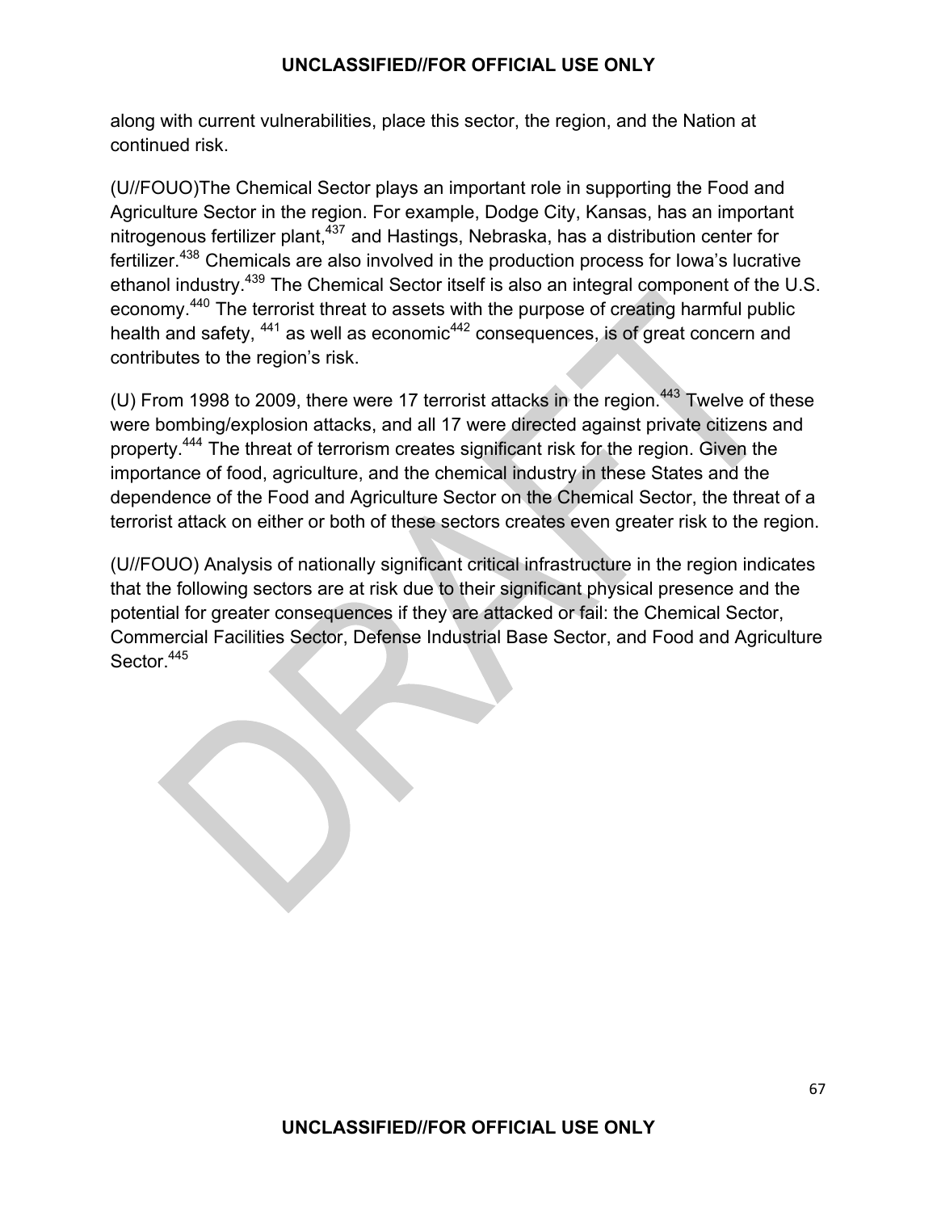along with current vulnerabilities, place this sector, the region, and the Nation at continued risk.

(U//FOUO)The Chemical Sector plays an important role in supporting the Food and Agriculture Sector in the region. For example, Dodge City, Kansas, has an important nitrogenous fertilizer plant,[437] and Hastings, Nebraska, has a distribution center for fertilizer.[438] Chemicals are also involved in the production process for Iowa's lucrative ethanol industry.[439] The Chemical Sector itself is also an integral component of the U.S. economy.[440] The terrorist threat to assets with the purpose of creating harmful public health and safety, [441] as well as economic[442] consequences, is of great concern and contributes to the region's risk.

(U) From 1998 to 2009, there were 17 terrorist attacks in the region.[443] Twelve of these were bombing/explosion attacks, and all 17 were directed against private citizens and property.[444] The threat of terrorism creates significant risk for the region. Given the importance of food, agriculture, and the chemical industry in these States and the dependence of the Food and Agriculture Sector on the Chemical Sector, the threat of a terrorist attack on either or both of these sectors creates even greater risk to the region.

(U//FOUO) Analysis of nationally significant critical infrastructure in the region indicates that the following sectors are at risk due to their significant physical presence and the potential for greater consequences if they are attacked or fail: the Chemical Sector, Commercial Facilities Sector, Defense Industrial Base Sector, and Food and Agriculture Sector.[445]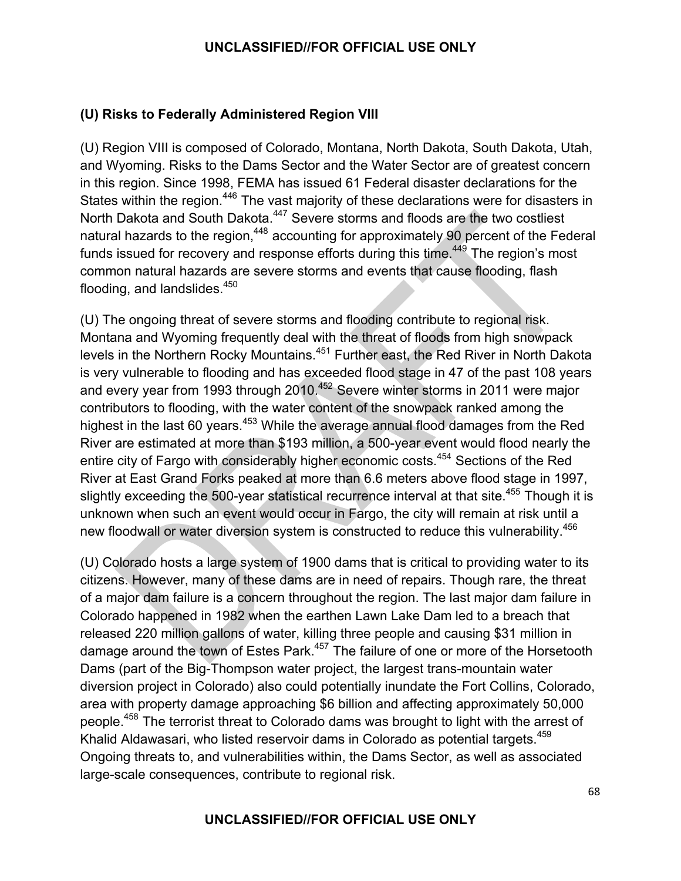### (U) Risks to Federally Administered Region VIII

(U) Region VIII is composed of Colorado, Montana, North Dakota, South Dakota, Utah, and Wyoming. Risks to the Dams Sector and the Water Sector are of greatest concern in this region. Since 1998, FEMA has issued 61 Federal disaster declarations for the States within the region.[446] The vast majority of these declarations were for disasters in North Dakota and South Dakota.[447] Severe storms and floods are the two costliest natural hazards to the region,[448] accounting for approximately 90 percent of the Federal funds issued for recovery and response efforts during this time.[449] The region's most common natural hazards are severe storms and events that cause flooding, flash flooding, and landslides.[450]

(U) The ongoing threat of severe storms and flooding contribute to regional risk. Montana and Wyoming frequently deal with the threat of floods from high snowpack levels in the Northern Rocky Mountains.[451] Further east, the Red River in North Dakota is very vulnerable to flooding and has exceeded flood stage in 47 of the past 108 years and every year from 1993 through 2010.[452] Severe winter storms in 2011 were major contributors to flooding, with the water content of the snowpack ranked among the highest in the last 60 years.[453] While the average annual flood damages from the Red River are estimated at more than $193 million, a 500-year event would flood nearly the entire city of Fargo with considerably higher economic costs.[454] Sections of the Red River at East Grand Forks peaked at more than 6.6 meters above flood stage in 1997, slightly exceeding the 500-year statistical recurrence interval at that site.[455] Though it is unknown when such an event would occur in Fargo, the city will remain at risk until a new floodwall or water diversion system is constructed to reduce this vulnerability.[456]

(U) Colorado hosts a large system of 1900 dams that is critical to providing water to its citizens. However, many of these dams are in need of repairs. Though rare, the threat of a major dam failure is a concern throughout the region. The last major dam failure in Colorado happened in 1982 when the earthen Lawn Lake Dam led to a breach that released 220 million gallons of water, killing three people and causing $31 million in damage around the town of Estes Park.[457] The failure of one or more of the Horsetooth Dams (part of the Big-Thompson water project, the largest trans-mountain water diversion project in Colorado) also could potentially inundate the Fort Collins, Colorado, area with property damage approaching $6 billion and affecting approximately 50,000 people.[458] The terrorist threat to Colorado dams was brought to light with the arrest of Khalid Aldawasari, who listed reservoir dams in Colorado as potential targets.[459] Ongoing threats to, and vulnerabilities within, the Dams Sector, as well as associated large-scale consequences, contribute to regional risk.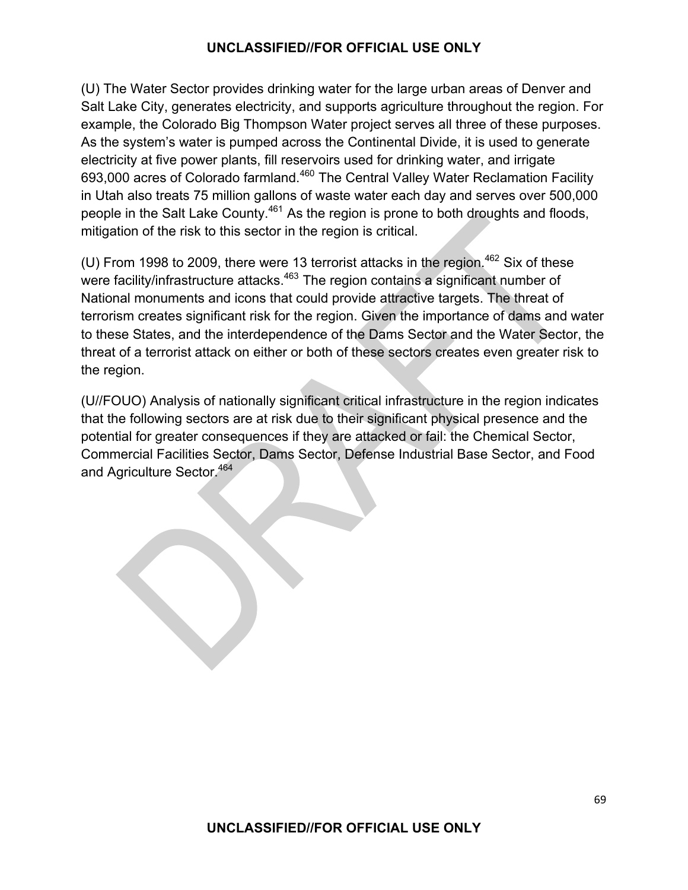(U) The Water Sector provides drinking water for the large urban areas of Denver and Salt Lake City, generates electricity, and supports agriculture throughout the region. For example, the Colorado Big Thompson Water project serves all three of these purposes. As the system's water is pumped across the Continental Divide, it is used to generate electricity at five power plants, fill reservoirs used for drinking water, and irrigate 693,000 acres of Colorado farmland.[460] The Central Valley Water Reclamation Facility in Utah also treats 75 million gallons of waste water each day and serves over 500,000 people in the Salt Lake County.[461] As the region is prone to both droughts and floods, mitigation of the risk to this sector in the region is critical.

(U) From 1998 to 2009, there were 13 terrorist attacks in the region.[462] Six of these were facility/infrastructure attacks.[463] The region contains a significant number of National monuments and icons that could provide attractive targets. The threat of terrorism creates significant risk for the region. Given the importance of dams and water to these States, and the interdependence of the Dams Sector and the Water Sector, the threat of a terrorist attack on either or both of these sectors creates even greater risk to the region.

(U//FOUO) Analysis of nationally significant critical infrastructure in the region indicates that the following sectors are at risk due to their significant physical presence and the potential for greater consequences if they are attacked or fail: the Chemical Sector, Commercial Facilities Sector, Dams Sector, Defense Industrial Base Sector, and Food and Agriculture Sector.[464]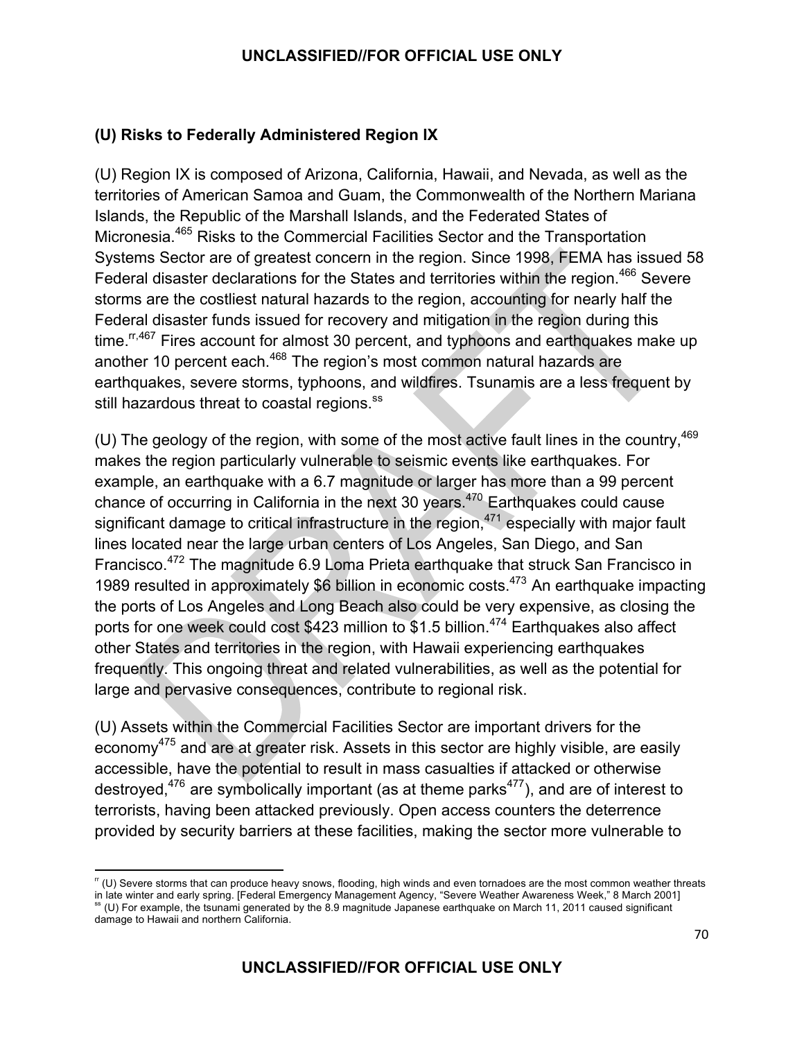### (U) Risks to Federally Administered Region IX

(U) Region IX is composed of Arizona, California, Hawaii, and Nevada, as well as the territories of American Samoa and Guam, the Commonwealth of the Northern Mariana Islands, the Republic of the Marshall Islands, and the Federated States of Micronesia.[465] Risks to the Commercial Facilities Sector and the Transportation Systems Sector are of greatest concern in the region. Since 1998, FEMA has issued 58 Federal disaster declarations for the States and territories within the region.[466] Severe storms are the costliest natural hazards to the region, accounting for nearly half the Federal disaster funds issued for recovery and mitigation in the region during this time.[rr,467] Fires account for almost 30 percent, and typhoons and earthquakes make up another 10 percent each.[468] The region's most common natural hazards are earthquakes, severe storms, typhoons, and wildfires. Tsunamis are a less frequent by still hazardous threat to coastal regions.[ss]

(U) The geology of the region, with some of the most active fault lines in the country,[469] makes the region particularly vulnerable to seismic events like earthquakes. For example, an earthquake with a 6.7 magnitude or larger has more than a 99 percent chance of occurring in California in the next 30 years.[470] Earthquakes could cause significant damage to critical infrastructure in the region,[471] especially with major fault lines located near the large urban centers of Los Angeles, San Diego, and San Francisco.[472] The magnitude 6.9 Loma Prieta earthquake that struck San Francisco in 1989 resulted in approximately $6 billion in economic costs.[473] An earthquake impacting the ports of Los Angeles and Long Beach also could be very expensive, as closing the ports for one week could cost $423 million to $1.5 billion.[474] Earthquakes also affect other States and territories in the region, with Hawaii experiencing earthquakes frequently. This ongoing threat and related vulnerabilities, as well as the potential for large and pervasive consequences, contribute to regional risk.

(U) Assets within the Commercial Facilities Sector are important drivers for the economy[475] and are at greater risk. Assets in this sector are highly visible, are easily accessible, have the potential to result in mass casualties if attacked or otherwise destroyed,[476] are symbolically important (as at theme parks[477]), and are of interest to terrorists, having been attacked previously. Open access counters the deterrence provided by security barriers at these facilities, making the sector more vulnerable to

---

[rr] (U) Severe storms that can produce heavy snows, flooding, high winds and even tornadoes are the most common weather threats in late winter and early spring. [Federal Emergency Management Agency, "Severe Weather Awareness Week," 8 March 2001]

[ss] (U) For example, the tsunami generated by the 8.9 magnitude Japanese earthquake on March 11, 2011 caused significant damage to Hawaii and northern California.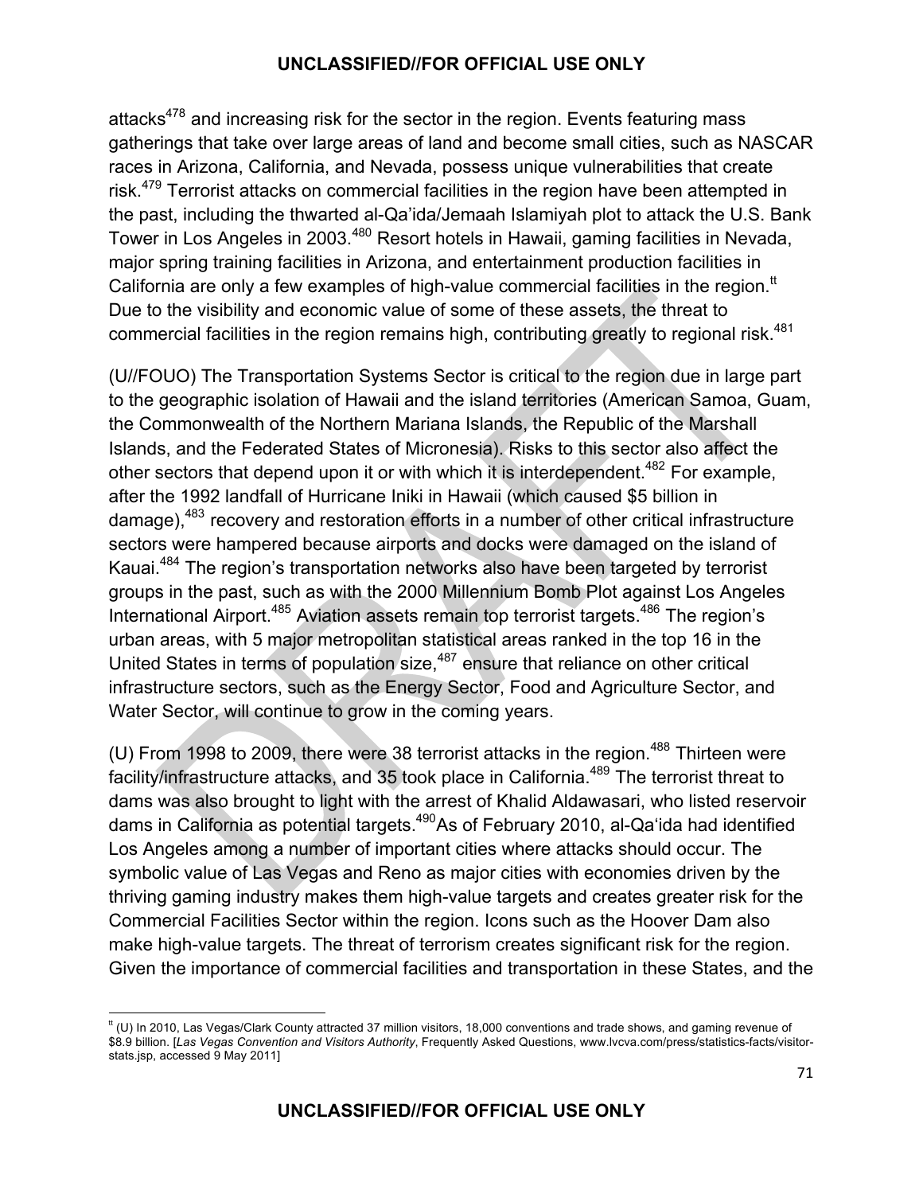attacks[478] and increasing risk for the sector in the region. Events featuring mass gatherings that take over large areas of land and become small cities, such as NASCAR races in Arizona, California, and Nevada, possess unique vulnerabilities that create risk.[479] Terrorist attacks on commercial facilities in the region have been attempted in the past, including the thwarted al-Qa'ida/Jemaah Islamiyah plot to attack the U.S. Bank Tower in Los Angeles in 2003.[480] Resort hotels in Hawaii, gaming facilities in Nevada, major spring training facilities in Arizona, and entertainment production facilities in California are only a few examples of high-value commercial facilities in the region.[tt] Due to the visibility and economic value of some of these assets, the threat to commercial facilities in the region remains high, contributing greatly to regional risk.[481]

(U//FOUO) The Transportation Systems Sector is critical to the region due in large part to the geographic isolation of Hawaii and the island territories (American Samoa, Guam, the Commonwealth of the Northern Mariana Islands, the Republic of the Marshall Islands, and the Federated States of Micronesia). Risks to this sector also affect the other sectors that depend upon it or with which it is interdependent.[482] For example, after the 1992 landfall of Hurricane Iniki in Hawaii (which caused $5 billion in damage),[483] recovery and restoration efforts in a number of other critical infrastructure sectors were hampered because airports and docks were damaged on the island of Kauai.[484] The region's transportation networks also have been targeted by terrorist groups in the past, such as with the 2000 Millennium Bomb Plot against Los Angeles International Airport.[485] Aviation assets remain top terrorist targets.[486] The region's urban areas, with 5 major metropolitan statistical areas ranked in the top 16 in the United States in terms of population size,[487] ensure that reliance on other critical infrastructure sectors, such as the Energy Sector, Food and Agriculture Sector, and Water Sector, will continue to grow in the coming years.

(U) From 1998 to 2009, there were 38 terrorist attacks in the region.[488] Thirteen were facility/infrastructure attacks, and 35 took place in California.[489] The terrorist threat to dams was also brought to light with the arrest of Khalid Aldawasari, who listed reservoir dams in California as potential targets.[490]As of February 2010, al-Qa'ida had identified Los Angeles among a number of important cities where attacks should occur. The symbolic value of Las Vegas and Reno as major cities with economies driven by the thriving gaming industry makes them high-value targets and creates greater risk for the Commercial Facilities Sector within the region. Icons such as the Hoover Dam also make high-value targets. The threat of terrorism creates significant risk for the region. Given the importance of commercial facilities and transportation in these States, and the

---

[tt] (U) In 2010, Las Vegas/Clark County attracted 37 million visitors, 18,000 conventions and trade shows, and gaming revenue of $8.9 billion. [*Las Vegas Convention and Visitors Authority*, Frequently Asked Questions, www.lvcva.com/press/statistics-facts/visitor-stats.jsp, accessed 9 May 2011]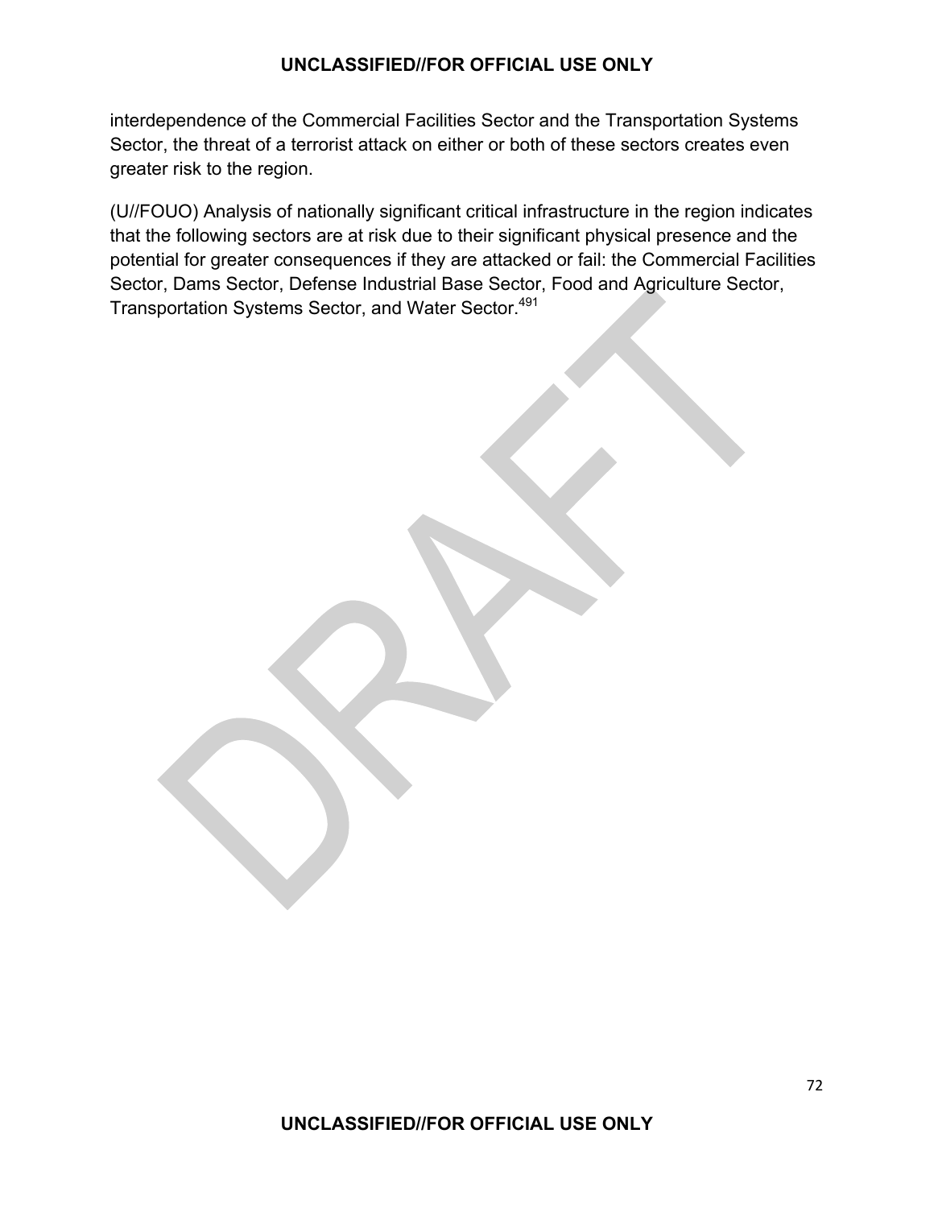interdependence of the Commercial Facilities Sector and the Transportation Systems Sector, the threat of a terrorist attack on either or both of these sectors creates even greater risk to the region.

(U//FOUO) Analysis of nationally significant critical infrastructure in the region indicates that the following sectors are at risk due to their significant physical presence and the potential for greater consequences if they are attacked or fail: the Commercial Facilities Sector, Dams Sector, Defense Industrial Base Sector, Food and Agriculture Sector, Transportation Systems Sector, and Water Sector.[491]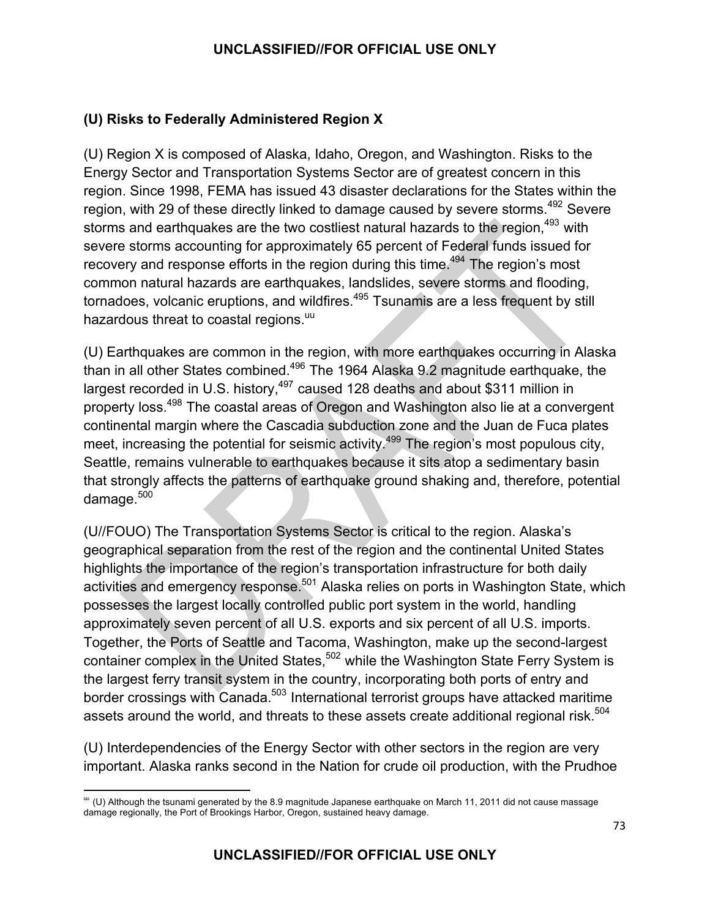### (U) Risks to Federally Administered Region X

(U) Region X is composed of Alaska, Idaho, Oregon, and Washington. Risks to the Energy Sector and Transportation Systems Sector are of greatest concern in this region. Since 1998, FEMA has issued 43 disaster declarations for the States within the region, with 29 of these directly linked to damage caused by severe storms.[492] Severe storms and earthquakes are the two costliest natural hazards to the region,[493] with severe storms accounting for approximately 65 percent of Federal funds issued for recovery and response efforts in the region during this time.[494] The region's most common natural hazards are earthquakes, landslides, severe storms and flooding, tornadoes, volcanic eruptions, and wildfires.[495] Tsunamis are a less frequent by still hazardous threat to coastal regions.[uu]

(U) Earthquakes are common in the region, with more earthquakes occurring in Alaska than in all other States combined.[496] The 1964 Alaska 9.2 magnitude earthquake, the largest recorded in U.S. history,[497] caused 128 deaths and about $311 million in property loss.[498] The coastal areas of Oregon and Washington also lie at a convergent continental margin where the Cascadia subduction zone and the Juan de Fuca plates meet, increasing the potential for seismic activity.[499] The region's most populous city, Seattle, remains vulnerable to earthquakes because it sits atop a sedimentary basin that strongly affects the patterns of earthquake ground shaking and, therefore, potential damage.[500]

(U//FOUO) The Transportation Systems Sector is critical to the region. Alaska's geographical separation from the rest of the region and the continental United States highlights the importance of the region's transportation infrastructure for both daily activities and emergency response.[501] Alaska relies on ports in Washington State, which possesses the largest locally controlled public port system in the world, handling approximately seven percent of all U.S. exports and six percent of all U.S. imports. Together, the Ports of Seattle and Tacoma, Washington, make up the second-largest container complex in the United States,[502] while the Washington State Ferry System is the largest ferry transit system in the country, incorporating both ports of entry and border crossings with Canada.[503] International terrorist groups have attacked maritime assets around the world, and threats to these assets create additional regional risk.[504]

(U) Interdependencies of the Energy Sector with other sectors in the region are very important. Alaska ranks second in the Nation for crude oil production, with the Prudhoe

---

[uu] (U) Although the tsunami generated by the 8.9 magnitude Japanese earthquake on March 11, 2011 did not cause massage damage regionally, the Port of Brookings Harbor, Oregon, sustained heavy damage.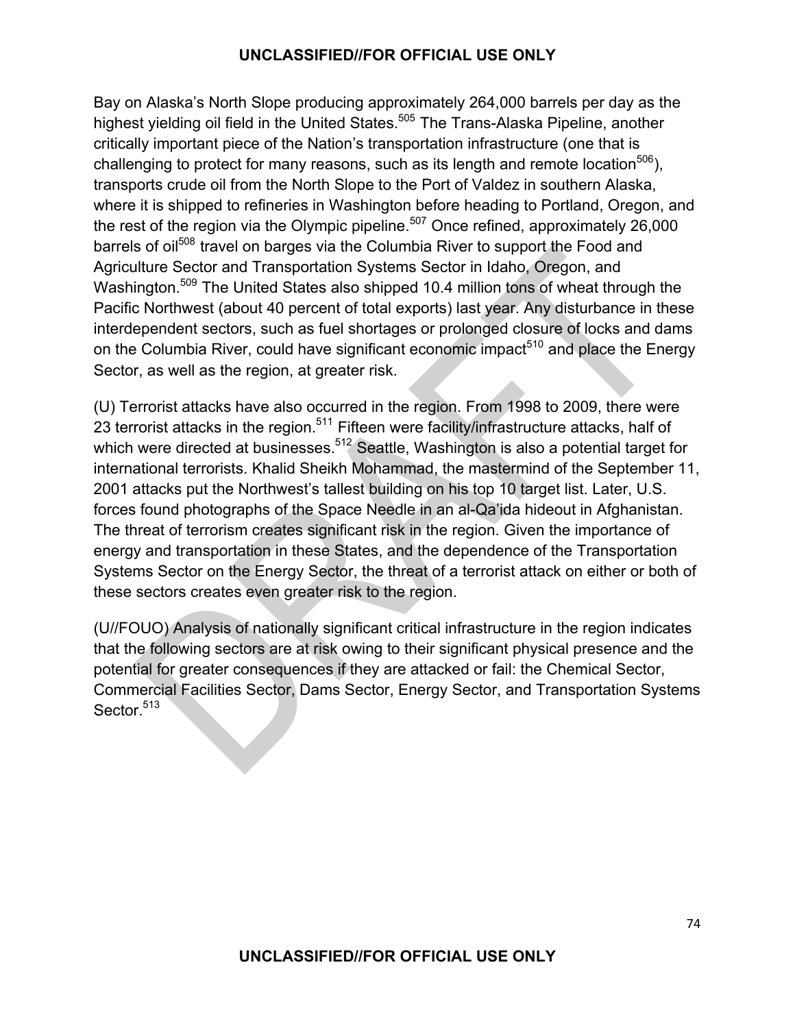Bay on Alaska's North Slope producing approximately 264,000 barrels per day as the highest yielding oil field in the United States.[505] The Trans-Alaska Pipeline, another critically important piece of the Nation's transportation infrastructure (one that is challenging to protect for many reasons, such as its length and remote location[506]), transports crude oil from the North Slope to the Port of Valdez in southern Alaska, where it is shipped to refineries in Washington before heading to Portland, Oregon, and the rest of the region via the Olympic pipeline.[507] Once refined, approximately 26,000 barrels of oil[508] travel on barges via the Columbia River to support the Food and Agriculture Sector and Transportation Systems Sector in Idaho, Oregon, and Washington.[509] The United States also shipped 10.4 million tons of wheat through the Pacific Northwest (about 40 percent of total exports) last year. Any disturbance in these interdependent sectors, such as fuel shortages or prolonged closure of locks and dams on the Columbia River, could have significant economic impact[510] and place the Energy Sector, as well as the region, at greater risk.

(U) Terrorist attacks have also occurred in the region. From 1998 to 2009, there were 23 terrorist attacks in the region.[511] Fifteen were facility/infrastructure attacks, half of which were directed at businesses.[512] Seattle, Washington is also a potential target for international terrorists. Khalid Sheikh Mohammad, the mastermind of the September 11, 2001 attacks put the Northwest's tallest building on his top 10 target list. Later, U.S. forces found photographs of the Space Needle in an al-Qa'ida hideout in Afghanistan. The threat of terrorism creates significant risk in the region. Given the importance of energy and transportation in these States, and the dependence of the Transportation Systems Sector on the Energy Sector, the threat of a terrorist attack on either or both of these sectors creates even greater risk to the region.

(U//FOUO) Analysis of nationally significant critical infrastructure in the region indicates that the following sectors are at risk owing to their significant physical presence and the potential for greater consequences if they are attacked or fail: the Chemical Sector, Commercial Facilities Sector, Dams Sector, Energy Sector, and Transportation Systems Sector.[513]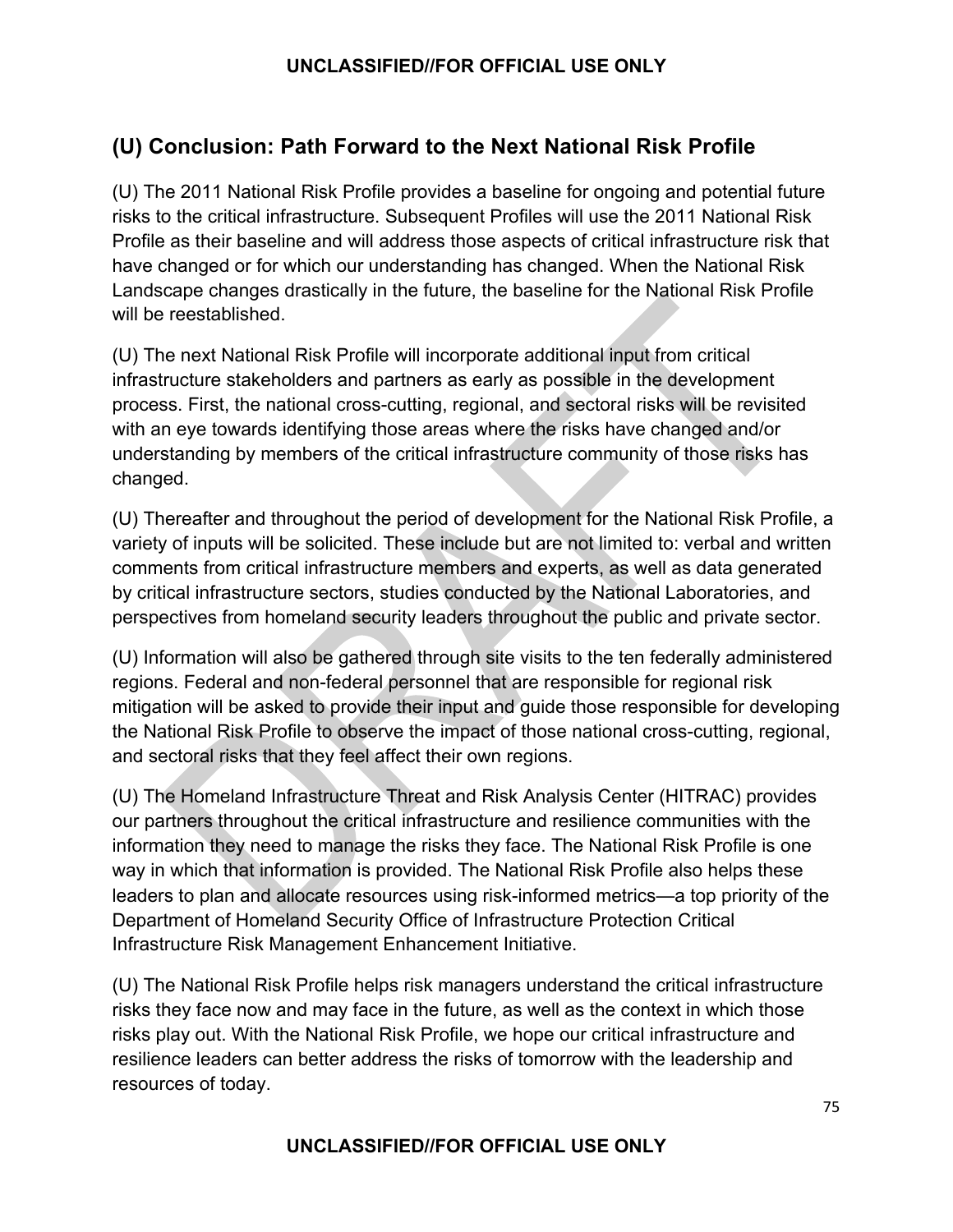## (U) Conclusion: Path Forward to the Next National Risk Profile

(U) The 2011 National Risk Profile provides a baseline for ongoing and potential future risks to the critical infrastructure. Subsequent Profiles will use the 2011 National Risk Profile as their baseline and will address those aspects of critical infrastructure risk that have changed or for which our understanding has changed. When the National Risk Landscape changes drastically in the future, the baseline for the National Risk Profile will be reestablished.

(U) The next National Risk Profile will incorporate additional input from critical infrastructure stakeholders and partners as early as possible in the development process. First, the national cross-cutting, regional, and sectoral risks will be revisited with an eye towards identifying those areas where the risks have changed and/or understanding by members of the critical infrastructure community of those risks has changed.

(U) Thereafter and throughout the period of development for the National Risk Profile, a variety of inputs will be solicited. These include but are not limited to: verbal and written comments from critical infrastructure members and experts, as well as data generated by critical infrastructure sectors, studies conducted by the National Laboratories, and perspectives from homeland security leaders throughout the public and private sector.

(U) Information will also be gathered through site visits to the ten federally administered regions. Federal and non-federal personnel that are responsible for regional risk mitigation will be asked to provide their input and guide those responsible for developing the National Risk Profile to observe the impact of those national cross-cutting, regional, and sectoral risks that they feel affect their own regions.

(U) The Homeland Infrastructure Threat and Risk Analysis Center (HITRAC) provides our partners throughout the critical infrastructure and resilience communities with the information they need to manage the risks they face. The National Risk Profile is one way in which that information is provided. The National Risk Profile also helps these leaders to plan and allocate resources using risk-informed metrics—a top priority of the Department of Homeland Security Office of Infrastructure Protection Critical Infrastructure Risk Management Enhancement Initiative.

(U) The National Risk Profile helps risk managers understand the critical infrastructure risks they face now and may face in the future, as well as the context in which those risks play out. With the National Risk Profile, we hope our critical infrastructure and resilience leaders can better address the risks of tomorrow with the leadership and resources of today.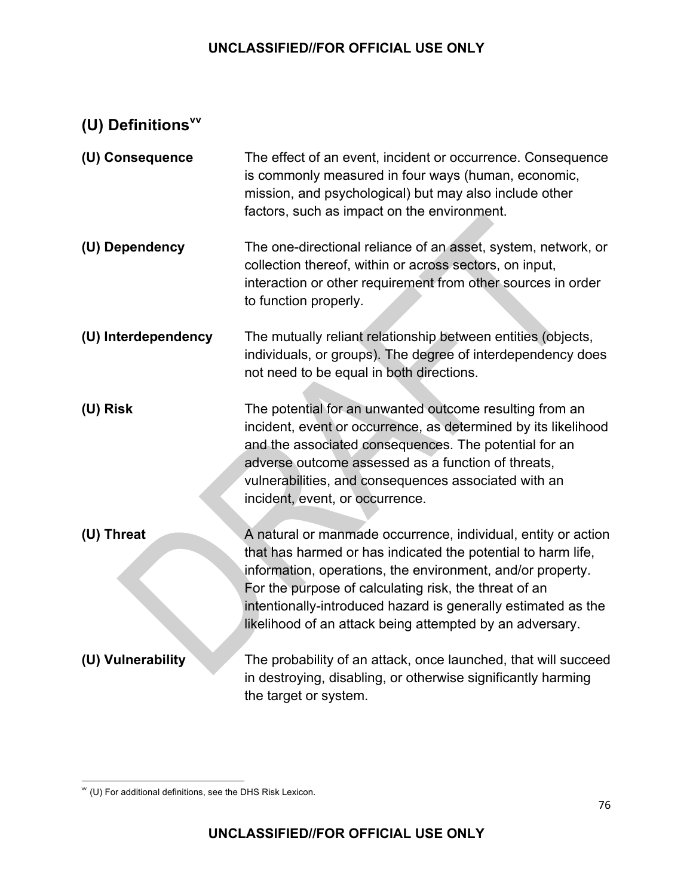## (U) Definitions[vv]

**(U) Consequence** The effect of an event, incident or occurrence. Consequence is commonly measured in four ways (human, economic, mission, and psychological) but may also include other factors, such as impact on the environment.

**(U) Dependency** The one-directional reliance of an asset, system, network, or collection thereof, within or across sectors, on input, interaction or other requirement from other sources in order to function properly.

**(U) Interdependency** The mutually reliant relationship between entities (objects, individuals, or groups). The degree of interdependency does not need to be equal in both directions.

**(U) Risk** The potential for an unwanted outcome resulting from an incident, event or occurrence, as determined by its likelihood and the associated consequences. The potential for an adverse outcome assessed as a function of threats, vulnerabilities, and consequences associated with an incident, event, or occurrence.

**(U) Threat** A natural or manmade occurrence, individual, entity or action that has harmed or has indicated the potential to harm life, information, operations, the environment, and/or property. For the purpose of calculating risk, the threat of an intentionally-introduced hazard is generally estimated as the likelihood of an attack being attempted by an adversary.

**(U) Vulnerability** The probability of an attack, once launched, that will succeed in destroying, disabling, or otherwise significantly harming the target or system.

[vv] (U) For additional definitions, see the DHS Risk Lexicon.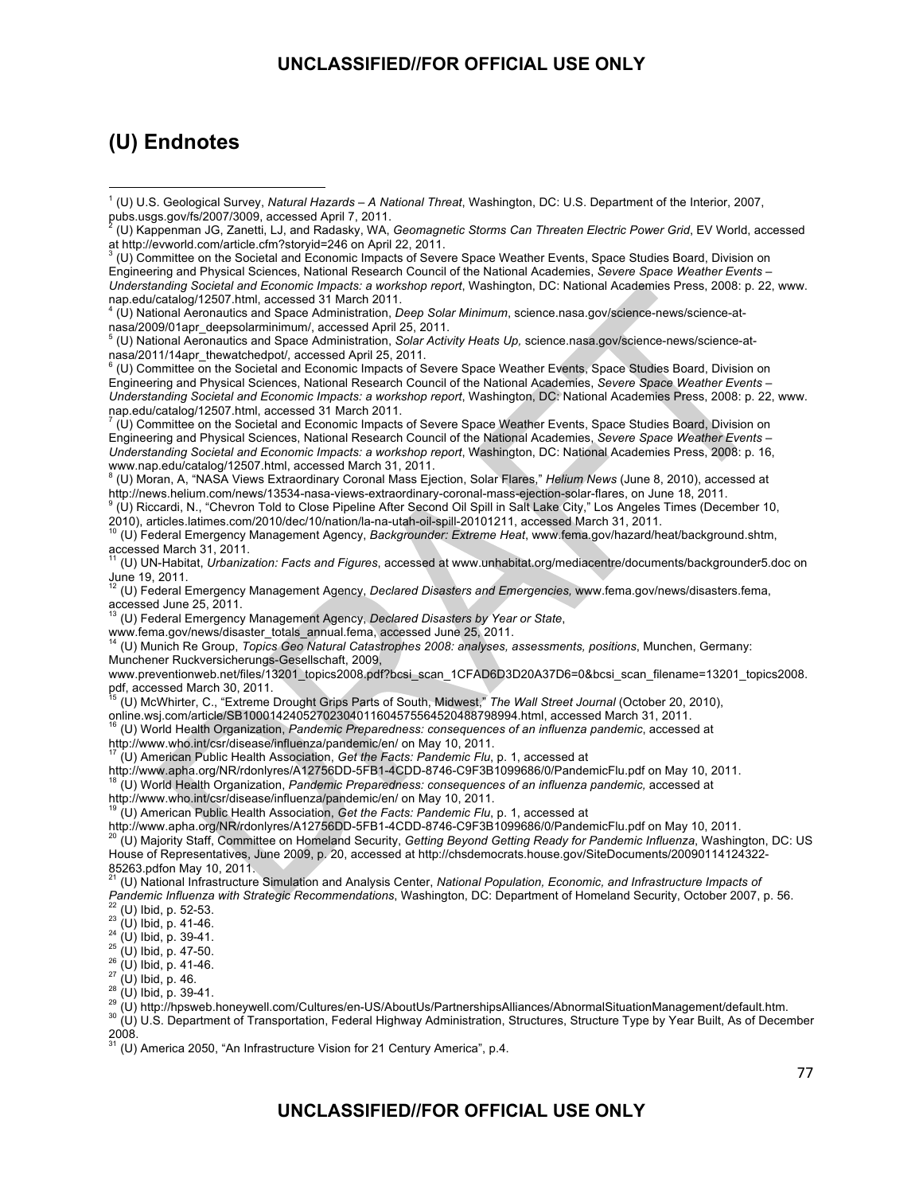# (U) Endnotes

[1] (U) U.S. Geological Survey, *Natural Hazards – A National Threat*, Washington, DC: U.S. Department of the Interior, 2007, pubs.usgs.gov/fs/2007/3009, accessed April 7, 2011.

[2] (U) Kappenman JG, Zanetti, LJ, and Radasky, WA, *Geomagnetic Storms Can Threaten Electric Power Grid*, EV World, accessed at http://evworld.com/article.cfm?storyid=246 on April 22, 2011.

[3] (U) Committee on the Societal and Economic Impacts of Severe Space Weather Events, Space Studies Board, Division on Engineering and Physical Sciences, National Research Council of the National Academies, *Severe Space Weather Events – Understanding Societal and Economic Impacts: a workshop report*, Washington, DC: National Academies Press, 2008: p. 22, www.nap.edu/catalog/12507.html, accessed 31 March 2011.

[4] (U) National Aeronautics and Space Administration, *Deep Solar Minimum*, science.nasa.gov/science-news/science-at-nasa/2009/01apr_deepsolarminimum/, accessed April 25, 2011.

[5] (U) National Aeronautics and Space Administration, *Solar Activity Heats Up,* science.nasa.gov/science-news/science-at-nasa/2011/14apr_thewatchedpot/, accessed April 25, 2011.

[6] (U) Committee on the Societal and Economic Impacts of Severe Space Weather Events, Space Studies Board, Division on Engineering and Physical Sciences, National Research Council of the National Academies, *Severe Space Weather Events – Understanding Societal and Economic Impacts: a workshop report*, Washington, DC: National Academies Press, 2008: p. 22, www.nap.edu/catalog/12507.html, accessed 31 March 2011.

[7] (U) Committee on the Societal and Economic Impacts of Severe Space Weather Events, Space Studies Board, Division on Engineering and Physical Sciences, National Research Council of the National Academies, *Severe Space Weather Events – Understanding Societal and Economic Impacts: a workshop report*, Washington, DC: National Academies Press, 2008: p. 16, www.nap.edu/catalog/12507.html, accessed March 31, 2011.

[8] (U) Moran, A, "NASA Views Extraordinary Coronal Mass Ejection, Solar Flares," *Helium News* (June 8, 2010), accessed at http://news.helium.com/news/13534-nasa-views-extraordinary-coronal-mass-ejection-solar-flares, on June 18, 2011.

[9] (U) Riccardi, N., "Chevron Told to Close Pipeline After Second Oil Spill in Salt Lake City," Los Angeles Times (December 10, 2010), articles.latimes.com/2010/dec/10/nation/la-na-utah-oil-spill-20101211, accessed March 31, 2011.

[10] (U) Federal Emergency Management Agency, *Backgrounder: Extreme Heat*, www.fema.gov/hazard/heat/background.shtm, accessed March 31, 2011.

[11] (U) UN-Habitat, *Urbanization: Facts and Figures*, accessed at www.unhabitat.org/mediacentre/documents/backgrounder5.doc on June 19, 2011.

[12] (U) Federal Emergency Management Agency, *Declared Disasters and Emergencies,* www.fema.gov/news/disasters.fema, accessed June 25, 2011.

[13] (U) Federal Emergency Management Agency, *Declared Disasters by Year or State*, www.fema.gov/news/disaster_totals_annual.fema, accessed June 25, 2011.

[14] (U) Munich Re Group, *Topics Geo Natural Catastrophes 2008: analyses, assessments, positions*, Munchen, Germany: Munchener Ruckversicherungs-Gesellschaft, 2009, www.preventionweb.net/files/13201_topics2008.pdf?bcsi_scan_1CFAD6D3D20A37D6=0&bcsi_scan_filename=13201_topics2008.pdf, accessed March 30, 2011.

[15] (U) McWhirter, C., "Extreme Drought Grips Parts of South, Midwest," *The Wall Street Journal* (October 20, 2010), online.wsj.com/article/SB10001424052702304011604575564520488798994.html, accessed March 31, 2011.

[16] (U) World Health Organization, *Pandemic Preparedness: consequences of an influenza pandemic*, accessed at http://www.who.int/csr/disease/influenza/pandemic/en/ on May 10, 2011.

[17] (U) American Public Health Association, *Get the Facts: Pandemic Flu*, p. 1, accessed at http://www.apha.org/NR/rdonlyres/A12756DD-5FB1-4CDD-8746-C9F3B1099686/0/PandemicFlu.pdf on May 10, 2011.

[18] (U) World Health Organization, *Pandemic Preparedness: consequences of an influenza pandemic,* accessed at http://www.who.int/csr/disease/influenza/pandemic/en/ on May 10, 2011.

[19] (U) American Public Health Association, *Get the Facts: Pandemic Flu*, p. 1, accessed at http://www.apha.org/NR/rdonlyres/A12756DD-5FB1-4CDD-8746-C9F3B1099686/0/PandemicFlu.pdf on May 10, 2011.

[20] (U) Majority Staff, Committee on Homeland Security, *Getting Beyond Getting Ready for Pandemic Influenza*, Washington, DC: US House of Representatives, June 2009, p. 20, accessed at http://chsdemocrats.house.gov/SiteDocuments/20090114124322-85263.pdfon May 10, 2011.

[21] (U) National Infrastructure Simulation and Analysis Center, *National Population, Economic, and Infrastructure Impacts of Pandemic Influenza with Strategic Recommendations*, Washington, DC: Department of Homeland Security, October 2007, p. 56.

[22] (U) Ibid, p. 52-53.

[23] (U) Ibid, p. 41-46.

[24] (U) Ibid, p. 39-41.

[25] (U) Ibid, p. 47-50.

[26] (U) Ibid, p. 41-46.

[27] (U) Ibid, p. 46.

[28] (U) Ibid, p. 39-41.

[29] (U) http://hpsweb.honeywell.com/Cultures/en-US/AboutUs/PartnershipsAlliances/AbnormalSituationManagement/default.htm.

[30] (U) U.S. Department of Transportation, Federal Highway Administration, Structures, Structure Type by Year Built, As of December 2008.

[31] (U) America 2050, "An Infrastructure Vision for 21 Century America", p.4.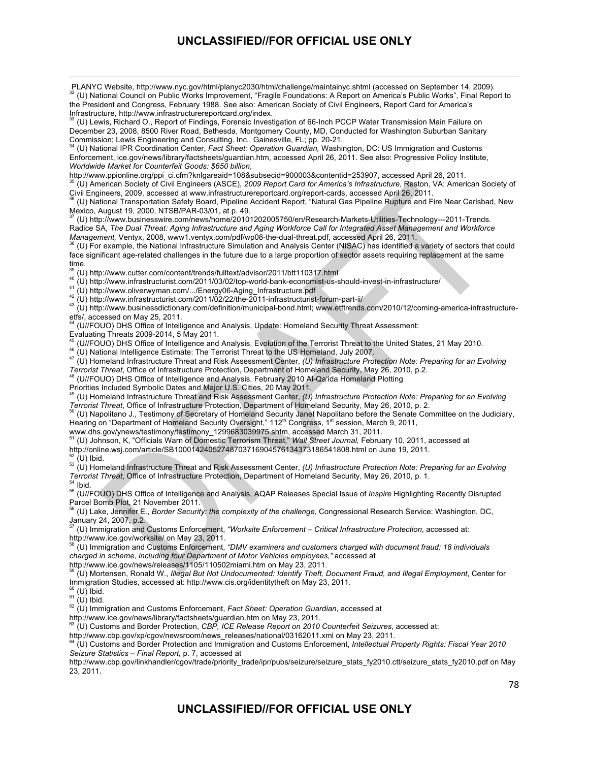PLANYC Website, http://www.nyc.gov/html/planyc2030/html/challenge/maintainyc.shtml (accessed on September 14, 2009).

[32] (U) National Council on Public Works Improvement, "Fragile Foundations: A Report on America's Public Works", Final Report to the President and Congress, February 1988. See also: American Society of Civil Engineers, Report Card for America's Infrastructure, http://www.infrastructurereportcard.org/index.

[33] (U) Lewis, Richard O., Report of Findings, Forensic Investigation of 66-Inch PCCP Water Transmission Main Failure on December 23, 2008, 8500 River Road, Bethesda, Montgomery County, MD, Conducted for Washington Suburban Sanitary Commission; Lewis Engineering and Consulting. Inc., Gainesville, FL; pp. 20-21.

[34] (U) National IPR Coordination Center, *Fact Sheet: Operation Guardian,* Washington, DC: US Immigration and Customs Enforcement, ice.gov/news/library/factsheets/guardian.htm, accessed April 26, 2011. See also: Progressive Policy Institute, *Worldwide Market for Counterfeit Goods: $650 billion*, http://www.ppionline.org/ppi_ci.cfm?knlgareaid=108&subsecid=900003&contentid=253907, accessed April 26, 2011.

[35] (U) American Society of Civil Engineers (ASCE), *2009 Report Card for America's Infrastructure*, Reston, VA: American Society of Civil Engineers, 2009, accessed at www.infrastructurereportcard.org/report-cards, accessed April 26, 2011.

[36] (U) National Transportation Safety Board, Pipeline Accident Report, "Natural Gas Pipeline Rupture and Fire Near Carlsbad, New Mexico, August 19, 2000, NTSB/PAR-03/01, at p. 49.

[37] (U) http://www.businesswire.com/news/home/20101202005750/en/Research-Markets-Utilities-Technology---2011-Trends. Radice SA, *The Dual Threat: Aging Infrastructure and Aging Workforce Call for Integrated Asset Management and Workforce Management,* Ventyx, 2008, www1.ventyx.com/pdf/wp08-the-dual-threat.pdf, accessed April 26, 2011.

[38] (U) For example, the National Infrastructure Simulation and Analysis Center (NISAC) has identified a variety of sectors that could face significant age-related challenges in the future due to a large proportion of sector assets requiring replacement at the same time.

[39] (U) http://www.cutter.com/content/trends/fulltext/advisor/2011/btt110317.html

[40] (U) http://www.infrastructurist.com/2011/03/02/top-world-bank-economist-us-should-invest-in-infrastructure/

[41] (U) http://www.oliverwyman.com/.../Energy06-Aging_Infrastructure.pdf

[42] (U) http://www.infrastructurist.com/2011/02/22/the-2011-infrastructurist-forum-part-ii/

[43] (U) http://www.businessdictionary.com/definition/municipal-bond.html; www.etftrends.com/2010/12/coming-america-infrastructure-etfs/, accessed on May 25, 2011.

[44] (U//FOUO) DHS Office of Intelligence and Analysis, Update: Homeland Security Threat Assessment: Evaluating Threats 2009-2014, 5 May 2011.

[45] (U//FOUO) DHS Office of Intelligence and Analysis, Evolution of the Terrorist Threat to the United States, 21 May 2010.

[46] (U) National Intelligence Estimate: The Terrorist Threat to the US Homeland, July 2007.

[47] (U) Homeland Infrastructure Threat and Risk Assessment Center, *(U) Infrastructure Protection Note: Preparing for an Evolving Terrorist Threat*, Office of Infrastructure Protection, Department of Homeland Security, May 26, 2010, p.2.

[48] (U//FOUO) DHS Office of Intelligence and Analysis, February 2010 Al-Qa'ida Homeland Plotting Priorities Included Symbolic Dates and Major U.S. Cities, 20 May 2011.

[49] (U) Homeland Infrastructure Threat and Risk Assessment Center, *(U) Infrastructure Protection Note: Preparing for an Evolving Terrorist Threat*, Office of Infrastructure Protection, Department of Homeland Security, May 26, 2010, p. 2.

[50] (U) Napolitano J., Testimony of Secretary of Homeland Security Janet Napolitano before the Senate Committee on the Judiciary, Hearing on "Department of Homeland Security Oversight," 112th Congress, 1st session, March 9, 2011, www.dhs.gov/ynews/testimony/testimony_1299683039975.shtm, accessed March 31, 2011.

[51] (U) Johnson, K, "Officials Warn of Domestic Terrorism Threat," *Wall Street Journal,* February 10, 2011, accessed at http://online.wsj.com/article/SB10001424052748703716904576134373186541808.html on June 19, 2011.

[52] (U) Ibid.

[53] (U) Homeland Infrastructure Threat and Risk Assessment Center, *(U) Infrastructure Protection Note: Preparing for an Evolving Terrorist Threat*, Office of Infrastructure Protection, Department of Homeland Security, May 26, 2010, p. 1.

[54] Ibid.

[55] (U//FOUO) DHS Office of Intelligence and Analysis, AQAP Releases Special Issue of *Inspire* Highlighting Recently Disrupted Parcel Bomb Plot, 21 November 2011.

[56] (U) Lake, Jennifer E., *Border Security: the complexity of the challenge,* Congressional Research Service: Washington, DC, January 24, 2007, p.2.

[57] (U) Immigration and Customs Enforcement, *"Worksite Enforcement – Critical Infrastructure Protection*, accessed at: http://www.ice.gov/worksite/ on May 23, 2011.

[58] (U) Immigration and Customs Enforcement, *"DMV examiners and customers charged with document fraud: 18 individuals charged in scheme, including four Department of Motor Vehicles employees,"* accessed at http://www.ice.gov/news/releases/1105/110502miami.htm on May 23, 2011.

[59] (U) Mortensen, Ronald W., *Illegal But Not Undocumented: Identify Theft, Document Fraud, and Illegal Employment*, Center for Immigration Studies, accessed at: http://www.cis.org/identitytheft on May 23, 2011.

[60] (U) Ibid.

[61] (U) Ibid.

[62] (U) Immigration and Customs Enforcement, *Fact Sheet: Operation Guardian*, accessed at http://www.ice.gov/news/library/factsheets/guardian.htm on May 23, 2011.

[63] (U) Customs and Border Protection, *CBP, ICE Release Report on 2010 Counterfeit Seizures*, accessed at: http://www.cbp.gov/xp/cgov/newsroom/news_releases/national/03162011.xml on May 23, 2011.

[64] (U) Customs and Border Protection and Immigration and Customs Enforcement, *Intellectual Property Rights: Fiscal Year 2010 Seizure Statistics – Final Report,* p. 7, accessed at http://www.cbp.gov/linkhandler/cgov/trade/priority_trade/ipr/pubs/seizure/seizure_stats_fy2010.ctt/seizure_stats_fy2010.pdf on May 23, 2011.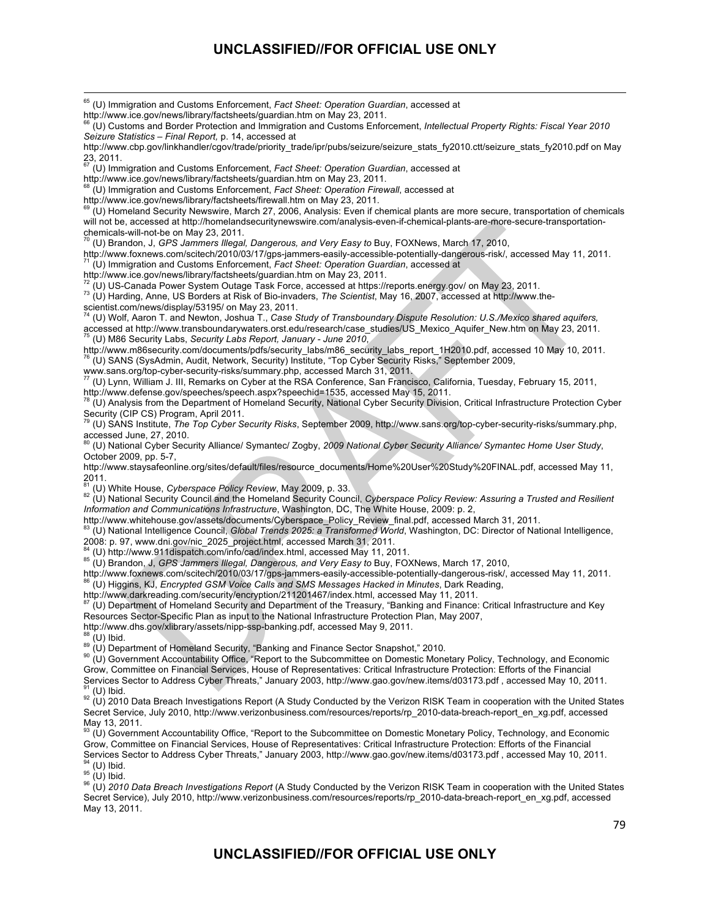[65] (U) Immigration and Customs Enforcement, *Fact Sheet: Operation Guardian*, accessed at http://www.ice.gov/news/library/factsheets/guardian.htm on May 23, 2011.

[66] (U) Customs and Border Protection and Immigration and Customs Enforcement, *Intellectual Property Rights: Fiscal Year 2010 Seizure Statistics – Final Report,* p. 14, accessed at http://www.cbp.gov/linkhandler/cgov/trade/priority_trade/ipr/pubs/seizure/seizure_stats_fy2010.ctt/seizure_stats_fy2010.pdf on May 23, 2011.

[67] (U) Immigration and Customs Enforcement, *Fact Sheet: Operation Guardian*, accessed at http://www.ice.gov/news/library/factsheets/guardian.htm on May 23, 2011.

[68] (U) Immigration and Customs Enforcement, *Fact Sheet: Operation Firewall*, accessed at http://www.ice.gov/news/library/factsheets/firewall.htm on May 23, 2011.

[69] (U) Homeland Security Newswire, March 27, 2006, Analysis: Even if chemical plants are more secure, transportation of chemicals will not be, accessed at http://homelandsecuritynewswire.com/analysis-even-if-chemical-plants-are-more-secure-transportation-chemicals-will-not-be on May 23, 2011.

[70] (U) Brandon, J, *GPS Jammers Illegal, Dangerous, and Very Easy to* Buy, FOXNews, March 17, 2010, http://www.foxnews.com/scitech/2010/03/17/gps-jammers-easily-accessible-potentially-dangerous-risk/, accessed May 11, 2011.

[71] (U) Immigration and Customs Enforcement, *Fact Sheet: Operation Guardian*, accessed at http://www.ice.gov/news/library/factsheets/guardian.htm on May 23, 2011.

[72] (U) US-Canada Power System Outage Task Force, accessed at https://reports.energy.gov/ on May 23, 2011.

[73] (U) Harding, Anne, US Borders at Risk of Bio-invaders, *The Scientist*, May 16, 2007, accessed at http://www.the-scientist.com/news/display/53195/ on May 23, 2011.

[74] (U) Wolf, Aaron T. and Newton, Joshua T., *Case Study of Transboundary Dispute Resolution: U.S./Mexico shared aquifers,* accessed at http://www.transboundarywaters.orst.edu/research/case_studies/US_Mexico_Aquifer_New.htm on May 23, 2011.

[75] (U) M86 Security Labs, *Security Labs Report, January - June 2010*, http://www.m86security.com/documents/pdfs/security_labs/m86_security_labs_report_1H2010.pdf, accessed 10 May 10, 2011.

[76] (U) SANS (SysAdmin, Audit, Network, Security) Institute, "Top Cyber Security Risks," September 2009, www.sans.org/top-cyber-security-risks/summary.php, accessed March 31, 2011.

[77] (U) Lynn, William J. III, Remarks on Cyber at the RSA Conference, San Francisco, California, Tuesday, February 15, 2011, http://www.defense.gov/speeches/speech.aspx?speechid=1535, accessed May 15, 2011.

[78] (U) Analysis from the Department of Homeland Security, National Cyber Security Division, Critical Infrastructure Protection Cyber Security (CIP CS) Program, April 2011.

[79] (U) SANS Institute, *The Top Cyber Security Risks*, September 2009, http://www.sans.org/top-cyber-security-risks/summary.php, accessed June, 27, 2010.

[80] (U) National Cyber Security Alliance/ Symantec/ Zogby, *2009 National Cyber Security Alliance/ Symantec Home User Study*, October 2009, pp. 5-7, http://www.staysafeonline.org/sites/default/files/resource_documents/Home%20User%20Study%20FINAL.pdf, accessed May 11, 2011.

[81] (U) White House, *Cyberspace Policy Review*, May 2009, p. 33.

[82] (U) National Security Council and the Homeland Security Council, *Cyberspace Policy Review: Assuring a Trusted and Resilient Information and Communications Infrastructure*, Washington, DC, The White House, 2009: p. 2, http://www.whitehouse.gov/assets/documents/Cyberspace_Policy_Review_final.pdf, accessed March 31, 2011.

[83] (U) National Intelligence Council, *Global Trends 2025: a Transformed World*, Washington, DC: Director of National Intelligence, 2008: p. 97, www.dni.gov/nic_2025_project.html, accessed March 31, 2011.

[84] (U) http://www.911dispatch.com/info/cad/index.html, accessed May 11, 2011.

[85] (U) Brandon, J, *GPS Jammers Illegal, Dangerous, and Very Easy to* Buy, FOXNews, March 17, 2010, http://www.foxnews.com/scitech/2010/03/17/gps-jammers-easily-accessible-potentially-dangerous-risk/, accessed May 11, 2011.

[86] (U) Higgins, KJ, *Encrypted GSM Voice Calls and SMS Messages Hacked in Minutes*, Dark Reading, http://www.darkreading.com/security/encryption/211201467/index.html, accessed May 11, 2011.

[87] (U) Department of Homeland Security and Department of the Treasury, "Banking and Finance: Critical Infrastructure and Key Resources Sector-Specific Plan as input to the National Infrastructure Protection Plan, May 2007, http://www.dhs.gov/xlibrary/assets/nipp-ssp-banking.pdf, accessed May 9, 2011.

[88] (U) Ibid.

[89] (U) Department of Homeland Security, "Banking and Finance Sector Snapshot," 2010.

[90] (U) Government Accountability Office, "Report to the Subcommittee on Domestic Monetary Policy, Technology, and Economic Grow, Committee on Financial Services, House of Representatives: Critical Infrastructure Protection: Efforts of the Financial Services Sector to Address Cyber Threats," January 2003, http://www.gao.gov/new.items/d03173.pdf , accessed May 10, 2011.

[91] (U) Ibid.

[92] (U) 2010 Data Breach Investigations Report (A Study Conducted by the Verizon RISK Team in cooperation with the United States Secret Service, July 2010, http://www.verizonbusiness.com/resources/reports/rp_2010-data-breach-report_en_xg.pdf, accessed May 13, 2011.

[93] (U) Government Accountability Office, "Report to the Subcommittee on Domestic Monetary Policy, Technology, and Economic Grow, Committee on Financial Services, House of Representatives: Critical Infrastructure Protection: Efforts of the Financial Services Sector to Address Cyber Threats," January 2003, http://www.gao.gov/new.items/d03173.pdf , accessed May 10, 2011.

[94] (U) Ibid.

[95] (U) Ibid.

[96] (U) *2010 Data Breach Investigations Report* (A Study Conducted by the Verizon RISK Team in cooperation with the United States Secret Service), July 2010, http://www.verizonbusiness.com/resources/reports/rp_2010-data-breach-report_en_xg.pdf, accessed May 13, 2011.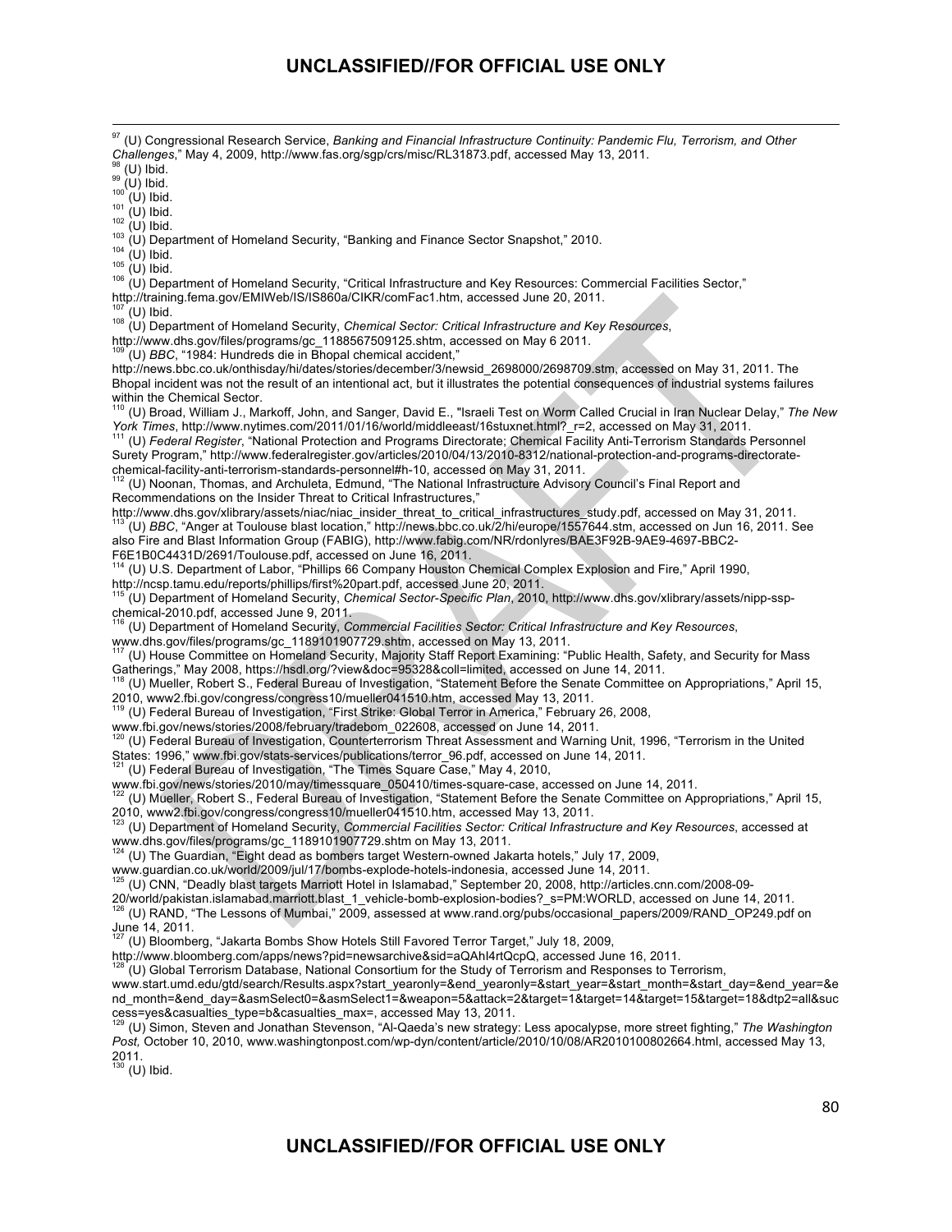[97] (U) Congressional Research Service, *Banking and Financial Infrastructure Continuity: Pandemic Flu, Terrorism, and Other Challenges*," May 4, 2009, http://www.fas.org/sgp/crs/misc/RL31873.pdf, accessed May 13, 2011.

[98] (U) Ibid.

[99] (U) Ibid.

[100] (U) Ibid.

[101] (U) Ibid.

[102] (U) Ibid.

[103] (U) Department of Homeland Security, "Banking and Finance Sector Snapshot," 2010.

[104] (U) Ibid.

[105] (U) Ibid.

[106] (U) Department of Homeland Security, "Critical Infrastructure and Key Resources: Commercial Facilities Sector," http://training.fema.gov/EMIWeb/IS/IS860a/CIKR/comFac1.htm, accessed June 20, 2011.

[107] (U) Ibid.

[108] (U) Department of Homeland Security, *Chemical Sector: Critical Infrastructure and Key Resources*, http://www.dhs.gov/files/programs/gc_1188567509125.shtm, accessed on May 6 2011.

[109] (U) *BBC*, "1984: Hundreds die in Bhopal chemical accident," http://news.bbc.co.uk/onthisday/hi/dates/stories/december/3/newsid_2698000/2698709.stm, accessed on May 31, 2011. The Bhopal incident was not the result of an intentional act, but it illustrates the potential consequences of industrial systems failures within the Chemical Sector.

[110] (U) Broad, William J., Markoff, John, and Sanger, David E., "Israeli Test on Worm Called Crucial in Iran Nuclear Delay," *The New York Times*, http://www.nytimes.com/2011/01/16/world/middleeast/16stuxnet.html?_r=2, accessed on May 31, 2011.

[111] (U) *Federal Register*, "National Protection and Programs Directorate; Chemical Facility Anti-Terrorism Standards Personnel Surety Program," http://www.federalregister.gov/articles/2010/04/13/2010-8312/national-protection-and-programs-directorate-chemical-facility-anti-terrorism-standards-personnel#h-10, accessed on May 31, 2011.

[112] (U) Noonan, Thomas, and Archuleta, Edmund, "The National Infrastructure Advisory Council's Final Report and Recommendations on the Insider Threat to Critical Infrastructures," http://www.dhs.gov/xlibrary/assets/niac/niac_insider_threat_to_critical_infrastructures_study.pdf, accessed on May 31, 2011.

[113] (U) *BBC*, "Anger at Toulouse blast location," http://news.bbc.co.uk/2/hi/europe/1557644.stm, accessed on Jun 16, 2011. See also Fire and Blast Information Group (FABIG), http://www.fabig.com/NR/rdonlyres/BAE3F92B-9AE9-4697-BBC2-F6E1B0C4431D/2691/Toulouse.pdf, accessed on June 16, 2011.

[114] (U) U.S. Department of Labor, "Phillips 66 Company Houston Chemical Complex Explosion and Fire," April 1990, http://ncsp.tamu.edu/reports/phillips/first%20part.pdf, accessed June 20, 2011.

[115] (U) Department of Homeland Security, *Chemical Sector-Specific Plan*, 2010, http://www.dhs.gov/xlibrary/assets/nipp-ssp-chemical-2010.pdf, accessed June 9, 2011.

[116] (U) Department of Homeland Security, *Commercial Facilities Sector: Critical Infrastructure and Key Resources*, www.dhs.gov/files/programs/gc_1189101907729.shtm, accessed on May 13, 2011.

[117] (U) House Committee on Homeland Security, Majority Staff Report Examining: "Public Health, Safety, and Security for Mass Gatherings," May 2008, https://hsdl.org/?view&doc=95328&coll=limited, accessed on June 14, 2011.

[118] (U) Mueller, Robert S., Federal Bureau of Investigation, "Statement Before the Senate Committee on Appropriations," April 15, 2010, www2.fbi.gov/congress/congress10/mueller041510.htm, accessed May 13, 2011.

[119] (U) Federal Bureau of Investigation, "First Strike: Global Terror in America," February 26, 2008, www.fbi.gov/news/stories/2008/february/tradebom_022608, accessed on June 14, 2011.

[120] (U) Federal Bureau of Investigation, Counterterrorism Threat Assessment and Warning Unit, 1996, "Terrorism in the United States: 1996," www.fbi.gov/stats-services/publications/terror_96.pdf, accessed on June 14, 2011.

[121] (U) Federal Bureau of Investigation, "The Times Square Case," May 4, 2010, www.fbi.gov/news/stories/2010/may/timessquare_050410/times-square-case, accessed on June 14, 2011.

[122] (U) Mueller, Robert S., Federal Bureau of Investigation, "Statement Before the Senate Committee on Appropriations," April 15, 2010, www2.fbi.gov/congress/congress10/mueller041510.htm, accessed May 13, 2011.

[123] (U) Department of Homeland Security, *Commercial Facilities Sector: Critical Infrastructure and Key Resources*, accessed at www.dhs.gov/files/programs/gc_1189101907729.shtm on May 13, 2011.

[124] (U) The Guardian, "Eight dead as bombers target Western-owned Jakarta hotels," July 17, 2009, www.guardian.co.uk/world/2009/jul/17/bombs-explode-hotels-indonesia, accessed June 14, 2011.

[125] (U) CNN, "Deadly blast targets Marriott Hotel in Islamabad," September 20, 2008, http://articles.cnn.com/2008-09-20/world/pakistan.islamabad.marriott.blast_1_vehicle-bomb-explosion-bodies?_s=PM:WORLD, accessed on June 14, 2011.

[126] (U) RAND, "The Lessons of Mumbai," 2009, assessed at www.rand.org/pubs/occasional_papers/2009/RAND_OP249.pdf on June 14, 2011.

[127] (U) Bloomberg, "Jakarta Bombs Show Hotels Still Favored Terror Target," July 18, 2009, http://www.bloomberg.com/apps/news?pid=newsarchive&sid=aQAhI4rtQcpQ, accessed June 16, 2011.

[128] (U) Global Terrorism Database, National Consortium for the Study of Terrorism and Responses to Terrorism, www.start.umd.edu/gtd/search/Results.aspx?start_yearonly=&end_yearonly=&start_year=&start_month=&start_day=&end_year=&end_month=&end_day=&asmSelect0=&asmSelect1=&weapon=5&attack=2&target=1&target=14&target=15&target=18&dtp2=all&success=yes&casualties_type=b&casualties_max=, accessed May 13, 2011.

[129] (U) Simon, Steven and Jonathan Stevenson, "Al-Qaeda's new strategy: Less apocalypse, more street fighting," *The Washington Post*, October 10, 2010, www.washingtonpost.com/wp-dyn/content/article/2010/10/08/AR2010100802664.html, accessed May 13, 2011.

[130] (U) Ibid.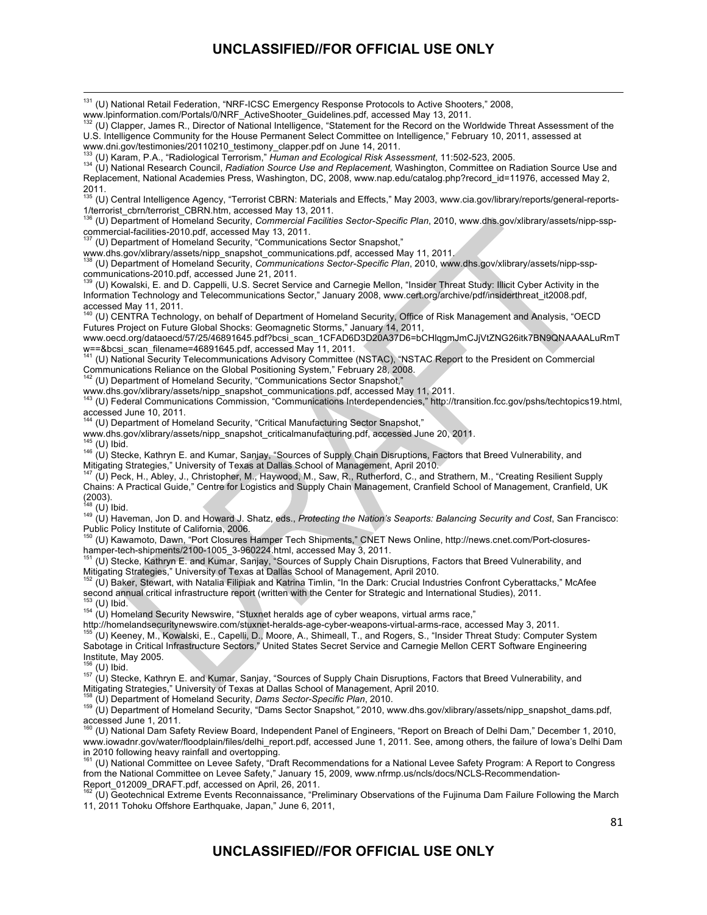[131] (U) National Retail Federation, "NRF-ICSC Emergency Response Protocols to Active Shooters," 2008, www.lpinformation.com/Portals/0/NRF_ActiveShooter_Guidelines.pdf, accessed May 13, 2011.

[132] (U) Clapper, James R., Director of National Intelligence, "Statement for the Record on the Worldwide Threat Assessment of the U.S. Intelligence Community for the House Permanent Select Committee on Intelligence," February 10, 2011, assessed at www.dni.gov/testimonies/20110210_testimony_clapper.pdf on June 14, 2011.

[133] (U) Karam, P.A., "Radiological Terrorism," *Human and Ecological Risk Assessment*, 11:502-523, 2005.

[134] (U) National Research Council, *Radiation Source Use and Replacement,* Washington, Committee on Radiation Source Use and Replacement, National Academies Press, Washington, DC, 2008, www.nap.edu/catalog.php?record_id=11976, accessed May 2, 2011.

[135] (U) Central Intelligence Agency, "Terrorist CBRN: Materials and Effects," May 2003, www.cia.gov/library/reports/general-reports-1/terrorist_cbrn/terrorist_CBRN.htm, accessed May 13, 2011.

[136] (U) Department of Homeland Security, *Commercial Facilities Sector-Specific Plan*, 2010, www.dhs.gov/xlibrary/assets/nipp-ssp-commercial-facilities-2010.pdf, accessed May 13, 2011.

[137] (U) Department of Homeland Security, "Communications Sector Snapshot," www.dhs.gov/xlibrary/assets/nipp_snapshot_communications.pdf, accessed May 11, 2011.

[138] (U) Department of Homeland Security, *Communications Sector-Specific Plan*, 2010, www.dhs.gov/xlibrary/assets/nipp-ssp-communications-2010.pdf, accessed June 21, 2011.

[139] (U) Kowalski, E. and D. Cappelli, U.S. Secret Service and Carnegie Mellon, "Insider Threat Study: Illicit Cyber Activity in the Information Technology and Telecommunications Sector," January 2008, www.cert.org/archive/pdf/insiderthreat_it2008.pdf, accessed May 11, 2011.

[140] (U) CENTRA Technology, on behalf of Department of Homeland Security, Office of Risk Management and Analysis, "OECD Futures Project on Future Global Shocks: Geomagnetic Storms," January 14, 2011, www.oecd.org/dataoecd/57/25/46891645.pdf?bcsi_scan_1CFAD6D3D20A37D6=bCHlqgmJmCJjVtZNG26itk7BN9QNAAAALuRmTw==&bcsi_scan_filename=46891645.pdf, accessed May 11, 2011.

[141] (U) National Security Telecommunications Advisory Committee (NSTAC), "NSTAC Report to the President on Commercial Communications Reliance on the Global Positioning System," February 28, 2008.

[142] (U) Department of Homeland Security, "Communications Sector Snapshot," www.dhs.gov/xlibrary/assets/nipp_snapshot_communications.pdf, accessed May 11, 2011.

[143] (U) Federal Communications Commission, "Communications Interdependencies," http://transition.fcc.gov/pshs/techtopics19.html, accessed June 10, 2011.

[144] (U) Department of Homeland Security, "Critical Manufacturing Sector Snapshot," www.dhs.gov/xlibrary/assets/nipp_snapshot_criticalmanufacturing.pdf, accessed June 20, 2011.

[145] (U) Ibid.

[146] (U) Stecke, Kathryn E. and Kumar, Sanjay, "Sources of Supply Chain Disruptions, Factors that Breed Vulnerability, and Mitigating Strategies," University of Texas at Dallas School of Management, April 2010.

[147] (U) Peck, H., Abley, J., Christopher, M., Haywood, M., Saw, R., Rutherford, C., and Strathern, M., "Creating Resilient Supply Chains: A Practical Guide," Centre for Logistics and Supply Chain Management, Cranfield School of Management, Cranfield, UK (2003).

[148] (U) Ibid.

[149] (U) Haveman, Jon D. and Howard J. Shatz, eds., *Protecting the Nation's Seaports: Balancing Security and Cost*, San Francisco: Public Policy Institute of California, 2006.

[150] (U) Kawamoto, Dawn, "Port Closures Hamper Tech Shipments," CNET News Online, http://news.cnet.com/Port-closures-hamper-tech-shipments/2100-1005_3-960224.html, accessed May 3, 2011.

[151] (U) Stecke, Kathryn E. and Kumar, Sanjay, "Sources of Supply Chain Disruptions, Factors that Breed Vulnerability, and Mitigating Strategies," University of Texas at Dallas School of Management, April 2010.

[152] (U) Baker, Stewart, with Natalia Filipiak and Katrina Timlin, "In the Dark: Crucial Industries Confront Cyberattacks," McAfee second annual critical infrastructure report (written with the Center for Strategic and International Studies), 2011.

[153] (U) Ibid.

[154] (U) Homeland Security Newswire, "Stuxnet heralds age of cyber weapons, virtual arms race," http://homelandsecuritynewswire.com/stuxnet-heralds-age-cyber-weapons-virtual-arms-race, accessed May 3, 2011.

[155] (U) Keeney, M., Kowalski, E., Capelli, D., Moore, A., Shimeall, T., and Rogers, S., "Insider Threat Study: Computer System Sabotage in Critical Infrastructure Sectors," United States Secret Service and Carnegie Mellon CERT Software Engineering Institute, May 2005.

[156] (U) Ibid.

[157] (U) Stecke, Kathryn E. and Kumar, Sanjay, "Sources of Supply Chain Disruptions, Factors that Breed Vulnerability, and Mitigating Strategies," University of Texas at Dallas School of Management, April 2010.

[158] (U) Department of Homeland Security, *Dams Sector-Specific Plan*, 2010.

[159] (U) Department of Homeland Security, "Dams Sector Snapshot," 2010, www.dhs.gov/xlibrary/assets/nipp_snapshot_dams.pdf, accessed June 1, 2011.

[160] (U) National Dam Safety Review Board, Independent Panel of Engineers, "Report on Breach of Delhi Dam," December 1, 2010, www.iowadnr.gov/water/floodplain/files/delhi_report.pdf, accessed June 1, 2011. See, among others, the failure of Iowa's Delhi Dam in 2010 following heavy rainfall and overtopping.

[161] (U) National Committee on Levee Safety, "Draft Recommendations for a National Levee Safety Program: A Report to Congress from the National Committee on Levee Safety," January 15, 2009, www.nfrmp.us/ncls/docs/NCLS-Recommendation-Report_012009_DRAFT.pdf, accessed on April, 26, 2011.

[162] (U) Geotechnical Extreme Events Reconnaissance, "Preliminary Observations of the Fujinuma Dam Failure Following the March 11, 2011 Tohoku Offshore Earthquake, Japan," June 6, 2011,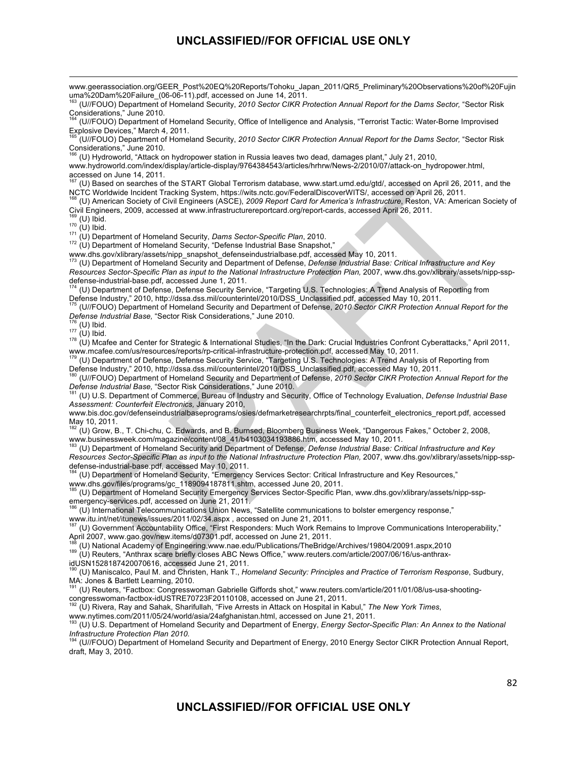www.geerassociation.org/GEER_Post%20EQ%20Reports/Tohoku_Japan_2011/QR5_Preliminary%20Observations%20of%20Fujinuma%20Dam%20Failure_(06-06-11).pdf, accessed on June 14, 2011.

[163] (U//FOUO) Department of Homeland Security, *2010 Sector CIKR Protection Annual Report for the Dams Sector,* "Sector Risk Considerations," June 2010.

[164] (U//FOUO) Department of Homeland Security, Office of Intelligence and Analysis, "Terrorist Tactic: Water-Borne Improvised Explosive Devices," March 4, 2011.

[165] (U//FOUO) Department of Homeland Security, *2010 Sector CIKR Protection Annual Report for the Dams Sector,* "Sector Risk Considerations," June 2010.

[166] (U) Hydroworld, "Attack on hydropower station in Russia leaves two dead, damages plant," July 21, 2010, www.hydroworld.com/index/display/article-display/9764384543/articles/hrhrw/News-2/2010/07/attack-on_hydropower.html, accessed on June 14, 2011.

[167] (U) Based on searches of the START Global Terrorism database, www.start.umd.edu/gtd/, accessed on April 26, 2011, and the NCTC Worldwide Incident Tracking System, https://wits.nctc.gov/FederalDiscoverWITS/, accessed on April 26, 2011.

[168] (U) American Society of Civil Engineers (ASCE), *2009 Report Card for America's Infrastructure*, Reston, VA: American Society of Civil Engineers, 2009, accessed at www.infrastructurereportcard.org/report-cards, accessed April 26, 2011.

[169] (U) Ibid.

[170] (U) Ibid.

[171] (U) Department of Homeland Security, *Dams Sector-Specific Plan*, 2010.

[172] (U) Department of Homeland Security, "Defense Industrial Base Snapshot," www.dhs.gov/xlibrary/assets/nipp_snapshot_defenseindustrialbase.pdf, accessed May 10, 2011.

[173] (U) Department of Homeland Security and Department of Defense, *Defense Industrial Base: Critical Infrastructure and Key Resources Sector-Specific Plan as input to the National Infrastructure Protection Plan,* 2007, www.dhs.gov/xlibrary/assets/nipp-ssp-defense-industrial-base.pdf, accessed June 1, 2011.

[174] (U) Department of Defense, Defense Security Service, "Targeting U.S. Technologies: A Trend Analysis of Reporting from Defense Industry," 2010, http://dssa.dss.mil/counterintel/2010/DSS_Unclassified.pdf, accessed May 10, 2011.

[175] (U//FOUO) Department of Homeland Security and Department of Defense, *2010 Sector CIKR Protection Annual Report for the Defense Industrial Base,* "Sector Risk Considerations," June 2010.

[176] (U) Ibid.

[177] (U) Ibid.

[178] (U) Mcafee and Center for Strategic & International Studies, "In the Dark: Crucial Industries Confront Cyberattacks," April 2011, www.mcafee.com/us/resources/reports/rp-critical-infrastructure-protection.pdf, accessed May 10, 2011.

[179] (U) Department of Defense, Defense Security Service, "Targeting U.S. Technologies: A Trend Analysis of Reporting from Defense Industry," 2010, http://dssa.dss.mil/counterintel/2010/DSS_Unclassified.pdf, accessed May 10, 2011.

[180] (U//FOUO) Department of Homeland Security and Department of Defense, *2010 Sector CIKR Protection Annual Report for the Defense Industrial Base,* "Sector Risk Considerations," June 2010.

[181] (U) U.S. Department of Commerce, Bureau of Industry and Security, Office of Technology Evaluation, *Defense Industrial Base Assessment: Counterfeit Electronics,* January 2010, www.bis.doc.gov/defenseindustrialbaseprograms/osies/defmarketresearchrpts/final_counterfeit_electronics_report.pdf, accessed May 10, 2011.

[182] (U) Grow, B., T. Chi-chu, C. Edwards, and B. Burnsed, Bloomberg Business Week, "Dangerous Fakes," October 2, 2008, www.businessweek.com/magazine/content/08_41/b4103034193886.htm, accessed May 10, 2011.

[183] (U) Department of Homeland Security and Department of Defense, *Defense Industrial Base: Critical Infrastructure and Key Resources Sector-Specific Plan as input to the National Infrastructure Protection Plan,* 2007, www.dhs.gov/xlibrary/assets/nipp-ssp-defense-industrial-base.pdf, accessed May 10, 2011.

[184] (U) Department of Homeland Security, "Emergency Services Sector: Critical Infrastructure and Key Resources," www.dhs.gov/files/programs/gc_1189094187811.shtm, accessed June 20, 2011.

[185] (U) Department of Homeland Security Emergency Services Sector-Specific Plan, www.dhs.gov/xlibrary/assets/nipp-ssp-emergency-services.pdf, accessed on June 21, 2011.

[186] (U) International Telecommunications Union News, "Satellite communications to bolster emergency response," www.itu.int/net/itunews/issues/2011/02/34.aspx , accessed on June 21, 2011.

[187] (U) Government Accountability Office, "First Responders: Much Work Remains to Improve Communications Interoperability," April 2007, www.gao.gov/new.items/d07301.pdf, accessed on June 21, 2011.

[188] (U) National Academy of Engineering,www.nae.edu/Publications/TheBridge/Archives/19804/20091.aspx,2010

[189] (U) Reuters, "Anthrax scare briefly closes ABC News Office," www.reuters.com/article/2007/06/16/us-anthrax-idUSN1528187420070616, accessed June 21, 2011.

[190] (U) Maniscalco, Paul M. and Christen, Hank T., *Homeland Security: Principles and Practice of Terrorism Response*, Sudbury, MA: Jones & Bartlett Learning, 2010.

[191] (U) Reuters, "Factbox: Congresswoman Gabrielle Giffords shot," www.reuters.com/article/2011/01/08/us-usa-shooting-congresswoman-factbox-idUSTRE70723F20110108, accessed on June 21, 2011.

[192] (U) Rivera, Ray and Sahak, Sharifullah, "Five Arrests in Attack on Hospital in Kabul," *The New York Times*, www.nytimes.com/2011/05/24/world/asia/24afghanistan.html, accessed on June 21, 2011.

[193] (U) U.S. Department of Homeland Security and Department of Energy, *Energy Sector-Specific Plan: An Annex to the National Infrastructure Protection Plan 2010.*

[194] (U//FOUO) Department of Homeland Security and Department of Energy, 2010 Energy Sector CIKR Protection Annual Report, draft, May 3, 2010.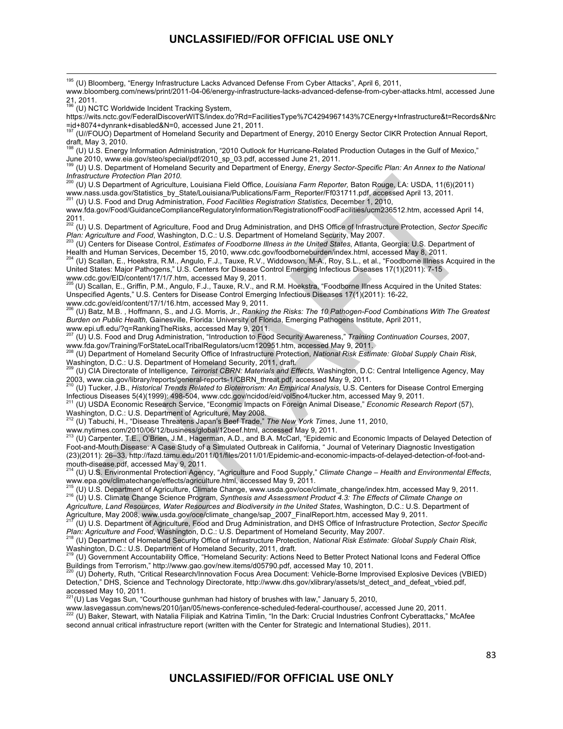[195] (U) Bloomberg, "Energy Infrastructure Lacks Advanced Defense From Cyber Attacks", April 6, 2011, www.bloomberg.com/news/print/2011-04-06/energy-infrastructure-lacks-advanced-defense-from-cyber-attacks.html, accessed June 21, 2011.

[196] (U) NCTC Worldwide Incident Tracking System, https://wits.nctc.gov/FederalDiscoverWITS/index.do?Rd=FacilitiesType%7C4294967143%7CEnergy+Infrastructure&t=Records&Nrc=id+8074+dynrank+disabled&N=0, accessed June 21, 2011.

[197] (U//FOUO) Department of Homeland Security and Department of Energy, 2010 Energy Sector CIKR Protection Annual Report, draft, May 3, 2010.

[198] (U) U.S. Energy Information Administration, "2010 Outlook for Hurricane-Related Production Outages in the Gulf of Mexico," June 2010, www.eia.gov/steo/special/pdf/2010_sp_03.pdf, accessed June 21, 2011.

[199] (U) U.S. Department of Homeland Security and Department of Energy, *Energy Sector-Specific Plan: An Annex to the National Infrastructure Protection Plan 2010.*

[200] (U) U.S Department of Agriculture, Louisiana Field Office, *Louisiana Farm Reporter,* Baton Rouge, LA: USDA, 11(6)(2011) www.nass.usda.gov/Statistics_by_State/Louisiana/Publications/Farm_Reporter/Ff031711.pdf, accessed April 13, 2011.

[201] (U) U.S. Food and Drug Administration, *Food Facilities Registration Statistics,* December 1, 2010, www.fda.gov/Food/GuidanceComplianceRegulatoryInformation/RegistrationofFoodFacilities/ucm236512.htm, accessed April 14, 2011.

[202] (U) U.S. Department of Agriculture, Food and Drug Administration, and DHS Office of Infrastructure Protection, *Sector Specific Plan: Agriculture and Food*, Washington, D.C.: U.S. Department of Homeland Security, May 2007.

[203] (U) Centers for Disease Control, *Estimates of Foodborne Illness in the United States*, Atlanta, Georgia: U.S. Department of Health and Human Services, December 15, 2010, www.cdc.gov/foodborneburden/index.html, accessed May 8, 2011.

[204] (U) Scallan, E., Hoekstra, R.M., Angulo, F.J., Tauxe, R.V., Widdowson, M-A., Roy, S.L., et al., "Foodborne Illness Acquired in the United States: Major Pathogens," U.S. Centers for Disease Control Emerging Infectious Diseases 17(1)(2011): 7-15 www.cdc.gov/EID/content/17/1/7.htm, accessed May 9, 2011.

[205] (U) Scallan, E., Griffin, P.M., Angulo, F.J., Tauxe, R.V., and R.M. Hoekstra, "Foodborne Illness Acquired in the United States: Unspecified Agents," U.S. Centers for Disease Control Emerging Infectious Diseases 17(1)(2011): 16-22, www.cdc.gov/eid/content/17/1/16.htm, accessed May 9, 2011.

[206] (U) Batz, M.B. , Hoffmann, S., and J.G. Morris, Jr., *Ranking the Risks: The 10 Pathogen-Food Combinations With The Greatest Burden on Public Health,* Gainesville, Florida: University of Florida, Emerging Pathogens Institute, April 2011, www.epi.ufl.edu/?q=RankingTheRisks, accessed May 9, 2011.

[207] (U) U.S. Food and Drug Administration, "Introduction to Food Security Awareness," *Training Continuation Courses*, 2007, www.fda.gov/Training/ForStateLocalTribalRegulators/ucm120951.htm, accessed May 9, 2011.

[208] (U) Department of Homeland Security Office of Infrastructure Protection, *National Risk Estimate: Global Supply Chain Risk*, Washington, D.C.: U.S. Department of Homeland Security, 2011, draft.

[209] (U) CIA Directorate of Intelligence, *Terrorist CBRN: Materials and Effects,* Washington, D.C: Central Intelligence Agency, May 2003, www.cia.gov/library/reports/general-reports-1/CBRN_threat.pdf, accessed May 9, 2011.

[210] (U) Tucker, J.B., *Historical Trends Related to Bioterrorism: An Empirical Analysis*, U.S. Centers for Disease Control Emerging Infectious Diseases 5(4)(1999): 498-504, www.cdc.gov/ncidod/eid/vol5no4/tucker.htm, accessed May 9, 2011.

[211] (U) USDA Economic Research Service, "Economic Impacts on Foreign Animal Disease," *Economic Research Report* (57), Washington, D.C.: U.S. Department of Agriculture, May 2008.

[212] (U) Tabuchi, H., "Disease Threatens Japan's Beef Trade," *The New York Times*, June 11, 2010, www.nytimes.com/2010/06/12/business/global/12beef.html, accessed May 9, 2011.

[213] (U) Carpenter, T.E., O'Brien, J.M., Hagerman, A.D., and B.A. McCarl, "Epidemic and Economic Impacts of Delayed Detection of Foot-and-Mouth Disease: A Case Study of a Simulated Outbreak in California, " Journal of Veterinary Diagnostic Investigation (23)(2011): 26–33, http://fazd.tamu.edu/2011/01/files/2011/01/Epidemic-and-economic-impacts-of-delayed-detection-of-foot-and-mouth-disease.pdf, accessed May 9, 2011.

[214] (U) U.S. Environmental Protection Agency, "Agriculture and Food Supply," *Climate Change – Health and Environmental Effects*, www.epa.gov/climatechange/effects/agriculture.html, accessed May 9, 2011.

[215] (U) U.S. Department of Agriculture, Climate Change, www.usda.gov/oce/climate_change/index.htm, accessed May 9, 2011.

[216] (U) U.S. Climate Change Science Program, *Synthesis and Assessment Product 4.3: The Effects of Climate Change on Agriculture, Land Resources, Water Resources and Biodiversity in the United States*, Washington, D.C.: U.S. Department of Agriculture, May 2008, www.usda.gov/oce/climate_change/sap_2007_FinalReport.htm, accessed May 9, 2011.

[217] (U) U.S. Department of Agriculture, Food and Drug Administration, and DHS Office of Infrastructure Protection, *Sector Specific Plan: Agriculture and Food*, Washington, D.C.: U.S. Department of Homeland Security, May 2007.

[218] (U) Department of Homeland Security Office of Infrastructure Protection, *National Risk Estimate: Global Supply Chain Risk*, Washington, D.C.: U.S. Department of Homeland Security, 2011, draft.

[219] (U) Government Accountability Office, "Homeland Security: Actions Need to Better Protect National Icons and Federal Office Buildings from Terrorism," http://www.gao.gov/new.items/d05790.pdf, accessed May 10, 2011.

[220] (U) Doherty, Ruth, "Critical Research/Innovation Focus Area Document: Vehicle-Borne Improvised Explosive Devices (VBIED) Detection," DHS, Science and Technology Directorate, http://www.dhs.gov/xlibrary/assets/st_detect_and_defeat_vbied.pdf, accessed May 10, 2011.

[221] (U) Las Vegas Sun, "Courthouse gunhman had history of brushes with law," January 5, 2010, www.lasvegassun.com/news/2010/jan/05/news-conference-scheduled-federal-courthouse/, accessed June 20, 2011.

[222] (U) Baker, Stewart, with Natalia Filipiak and Katrina Timlin, "In the Dark: Crucial Industries Confront Cyberattacks," McAfee second annual critical infrastructure report (written with the Center for Strategic and International Studies), 2011.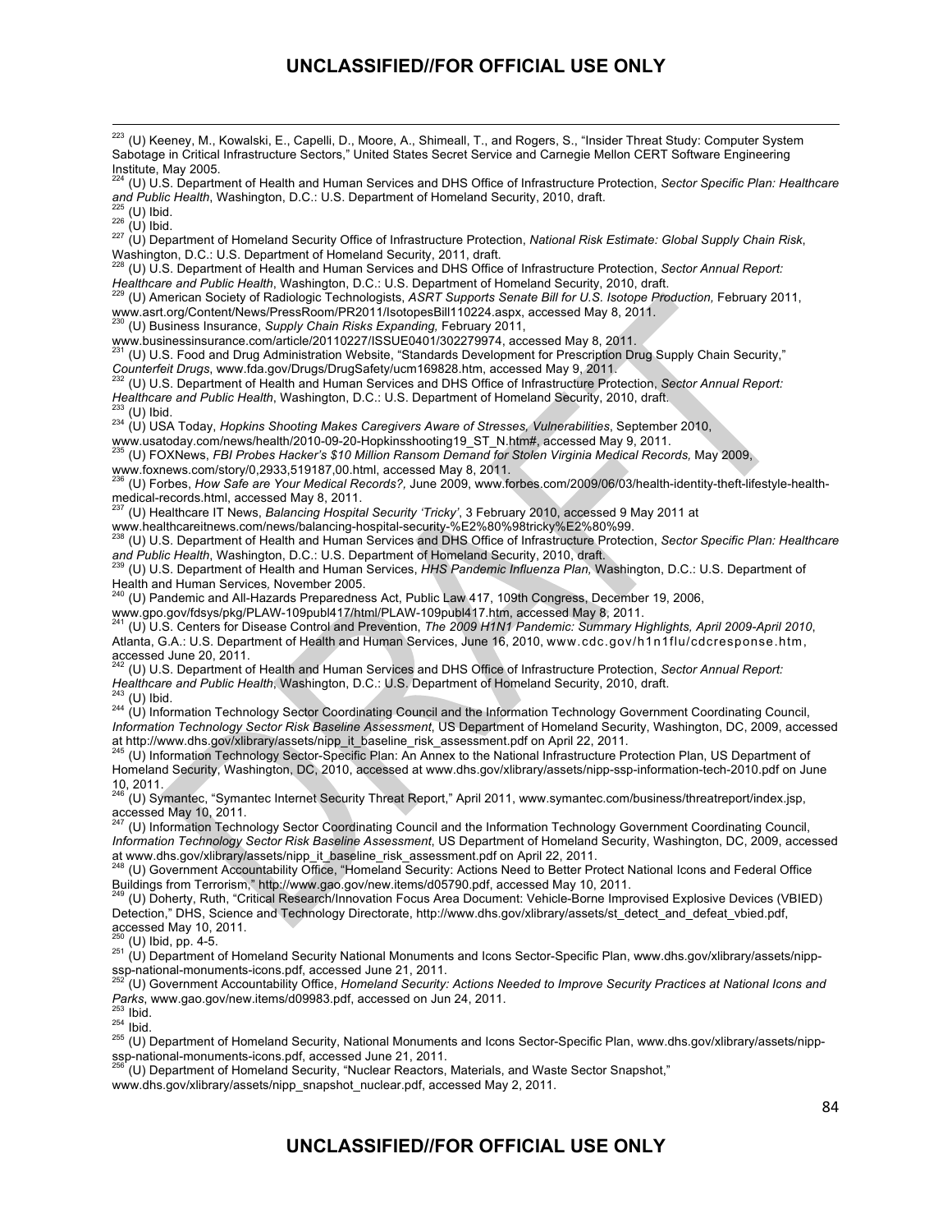[223] (U) Keeney, M., Kowalski, E., Capelli, D., Moore, A., Shimeall, T., and Rogers, S., "Insider Threat Study: Computer System Sabotage in Critical Infrastructure Sectors," United States Secret Service and Carnegie Mellon CERT Software Engineering Institute, May 2005.

[224] (U) U.S. Department of Health and Human Services and DHS Office of Infrastructure Protection, *Sector Specific Plan: Healthcare and Public Health*, Washington, D.C.: U.S. Department of Homeland Security, 2010, draft.

[225] (U) Ibid.

[226] (U) Ibid.

[227] (U) Department of Homeland Security Office of Infrastructure Protection, *National Risk Estimate: Global Supply Chain Risk*, Washington, D.C.: U.S. Department of Homeland Security, 2011, draft.

[228] (U) U.S. Department of Health and Human Services and DHS Office of Infrastructure Protection, *Sector Annual Report: Healthcare and Public Health*, Washington, D.C.: U.S. Department of Homeland Security, 2010, draft.

[229] (U) American Society of Radiologic Technologists, *ASRT Supports Senate Bill for U.S. Isotope Production,* February 2011, www.asrt.org/Content/News/PressRoom/PR2011/IsotopesBill110224.aspx, accessed May 8, 2011.

[230] (U) Business Insurance, *Supply Chain Risks Expanding,* February 2011, www.businessinsurance.com/article/20110227/ISSUE0401/302279974, accessed May 8, 2011.

[231] (U) U.S. Food and Drug Administration Website, "Standards Development for Prescription Drug Supply Chain Security," *Counterfeit Drugs*, www.fda.gov/Drugs/DrugSafety/ucm169828.htm, accessed May 9, 2011.

[232] (U) U.S. Department of Health and Human Services and DHS Office of Infrastructure Protection, *Sector Annual Report: Healthcare and Public Health*, Washington, D.C.: U.S. Department of Homeland Security, 2010, draft.

[233] (U) Ibid.

[234] (U) USA Today, *Hopkins Shooting Makes Caregivers Aware of Stresses, Vulnerabilities*, September 2010, www.usatoday.com/news/health/2010-09-20-Hopkinsshooting19_ST_N.htm#, accessed May 9, 2011.

[235] (U) FOXNews, *FBI Probes Hacker's $10 Million Ransom Demand for Stolen Virginia Medical Records,* May 2009, www.foxnews.com/story/0,2933,519187,00.html, accessed May 8, 2011.

[236] (U) Forbes, *How Safe are Your Medical Records?,* June 2009, www.forbes.com/2009/06/03/health-identity-theft-lifestyle-health-medical-records.html, accessed May 8, 2011.

[237] (U) Healthcare IT News, *Balancing Hospital Security 'Tricky'*, 3 February 2010, accessed 9 May 2011 at www.healthcareitnews.com/news/balancing-hospital-security-%E2%80%98tricky%E2%80%99.

[238] (U) U.S. Department of Health and Human Services and DHS Office of Infrastructure Protection, *Sector Specific Plan: Healthcare and Public Health*, Washington, D.C.: U.S. Department of Homeland Security, 2010, draft.

[239] (U) U.S. Department of Health and Human Services, *HHS Pandemic Influenza Plan,* Washington, D.C.: U.S. Department of Health and Human Services, November 2005.

[240] (U) Pandemic and All-Hazards Preparedness Act, Public Law 417, 109th Congress, December 19, 2006, www.gpo.gov/fdsys/pkg/PLAW-109publ417/html/PLAW-109publ417.htm, accessed May 8, 2011.

[241] (U) U.S. Centers for Disease Control and Prevention, *The 2009 H1N1 Pandemic: Summary Highlights, April 2009-April 2010*, Atlanta, G.A.: U.S. Department of Health and Human Services, June 16, 2010, www.cdc.gov/h1n1flu/cdcresponse.htm, accessed June 20, 2011.

[242] (U) U.S. Department of Health and Human Services and DHS Office of Infrastructure Protection, *Sector Annual Report: Healthcare and Public Health*, Washington, D.C.: U.S. Department of Homeland Security, 2010, draft.

[243] (U) Ibid.

[244] (U) Information Technology Sector Coordinating Council and the Information Technology Government Coordinating Council, *Information Technology Sector Risk Baseline Assessment*, US Department of Homeland Security, Washington, DC, 2009, accessed at http://www.dhs.gov/xlibrary/assets/nipp_it_baseline_risk_assessment.pdf on April 22, 2011.

[245] (U) Information Technology Sector-Specific Plan: An Annex to the National Infrastructure Protection Plan, US Department of Homeland Security, Washington, DC, 2010, accessed at www.dhs.gov/xlibrary/assets/nipp-ssp-information-tech-2010.pdf on June 10, 2011.

[246] (U) Symantec, "Symantec Internet Security Threat Report," April 2011, www.symantec.com/business/threatreport/index.jsp, accessed May 10, 2011.

[247] (U) Information Technology Sector Coordinating Council and the Information Technology Government Coordinating Council, *Information Technology Sector Risk Baseline Assessment*, US Department of Homeland Security, Washington, DC, 2009, accessed at www.dhs.gov/xlibrary/assets/nipp_it_baseline_risk_assessment.pdf on April 22, 2011.

[248] (U) Government Accountability Office, "Homeland Security: Actions Need to Better Protect National Icons and Federal Office Buildings from Terrorism," http://www.gao.gov/new.items/d05790.pdf, accessed May 10, 2011.

[249] (U) Doherty, Ruth, "Critical Research/Innovation Focus Area Document: Vehicle-Borne Improvised Explosive Devices (VBIED) Detection," DHS, Science and Technology Directorate, http://www.dhs.gov/xlibrary/assets/st_detect_and_defeat_vbied.pdf, accessed May 10, 2011.

[250] (U) Ibid, pp. 4-5.

[251] (U) Department of Homeland Security National Monuments and Icons Sector-Specific Plan, www.dhs.gov/xlibrary/assets/nipp-ssp-national-monuments-icons.pdf, accessed June 21, 2011.

[252] (U) Government Accountability Office, *Homeland Security: Actions Needed to Improve Security Practices at National Icons and Parks*, www.gao.gov/new.items/d09983.pdf, accessed on Jun 24, 2011.

[253] Ibid.

[254] Ibid.

[255] (U) Department of Homeland Security, National Monuments and Icons Sector-Specific Plan, www.dhs.gov/xlibrary/assets/nipp-ssp-national-monuments-icons.pdf, accessed June 21, 2011.

[256] (U) Department of Homeland Security, "Nuclear Reactors, Materials, and Waste Sector Snapshot," www.dhs.gov/xlibrary/assets/nipp_snapshot_nuclear.pdf, accessed May 2, 2011.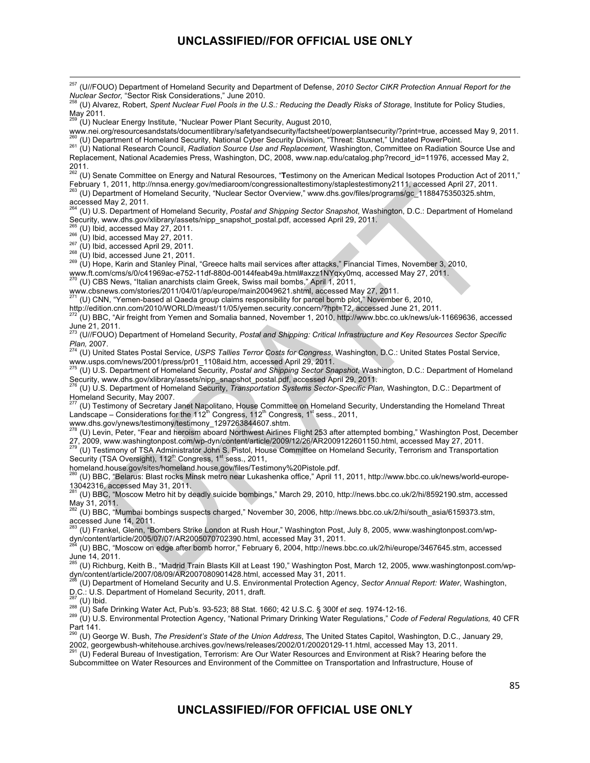[257] (U//FOUO) Department of Homeland Security and Department of Defense, *2010 Sector CIKR Protection Annual Report for the Nuclear Sector,* "Sector Risk Considerations," June 2010.

[258] (U) Alvarez, Robert, *Spent Nuclear Fuel Pools in the U.S.: Reducing the Deadly Risks of Storage*, Institute for Policy Studies, May 2011.

[259] (U) Nuclear Energy Institute, "Nuclear Power Plant Security, August 2010, www.nei.org/resourcesandstats/documentlibrary/safetyandsecurity/factsheet/powerplantsecurity/?print=true, accessed May 9, 2011.

[260] (U) Department of Homeland Security, National Cyber Security Division, "Threat: Stuxnet," Undated PowerPoint.

[261] (U) National Research Council, *Radiation Source Use and Replacement,* Washington, Committee on Radiation Source Use and Replacement, National Academies Press, Washington, DC, 2008, www.nap.edu/catalog.php?record_id=11976, accessed May 2, 2011.

[262] (U) Senate Committee on Energy and Natural Resources, "**T**estimony on the American Medical Isotopes Production Act of 2011," February 1, 2011, http://nnsa.energy.gov/mediaroom/congressionaltestimony/staplestestimony2111, accessed April 27, 2011.

[263] (U) Department of Homeland Security, "Nuclear Sector Overview," www.dhs.gov/files/programs/gc_1188475350325.shtm, accessed May 2, 2011.

[264] (U) U.S. Department of Homeland Security, *Postal and Shipping Sector Snapshot*, Washington, D.C.: Department of Homeland Security, www.dhs.gov/xlibrary/assets/nipp_snapshot_postal.pdf, accessed April 29, 2011.

[265] (U) Ibid, accessed May 27, 2011.

[266] (U) Ibid, accessed May 27, 2011.

[267] (U) Ibid, accessed April 29, 2011.

[268] (U) Ibid, accessed June 21, 2011.

[269] (U) Hope, Karin and Stanley Pinal, "Greece halts mail services after attacks," Financial Times, November 3, 2010, www.ft.com/cms/s/0/c41969ac-e752-11df-880d-00144feab49a.html#axzz1NYqxy0mq, accessed May 27, 2011.

[270] (U) CBS News, "Italian anarchists claim Greek, Swiss mail bombs," April 1, 2011, www.cbsnews.com/stories/2011/04/01/ap/europe/main20049621.shtml, accessed May 27, 2011.

[271] (U) CNN, "Yemen-based al Qaeda group claims responsibility for parcel bomb plot," November 6, 2010, http://edition.cnn.com/2010/WORLD/meast/11/05/yemen.security.concern/?hpt=T2, accessed June 21, 2011.

[272] (U) BBC, "Air freight from Yemen and Somalia banned, November 1, 2010, http://www.bbc.co.uk/news/uk-11669636, accessed June 21, 2011.

[273] (U//FOUO) Department of Homeland Security, *Postal and Shipping: Critical Infrastructure and Key Resources Sector Specific Plan,* 2007.

[274] (U) United States Postal Service, *USPS Tallies Terror Costs for Congress*, Washington, D.C.: United States Postal Service, www.usps.com/news/2001/press/pr01_1108aid.htm, accessed April 29, 2011.

[275] (U) U.S. Department of Homeland Security, *Postal and Shipping Sector Snapshot,* Washington, D.C.: Department of Homeland Security, www.dhs.gov/xlibrary/assets/nipp_snapshot_postal.pdf, accessed April 29, 2011.

[276] (U) U.S. Department of Homeland Security, *Transportation Systems Sector-Specific Plan,* Washington, D.C.: Department of Homeland Security, May 2007.

[277] (U) Testimony of Secretary Janet Napolitano, House Committee on Homeland Security, Understanding the Homeland Threat Landscape – Considerations for the 112th Congress, 112th Congress, 1st sess., 2011, www.dhs.gov/ynews/testimony/testimony_1297263844607.shtm.

[278] (U) Levin, Peter, "Fear and heroism aboard Northwest Airlines Flight 253 after attempted bombing," Washington Post, December 27, 2009, www.washingtonpost.com/wp-dyn/content/article/2009/12/26/AR2009122601150.html, accessed May 27, 2011.

[279] (U) Testimony of TSA Administrator John S. Pistol, House Committee on Homeland Security, Terrorism and Transportation Security (TSA Oversight), 112th Congress, 1st sess., 2011, homeland.house.gov/sites/homeland.house.gov/files/Testimony%20Pistole.pdf.

[280] (U) BBC, "Belarus: Blast rocks Minsk metro near Lukashenka office," April 11, 2011, http://www.bbc.co.uk/news/world-europe-13042316, accessed May 31, 2011.

[281] (U) BBC, "Moscow Metro hit by deadly suicide bombings," March 29, 2010, http://news.bbc.co.uk/2/hi/8592190.stm, accessed May 31, 2011.

[282] (U) BBC, "Mumbai bombings suspects charged," November 30, 2006, http://news.bbc.co.uk/2/hi/south_asia/6159373.stm, accessed June 14, 2011.

[283] (U) Frankel, Glenn, "Bombers Strike London at Rush Hour," Washington Post, July 8, 2005, www.washingtonpost.com/wp-dyn/content/article/2005/07/07/AR2005070702390.html, accessed May 31, 2011.

[284] (U) BBC, "Moscow on edge after bomb horror," February 6, 2004, http://news.bbc.co.uk/2/hi/europe/3467645.stm, accessed June 14, 2011.

[285] (U) Richburg, Keith B., "Madrid Train Blasts Kill at Least 190," Washington Post, March 12, 2005, www.washingtonpost.com/wp-dyn/content/article/2007/08/09/AR2007080901428.html, accessed May 31, 2011.

[286] (U) Department of Homeland Security and U.S. Environmental Protection Agency, *Sector Annual Report: Water*, Washington, D.C.: U.S. Department of Homeland Security, 2011, draft.

[287] (U) Ibid.

[288] (U) Safe Drinking Water Act, Pub's. 93-523; 88 Stat. 1660; 42 U.S.C. § 300f *et seq.* 1974-12-16.

[289] (U) U.S. Environmental Protection Agency, "National Primary Drinking Water Regulations," *Code of Federal Regulations,* 40 CFR Part 141.

[290] (U) George W. Bush, *The President's State of the Union Address*, The United States Capitol, Washington, D.C., January 29, 2002, georgewbush-whitehouse.archives.gov/news/releases/2002/01/20020129-11.html, accessed May 13, 2011.

[291] (U) Federal Bureau of Investigation, Terrorism: Are Our Water Resources and Environment at Risk? Hearing before the Subcommittee on Water Resources and Environment of the Committee on Transportation and Infrastructure, House of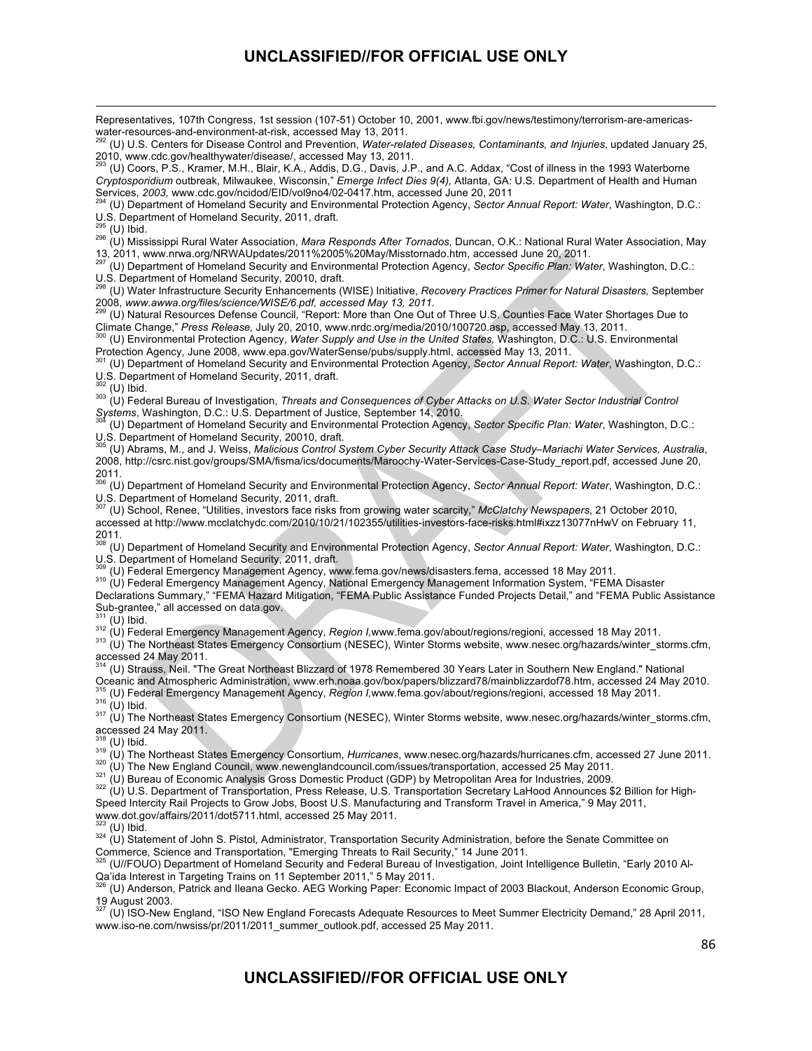Representatives, 107th Congress, 1st session (107-51) October 10, 2001, www.fbi.gov/news/testimony/terrorism-are-americas-water-resources-and-environment-at-risk, accessed May 13, 2011.

[292] (U) U.S. Centers for Disease Control and Prevention, *Water-related Diseases, Contaminants, and Injuries*, updated January 25, 2010, www.cdc.gov/healthywater/disease/, accessed May 13, 2011.

[293] (U) Coors, P.S., Kramer, M.H., Blair, K.A., Addis, D.G., Davis, J.P., and A.C. Addax, "Cost of illness in the 1993 Waterborne *Cryptosporidium* outbreak, Milwaukee, Wisconsin," *Emerge Infect Dies 9(4),* Atlanta, GA: U.S. Department of Health and Human Services, *2003,* www.cdc.gov/ncidod/EID/vol9no4/02-0417.htm, accessed June 20, 2011

[294] (U) Department of Homeland Security and Environmental Protection Agency, *Sector Annual Report: Water*, Washington, D.C.: U.S. Department of Homeland Security, 2011, draft.

[295] (U) Ibid.

[296] (U) Mississippi Rural Water Association, *Mara Responds After Tornados,* Duncan, O.K.: National Rural Water Association, May 13, 2011, www.nrwa.org/NRWAUpdates/2011%2005%20May/Misstornado.htm, accessed June 20, 2011.

[297] (U) Department of Homeland Security and Environmental Protection Agency, *Sector Specific Plan: Water*, Washington, D.C.: U.S. Department of Homeland Security, 20010, draft.

[298] (U) Water Infrastructure Security Enhancements (WISE) Initiative, *Recovery Practices Primer for Natural Disasters,* September 2008, *www.awwa.org/files/science/WISE/6.pdf, accessed May 13, 2011.*

[299] (U) Natural Resources Defense Council, "Report: More than One Out of Three U.S. Counties Face Water Shortages Due to Climate Change," *Press Release,* July 20, 2010, www.nrdc.org/media/2010/100720.asp, accessed May 13, 2011.

[300] (U) Environmental Protection Agency, *Water Supply and Use in the United States,* Washington, D.C.: U.S. Environmental Protection Agency, June 2008, www.epa.gov/WaterSense/pubs/supply.html, accessed May 13, 2011.

[301] (U) Department of Homeland Security and Environmental Protection Agency, *Sector Annual Report: Water*, Washington, D.C.: U.S. Department of Homeland Security, 2011, draft.

[302] (U) Ibid.

[303] (U) Federal Bureau of Investigation, *Threats and Consequences of Cyber Attacks on U.S. Water Sector Industrial Control Systems*, Washington, D.C.: U.S. Department of Justice, September 14, 2010.

[304] (U) Department of Homeland Security and Environmental Protection Agency, *Sector Specific Plan: Water*, Washington, D.C.: U.S. Department of Homeland Security, 20010, draft.

[305] (U) Abrams, M., and J. Weiss, *Malicious Control System Cyber Security Attack Case Study–Mariachi Water Services, Australia*, 2008, http://csrc.nist.gov/groups/SMA/fisma/ics/documents/Maroochy-Water-Services-Case-Study_report.pdf, accessed June 20, 2011.

[306] (U) Department of Homeland Security and Environmental Protection Agency, *Sector Annual Report: Water*, Washington, D.C.: U.S. Department of Homeland Security, 2011, draft.

[307] (U) School, Renee, "Utilities, investors face risks from growing water scarcity," *McClatchy Newspapers*, 21 October 2010, accessed at http://www.mcclatchydc.com/2010/10/21/102355/utilities-investors-face-risks.html#ixzz13077nHwV on February 11, 2011.

[308] (U) Department of Homeland Security and Environmental Protection Agency, *Sector Annual Report: Water*, Washington, D.C.: U.S. Department of Homeland Security, 2011, draft.

[309] (U) Federal Emergency Management Agency, www.fema.gov/news/disasters.fema, accessed 18 May 2011.

[310] (U) Federal Emergency Management Agency, National Emergency Management Information System, "FEMA Disaster Declarations Summary," "FEMA Hazard Mitigation, "FEMA Public Assistance Funded Projects Detail," and "FEMA Public Assistance Sub-grantee," all accessed on data.gov.

[311] (U) Ibid.

[312] (U) Federal Emergency Management Agency, *Region I,*www.fema.gov/about/regions/regioni, accessed 18 May 2011.

[313] (U) The Northeast States Emergency Consortium (NESEC), Winter Storms website, www.nesec.org/hazards/winter_storms.cfm, accessed 24 May 2011.

[314] (U) Strauss, Neil. "The Great Northeast Blizzard of 1978 Remembered 30 Years Later in Southern New England." National Oceanic and Atmospheric Administration, www.erh.noaa.gov/box/papers/blizzard78/mainblizzardof78.htm, accessed 24 May 2010.

[315] (U) Federal Emergency Management Agency, *Region I,*www.fema.gov/about/regions/regioni, accessed 18 May 2011.

[316] (U) Ibid.

[317] (U) The Northeast States Emergency Consortium (NESEC), Winter Storms website, www.nesec.org/hazards/winter_storms.cfm, accessed 24 May 2011.

[318] (U) Ibid.

[319] (U) The Northeast States Emergency Consortium, *Hurricanes*, www.nesec.org/hazards/hurricanes.cfm, accessed 27 June 2011.

[320] (U) The New England Council, www.newenglandcouncil.com/issues/transportation, accessed 25 May 2011.

[321] (U) Bureau of Economic Analysis Gross Domestic Product (GDP) by Metropolitan Area for Industries, 2009.

[322] (U) U.S. Department of Transportation, Press Release, U.S. Transportation Secretary LaHood Announces $2 Billion for High-Speed Intercity Rail Projects to Grow Jobs, Boost U.S. Manufacturing and Transform Travel in America," 9 May 2011, www.dot.gov/affairs/2011/dot5711.html, accessed 25 May 2011.

[323] (U) Ibid.

[324] (U) Statement of John S. Pistol, Administrator, Transportation Security Administration, before the Senate Committee on Commerce, Science and Transportation, "Emerging Threats to Rail Security," 14 June 2011.

[325] (U//FOUO) Department of Homeland Security and Federal Bureau of Investigation, Joint Intelligence Bulletin, "Early 2010 Al-Qa'ida Interest in Targeting Trains on 11 September 2011," 5 May 2011.

[326] (U) Anderson, Patrick and Ileana Gecko. AEG Working Paper: Economic Impact of 2003 Blackout, Anderson Economic Group, 19 August 2003.

[327] (U) ISO-New England, "ISO New England Forecasts Adequate Resources to Meet Summer Electricity Demand," 28 April 2011, www.iso-ne.com/nwsiss/pr/2011/2011_summer_outlook.pdf, accessed 25 May 2011.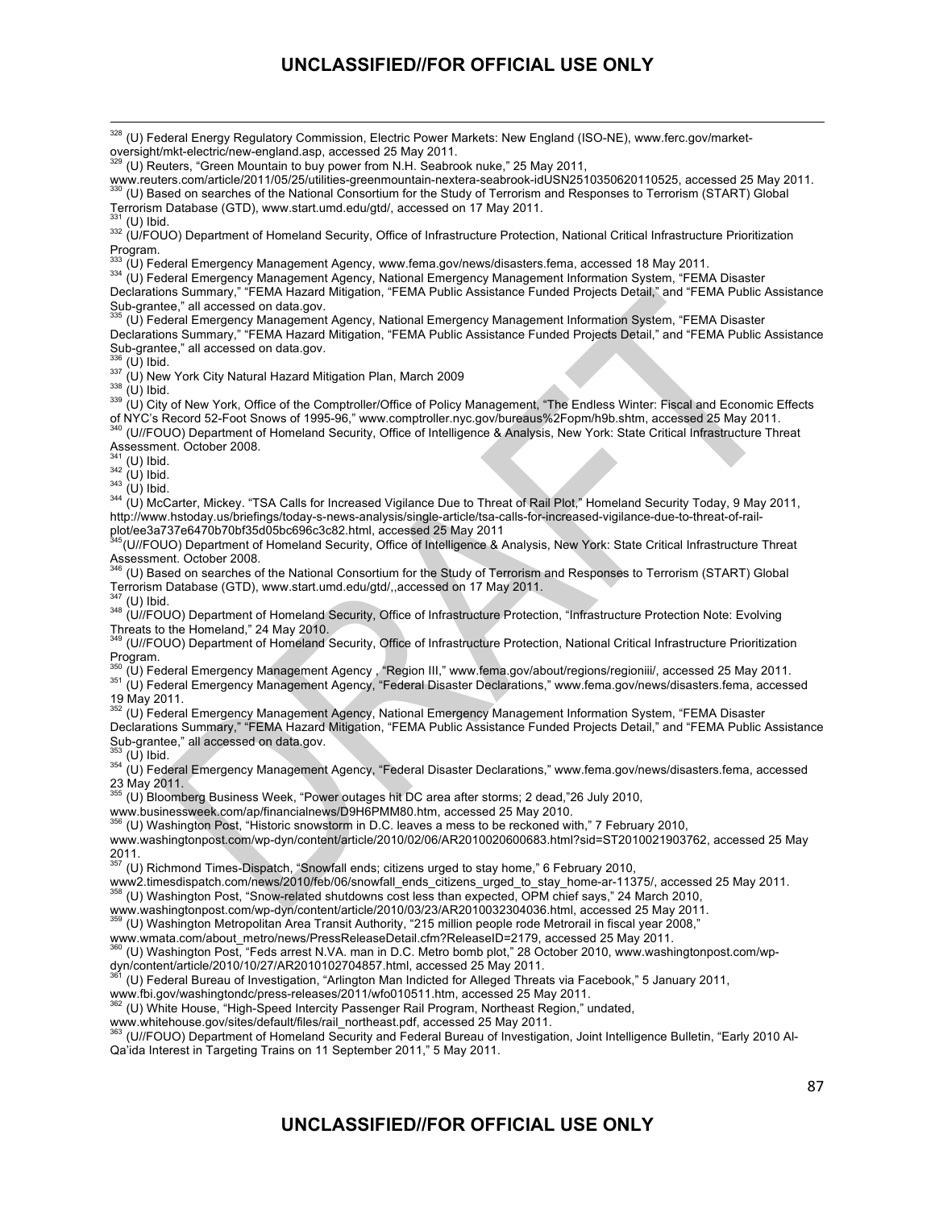[328] (U) Federal Energy Regulatory Commission, Electric Power Markets: New England (ISO-NE), www.ferc.gov/market-oversight/mkt-electric/new-england.asp, accessed 25 May 2011.

[329] (U) Reuters, "Green Mountain to buy power from N.H. Seabrook nuke," 25 May 2011, www.reuters.com/article/2011/05/25/utilities-greenmountain-nextera-seabrook-idUSN2510350620110525, accessed 25 May 2011.

[330] (U) Based on searches of the National Consortium for the Study of Terrorism and Responses to Terrorism (START) Global Terrorism Database (GTD), www.start.umd.edu/gtd/, accessed on 17 May 2011.

[331] (U) Ibid.

[332] (U/FOUO) Department of Homeland Security, Office of Infrastructure Protection, National Critical Infrastructure Prioritization Program.

[333] (U) Federal Emergency Management Agency, www.fema.gov/news/disasters.fema, accessed 18 May 2011.

[334] (U) Federal Emergency Management Agency, National Emergency Management Information System, "FEMA Disaster Declarations Summary," "FEMA Hazard Mitigation, "FEMA Public Assistance Funded Projects Detail," and "FEMA Public Assistance Sub-grantee," all accessed on data.gov.

[335] (U) Federal Emergency Management Agency, National Emergency Management Information System, "FEMA Disaster Declarations Summary," "FEMA Hazard Mitigation, "FEMA Public Assistance Funded Projects Detail," and "FEMA Public Assistance Sub-grantee," all accessed on data.gov.

[336] (U) Ibid.

[337] (U) New York City Natural Hazard Mitigation Plan, March 2009

[338] (U) Ibid.

[339] (U) City of New York, Office of the Comptroller/Office of Policy Management, "The Endless Winter: Fiscal and Economic Effects of NYC's Record 52-Foot Snows of 1995-96," www.comptroller.nyc.gov/bureaus%2Fopm/h9b.shtm, accessed 25 May 2011.

[340] (U//FOUO) Department of Homeland Security, Office of Intelligence & Analysis, New York: State Critical Infrastructure Threat Assessment. October 2008.

[341] (U) Ibid.

[342] (U) Ibid.

[343] (U) Ibid.

[344] (U) McCarter, Mickey. "TSA Calls for Increased Vigilance Due to Threat of Rail Plot," Homeland Security Today, 9 May 2011, http://www.hstoday.us/briefings/today-s-news-analysis/single-article/tsa-calls-for-increased-vigilance-due-to-threat-of-rail-plot/ee3a737e6470b70bf35d05bc696c3c82.html, accessed 25 May 2011

[345] (U//FOUO) Department of Homeland Security, Office of Intelligence & Analysis, New York: State Critical Infrastructure Threat Assessment. October 2008.

[346] (U) Based on searches of the National Consortium for the Study of Terrorism and Responses to Terrorism (START) Global Terrorism Database (GTD), www.start.umd.edu/gtd/,,accessed on 17 May 2011.

[347] (U) Ibid.

[348] (U//FOUO) Department of Homeland Security, Office of Infrastructure Protection, "Infrastructure Protection Note: Evolving Threats to the Homeland," 24 May 2010.

[349] (U//FOUO) Department of Homeland Security, Office of Infrastructure Protection, National Critical Infrastructure Prioritization Program.

[350] (U) Federal Emergency Management Agency , "Region III," www.fema.gov/about/regions/regioniii/, accessed 25 May 2011.

[351] (U) Federal Emergency Management Agency, "Federal Disaster Declarations," www.fema.gov/news/disasters.fema, accessed 19 May 2011.

[352] (U) Federal Emergency Management Agency, National Emergency Management Information System, "FEMA Disaster Declarations Summary," "FEMA Hazard Mitigation, "FEMA Public Assistance Funded Projects Detail," and "FEMA Public Assistance Sub-grantee," all accessed on data.gov.

[353] (U) Ibid.

[354] (U) Federal Emergency Management Agency, "Federal Disaster Declarations," www.fema.gov/news/disasters.fema, accessed 23 May 2011.

[355] (U) Bloomberg Business Week, "Power outages hit DC area after storms; 2 dead,"26 July 2010, www.businessweek.com/ap/financialnews/D9H6PMM80.htm, accessed 25 May 2010.

[356] (U) Washington Post, "Historic snowstorm in D.C. leaves a mess to be reckoned with," 7 February 2010, www.washingtonpost.com/wp-dyn/content/article/2010/02/06/AR2010020600683.html?sid=ST2010021903762, accessed 25 May 2011.

[357] (U) Richmond Times-Dispatch, "Snowfall ends; citizens urged to stay home," 6 February 2010, www2.timesdispatch.com/news/2010/feb/06/snowfall_ends_citizens_urged_to_stay_home-ar-11375/, accessed 25 May 2011.

[358] (U) Washington Post, "Snow-related shutdowns cost less than expected, OPM chief says," 24 March 2010, www.washingtonpost.com/wp-dyn/content/article/2010/03/23/AR2010032304036.html, accessed 25 May 2011.

[359] (U) Washington Metropolitan Area Transit Authority, "215 million people rode Metrorail in fiscal year 2008," www.wmata.com/about_metro/news/PressReleaseDetail.cfm?ReleaseID=2179, accessed 25 May 2011.

[360] (U) Washington Post, "Feds arrest N.VA. man in D.C. Metro bomb plot," 28 October 2010, www.washingtonpost.com/wp-dyn/content/article/2010/10/27/AR2010102704857.html, accessed 25 May 2011.

[361] (U) Federal Bureau of Investigation, "Arlington Man Indicted for Alleged Threats via Facebook," 5 January 2011, www.fbi.gov/washingtondc/press-releases/2011/wfo010511.htm, accessed 25 May 2011.

[362] (U) White House, "High-Speed Intercity Passenger Rail Program, Northeast Region," undated, www.whitehouse.gov/sites/default/files/rail_northeast.pdf, accessed 25 May 2011.

[363] (U//FOUO) Department of Homeland Security and Federal Bureau of Investigation, Joint Intelligence Bulletin, "Early 2010 Al-Qa'ida Interest in Targeting Trains on 11 September 2011," 5 May 2011.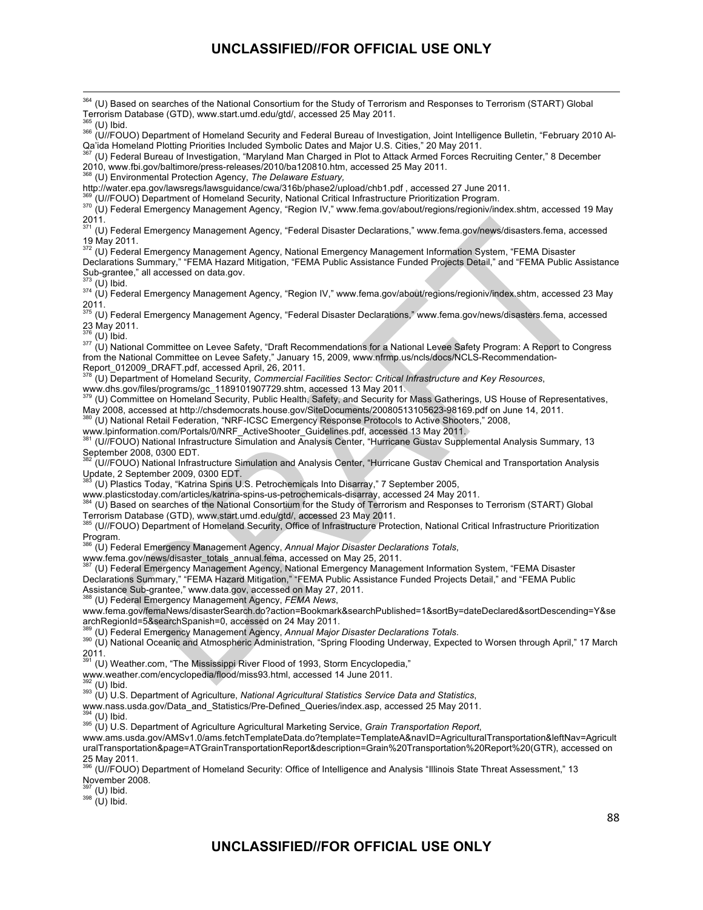[364] (U) Based on searches of the National Consortium for the Study of Terrorism and Responses to Terrorism (START) Global Terrorism Database (GTD), www.start.umd.edu/gtd/, accessed 25 May 2011.
[365] (U) Ibid.
[366] (U//FOUO) Department of Homeland Security and Federal Bureau of Investigation, Joint Intelligence Bulletin, "February 2010 Al-Qa'ida Homeland Plotting Priorities Included Symbolic Dates and Major U.S. Cities," 20 May 2011.
[367] (U) Federal Bureau of Investigation, "Maryland Man Charged in Plot to Attack Armed Forces Recruiting Center," 8 December 2010, www.fbi.gov/baltimore/press-releases/2010/ba120810.htm, accessed 25 May 2011.
[368] (U) Environmental Protection Agency, *The Delaware Estuary,* http://water.epa.gov/lawsregs/lawsguidance/cwa/316b/phase2/upload/chb1.pdf , accessed 27 June 2011.
[369] (U//FOUO) Department of Homeland Security, National Critical Infrastructure Prioritization Program.
[370] (U) Federal Emergency Management Agency, "Region IV," www.fema.gov/about/regions/regioniv/index.shtm, accessed 19 May 2011.
[371] (U) Federal Emergency Management Agency, "Federal Disaster Declarations," www.fema.gov/news/disasters.fema, accessed 19 May 2011.
[372] (U) Federal Emergency Management Agency, National Emergency Management Information System, "FEMA Disaster Declarations Summary," "FEMA Hazard Mitigation, "FEMA Public Assistance Funded Projects Detail," and "FEMA Public Assistance Sub-grantee," all accessed on data.gov.
[373] (U) Ibid.
[374] (U) Federal Emergency Management Agency, "Region IV," www.fema.gov/about/regions/regioniv/index.shtm, accessed 23 May 2011.
[375] (U) Federal Emergency Management Agency, "Federal Disaster Declarations," www.fema.gov/news/disasters.fema, accessed 23 May 2011.
[376] (U) Ibid.
[377] (U) National Committee on Levee Safety, "Draft Recommendations for a National Levee Safety Program: A Report to Congress from the National Committee on Levee Safety," January 15, 2009, www.nfrmp.us/ncls/docs/NCLS-Recommendation-Report_012009_DRAFT.pdf, accessed April, 26, 2011.
[378] (U) Department of Homeland Security, *Commercial Facilities Sector: Critical Infrastructure and Key Resources*, www.dhs.gov/files/programs/gc_1189101907729.shtm, accessed 13 May 2011.
[379] (U) Committee on Homeland Security, Public Health, Safety, and Security for Mass Gatherings, US House of Representatives, May 2008, accessed at http://chsdemocrats.house.gov/SiteDocuments/20080513105623-98169.pdf on June 14, 2011.
[380] (U) National Retail Federation, "NRF-ICSC Emergency Response Protocols to Active Shooters," 2008, www.lpinformation.com/Portals/0/NRF_ActiveShooter_Guidelines.pdf, accessed 13 May 2011.
[381] (U//FOUO) National Infrastructure Simulation and Analysis Center, "Hurricane Gustav Supplemental Analysis Summary, 13 September 2008, 0300 EDT.
[382] (U//FOUO) National Infrastructure Simulation and Analysis Center, "Hurricane Gustav Chemical and Transportation Analysis Update, 2 September 2009, 0300 EDT.
[383] (U) Plastics Today, "Katrina Spins U.S. Petrochemicals Into Disarray," 7 September 2005, www.plasticstoday.com/articles/katrina-spins-us-petrochemicals-disarray, accessed 24 May 2011.
[384] (U) Based on searches of the National Consortium for the Study of Terrorism and Responses to Terrorism (START) Global Terrorism Database (GTD), www.start.umd.edu/gtd/, accessed 23 May 2011.
[385] (U//FOUO) Department of Homeland Security, Office of Infrastructure Protection, National Critical Infrastructure Prioritization Program.
[386] (U) Federal Emergency Management Agency, *Annual Major Disaster Declarations Totals*, www.fema.gov/news/disaster_totals_annual.fema, accessed on May 25, 2011.
[387] (U) Federal Emergency Management Agency, National Emergency Management Information System, "FEMA Disaster Declarations Summary," "FEMA Hazard Mitigation," "FEMA Public Assistance Funded Projects Detail," and "FEMA Public Assistance Sub-grantee," www.data.gov, accessed on May 27, 2011.
[388] (U) Federal Emergency Management Agency, *FEMA News*, www.fema.gov/femaNews/disasterSearch.do?action=Bookmark&searchPublished=1&sortBy=dateDeclared&sortDescending=Y&searchRegionId=5&searchSpanish=0, accessed on 24 May 2011.
[389] (U) Federal Emergency Management Agency, *Annual Major Disaster Declarations Totals*.
[390] (U) National Oceanic and Atmospheric Administration, "Spring Flooding Underway, Expected to Worsen through April," 17 March 2011.
[391] (U) Weather.com, "The Mississippi River Flood of 1993, Storm Encyclopedia," www.weather.com/encyclopedia/flood/miss93.html, accessed 14 June 2011.
[392] (U) Ibid.
[393] (U) U.S. Department of Agriculture, *National Agricultural Statistics Service Data and Statistics*, www.nass.usda.gov/Data_and_Statistics/Pre-Defined_Queries/index.asp, accessed 25 May 2011.
[394] (U) Ibid.
[395] (U) U.S. Department of Agriculture Agricultural Marketing Service, *Grain Transportation Report*, www.ams.usda.gov/AMSv1.0/ams.fetchTemplateData.do?template=TemplateA&navID=AgriculturalTransportation&leftNav=AgriculturalTransportation&page=ATGrainTransportationReport&description=Grain%20Transportation%20Report%20(GTR), accessed on 25 May 2011.
[396] (U//FOUO) Department of Homeland Security: Office of Intelligence and Analysis "Illinois State Threat Assessment," 13 November 2008.
[397] (U) Ibid.
[398] (U) Ibid.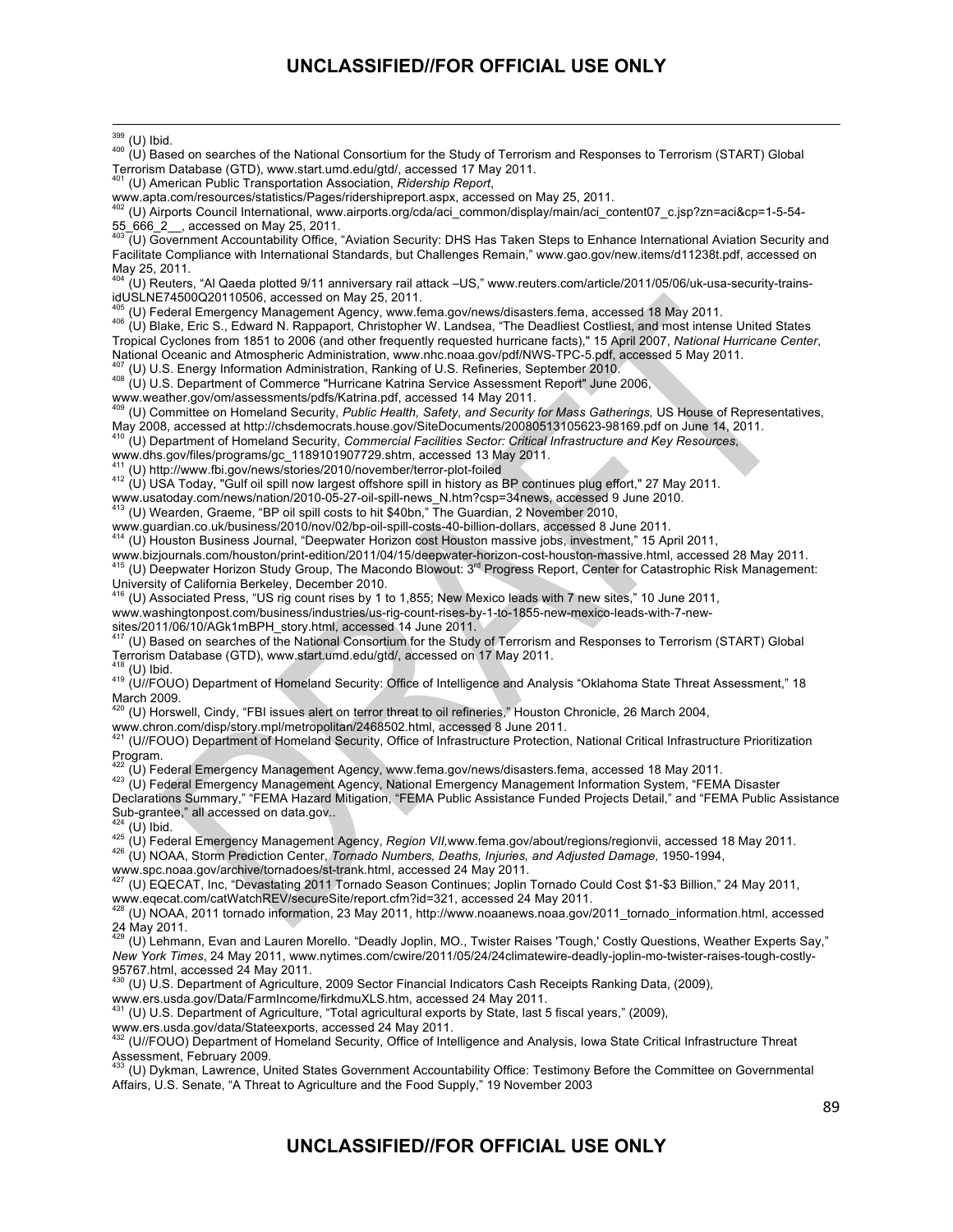[399] (U) Ibid.

[400] (U) Based on searches of the National Consortium for the Study of Terrorism and Responses to Terrorism (START) Global Terrorism Database (GTD), www.start.umd.edu/gtd/, accessed 17 May 2011.

[401] (U) American Public Transportation Association, *Ridership Report*, www.apta.com/resources/statistics/Pages/ridershipreport.aspx, accessed on May 25, 2011.

[402] (U) Airports Council International, www.airports.org/cda/aci_common/display/main/aci_content07_c.jsp?zn=aci&cp=1-5-54-55_666_2__, accessed on May 25, 2011.

[403] (U) Government Accountability Office, "Aviation Security: DHS Has Taken Steps to Enhance International Aviation Security and Facilitate Compliance with International Standards, but Challenges Remain," www.gao.gov/new.items/d11238t.pdf, accessed on May 25, 2011.

[404] (U) Reuters, "Al Qaeda plotted 9/11 anniversary rail attack –US," www.reuters.com/article/2011/05/06/uk-usa-security-trains-idUSLNE74500Q20110506, accessed on May 25, 2011.

[405] (U) Federal Emergency Management Agency, www.fema.gov/news/disasters.fema, accessed 18 May 2011.

[406] (U) Blake, Eric S., Edward N. Rappaport, Christopher W. Landsea, "The Deadliest Costliest, and most intense United States Tropical Cyclones from 1851 to 2006 (and other frequently requested hurricane facts)," 15 April 2007, *National Hurricane Center*, National Oceanic and Atmospheric Administration, www.nhc.noaa.gov/pdf/NWS-TPC-5.pdf, accessed 5 May 2011.

[407] (U) U.S. Energy Information Administration, Ranking of U.S. Refineries, September 2010.

[408] (U) U.S. Department of Commerce "Hurricane Katrina Service Assessment Report" June 2006, www.weather.gov/om/assessments/pdfs/Katrina.pdf, accessed 14 May 2011.

[409] (U) Committee on Homeland Security, *Public Health, Safety, and Security for Mass Gatherings,* US House of Representatives, May 2008, accessed at http://chsdemocrats.house.gov/SiteDocuments/20080513105623-98169.pdf on June 14, 2011.

[410] (U) Department of Homeland Security, *Commercial Facilities Sector: Critical Infrastructure and Key Resources*, www.dhs.gov/files/programs/gc_1189101907729.shtm, accessed 13 May 2011.

[411] (U) http://www.fbi.gov/news/stories/2010/november/terror-plot-foiled

[412] (U) USA Today, "Gulf oil spill now largest offshore spill in history as BP continues plug effort," 27 May 2011. www.usatoday.com/news/nation/2010-05-27-oil-spill-news_N.htm?csp=34news, accessed 9 June 2010.

[413] (U) Wearden, Graeme, "BP oil spill costs to hit $40bn," The Guardian, 2 November 2010, www.guardian.co.uk/business/2010/nov/02/bp-oil-spill-costs-40-billion-dollars, accessed 8 June 2011.

[414] (U) Houston Business Journal, "Deepwater Horizon cost Houston massive jobs, investment," 15 April 2011, www.bizjournals.com/houston/print-edition/2011/04/15/deepwater-horizon-cost-houston-massive.html, accessed 28 May 2011.

[415] (U) Deepwater Horizon Study Group, The Macondo Blowout: 3rd Progress Report, Center for Catastrophic Risk Management: University of California Berkeley, December 2010.

[416] (U) Associated Press, "US rig count rises by 1 to 1,855; New Mexico leads with 7 new sites," 10 June 2011, www.washingtonpost.com/business/industries/us-rig-count-rises-by-1-to-1855-new-mexico-leads-with-7-new-sites/2011/06/10/AGk1mBPH_story.html, accessed 14 June 2011.

[417] (U) Based on searches of the National Consortium for the Study of Terrorism and Responses to Terrorism (START) Global Terrorism Database (GTD), www.start.umd.edu/gtd/, accessed on 17 May 2011.

[418] (U) Ibid.

[419] (U//FOUO) Department of Homeland Security: Office of Intelligence and Analysis "Oklahoma State Threat Assessment," 18 March 2009.

[420] (U) Horswell, Cindy, "FBI issues alert on terror threat to oil refineries," Houston Chronicle, 26 March 2004, www.chron.com/disp/story.mpl/metropolitan/2468502.html, accessed 8 June 2011.

[421] (U//FOUO) Department of Homeland Security, Office of Infrastructure Protection, National Critical Infrastructure Prioritization Program.

[422] (U) Federal Emergency Management Agency, www.fema.gov/news/disasters.fema, accessed 18 May 2011.

[423] (U) Federal Emergency Management Agency, National Emergency Management Information System, "FEMA Disaster Declarations Summary," "FEMA Hazard Mitigation, "FEMA Public Assistance Funded Projects Detail," and "FEMA Public Assistance Sub-grantee," all accessed on data.gov..

[424] (U) Ibid.

[425] (U) Federal Emergency Management Agency, *Region VII*,www.fema.gov/about/regions/regionvii, accessed 18 May 2011.

[426] (U) NOAA, Storm Prediction Center, *Tornado Numbers, Deaths, Injuries, and Adjusted Damage,* 1950-1994, www.spc.noaa.gov/archive/tornadoes/st-trank.html, accessed 24 May 2011.

[427] (U) EQECAT, Inc, "Devastating 2011 Tornado Season Continues; Joplin Tornado Could Cost $1-$3 Billion," 24 May 2011, www.eqecat.com/catWatchREV/secureSite/report.cfm?id=321, accessed 24 May 2011.

[428] (U) NOAA, 2011 tornado information, 23 May 2011, http://www.noaanews.noaa.gov/2011_tornado_information.html, accessed 24 May 2011.

[429] (U) Lehmann, Evan and Lauren Morello. "Deadly Joplin, MO., Twister Raises 'Tough,' Costly Questions, Weather Experts Say," *New York Times*, 24 May 2011, www.nytimes.com/cwire/2011/05/24/24climatewire-deadly-joplin-mo-twister-raises-tough-costly-95767.html, accessed 24 May 2011.

[430] (U) U.S. Department of Agriculture, 2009 Sector Financial Indicators Cash Receipts Ranking Data, (2009), www.ers.usda.gov/Data/FarmIncome/firkdmuXLS.htm, accessed 24 May 2011.

[431] (U) U.S. Department of Agriculture, "Total agricultural exports by State, last 5 fiscal years," (2009), www.ers.usda.gov/data/Stateexports, accessed 24 May 2011.

[432] (U//FOUO) Department of Homeland Security, Office of Intelligence and Analysis, Iowa State Critical Infrastructure Threat Assessment, February 2009.

[433] (U) Dykman, Lawrence, United States Government Accountability Office: Testimony Before the Committee on Governmental Affairs, U.S. Senate, "A Threat to Agriculture and the Food Supply," 19 November 2003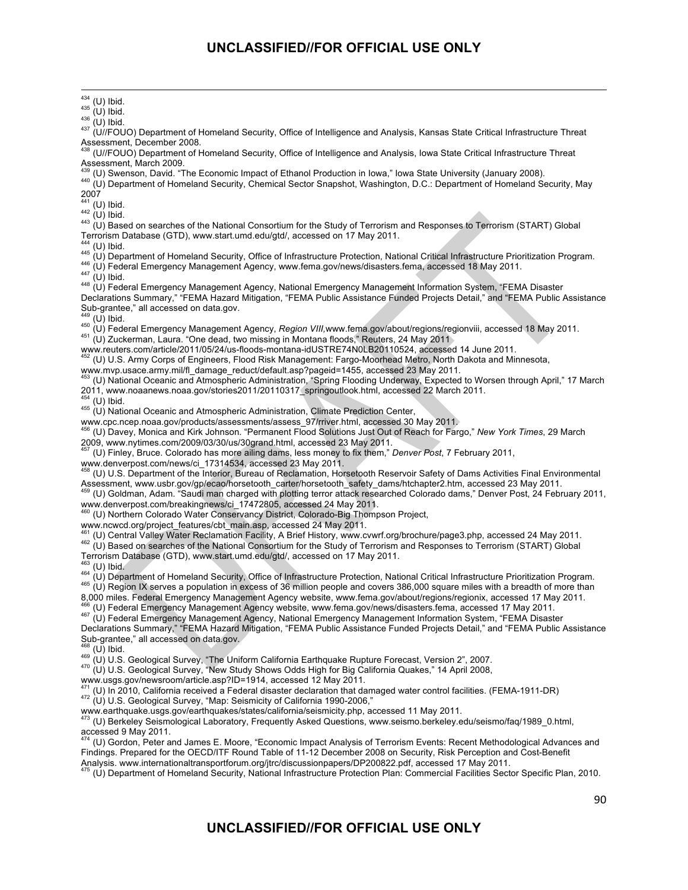[434] (U) Ibid.
[435] (U) Ibid.
[436] (U) Ibid.
[437] (U//FOUO) Department of Homeland Security, Office of Intelligence and Analysis, Kansas State Critical Infrastructure Threat Assessment, December 2008.
[438] (U//FOUO) Department of Homeland Security, Office of Intelligence and Analysis, Iowa State Critical Infrastructure Threat Assessment, March 2009.
[439] (U) Swenson, David. "The Economic Impact of Ethanol Production in Iowa," Iowa State University (January 2008).
[440] (U) Department of Homeland Security, Chemical Sector Snapshot, Washington, D.C.: Department of Homeland Security, May 2007
[441] (U) Ibid.
[442] (U) Ibid.
[443] (U) Based on searches of the National Consortium for the Study of Terrorism and Responses to Terrorism (START) Global Terrorism Database (GTD), www.start.umd.edu/gtd/, accessed on 17 May 2011.
[444] (U) Ibid.
[445] (U) Department of Homeland Security, Office of Infrastructure Protection, National Critical Infrastructure Prioritization Program.
[446] (U) Federal Emergency Management Agency, www.fema.gov/news/disasters.fema, accessed 18 May 2011.
[447] (U) Ibid.
[448] (U) Federal Emergency Management Agency, National Emergency Management Information System, "FEMA Disaster Declarations Summary," "FEMA Hazard Mitigation, "FEMA Public Assistance Funded Projects Detail," and "FEMA Public Assistance Sub-grantee," all accessed on data.gov.
[449] (U) Ibid.
[450] (U) Federal Emergency Management Agency, *Region VIII*,www.fema.gov/about/regions/regionviii, accessed 18 May 2011.
[451] (U) Zuckerman, Laura. "One dead, two missing in Montana floods," Reuters, 24 May 2011 www.reuters.com/article/2011/05/24/us-floods-montana-idUSTRE74N0LB20110524, accessed 14 June 2011.
[452] (U) U.S. Army Corps of Engineers, Flood Risk Management: Fargo-Moorhead Metro, North Dakota and Minnesota, www.mvp.usace.army.mil/fl_damage_reduct/default.asp?pageid=1455, accessed 23 May 2011.
[453] (U) National Oceanic and Atmospheric Administration, "Spring Flooding Underway, Expected to Worsen through April," 17 March 2011, www.noaanews.noaa.gov/stories2011/20110317_springoutlook.html, accessed 22 March 2011.
[454] (U) Ibid.
[455] (U) National Oceanic and Atmospheric Administration, Climate Prediction Center, www.cpc.ncep.noaa.gov/products/assessments/assess_97/rriver.html, accessed 30 May 2011.
[456] (U) Davey, Monica and Kirk Johnson. "Permanent Flood Solutions Just Out of Reach for Fargo," *New York Times*, 29 March 2009, www.nytimes.com/2009/03/30/us/30grand.html, accessed 23 May 2011.
[457] (U) Finley, Bruce. Colorado has more ailing dams, less money to fix them," *Denver Post*, 7 February 2011, www.denverpost.com/news/ci_17314534, accessed 23 May 2011.
[458] (U) U.S. Department of the Interior, Bureau of Reclamation, Horsetooth Reservoir Safety of Dams Activities Final Environmental Assessment, www.usbr.gov/gp/ecao/horsetooth_carter/horsetooth_safety_dams/htchapter2.htm, accessed 23 May 2011.
[459] (U) Goldman, Adam. "Saudi man charged with plotting terror attack researched Colorado dams," Denver Post, 24 February 2011, www.denverpost.com/breakingnews/ci_17472805, accessed 24 May 2011.
[460] (U) Northern Colorado Water Conservancy District, Colorado-Big Thompson Project, www.ncwcd.org/project_features/cbt_main.asp, accessed 24 May 2011.
[461] (U) Central Valley Water Reclamation Facility, A Brief History, www.cvwrf.org/brochure/page3.php, accessed 24 May 2011.
[462] (U) Based on searches of the National Consortium for the Study of Terrorism and Responses to Terrorism (START) Global Terrorism Database (GTD), www.start.umd.edu/gtd/, accessed on 17 May 2011.
[463] (U) Ibid.
[464] (U) Department of Homeland Security, Office of Infrastructure Protection, National Critical Infrastructure Prioritization Program.
[465] (U) Region IX serves a population in excess of 36 million people and covers 386,000 square miles with a breadth of more than 8,000 miles. Federal Emergency Management Agency website, www.fema.gov/about/regions/regionix, accessed 17 May 2011.
[466] (U) Federal Emergency Management Agency website, www.fema.gov/news/disasters.fema, accessed 17 May 2011.
[467] (U) Federal Emergency Management Agency, National Emergency Management Information System, "FEMA Disaster Declarations Summary," "FEMA Hazard Mitigation, "FEMA Public Assistance Funded Projects Detail," and "FEMA Public Assistance Sub-grantee," all accessed on data.gov.
[468] (U) Ibid.
[469] (U) U.S. Geological Survey, "The Uniform California Earthquake Rupture Forecast, Version 2", 2007.
[470] (U) U.S. Geological Survey, "New Study Shows Odds High for Big California Quakes," 14 April 2008, www.usgs.gov/newsroom/article.asp?ID=1914, accessed 12 May 2011.
[471] (U) In 2010, California received a Federal disaster declaration that damaged water control facilities. (FEMA-1911-DR)
[472] (U) U.S. Geological Survey, "Map: Seismicity of California 1990-2006," www.earthquake.usgs.gov/earthquakes/states/california/seismicity.php, accessed 11 May 2011.
[473] (U) Berkeley Seismological Laboratory, Frequently Asked Questions, www.seismo.berkeley.edu/seismo/faq/1989_0.html, accessed 9 May 2011.
[474] (U) Gordon, Peter and James E. Moore, "Economic Impact Analysis of Terrorism Events: Recent Methodological Advances and Findings. Prepared for the OECD/ITF Round Table of 11-12 December 2008 on Security, Risk Perception and Cost-Benefit Analysis. www.internationaltransportforum.org/jtrc/discussionpapers/DP200822.pdf, accessed 17 May 2011.
[475] (U) Department of Homeland Security, National Infrastructure Protection Plan: Commercial Facilities Sector Specific Plan, 2010.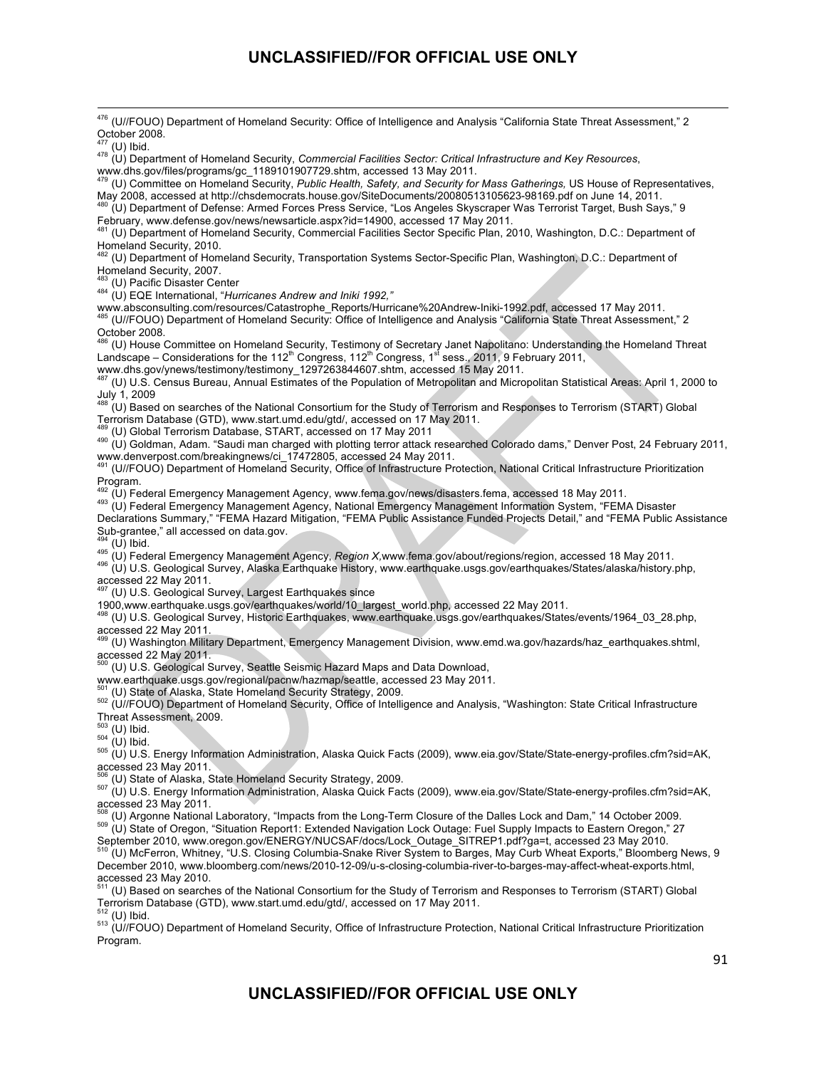[476] (U//FOUO) Department of Homeland Security: Office of Intelligence and Analysis "California State Threat Assessment," 2 October 2008.

[477] (U) Ibid.

[478] (U) Department of Homeland Security, *Commercial Facilities Sector: Critical Infrastructure and Key Resources*, www.dhs.gov/files/programs/gc_1189101907729.shtm, accessed 13 May 2011.

[479] (U) Committee on Homeland Security, *Public Health, Safety, and Security for Mass Gatherings,* US House of Representatives, May 2008, accessed at http://chsdemocrats.house.gov/SiteDocuments/20080513105623-98169.pdf on June 14, 2011.

[480] (U) Department of Defense: Armed Forces Press Service, "Los Angeles Skyscraper Was Terrorist Target, Bush Says," 9 February, www.defense.gov/news/newsarticle.aspx?id=14900, accessed 17 May 2011.

[481] (U) Department of Homeland Security, Commercial Facilities Sector Specific Plan, 2010, Washington, D.C.: Department of Homeland Security, 2010.

[482] (U) Department of Homeland Security, Transportation Systems Sector-Specific Plan, Washington, D.C.: Department of Homeland Security, 2007.

[483] (U) Pacific Disaster Center

[484] (U) EQE International, "*Hurricanes Andrew and Iniki 1992,*" www.absconsulting.com/resources/Catastrophe_Reports/Hurricane%20Andrew-Iniki-1992.pdf, accessed 17 May 2011.

[485] (U//FOUO) Department of Homeland Security: Office of Intelligence and Analysis "California State Threat Assessment," 2 October 2008.

[486] (U) House Committee on Homeland Security, Testimony of Secretary Janet Napolitano: Understanding the Homeland Threat Landscape – Considerations for the 112th Congress, 112th Congress, 1st sess., 2011, 9 February 2011, www.dhs.gov/ynews/testimony/testimony_1297263844607.shtm, accessed 15 May 2011.

[487] (U) U.S. Census Bureau, Annual Estimates of the Population of Metropolitan and Micropolitan Statistical Areas: April 1, 2000 to July 1, 2009

[488] (U) Based on searches of the National Consortium for the Study of Terrorism and Responses to Terrorism (START) Global Terrorism Database (GTD), www.start.umd.edu/gtd/, accessed on 17 May 2011.

[489] (U) Global Terrorism Database, START, accessed on 17 May 2011

[490] (U) Goldman, Adam. "Saudi man charged with plotting terror attack researched Colorado dams," Denver Post, 24 February 2011, www.denverpost.com/breakingnews/ci_17472805, accessed 24 May 2011.

[491] (U//FOUO) Department of Homeland Security, Office of Infrastructure Protection, National Critical Infrastructure Prioritization Program.

[492] (U) Federal Emergency Management Agency, www.fema.gov/news/disasters.fema, accessed 18 May 2011.

[493] (U) Federal Emergency Management Agency, National Emergency Management Information System, "FEMA Disaster Declarations Summary," "FEMA Hazard Mitigation, "FEMA Public Assistance Funded Projects Detail," and "FEMA Public Assistance Sub-grantee," all accessed on data.gov.

[494] (U) Ibid.

[495] (U) Federal Emergency Management Agency, *Region X*,www.fema.gov/about/regions/region, accessed 18 May 2011.

[496] (U) U.S. Geological Survey, Alaska Earthquake History, www.earthquake.usgs.gov/earthquakes/States/alaska/history.php, accessed 22 May 2011.

[497] (U) U.S. Geological Survey, Largest Earthquakes since 1900,www.earthquake.usgs.gov/earthquakes/world/10_largest_world.php, accessed 22 May 2011.

[498] (U) U.S. Geological Survey, Historic Earthquakes, www.earthquake.usgs.gov/earthquakes/States/events/1964_03_28.php, accessed 22 May 2011.

[499] (U) Washington Military Department, Emergency Management Division, www.emd.wa.gov/hazards/haz_earthquakes.shtml, accessed 22 May 2011.

[500] (U) U.S. Geological Survey, Seattle Seismic Hazard Maps and Data Download, www.earthquake.usgs.gov/regional/pacnw/hazmap/seattle, accessed 23 May 2011.

[501] (U) State of Alaska, State Homeland Security Strategy, 2009.

[502] (U//FOUO) Department of Homeland Security, Office of Intelligence and Analysis, "Washington: State Critical Infrastructure Threat Assessment, 2009.

[503] (U) Ibid.

[504] (U) Ibid.

[505] (U) U.S. Energy Information Administration, Alaska Quick Facts (2009), www.eia.gov/State/State-energy-profiles.cfm?sid=AK, accessed 23 May 2011.

[506] (U) State of Alaska, State Homeland Security Strategy, 2009.

[507] (U) U.S. Energy Information Administration, Alaska Quick Facts (2009), www.eia.gov/State/State-energy-profiles.cfm?sid=AK, accessed 23 May 2011.

[508] (U) Argonne National Laboratory, "Impacts from the Long-Term Closure of the Dalles Lock and Dam," 14 October 2009.

[509] (U) State of Oregon, "Situation Report1: Extended Navigation Lock Outage: Fuel Supply Impacts to Eastern Oregon," 27 September 2010, www.oregon.gov/ENERGY/NUCSAF/docs/Lock_Outage_SITREP1.pdf?ga=t, accessed 23 May 2010.

[510] (U) McFerron, Whitney, "U.S. Closing Columbia-Snake River System to Barges, May Curb Wheat Exports," Bloomberg News, 9 December 2010, www.bloomberg.com/news/2010-12-09/u-s-closing-columbia-river-to-barges-may-affect-wheat-exports.html, accessed 23 May 2010.

[511] (U) Based on searches of the National Consortium for the Study of Terrorism and Responses to Terrorism (START) Global Terrorism Database (GTD), www.start.umd.edu/gtd/, accessed on 17 May 2011.

[512] (U) Ibid.

[513] (U//FOUO) Department of Homeland Security, Office of Infrastructure Protection, National Critical Infrastructure Prioritization Program.